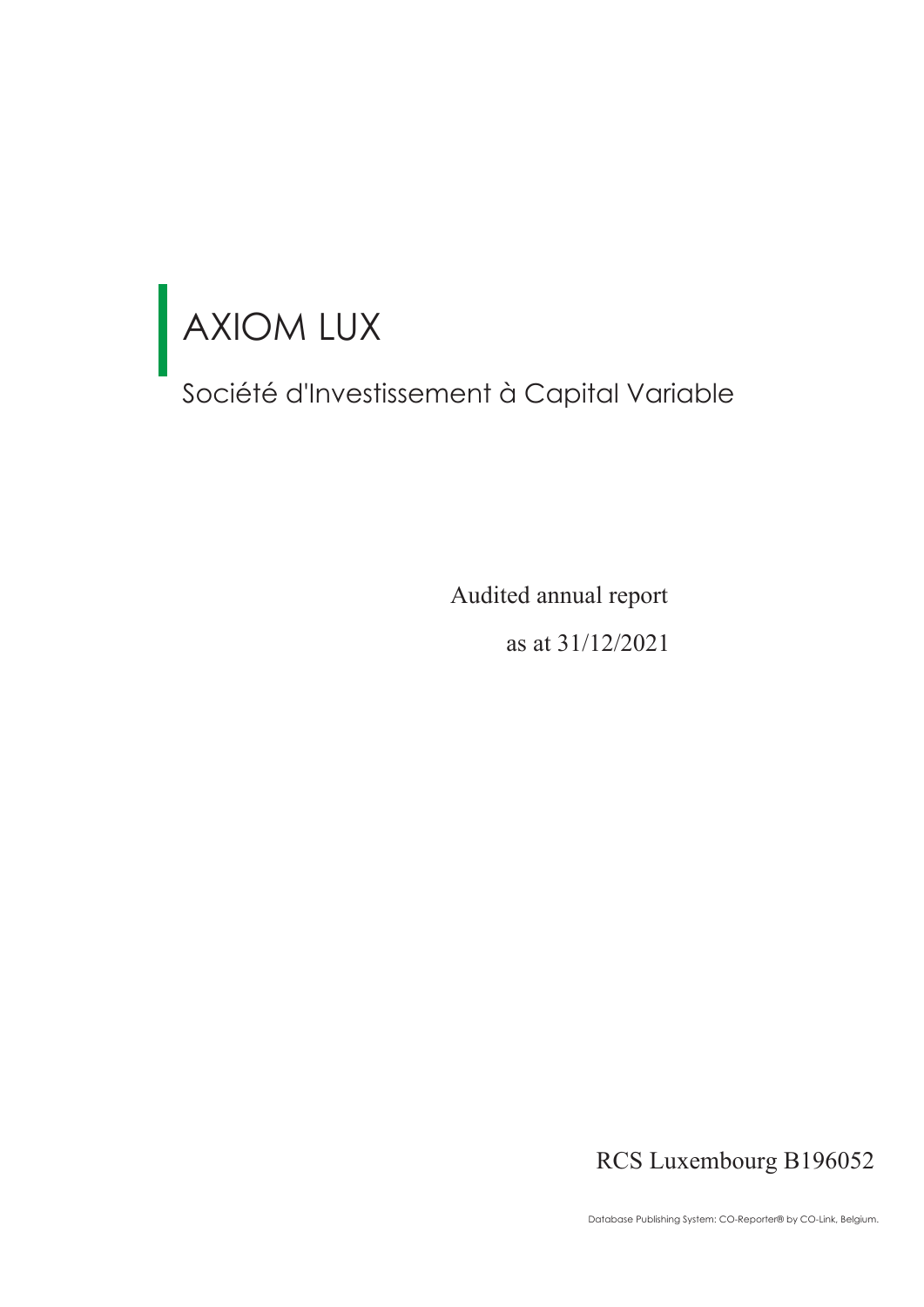# AXIOM LUX

Société d'Investissement à Capital Variable

Audited annual report

as at 31/12/2021

RCS Luxembourg B196052

Database Publishing System: CO-Reporter® by CO-Link, Belgium.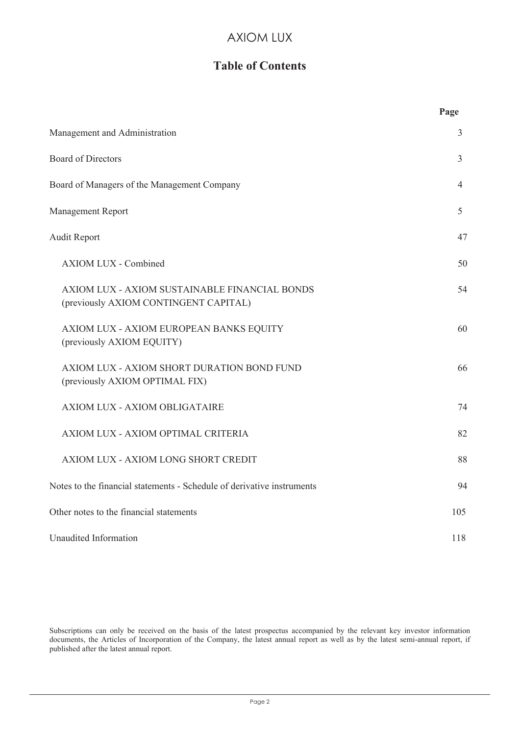# AXIOM LUX

## Table of Contents

| | Page |
|---|---|
| Management and Administration | 3 |
| Board of Directors | 3 |
| Board of Managers of the Management Company | 4 |
| Management Report | 5 |
| Audit Report | 47 |
| AXIOM LUX - Combined | 50 |
| AXIOM LUX - AXIOM SUSTAINABLE FINANCIAL BONDS (previously AXIOM CONTINGENT CAPITAL) | 54 |
| AXIOM LUX - AXIOM EUROPEAN BANKS EQUITY (previously AXIOM EQUITY) | 60 |
| AXIOM LUX - AXIOM SHORT DURATION BOND FUND (previously AXIOM OPTIMAL FIX) | 66 |
| AXIOM LUX - AXIOM OBLIGATAIRE | 74 |
| AXIOM LUX - AXIOM OPTIMAL CRITERIA | 82 |
| AXIOM LUX - AXIOM LONG SHORT CREDIT | 88 |
| Notes to the financial statements - Schedule of derivative instruments | 94 |
| Other notes to the financial statements | 105 |
| Unaudited Information | 118 |

Subscriptions can only be received on the basis of the latest prospectus accompanied by the relevant key investor information documents, the Articles of Incorporation of the Company, the latest annual report as well as by the latest semi-annual report, if published after the latest annual report.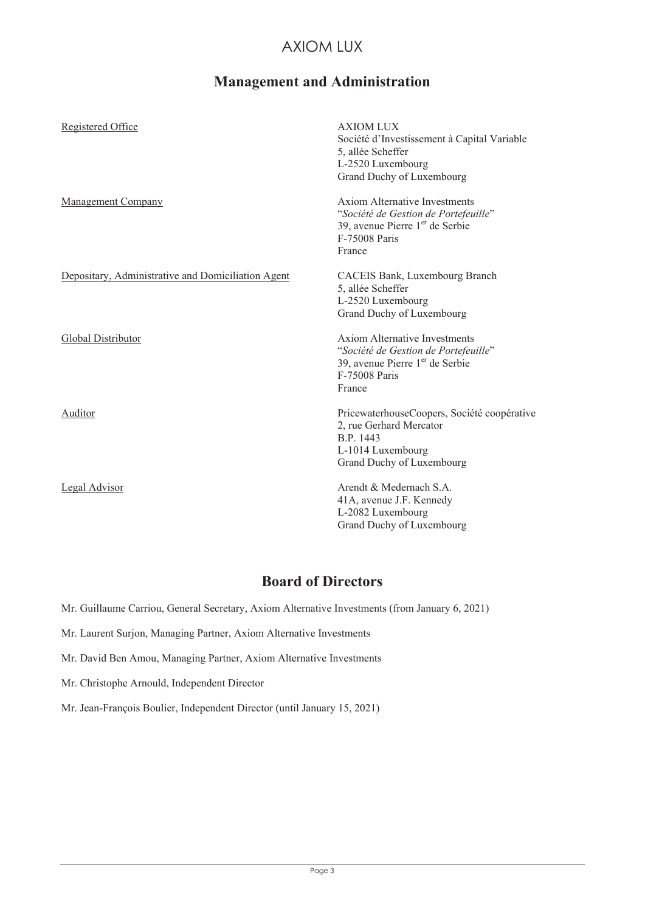## Management and Administration

| | |
|---|---|
| Registered Office | AXIOM LUX<br>Société d'Investissement à Capital Variable<br>5, allée Scheffer<br>L-2520 Luxembourg<br>Grand Duchy of Luxembourg |
| Management Company | Axiom Alternative Investments<br>"*Société de Gestion de Portefeuille*"<br>39, avenue Pierre 1er de Serbie<br>F-75008 Paris<br>France |
| Depositary, Administrative and Domiciliation Agent | CACEIS Bank, Luxembourg Branch<br>5, allée Scheffer<br>L-2520 Luxembourg<br>Grand Duchy of Luxembourg |
| Global Distributor | Axiom Alternative Investments<br>"*Société de Gestion de Portefeuille*"<br>39, avenue Pierre 1er de Serbie<br>F-75008 Paris<br>France |
| Auditor | PricewaterhouseCoopers, Société coopérative<br>2, rue Gerhard Mercator<br>B.P. 1443<br>L-1014 Luxembourg<br>Grand Duchy of Luxembourg |
| Legal Advisor | Arendt & Medernach S.A.<br>41A, avenue J.F. Kennedy<br>L-2082 Luxembourg<br>Grand Duchy of Luxembourg |

## Board of Directors

Mr. Guillaume Carriou, General Secretary, Axiom Alternative Investments (from January 6, 2021)

Mr. Laurent Surjon, Managing Partner, Axiom Alternative Investments

Mr. David Ben Amou, Managing Partner, Axiom Alternative Investments

Mr. Christophe Arnould, Independent Director

Mr. Jean-François Boulier, Independent Director (until January 15, 2021)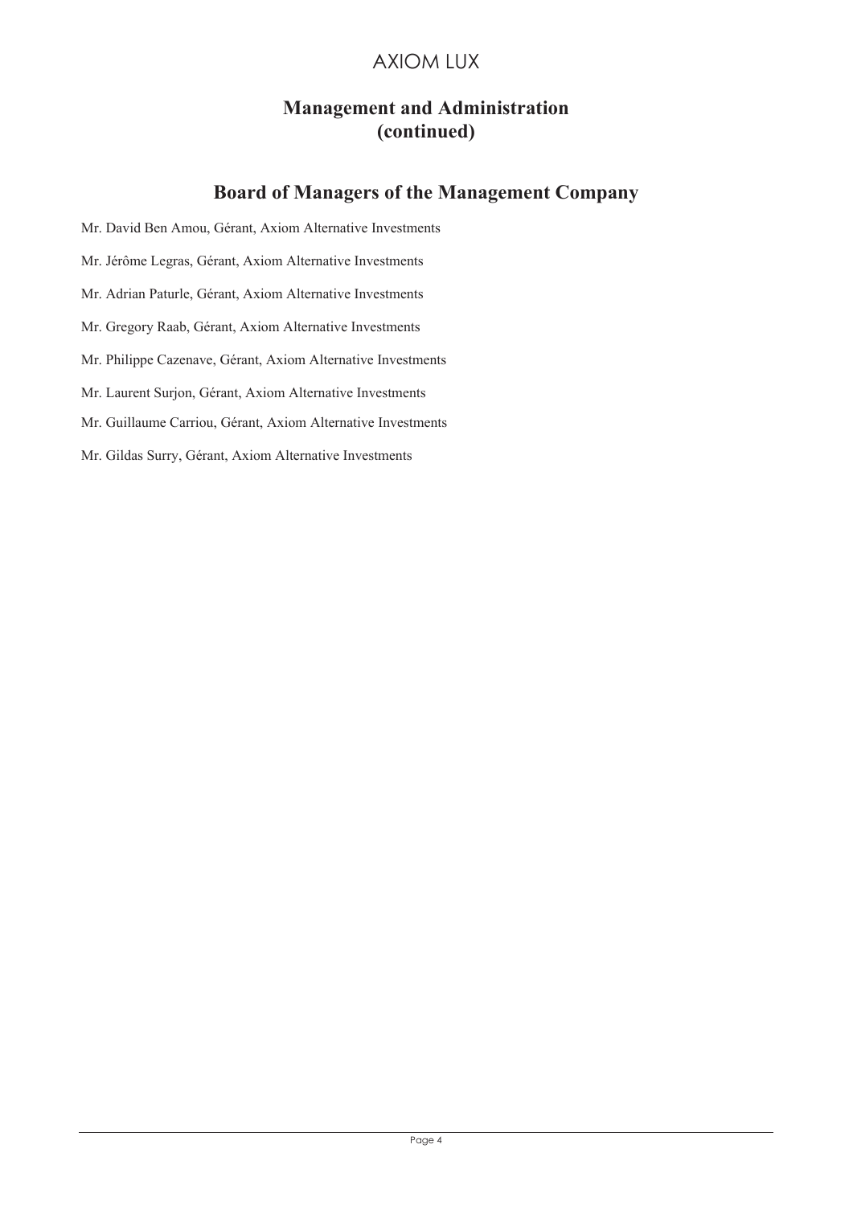## Management and Administration (continued)

## Board of Managers of the Management Company

Mr. David Ben Amou, Gérant, Axiom Alternative Investments

Mr. Jérôme Legras, Gérant, Axiom Alternative Investments

Mr. Adrian Paturle, Gérant, Axiom Alternative Investments

Mr. Gregory Raab, Gérant, Axiom Alternative Investments

Mr. Philippe Cazenave, Gérant, Axiom Alternative Investments

Mr. Laurent Surjon, Gérant, Axiom Alternative Investments

Mr. Guillaume Carriou, Gérant, Axiom Alternative Investments

Mr. Gildas Surry, Gérant, Axiom Alternative Investments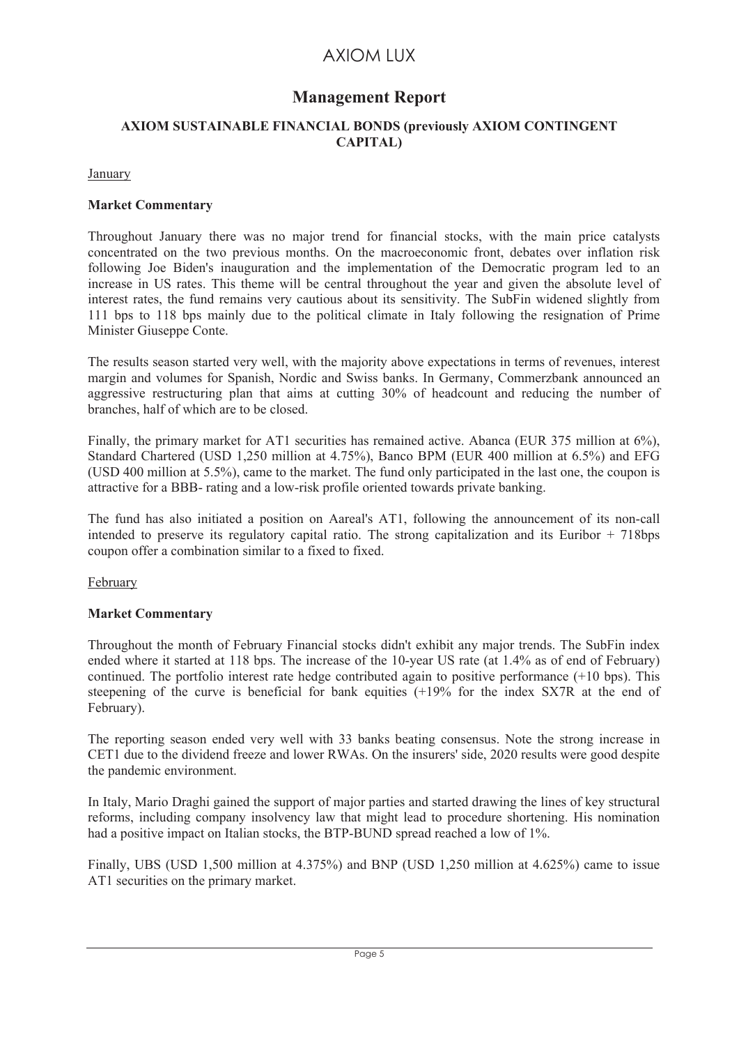# Management Report

### AXIOM SUSTAINABLE FINANCIAL BONDS (previously AXIOM CONTINGENT CAPITAL)

January

**Market Commentary**

Throughout January there was no major trend for financial stocks, with the main price catalysts concentrated on the two previous months. On the macroeconomic front, debates over inflation risk following Joe Biden's inauguration and the implementation of the Democratic program led to an increase in US rates. This theme will be central throughout the year and given the absolute level of interest rates, the fund remains very cautious about its sensitivity. The SubFin widened slightly from 111 bps to 118 bps mainly due to the political climate in Italy following the resignation of Prime Minister Giuseppe Conte.

The results season started very well, with the majority above expectations in terms of revenues, interest margin and volumes for Spanish, Nordic and Swiss banks. In Germany, Commerzbank announced an aggressive restructuring plan that aims at cutting 30% of headcount and reducing the number of branches, half of which are to be closed.

Finally, the primary market for AT1 securities has remained active. Abanca (EUR 375 million at 6%), Standard Chartered (USD 1,250 million at 4.75%), Banco BPM (EUR 400 million at 6.5%) and EFG (USD 400 million at 5.5%), came to the market. The fund only participated in the last one, the coupon is attractive for a BBB- rating and a low-risk profile oriented towards private banking.

The fund has also initiated a position on Aareal's AT1, following the announcement of its non-call intended to preserve its regulatory capital ratio. The strong capitalization and its Euribor + 718bps coupon offer a combination similar to a fixed to fixed.

February

**Market Commentary**

Throughout the month of February Financial stocks didn't exhibit any major trends. The SubFin index ended where it started at 118 bps. The increase of the 10-year US rate (at 1.4% as of end of February) continued. The portfolio interest rate hedge contributed again to positive performance (+10 bps). This steepening of the curve is beneficial for bank equities (+19% for the index SX7R at the end of February).

The reporting season ended very well with 33 banks beating consensus. Note the strong increase in CET1 due to the dividend freeze and lower RWAs. On the insurers' side, 2020 results were good despite the pandemic environment.

In Italy, Mario Draghi gained the support of major parties and started drawing the lines of key structural reforms, including company insolvency law that might lead to procedure shortening. His nomination had a positive impact on Italian stocks, the BTP-BUND spread reached a low of 1%.

Finally, UBS (USD 1,500 million at 4.375%) and BNP (USD 1,250 million at 4.625%) came to issue AT1 securities on the primary market.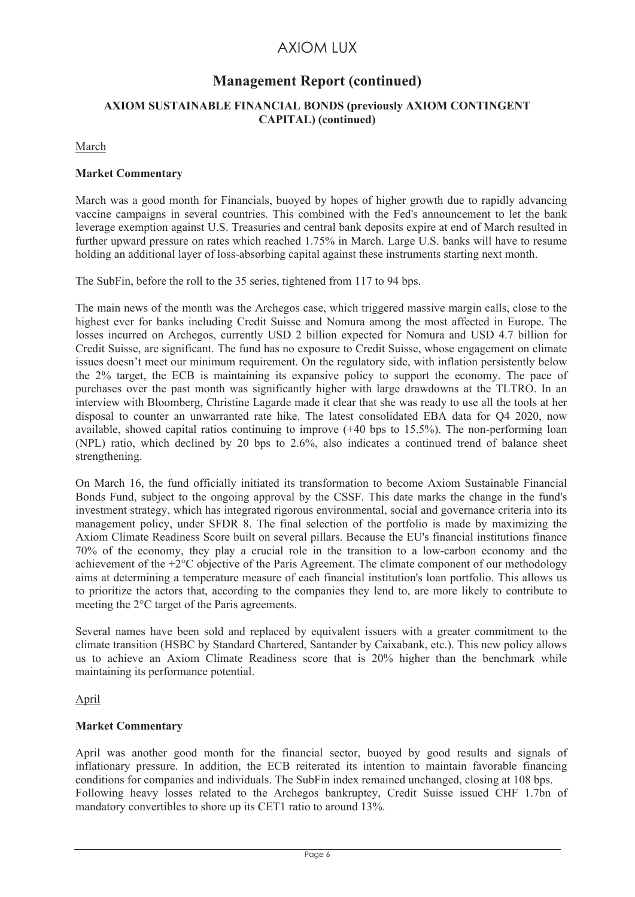# AXIOM LUX

## Management Report (continued)

### AXIOM SUSTAINABLE FINANCIAL BONDS (previously AXIOM CONTINGENT CAPITAL) (continued)

March

**Market Commentary**

March was a good month for Financials, buoyed by hopes of higher growth due to rapidly advancing vaccine campaigns in several countries. This combined with the Fed's announcement to let the bank leverage exemption against U.S. Treasuries and central bank deposits expire at end of March resulted in further upward pressure on rates which reached 1.75% in March. Large U.S. banks will have to resume holding an additional layer of loss-absorbing capital against these instruments starting next month.

The SubFin, before the roll to the 35 series, tightened from 117 to 94 bps.

The main news of the month was the Archegos case, which triggered massive margin calls, close to the highest ever for banks including Credit Suisse and Nomura among the most affected in Europe. The losses incurred on Archegos, currently USD 2 billion expected for Nomura and USD 4.7 billion for Credit Suisse, are significant. The fund has no exposure to Credit Suisse, whose engagement on climate issues doesn't meet our minimum requirement. On the regulatory side, with inflation persistently below the 2% target, the ECB is maintaining its expansive policy to support the economy. The pace of purchases over the past month was significantly higher with large drawdowns at the TLTRO. In an interview with Bloomberg, Christine Lagarde made it clear that she was ready to use all the tools at her disposal to counter an unwarranted rate hike. The latest consolidated EBA data for Q4 2020, now available, showed capital ratios continuing to improve (+40 bps to 15.5%). The non-performing loan (NPL) ratio, which declined by 20 bps to 2.6%, also indicates a continued trend of balance sheet strengthening.

On March 16, the fund officially initiated its transformation to become Axiom Sustainable Financial Bonds Fund, subject to the ongoing approval by the CSSF. This date marks the change in the fund's investment strategy, which has integrated rigorous environmental, social and governance criteria into its management policy, under SFDR 8. The final selection of the portfolio is made by maximizing the Axiom Climate Readiness Score built on several pillars. Because the EU's financial institutions finance 70% of the economy, they play a crucial role in the transition to a low-carbon economy and the achievement of the +2°C objective of the Paris Agreement. The climate component of our methodology aims at determining a temperature measure of each financial institution's loan portfolio. This allows us to prioritize the actors that, according to the companies they lend to, are more likely to contribute to meeting the 2°C target of the Paris agreements.

Several names have been sold and replaced by equivalent issuers with a greater commitment to the climate transition (HSBC by Standard Chartered, Santander by Caixabank, etc.). This new policy allows us to achieve an Axiom Climate Readiness score that is 20% higher than the benchmark while maintaining its performance potential.

April

**Market Commentary**

April was another good month for the financial sector, buoyed by good results and signals of inflationary pressure. In addition, the ECB reiterated its intention to maintain favorable financing conditions for companies and individuals. The SubFin index remained unchanged, closing at 108 bps.
Following heavy losses related to the Archegos bankruptcy, Credit Suisse issued CHF 1.7bn of mandatory convertibles to shore up its CET1 ratio to around 13%.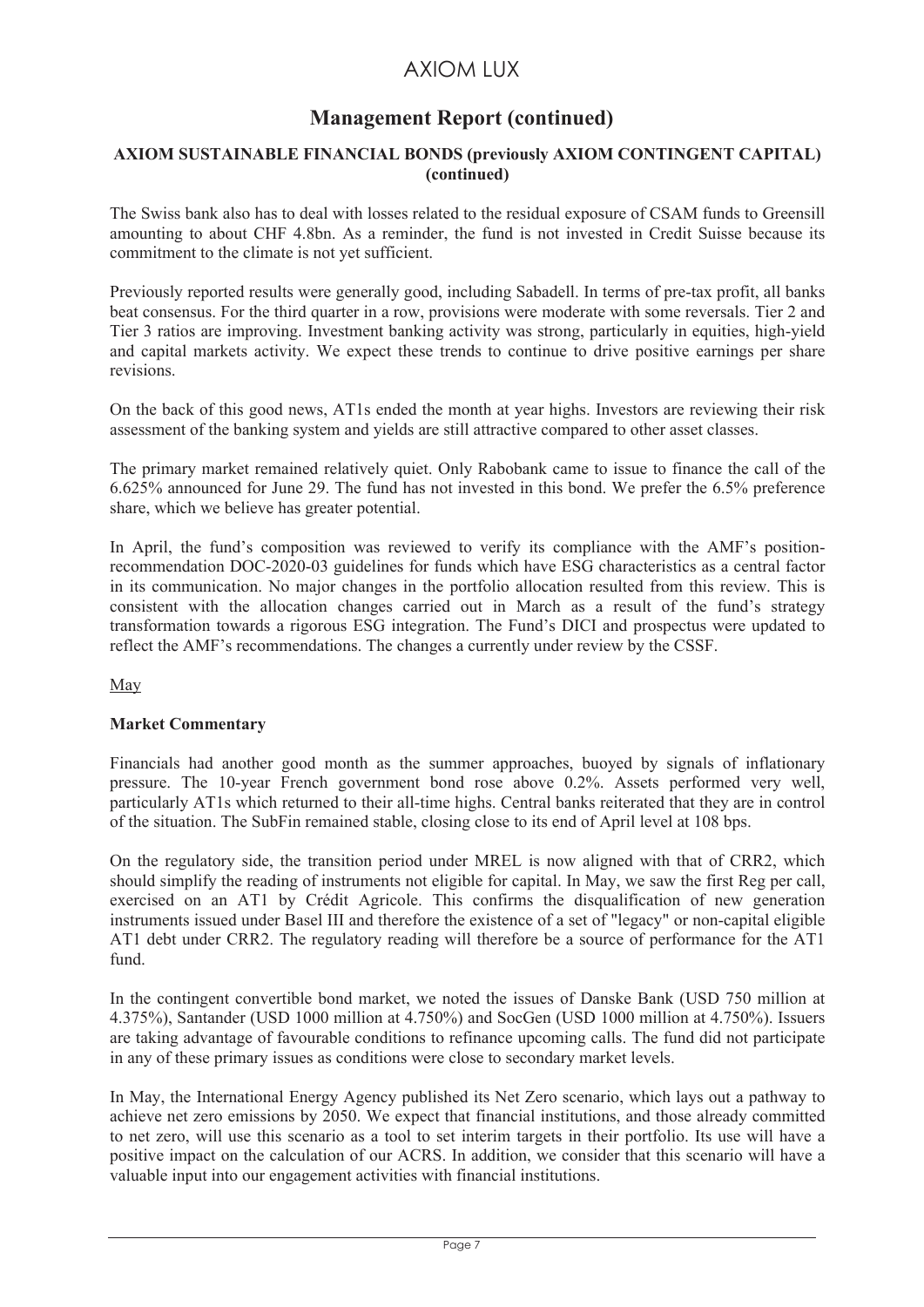## Management Report (continued)

### AXIOM SUSTAINABLE FINANCIAL BONDS (previously AXIOM CONTINGENT CAPITAL) (continued)

The Swiss bank also has to deal with losses related to the residual exposure of CSAM funds to Greensill amounting to about CHF 4.8bn. As a reminder, the fund is not invested in Credit Suisse because its commitment to the climate is not yet sufficient.

Previously reported results were generally good, including Sabadell. In terms of pre-tax profit, all banks beat consensus. For the third quarter in a row, provisions were moderate with some reversals. Tier 2 and Tier 3 ratios are improving. Investment banking activity was strong, particularly in equities, high-yield and capital markets activity. We expect these trends to continue to drive positive earnings per share revisions.

On the back of this good news, AT1s ended the month at year highs. Investors are reviewing their risk assessment of the banking system and yields are still attractive compared to other asset classes.

The primary market remained relatively quiet. Only Rabobank came to issue to finance the call of the 6.625% announced for June 29. The fund has not invested in this bond. We prefer the 6.5% preference share, which we believe has greater potential.

In April, the fund's composition was reviewed to verify its compliance with the AMF's position-recommendation DOC-2020-03 guidelines for funds which have ESG characteristics as a central factor in its communication. No major changes in the portfolio allocation resulted from this review. This is consistent with the allocation changes carried out in March as a result of the fund's strategy transformation towards a rigorous ESG integration. The Fund's DICI and prospectus were updated to reflect the AMF's recommendations. The changes a currently under review by the CSSF.

May

**Market Commentary**

Financials had another good month as the summer approaches, buoyed by signals of inflationary pressure. The 10-year French government bond rose above 0.2%. Assets performed very well, particularly AT1s which returned to their all-time highs. Central banks reiterated that they are in control of the situation. The SubFin remained stable, closing close to its end of April level at 108 bps.

On the regulatory side, the transition period under MREL is now aligned with that of CRR2, which should simplify the reading of instruments not eligible for capital. In May, we saw the first Reg per call, exercised on an AT1 by Crédit Agricole. This confirms the disqualification of new generation instruments issued under Basel III and therefore the existence of a set of "legacy" or non-capital eligible AT1 debt under CRR2. The regulatory reading will therefore be a source of performance for the AT1 fund.

In the contingent convertible bond market, we noted the issues of Danske Bank (USD 750 million at 4.375%), Santander (USD 1000 million at 4.750%) and SocGen (USD 1000 million at 4.750%). Issuers are taking advantage of favourable conditions to refinance upcoming calls. The fund did not participate in any of these primary issues as conditions were close to secondary market levels.

In May, the International Energy Agency published its Net Zero scenario, which lays out a pathway to achieve net zero emissions by 2050. We expect that financial institutions, and those already committed to net zero, will use this scenario as a tool to set interim targets in their portfolio. Its use will have a positive impact on the calculation of our ACRS. In addition, we consider that this scenario will have a valuable input into our engagement activities with financial institutions.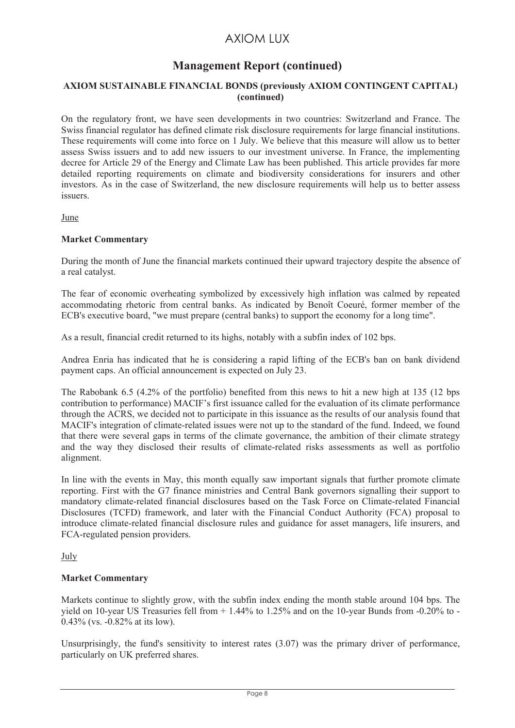# Management Report (continued)

## AXIOM SUSTAINABLE FINANCIAL BONDS (previously AXIOM CONTINGENT CAPITAL) (continued)

On the regulatory front, we have seen developments in two countries: Switzerland and France. The Swiss financial regulator has defined climate risk disclosure requirements for large financial institutions. These requirements will come into force on 1 July. We believe that this measure will allow us to better assess Swiss issuers and to add new issuers to our investment universe. In France, the implementing decree for Article 29 of the Energy and Climate Law has been published. This article provides far more detailed reporting requirements on climate and biodiversity considerations for insurers and other investors. As in the case of Switzerland, the new disclosure requirements will help us to better assess issuers.

June

**Market Commentary**

During the month of June the financial markets continued their upward trajectory despite the absence of a real catalyst.

The fear of economic overheating symbolized by excessively high inflation was calmed by repeated accommodating rhetoric from central banks. As indicated by Benoît Coeuré, former member of the ECB's executive board, "we must prepare (central banks) to support the economy for a long time".

As a result, financial credit returned to its highs, notably with a subfin index of 102 bps.

Andrea Enria has indicated that he is considering a rapid lifting of the ECB's ban on bank dividend payment caps. An official announcement is expected on July 23.

The Rabobank 6.5 (4.2% of the portfolio) benefited from this news to hit a new high at 135 (12 bps contribution to performance) MACIF's first issuance called for the evaluation of its climate performance through the ACRS, we decided not to participate in this issuance as the results of our analysis found that MACIF's integration of climate-related issues were not up to the standard of the fund. Indeed, we found that there were several gaps in terms of the climate governance, the ambition of their climate strategy and the way they disclosed their results of climate-related risks assessments as well as portfolio alignment.

In line with the events in May, this month equally saw important signals that further promote climate reporting. First with the G7 finance ministries and Central Bank governors signalling their support to mandatory climate-related financial disclosures based on the Task Force on Climate-related Financial Disclosures (TCFD) framework, and later with the Financial Conduct Authority (FCA) proposal to introduce climate-related financial disclosure rules and guidance for asset managers, life insurers, and FCA-regulated pension providers.

July

**Market Commentary**

Markets continue to slightly grow, with the subfin index ending the month stable around 104 bps. The yield on 10-year US Treasuries fell from + 1.44% to 1.25% and on the 10-year Bunds from -0.20% to -0.43% (vs. -0.82% at its low).

Unsurprisingly, the fund's sensitivity to interest rates (3.07) was the primary driver of performance, particularly on UK preferred shares.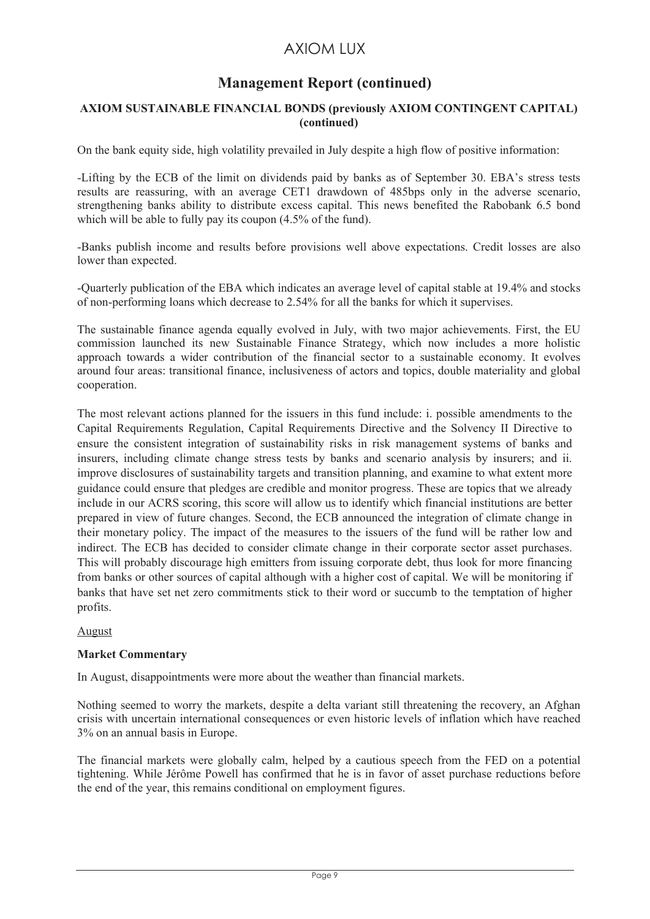## Management Report (continued)

### AXIOM SUSTAINABLE FINANCIAL BONDS (previously AXIOM CONTINGENT CAPITAL) (continued)

On the bank equity side, high volatility prevailed in July despite a high flow of positive information:

-Lifting by the ECB of the limit on dividends paid by banks as of September 30. EBA's stress tests results are reassuring, with an average CET1 drawdown of 485bps only in the adverse scenario, strengthening banks ability to distribute excess capital. This news benefited the Rabobank 6.5 bond which will be able to fully pay its coupon (4.5% of the fund).

-Banks publish income and results before provisions well above expectations. Credit losses are also lower than expected.

-Quarterly publication of the EBA which indicates an average level of capital stable at 19.4% and stocks of non-performing loans which decrease to 2.54% for all the banks for which it supervises.

The sustainable finance agenda equally evolved in July, with two major achievements. First, the EU commission launched its new Sustainable Finance Strategy, which now includes a more holistic approach towards a wider contribution of the financial sector to a sustainable economy. It evolves around four areas: transitional finance, inclusiveness of actors and topics, double materiality and global cooperation.

The most relevant actions planned for the issuers in this fund include: i. possible amendments to the Capital Requirements Regulation, Capital Requirements Directive and the Solvency II Directive to ensure the consistent integration of sustainability risks in risk management systems of banks and insurers, including climate change stress tests by banks and scenario analysis by insurers; and ii. improve disclosures of sustainability targets and transition planning, and examine to what extent more guidance could ensure that pledges are credible and monitor progress. These are topics that we already include in our ACRS scoring, this score will allow us to identify which financial institutions are better prepared in view of future changes. Second, the ECB announced the integration of climate change in their monetary policy. The impact of the measures to the issuers of the fund will be rather low and indirect. The ECB has decided to consider climate change in their corporate sector asset purchases. This will probably discourage high emitters from issuing corporate debt, thus look for more financing from banks or other sources of capital although with a higher cost of capital. We will be monitoring if banks that have set net zero commitments stick to their word or succumb to the temptation of higher profits.

August

**Market Commentary**

In August, disappointments were more about the weather than financial markets.

Nothing seemed to worry the markets, despite a delta variant still threatening the recovery, an Afghan crisis with uncertain international consequences or even historic levels of inflation which have reached 3% on an annual basis in Europe.

The financial markets were globally calm, helped by a cautious speech from the FED on a potential tightening. While Jérôme Powell has confirmed that he is in favor of asset purchase reductions before the end of the year, this remains conditional on employment figures.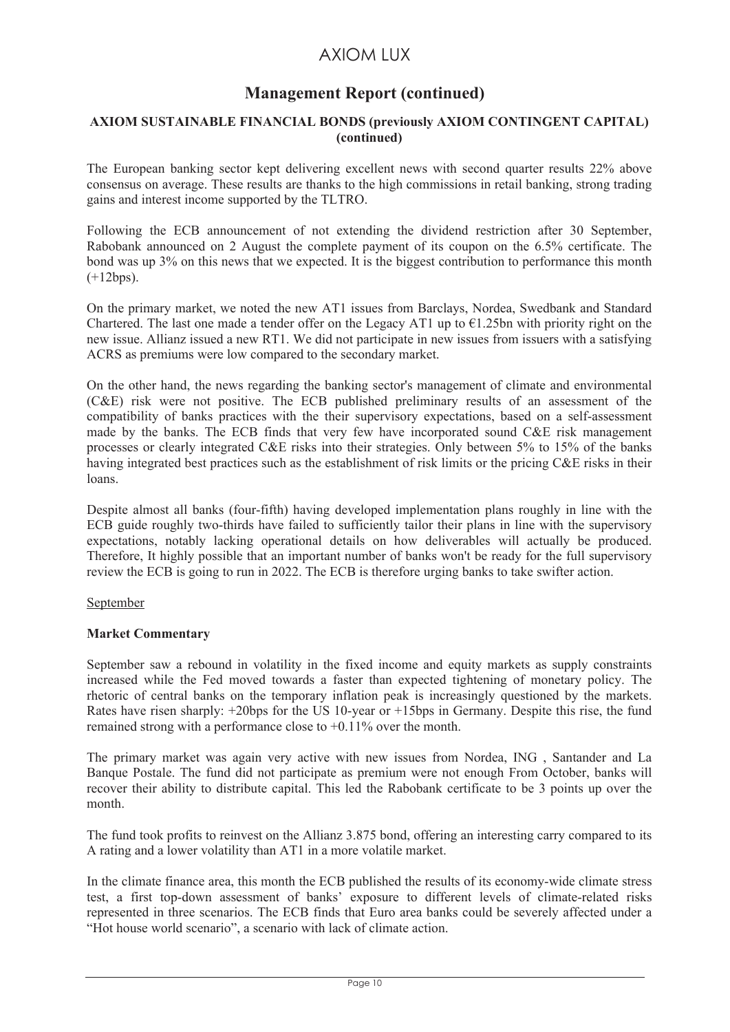# AXIOM LUX

## Management Report (continued)

### AXIOM SUSTAINABLE FINANCIAL BONDS (previously AXIOM CONTINGENT CAPITAL) (continued)

The European banking sector kept delivering excellent news with second quarter results 22% above consensus on average. These results are thanks to the high commissions in retail banking, strong trading gains and interest income supported by the TLTRO.

Following the ECB announcement of not extending the dividend restriction after 30 September, Rabobank announced on 2 August the complete payment of its coupon on the 6.5% certificate. The bond was up 3% on this news that we expected. It is the biggest contribution to performance this month (+12bps).

On the primary market, we noted the new AT1 issues from Barclays, Nordea, Swedbank and Standard Chartered. The last one made a tender offer on the Legacy AT1 up to €1.25bn with priority right on the new issue. Allianz issued a new RT1. We did not participate in new issues from issuers with a satisfying ACRS as premiums were low compared to the secondary market.

On the other hand, the news regarding the banking sector's management of climate and environmental (C&E) risk were not positive. The ECB published preliminary results of an assessment of the compatibility of banks practices with the their supervisory expectations, based on a self-assessment made by the banks. The ECB finds that very few have incorporated sound C&E risk management processes or clearly integrated C&E risks into their strategies. Only between 5% to 15% of the banks having integrated best practices such as the establishment of risk limits or the pricing C&E risks in their loans.

Despite almost all banks (four-fifth) having developed implementation plans roughly in line with the ECB guide roughly two-thirds have failed to sufficiently tailor their plans in line with the supervisory expectations, notably lacking operational details on how deliverables will actually be produced. Therefore, It highly possible that an important number of banks won't be ready for the full supervisory review the ECB is going to run in 2022. The ECB is therefore urging banks to take swifter action.

September

**Market Commentary**

September saw a rebound in volatility in the fixed income and equity markets as supply constraints increased while the Fed moved towards a faster than expected tightening of monetary policy. The rhetoric of central banks on the temporary inflation peak is increasingly questioned by the markets. Rates have risen sharply: +20bps for the US 10-year or +15bps in Germany. Despite this rise, the fund remained strong with a performance close to +0.11% over the month.

The primary market was again very active with new issues from Nordea, ING , Santander and La Banque Postale. The fund did not participate as premium were not enough From October, banks will recover their ability to distribute capital. This led the Rabobank certificate to be 3 points up over the month.

The fund took profits to reinvest on the Allianz 3.875 bond, offering an interesting carry compared to its A rating and a lower volatility than AT1 in a more volatile market.

In the climate finance area, this month the ECB published the results of its economy-wide climate stress test, a first top-down assessment of banks' exposure to different levels of climate-related risks represented in three scenarios. The ECB finds that Euro area banks could be severely affected under a "Hot house world scenario", a scenario with lack of climate action.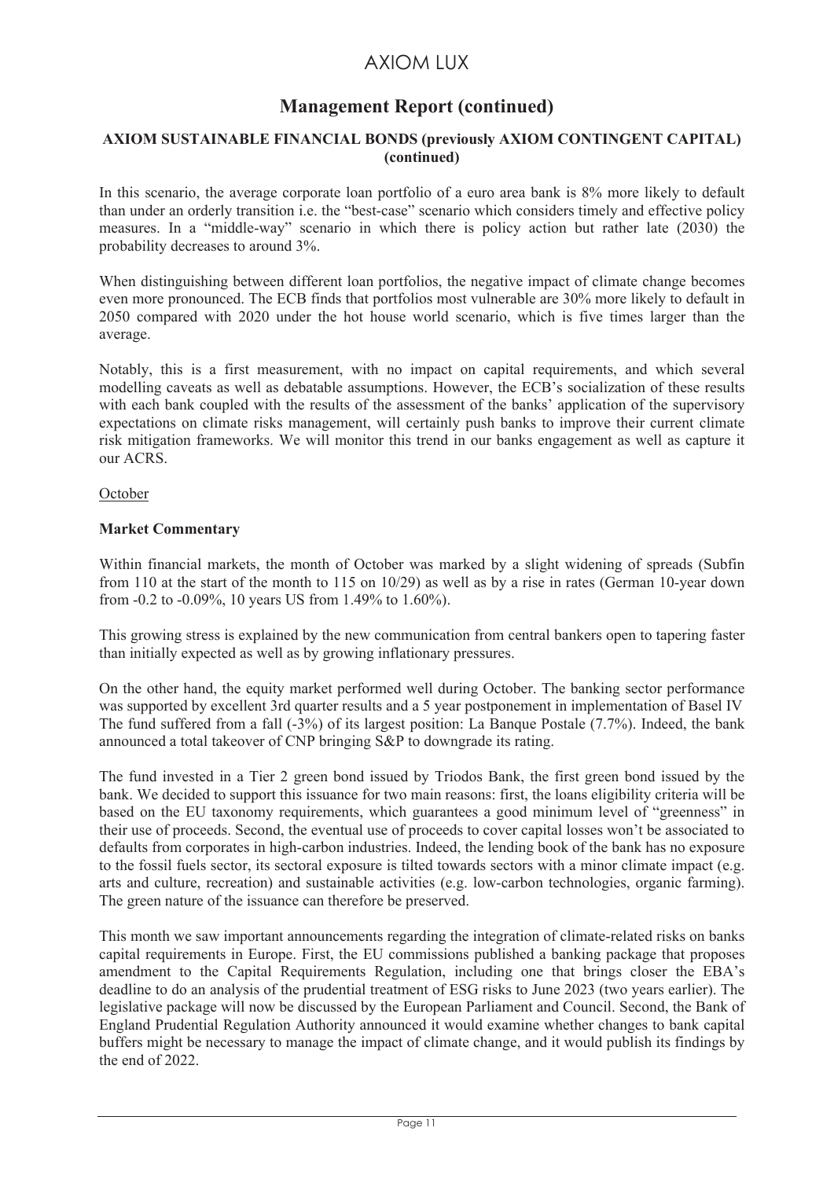# Management Report (continued)

**AXIOM SUSTAINABLE FINANCIAL BONDS (previously AXIOM CONTINGENT CAPITAL) (continued)**

In this scenario, the average corporate loan portfolio of a euro area bank is 8% more likely to default than under an orderly transition i.e. the "best-case" scenario which considers timely and effective policy measures. In a "middle-way" scenario in which there is policy action but rather late (2030) the probability decreases to around 3%.

When distinguishing between different loan portfolios, the negative impact of climate change becomes even more pronounced. The ECB finds that portfolios most vulnerable are 30% more likely to default in 2050 compared with 2020 under the hot house world scenario, which is five times larger than the average.

Notably, this is a first measurement, with no impact on capital requirements, and which several modelling caveats as well as debatable assumptions. However, the ECB's socialization of these results with each bank coupled with the results of the assessment of the banks' application of the supervisory expectations on climate risks management, will certainly push banks to improve their current climate risk mitigation frameworks. We will monitor this trend in our banks engagement as well as capture it our ACRS.

October

**Market Commentary**

Within financial markets, the month of October was marked by a slight widening of spreads (Subfin from 110 at the start of the month to 115 on 10/29) as well as by a rise in rates (German 10-year down from -0.2 to -0.09%, 10 years US from 1.49% to 1.60%).

This growing stress is explained by the new communication from central bankers open to tapering faster than initially expected as well as by growing inflationary pressures.

On the other hand, the equity market performed well during October. The banking sector performance was supported by excellent 3rd quarter results and a 5 year postponement in implementation of Basel IV The fund suffered from a fall (-3%) of its largest position: La Banque Postale (7.7%). Indeed, the bank announced a total takeover of CNP bringing S&P to downgrade its rating.

The fund invested in a Tier 2 green bond issued by Triodos Bank, the first green bond issued by the bank. We decided to support this issuance for two main reasons: first, the loans eligibility criteria will be based on the EU taxonomy requirements, which guarantees a good minimum level of "greenness" in their use of proceeds. Second, the eventual use of proceeds to cover capital losses won't be associated to defaults from corporates in high-carbon industries. Indeed, the lending book of the bank has no exposure to the fossil fuels sector, its sectoral exposure is tilted towards sectors with a minor climate impact (e.g. arts and culture, recreation) and sustainable activities (e.g. low-carbon technologies, organic farming). The green nature of the issuance can therefore be preserved.

This month we saw important announcements regarding the integration of climate-related risks on banks capital requirements in Europe. First, the EU commissions published a banking package that proposes amendment to the Capital Requirements Regulation, including one that brings closer the EBA's deadline to do an analysis of the prudential treatment of ESG risks to June 2023 (two years earlier). The legislative package will now be discussed by the European Parliament and Council. Second, the Bank of England Prudential Regulation Authority announced it would examine whether changes to bank capital buffers might be necessary to manage the impact of climate change, and it would publish its findings by the end of 2022.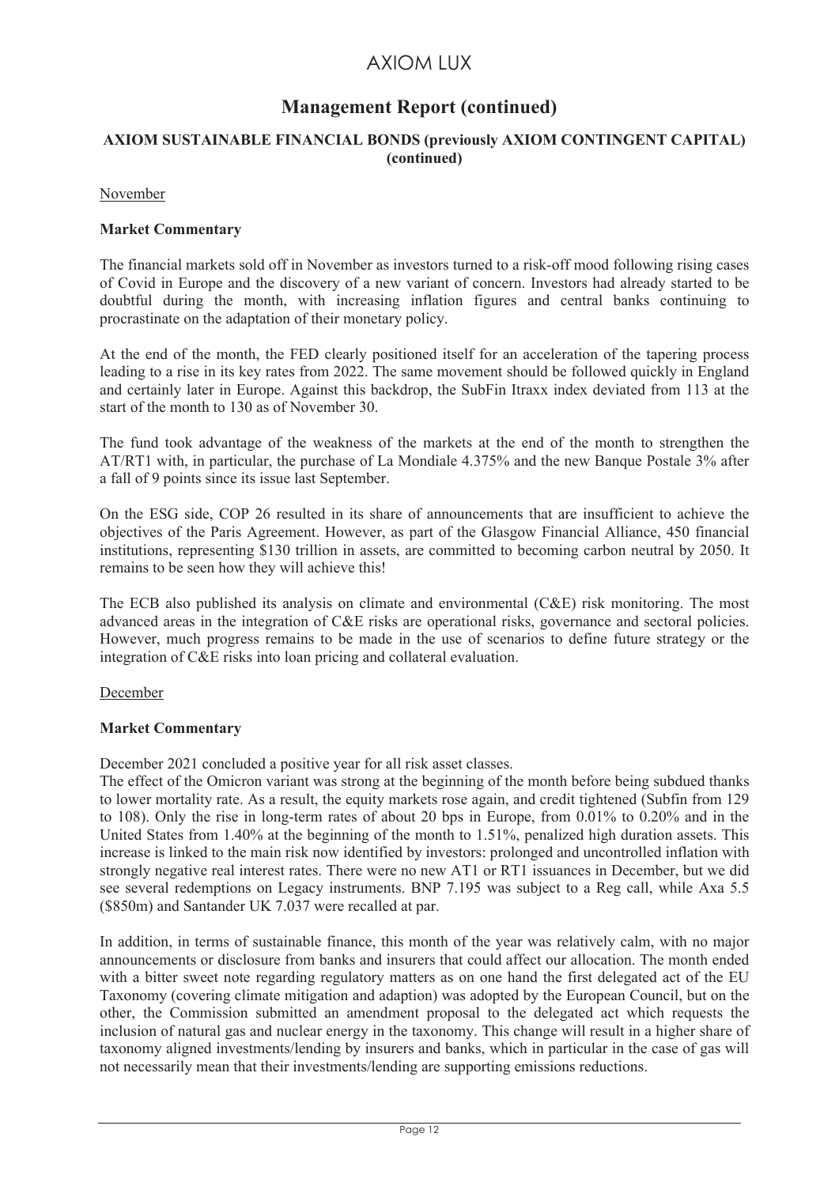# Management Report (continued)

## AXIOM SUSTAINABLE FINANCIAL BONDS (previously AXIOM CONTINGENT CAPITAL) (continued)

November

**Market Commentary**

The financial markets sold off in November as investors turned to a risk-off mood following rising cases of Covid in Europe and the discovery of a new variant of concern. Investors had already started to be doubtful during the month, with increasing inflation figures and central banks continuing to procrastinate on the adaptation of their monetary policy.

At the end of the month, the FED clearly positioned itself for an acceleration of the tapering process leading to a rise in its key rates from 2022. The same movement should be followed quickly in England and certainly later in Europe. Against this backdrop, the SubFin Itraxx index deviated from 113 at the start of the month to 130 as of November 30.

The fund took advantage of the weakness of the markets at the end of the month to strengthen the AT/RT1 with, in particular, the purchase of La Mondiale 4.375% and the new Banque Postale 3% after a fall of 9 points since its issue last September.

On the ESG side, COP 26 resulted in its share of announcements that are insufficient to achieve the objectives of the Paris Agreement. However, as part of the Glasgow Financial Alliance, 450 financial institutions, representing $130 trillion in assets, are committed to becoming carbon neutral by 2050. It remains to be seen how they will achieve this!

The ECB also published its analysis on climate and environmental (C&E) risk monitoring. The most advanced areas in the integration of C&E risks are operational risks, governance and sectoral policies. However, much progress remains to be made in the use of scenarios to define future strategy or the integration of C&E risks into loan pricing and collateral evaluation.

December

**Market Commentary**

December 2021 concluded a positive year for all risk asset classes.
The effect of the Omicron variant was strong at the beginning of the month before being subdued thanks to lower mortality rate. As a result, the equity markets rose again, and credit tightened (Subfin from 129 to 108). Only the rise in long-term rates of about 20 bps in Europe, from 0.01% to 0.20% and in the United States from 1.40% at the beginning of the month to 1.51%, penalized high duration assets. This increase is linked to the main risk now identified by investors: prolonged and uncontrolled inflation with strongly negative real interest rates. There were no new AT1 or RT1 issuances in December, but we did see several redemptions on Legacy instruments. BNP 7.195 was subject to a Reg call, while Axa 5.5 ($850m) and Santander UK 7.037 were recalled at par.

In addition, in terms of sustainable finance, this month of the year was relatively calm, with no major announcements or disclosure from banks and insurers that could affect our allocation. The month ended with a bitter sweet note regarding regulatory matters as on one hand the first delegated act of the EU Taxonomy (covering climate mitigation and adaption) was adopted by the European Council, but on the other, the Commission submitted an amendment proposal to the delegated act which requests the inclusion of natural gas and nuclear energy in the taxonomy. This change will result in a higher share of taxonomy aligned investments/lending by insurers and banks, which in particular in the case of gas will not necessarily mean that their investments/lending are supporting emissions reductions.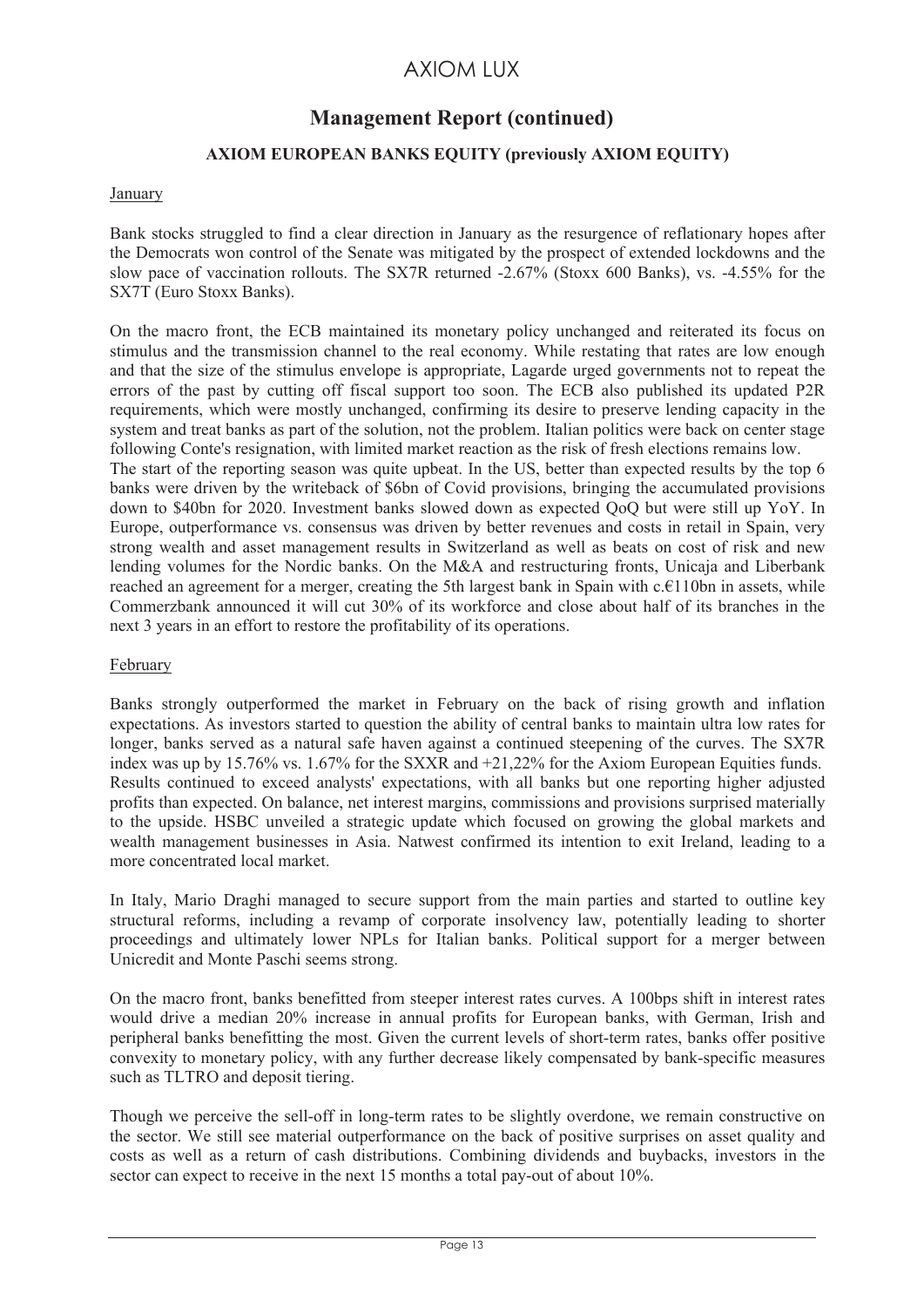## Management Report (continued)

### AXIOM EUROPEAN BANKS EQUITY (previously AXIOM EQUITY)

January

Bank stocks struggled to find a clear direction in January as the resurgence of reflationary hopes after the Democrats won control of the Senate was mitigated by the prospect of extended lockdowns and the slow pace of vaccination rollouts. The SX7R returned -2.67% (Stoxx 600 Banks), vs. -4.55% for the SX7T (Euro Stoxx Banks).

On the macro front, the ECB maintained its monetary policy unchanged and reiterated its focus on stimulus and the transmission channel to the real economy. While restating that rates are low enough and that the size of the stimulus envelope is appropriate, Lagarde urged governments not to repeat the errors of the past by cutting off fiscal support too soon. The ECB also published its updated P2R requirements, which were mostly unchanged, confirming its desire to preserve lending capacity in the system and treat banks as part of the solution, not the problem. Italian politics were back on center stage following Conte's resignation, with limited market reaction as the risk of fresh elections remains low.
The start of the reporting season was quite upbeat. In the US, better than expected results by the top 6 banks were driven by the writeback of $6bn of Covid provisions, bringing the accumulated provisions down to $40bn for 2020. Investment banks slowed down as expected QoQ but were still up YoY. In Europe, outperformance vs. consensus was driven by better revenues and costs in retail in Spain, very strong wealth and asset management results in Switzerland as well as beats on cost of risk and new lending volumes for the Nordic banks. On the M&A and restructuring fronts, Unicaja and Liberbank reached an agreement for a merger, creating the 5th largest bank in Spain with c.€110bn in assets, while Commerzbank announced it will cut 30% of its workforce and close about half of its branches in the next 3 years in an effort to restore the profitability of its operations.

February

Banks strongly outperformed the market in February on the back of rising growth and inflation expectations. As investors started to question the ability of central banks to maintain ultra low rates for longer, banks served as a natural safe haven against a continued steepening of the curves. The SX7R index was up by 15.76% vs. 1.67% for the SXXR and +21,22% for the Axiom European Equities funds. Results continued to exceed analysts' expectations, with all banks but one reporting higher adjusted profits than expected. On balance, net interest margins, commissions and provisions surprised materially to the upside. HSBC unveiled a strategic update which focused on growing the global markets and wealth management businesses in Asia. Natwest confirmed its intention to exit Ireland, leading to a more concentrated local market.

In Italy, Mario Draghi managed to secure support from the main parties and started to outline key structural reforms, including a revamp of corporate insolvency law, potentially leading to shorter proceedings and ultimately lower NPLs for Italian banks. Political support for a merger between Unicredit and Monte Paschi seems strong.

On the macro front, banks benefitted from steeper interest rates curves. A 100bps shift in interest rates would drive a median 20% increase in annual profits for European banks, with German, Irish and peripheral banks benefitting the most. Given the current levels of short-term rates, banks offer positive convexity to monetary policy, with any further decrease likely compensated by bank-specific measures such as TLTRO and deposit tiering.

Though we perceive the sell-off in long-term rates to be slightly overdone, we remain constructive on the sector. We still see material outperformance on the back of positive surprises on asset quality and costs as well as a return of cash distributions. Combining dividends and buybacks, investors in the sector can expect to receive in the next 15 months a total pay-out of about 10%.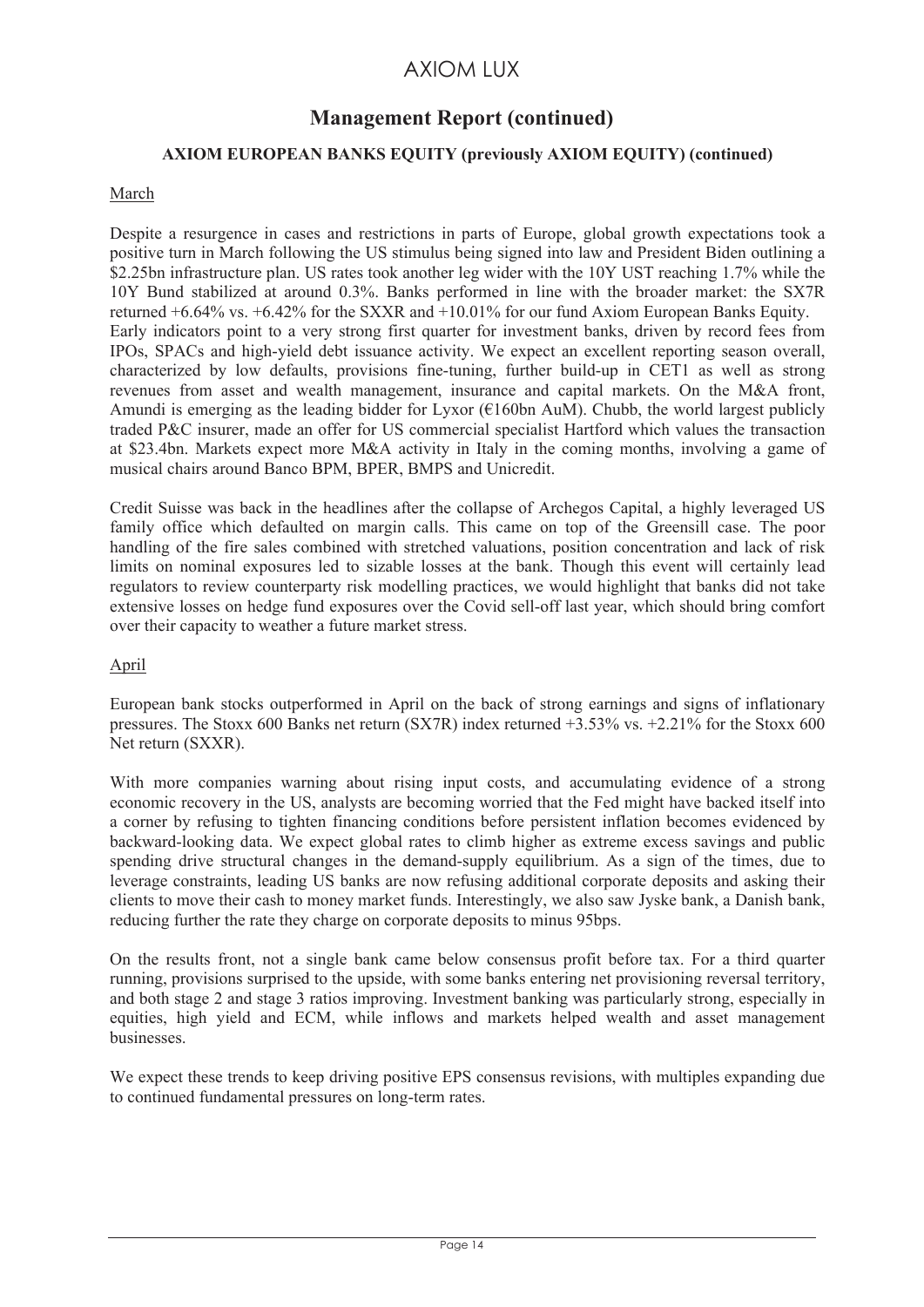## Management Report (continued)

### AXIOM EUROPEAN BANKS EQUITY (previously AXIOM EQUITY) (continued)

March

Despite a resurgence in cases and restrictions in parts of Europe, global growth expectations took a positive turn in March following the US stimulus being signed into law and President Biden outlining a $2.25bn infrastructure plan. US rates took another leg wider with the 10Y UST reaching 1.7% while the 10Y Bund stabilized at around 0.3%. Banks performed in line with the broader market: the SX7R returned +6.64% vs. +6.42% for the SXXR and +10.01% for our fund Axiom European Banks Equity. Early indicators point to a very strong first quarter for investment banks, driven by record fees from IPOs, SPACs and high-yield debt issuance activity. We expect an excellent reporting season overall, characterized by low defaults, provisions fine-tuning, further build-up in CET1 as well as strong revenues from asset and wealth management, insurance and capital markets. On the M&A front, Amundi is emerging as the leading bidder for Lyxor (€160bn AuM). Chubb, the world largest publicly traded P&C insurer, made an offer for US commercial specialist Hartford which values the transaction at $23.4bn. Markets expect more M&A activity in Italy in the coming months, involving a game of musical chairs around Banco BPM, BPER, BMPS and Unicredit.

Credit Suisse was back in the headlines after the collapse of Archegos Capital, a highly leveraged US family office which defaulted on margin calls. This came on top of the Greensill case. The poor handling of the fire sales combined with stretched valuations, position concentration and lack of risk limits on nominal exposures led to sizable losses at the bank. Though this event will certainly lead regulators to review counterparty risk modelling practices, we would highlight that banks did not take extensive losses on hedge fund exposures over the Covid sell-off last year, which should bring comfort over their capacity to weather a future market stress.

April

European bank stocks outperformed in April on the back of strong earnings and signs of inflationary pressures. The Stoxx 600 Banks net return (SX7R) index returned +3.53% vs. +2.21% for the Stoxx 600 Net return (SXXR).

With more companies warning about rising input costs, and accumulating evidence of a strong economic recovery in the US, analysts are becoming worried that the Fed might have backed itself into a corner by refusing to tighten financing conditions before persistent inflation becomes evidenced by backward-looking data. We expect global rates to climb higher as extreme excess savings and public spending drive structural changes in the demand-supply equilibrium. As a sign of the times, due to leverage constraints, leading US banks are now refusing additional corporate deposits and asking their clients to move their cash to money market funds. Interestingly, we also saw Jyske bank, a Danish bank, reducing further the rate they charge on corporate deposits to minus 95bps.

On the results front, not a single bank came below consensus profit before tax. For a third quarter running, provisions surprised to the upside, with some banks entering net provisioning reversal territory, and both stage 2 and stage 3 ratios improving. Investment banking was particularly strong, especially in equities, high yield and ECM, while inflows and markets helped wealth and asset management businesses.

We expect these trends to keep driving positive EPS consensus revisions, with multiples expanding due to continued fundamental pressures on long-term rates.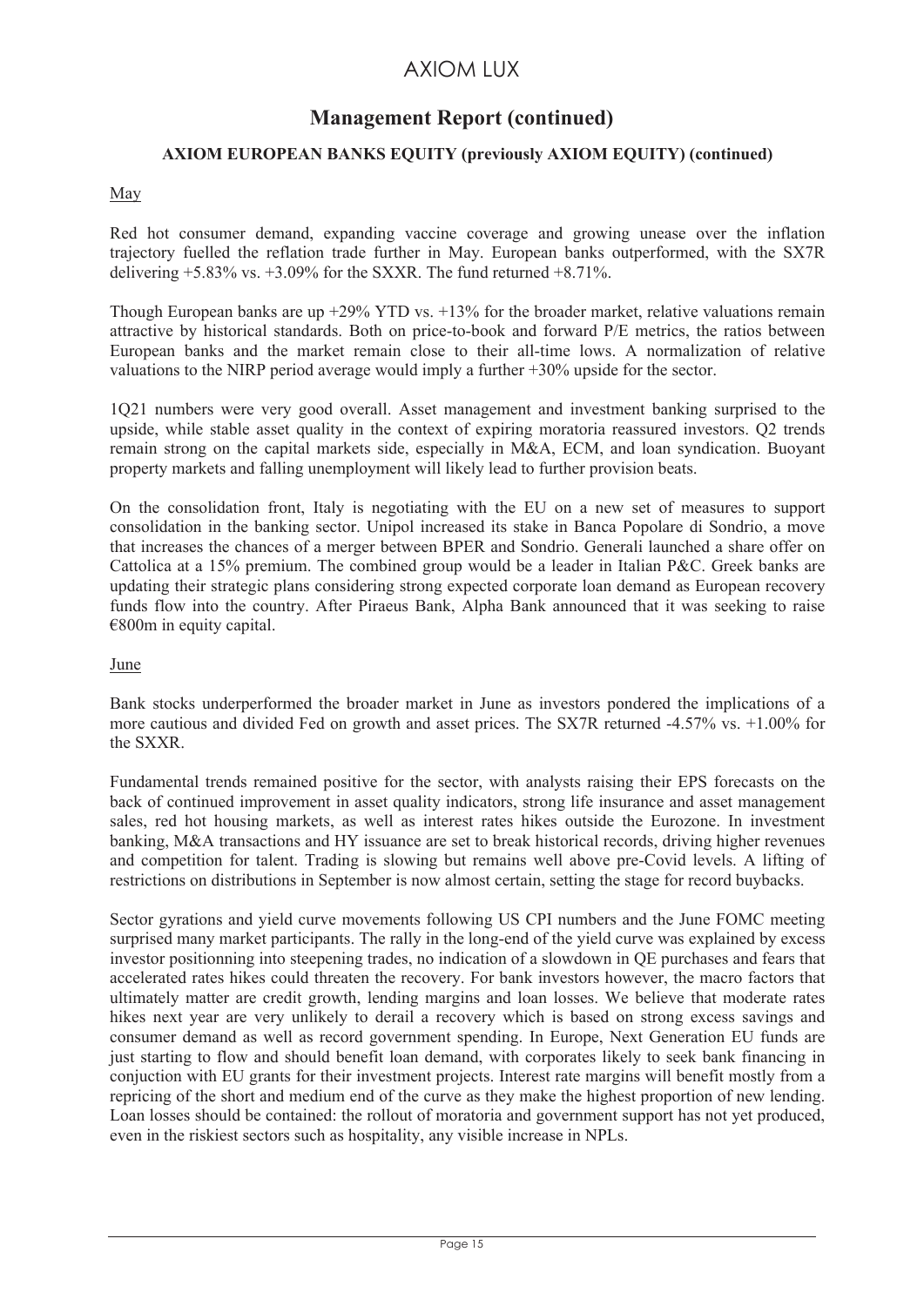## Management Report (continued)

### AXIOM EUROPEAN BANKS EQUITY (previously AXIOM EQUITY) (continued)

May

Red hot consumer demand, expanding vaccine coverage and growing unease over the inflation trajectory fuelled the reflation trade further in May. European banks outperformed, with the SX7R delivering +5.83% vs. +3.09% for the SXXR. The fund returned +8.71%.

Though European banks are up +29% YTD vs. +13% for the broader market, relative valuations remain attractive by historical standards. Both on price-to-book and forward P/E metrics, the ratios between European banks and the market remain close to their all-time lows. A normalization of relative valuations to the NIRP period average would imply a further +30% upside for the sector.

1Q21 numbers were very good overall. Asset management and investment banking surprised to the upside, while stable asset quality in the context of expiring moratoria reassured investors. Q2 trends remain strong on the capital markets side, especially in M&A, ECM, and loan syndication. Buoyant property markets and falling unemployment will likely lead to further provision beats.

On the consolidation front, Italy is negotiating with the EU on a new set of measures to support consolidation in the banking sector. Unipol increased its stake in Banca Popolare di Sondrio, a move that increases the chances of a merger between BPER and Sondrio. Generali launched a share offer on Cattolica at a 15% premium. The combined group would be a leader in Italian P&C. Greek banks are updating their strategic plans considering strong expected corporate loan demand as European recovery funds flow into the country. After Piraeus Bank, Alpha Bank announced that it was seeking to raise €800m in equity capital.

June

Bank stocks underperformed the broader market in June as investors pondered the implications of a more cautious and divided Fed on growth and asset prices. The SX7R returned -4.57% vs. +1.00% for the SXXR.

Fundamental trends remained positive for the sector, with analysts raising their EPS forecasts on the back of continued improvement in asset quality indicators, strong life insurance and asset management sales, red hot housing markets, as well as interest rates hikes outside the Eurozone. In investment banking, M&A transactions and HY issuance are set to break historical records, driving higher revenues and competition for talent. Trading is slowing but remains well above pre-Covid levels. A lifting of restrictions on distributions in September is now almost certain, setting the stage for record buybacks.

Sector gyrations and yield curve movements following US CPI numbers and the June FOMC meeting surprised many market participants. The rally in the long-end of the yield curve was explained by excess investor positionning into steepening trades, no indication of a slowdown in QE purchases and fears that accelerated rates hikes could threaten the recovery. For bank investors however, the macro factors that ultimately matter are credit growth, lending margins and loan losses. We believe that moderate rates hikes next year are very unlikely to derail a recovery which is based on strong excess savings and consumer demand as well as record government spending. In Europe, Next Generation EU funds are just starting to flow and should benefit loan demand, with corporates likely to seek bank financing in conjuction with EU grants for their investment projects. Interest rate margins will benefit mostly from a repricing of the short and medium end of the curve as they make the highest proportion of new lending. Loan losses should be contained: the rollout of moratoria and government support has not yet produced, even in the riskiest sectors such as hospitality, any visible increase in NPLs.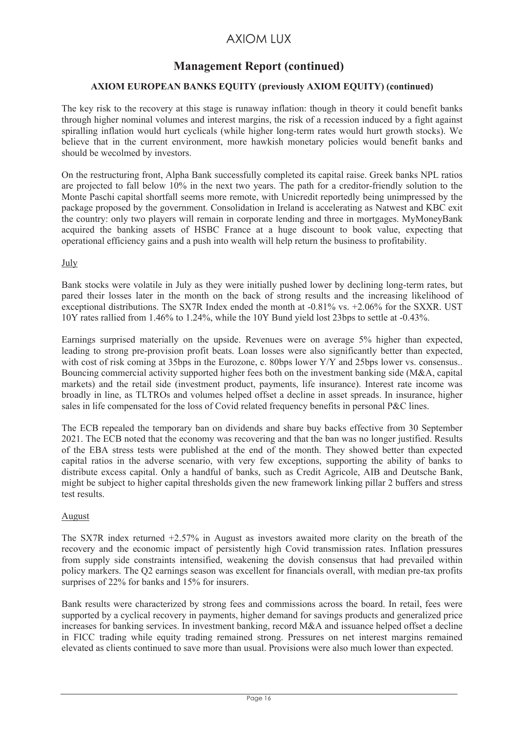# Management Report (continued)

### AXIOM EUROPEAN BANKS EQUITY (previously AXIOM EQUITY) (continued)

The key risk to the recovery at this stage is runaway inflation: though in theory it could benefit banks through higher nominal volumes and interest margins, the risk of a recession induced by a fight against spiralling inflation would hurt cyclicals (while higher long-term rates would hurt growth stocks). We believe that in the current environment, more hawkish monetary policies would benefit banks and should be wecolmed by investors.

On the restructuring front, Alpha Bank successfully completed its capital raise. Greek banks NPL ratios are projected to fall below 10% in the next two years. The path for a creditor-friendly solution to the Monte Paschi capital shortfall seems more remote, with Unicredit reportedly being unimpressed by the package proposed by the government. Consolidation in Ireland is accelerating as Natwest and KBC exit the country: only two players will remain in corporate lending and three in mortgages. MyMoneyBank acquired the banking assets of HSBC France at a huge discount to book value, expecting that operational efficiency gains and a push into wealth will help return the business to profitability.

July

Bank stocks were volatile in July as they were initially pushed lower by declining long-term rates, but pared their losses later in the month on the back of strong results and the increasing likelihood of exceptional distributions. The SX7R Index ended the month at -0.81% vs. +2.06% for the SXXR. UST 10Y rates rallied from 1.46% to 1.24%, while the 10Y Bund yield lost 23bps to settle at -0.43%.

Earnings surprised materially on the upside. Revenues were on average 5% higher than expected, leading to strong pre-provision profit beats. Loan losses were also significantly better than expected, with cost of risk coming at 35bps in the Eurozone, c. 80bps lower Y/Y and 25bps lower vs. consensus.. Bouncing commercial activity supported higher fees both on the investment banking side (M&A, capital markets) and the retail side (investment product, payments, life insurance). Interest rate income was broadly in line, as TLTROs and volumes helped offset a decline in asset spreads. In insurance, higher sales in life compensated for the loss of Covid related frequency benefits in personal P&C lines.

The ECB repealed the temporary ban on dividends and share buy backs effective from 30 September 2021. The ECB noted that the economy was recovering and that the ban was no longer justified. Results of the EBA stress tests were published at the end of the month. They showed better than expected capital ratios in the adverse scenario, with very few exceptions, supporting the ability of banks to distribute excess capital. Only a handful of banks, such as Credit Agricole, AIB and Deutsche Bank, might be subject to higher capital thresholds given the new framework linking pillar 2 buffers and stress test results.

August

The SX7R index returned +2.57% in August as investors awaited more clarity on the breath of the recovery and the economic impact of persistently high Covid transmission rates. Inflation pressures from supply side constraints intensified, weakening the dovish consensus that had prevailed within policy markers. The Q2 earnings season was excellent for financials overall, with median pre-tax profits surprises of 22% for banks and 15% for insurers.

Bank results were characterized by strong fees and commissions across the board. In retail, fees were supported by a cyclical recovery in payments, higher demand for savings products and generalized price increases for banking services. In investment banking, record M&A and issuance helped offset a decline in FICC trading while equity trading remained strong. Pressures on net interest margins remained elevated as clients continued to save more than usual. Provisions were also much lower than expected.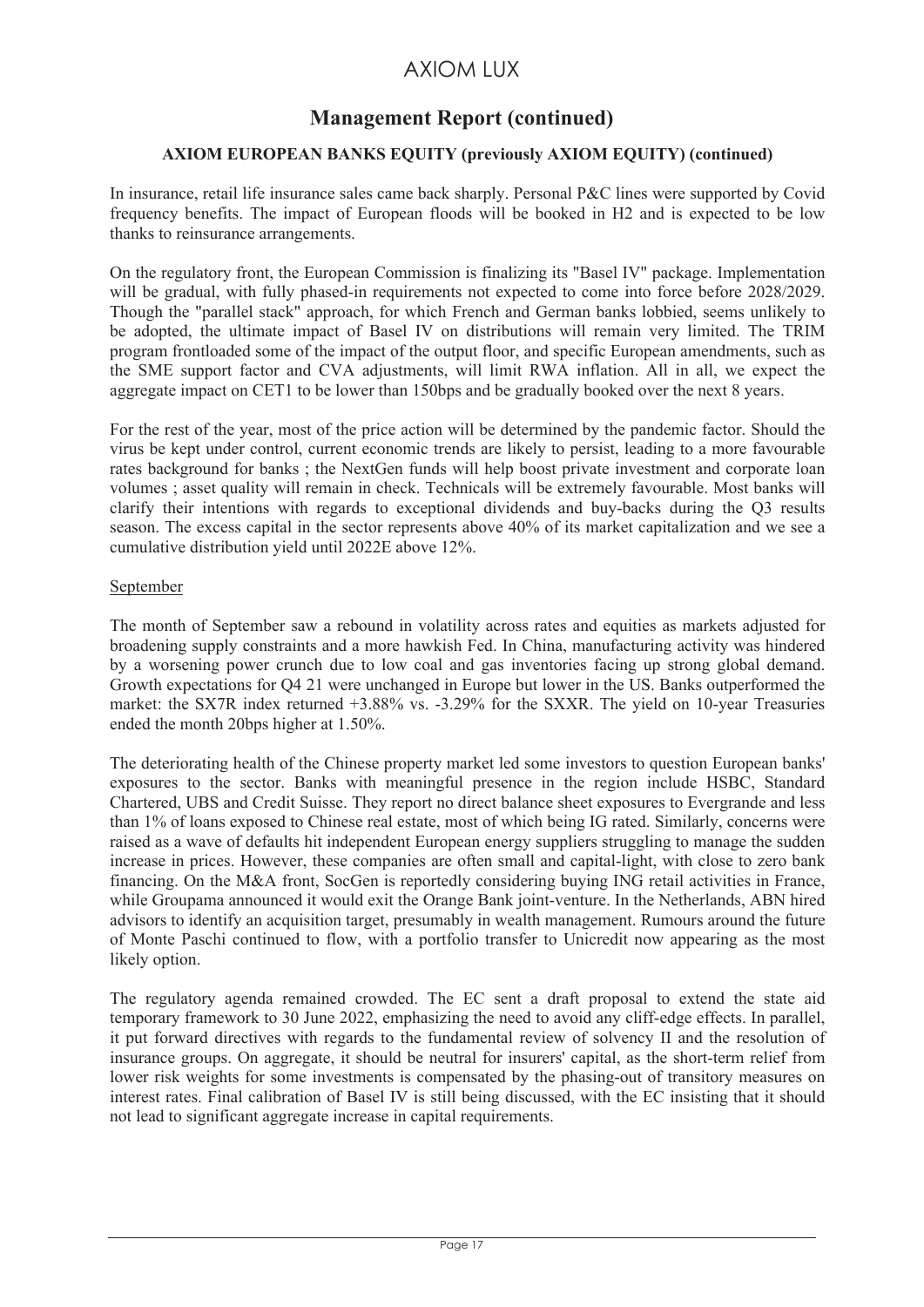# Management Report (continued)

### AXIOM EUROPEAN BANKS EQUITY (previously AXIOM EQUITY) (continued)

In insurance, retail life insurance sales came back sharply. Personal P&C lines were supported by Covid frequency benefits. The impact of European floods will be booked in H2 and is expected to be low thanks to reinsurance arrangements.

On the regulatory front, the European Commission is finalizing its "Basel IV" package. Implementation will be gradual, with fully phased-in requirements not expected to come into force before 2028/2029. Though the "parallel stack" approach, for which French and German banks lobbied, seems unlikely to be adopted, the ultimate impact of Basel IV on distributions will remain very limited. The TRIM program frontloaded some of the impact of the output floor, and specific European amendments, such as the SME support factor and CVA adjustments, will limit RWA inflation. All in all, we expect the aggregate impact on CET1 to be lower than 150bps and be gradually booked over the next 8 years.

For the rest of the year, most of the price action will be determined by the pandemic factor. Should the virus be kept under control, current economic trends are likely to persist, leading to a more favourable rates background for banks ; the NextGen funds will help boost private investment and corporate loan volumes ; asset quality will remain in check. Technicals will be extremely favourable. Most banks will clarify their intentions with regards to exceptional dividends and buy-backs during the Q3 results season. The excess capital in the sector represents above 40% of its market capitalization and we see a cumulative distribution yield until 2022E above 12%.

September

The month of September saw a rebound in volatility across rates and equities as markets adjusted for broadening supply constraints and a more hawkish Fed. In China, manufacturing activity was hindered by a worsening power crunch due to low coal and gas inventories facing up strong global demand. Growth expectations for Q4 21 were unchanged in Europe but lower in the US. Banks outperformed the market: the SX7R index returned +3.88% vs. -3.29% for the SXXR. The yield on 10-year Treasuries ended the month 20bps higher at 1.50%.

The deteriorating health of the Chinese property market led some investors to question European banks' exposures to the sector. Banks with meaningful presence in the region include HSBC, Standard Chartered, UBS and Credit Suisse. They report no direct balance sheet exposures to Evergrande and less than 1% of loans exposed to Chinese real estate, most of which being IG rated. Similarly, concerns were raised as a wave of defaults hit independent European energy suppliers struggling to manage the sudden increase in prices. However, these companies are often small and capital-light, with close to zero bank financing. On the M&A front, SocGen is reportedly considering buying ING retail activities in France, while Groupama announced it would exit the Orange Bank joint-venture. In the Netherlands, ABN hired advisors to identify an acquisition target, presumably in wealth management. Rumours around the future of Monte Paschi continued to flow, with a portfolio transfer to Unicredit now appearing as the most likely option.

The regulatory agenda remained crowded. The EC sent a draft proposal to extend the state aid temporary framework to 30 June 2022, emphasizing the need to avoid any cliff-edge effects. In parallel, it put forward directives with regards to the fundamental review of solvency II and the resolution of insurance groups. On aggregate, it should be neutral for insurers' capital, as the short-term relief from lower risk weights for some investments is compensated by the phasing-out of transitory measures on interest rates. Final calibration of Basel IV is still being discussed, with the EC insisting that it should not lead to significant aggregate increase in capital requirements.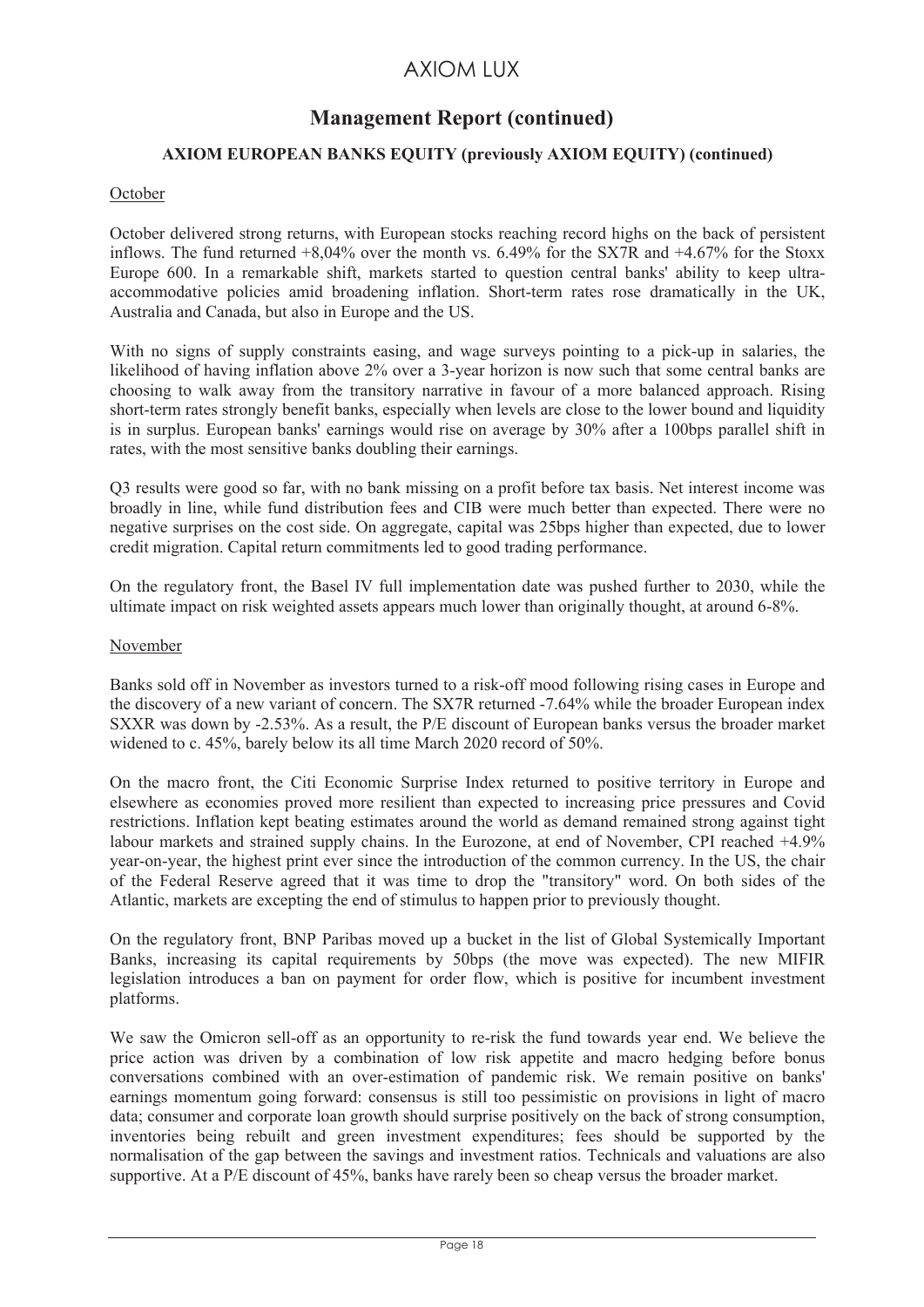## Management Report (continued)

### AXIOM EUROPEAN BANKS EQUITY (previously AXIOM EQUITY) (continued)

October

October delivered strong returns, with European stocks reaching record highs on the back of persistent inflows. The fund returned +8,04% over the month vs. 6.49% for the SX7R and +4.67% for the Stoxx Europe 600. In a remarkable shift, markets started to question central banks' ability to keep ultra-accommodative policies amid broadening inflation. Short-term rates rose dramatically in the UK, Australia and Canada, but also in Europe and the US.

With no signs of supply constraints easing, and wage surveys pointing to a pick-up in salaries, the likelihood of having inflation above 2% over a 3-year horizon is now such that some central banks are choosing to walk away from the transitory narrative in favour of a more balanced approach. Rising short-term rates strongly benefit banks, especially when levels are close to the lower bound and liquidity is in surplus. European banks' earnings would rise on average by 30% after a 100bps parallel shift in rates, with the most sensitive banks doubling their earnings.

Q3 results were good so far, with no bank missing on a profit before tax basis. Net interest income was broadly in line, while fund distribution fees and CIB were much better than expected. There were no negative surprises on the cost side. On aggregate, capital was 25bps higher than expected, due to lower credit migration. Capital return commitments led to good trading performance.

On the regulatory front, the Basel IV full implementation date was pushed further to 2030, while the ultimate impact on risk weighted assets appears much lower than originally thought, at around 6-8%.

November

Banks sold off in November as investors turned to a risk-off mood following rising cases in Europe and the discovery of a new variant of concern. The SX7R returned -7.64% while the broader European index SXXR was down by -2.53%. As a result, the P/E discount of European banks versus the broader market widened to c. 45%, barely below its all time March 2020 record of 50%.

On the macro front, the Citi Economic Surprise Index returned to positive territory in Europe and elsewhere as economies proved more resilient than expected to increasing price pressures and Covid restrictions. Inflation kept beating estimates around the world as demand remained strong against tight labour markets and strained supply chains. In the Eurozone, at end of November, CPI reached +4.9% year-on-year, the highest print ever since the introduction of the common currency. In the US, the chair of the Federal Reserve agreed that it was time to drop the "transitory" word. On both sides of the Atlantic, markets are excepting the end of stimulus to happen prior to previously thought.

On the regulatory front, BNP Paribas moved up a bucket in the list of Global Systemically Important Banks, increasing its capital requirements by 50bps (the move was expected). The new MIFIR legislation introduces a ban on payment for order flow, which is positive for incumbent investment platforms.

We saw the Omicron sell-off as an opportunity to re-risk the fund towards year end. We believe the price action was driven by a combination of low risk appetite and macro hedging before bonus conversations combined with an over-estimation of pandemic risk. We remain positive on banks' earnings momentum going forward: consensus is still too pessimistic on provisions in light of macro data; consumer and corporate loan growth should surprise positively on the back of strong consumption, inventories being rebuilt and green investment expenditures; fees should be supported by the normalisation of the gap between the savings and investment ratios. Technicals and valuations are also supportive. At a P/E discount of 45%, banks have rarely been so cheap versus the broader market.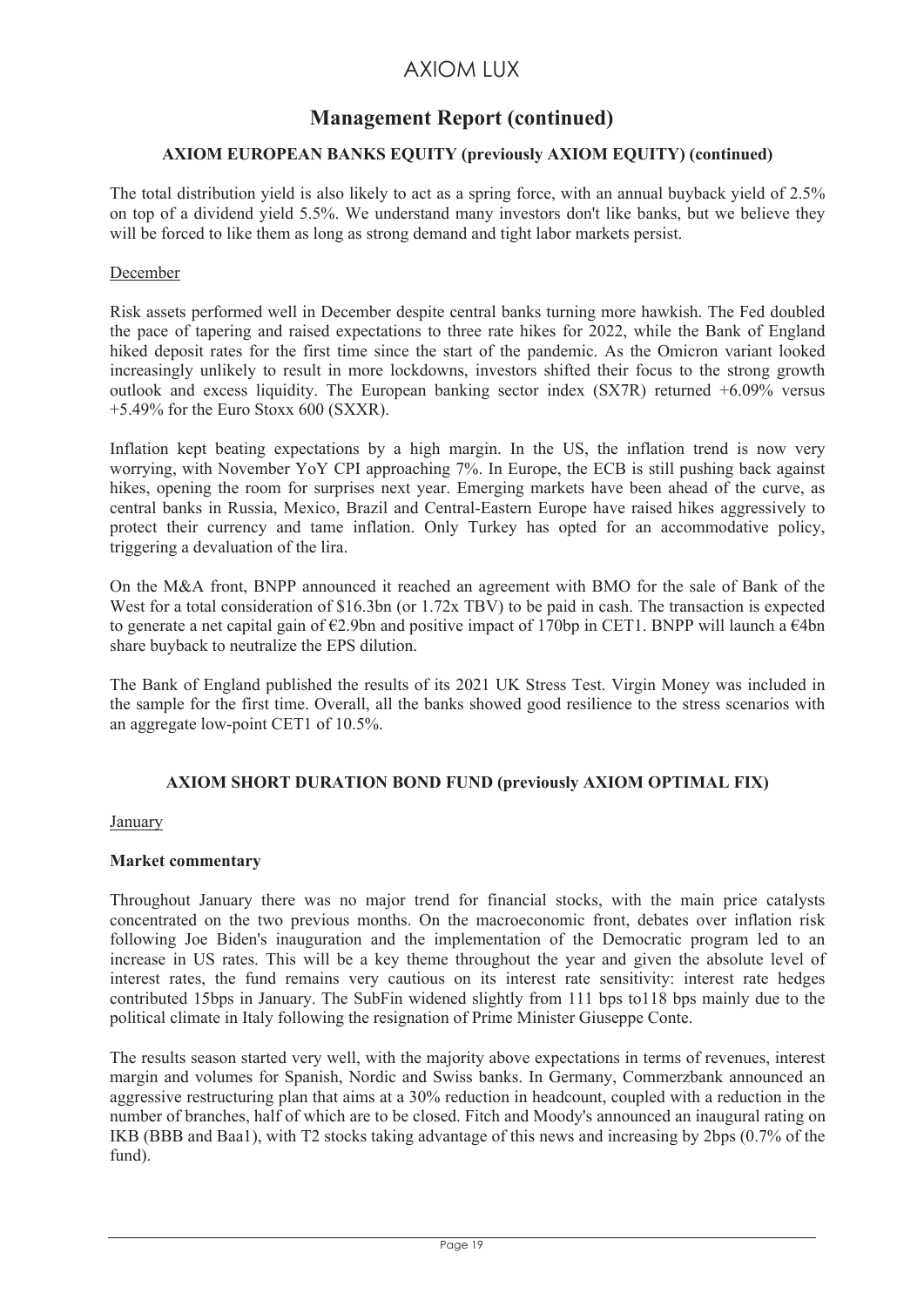# Management Report (continued)

### AXIOM EUROPEAN BANKS EQUITY (previously AXIOM EQUITY) (continued)

The total distribution yield is also likely to act as a spring force, with an annual buyback yield of 2.5% on top of a dividend yield 5.5%. We understand many investors don't like banks, but we believe they will be forced to like them as long as strong demand and tight labor markets persist.

December

Risk assets performed well in December despite central banks turning more hawkish. The Fed doubled the pace of tapering and raised expectations to three rate hikes for 2022, while the Bank of England hiked deposit rates for the first time since the start of the pandemic. As the Omicron variant looked increasingly unlikely to result in more lockdowns, investors shifted their focus to the strong growth outlook and excess liquidity. The European banking sector index (SX7R) returned +6.09% versus +5.49% for the Euro Stoxx 600 (SXXR).

Inflation kept beating expectations by a high margin. In the US, the inflation trend is now very worrying, with November YoY CPI approaching 7%. In Europe, the ECB is still pushing back against hikes, opening the room for surprises next year. Emerging markets have been ahead of the curve, as central banks in Russia, Mexico, Brazil and Central-Eastern Europe have raised hikes aggressively to protect their currency and tame inflation. Only Turkey has opted for an accommodative policy, triggering a devaluation of the lira.

On the M&A front, BNPP announced it reached an agreement with BMO for the sale of Bank of the West for a total consideration of $16.3bn (or 1.72x TBV) to be paid in cash. The transaction is expected to generate a net capital gain of €2.9bn and positive impact of 170bp in CET1. BNPP will launch a €4bn share buyback to neutralize the EPS dilution.

The Bank of England published the results of its 2021 UK Stress Test. Virgin Money was included in the sample for the first time. Overall, all the banks showed good resilience to the stress scenarios with an aggregate low-point CET1 of 10.5%.

### AXIOM SHORT DURATION BOND FUND (previously AXIOM OPTIMAL FIX)

January

**Market commentary**

Throughout January there was no major trend for financial stocks, with the main price catalysts concentrated on the two previous months. On the macroeconomic front, debates over inflation risk following Joe Biden's inauguration and the implementation of the Democratic program led to an increase in US rates. This will be a key theme throughout the year and given the absolute level of interest rates, the fund remains very cautious on its interest rate sensitivity: interest rate hedges contributed 15bps in January. The SubFin widened slightly from 111 bps to118 bps mainly due to the political climate in Italy following the resignation of Prime Minister Giuseppe Conte.

The results season started very well, with the majority above expectations in terms of revenues, interest margin and volumes for Spanish, Nordic and Swiss banks. In Germany, Commerzbank announced an aggressive restructuring plan that aims at a 30% reduction in headcount, coupled with a reduction in the number of branches, half of which are to be closed. Fitch and Moody's announced an inaugural rating on IKB (BBB and Baa1), with T2 stocks taking advantage of this news and increasing by 2bps (0.7% of the fund).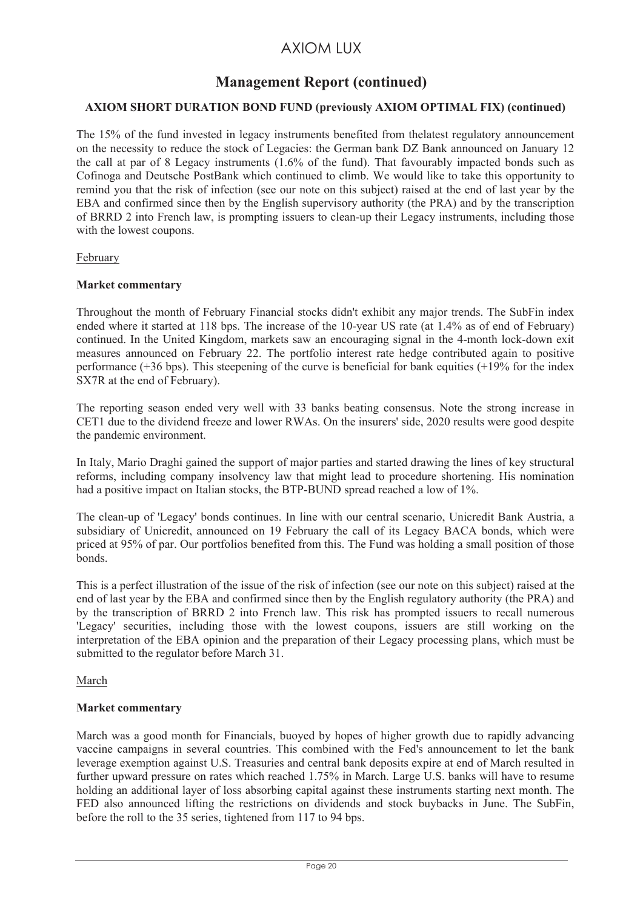# Management Report (continued)

## AXIOM SHORT DURATION BOND FUND (previously AXIOM OPTIMAL FIX) (continued)

The 15% of the fund invested in legacy instruments benefited from thelatest regulatory announcement on the necessity to reduce the stock of Legacies: the German bank DZ Bank announced on January 12 the call at par of 8 Legacy instruments (1.6% of the fund). That favourably impacted bonds such as Cofinoga and Deutsche PostBank which continued to climb. We would like to take this opportunity to remind you that the risk of infection (see our note on this subject) raised at the end of last year by the EBA and confirmed since then by the English supervisory authority (the PRA) and by the transcription of BRRD 2 into French law, is prompting issuers to clean-up their Legacy instruments, including those with the lowest coupons.

February

**Market commentary**

Throughout the month of February Financial stocks didn't exhibit any major trends. The SubFin index ended where it started at 118 bps. The increase of the 10-year US rate (at 1.4% as of end of February) continued. In the United Kingdom, markets saw an encouraging signal in the 4-month lock-down exit measures announced on February 22. The portfolio interest rate hedge contributed again to positive performance (+36 bps). This steepening of the curve is beneficial for bank equities (+19% for the index SX7R at the end of February).

The reporting season ended very well with 33 banks beating consensus. Note the strong increase in CET1 due to the dividend freeze and lower RWAs. On the insurers' side, 2020 results were good despite the pandemic environment.

In Italy, Mario Draghi gained the support of major parties and started drawing the lines of key structural reforms, including company insolvency law that might lead to procedure shortening. His nomination had a positive impact on Italian stocks, the BTP-BUND spread reached a low of 1%.

The clean-up of 'Legacy' bonds continues. In line with our central scenario, Unicredit Bank Austria, a subsidiary of Unicredit, announced on 19 February the call of its Legacy BACA bonds, which were priced at 95% of par. Our portfolios benefited from this. The Fund was holding a small position of those bonds.

This is a perfect illustration of the issue of the risk of infection (see our note on this subject) raised at the end of last year by the EBA and confirmed since then by the English regulatory authority (the PRA) and by the transcription of BRRD 2 into French law. This risk has prompted issuers to recall numerous 'Legacy' securities, including those with the lowest coupons, issuers are still working on the interpretation of the EBA opinion and the preparation of their Legacy processing plans, which must be submitted to the regulator before March 31.

March

**Market commentary**

March was a good month for Financials, buoyed by hopes of higher growth due to rapidly advancing vaccine campaigns in several countries. This combined with the Fed's announcement to let the bank leverage exemption against U.S. Treasuries and central bank deposits expire at end of March resulted in further upward pressure on rates which reached 1.75% in March. Large U.S. banks will have to resume holding an additional layer of loss absorbing capital against these instruments starting next month. The FED also announced lifting the restrictions on dividends and stock buybacks in June. The SubFin, before the roll to the 35 series, tightened from 117 to 94 bps.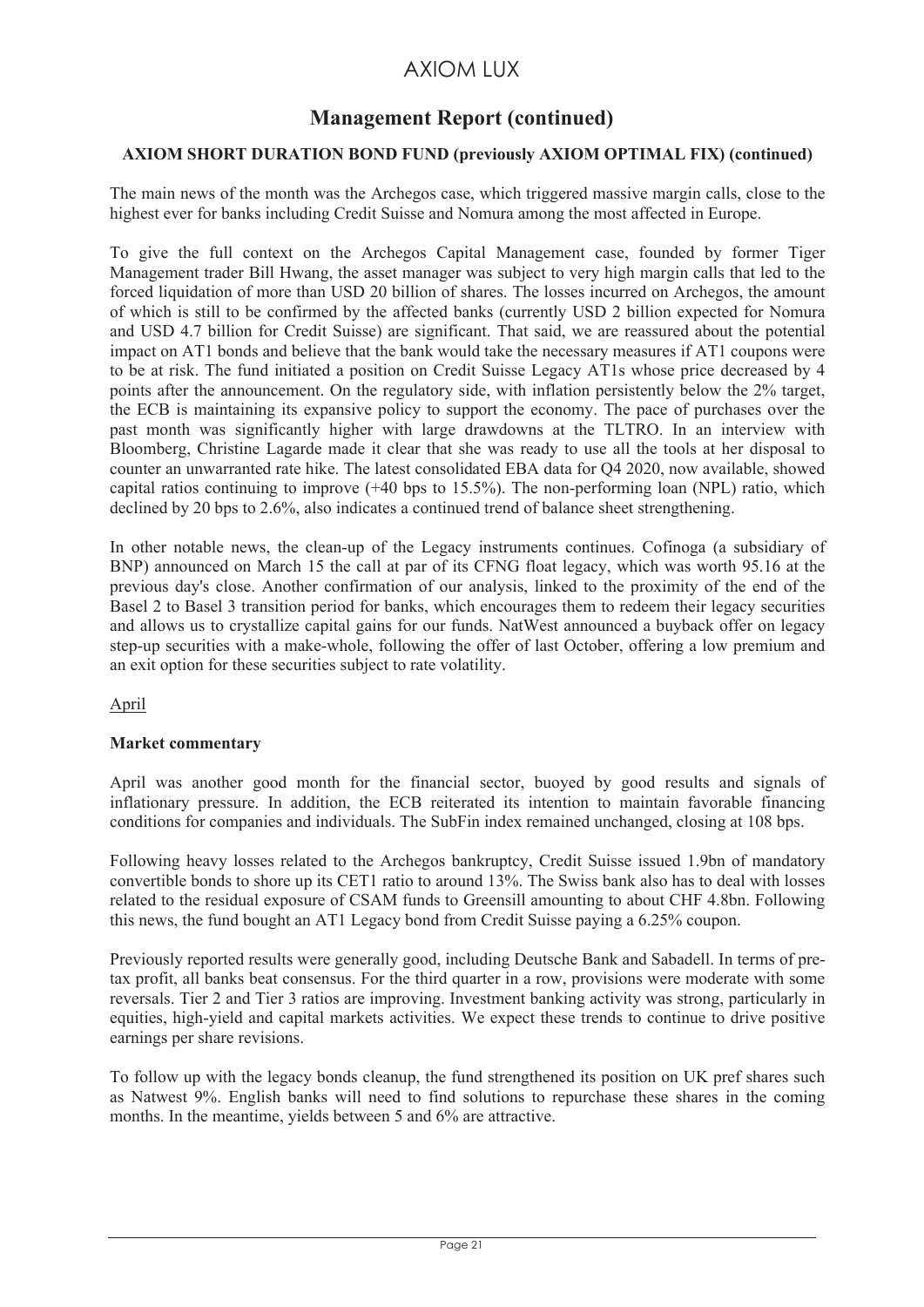# AXIOM LUX

## Management Report (continued)

### AXIOM SHORT DURATION BOND FUND (previously AXIOM OPTIMAL FIX) (continued)

The main news of the month was the Archegos case, which triggered massive margin calls, close to the highest ever for banks including Credit Suisse and Nomura among the most affected in Europe.

To give the full context on the Archegos Capital Management case, founded by former Tiger Management trader Bill Hwang, the asset manager was subject to very high margin calls that led to the forced liquidation of more than USD 20 billion of shares. The losses incurred on Archegos, the amount of which is still to be confirmed by the affected banks (currently USD 2 billion expected for Nomura and USD 4.7 billion for Credit Suisse) are significant. That said, we are reassured about the potential impact on AT1 bonds and believe that the bank would take the necessary measures if AT1 coupons were to be at risk. The fund initiated a position on Credit Suisse Legacy AT1s whose price decreased by 4 points after the announcement. On the regulatory side, with inflation persistently below the 2% target, the ECB is maintaining its expansive policy to support the economy. The pace of purchases over the past month was significantly higher with large drawdowns at the TLTRO. In an interview with Bloomberg, Christine Lagarde made it clear that she was ready to use all the tools at her disposal to counter an unwarranted rate hike. The latest consolidated EBA data for Q4 2020, now available, showed capital ratios continuing to improve (+40 bps to 15.5%). The non-performing loan (NPL) ratio, which declined by 20 bps to 2.6%, also indicates a continued trend of balance sheet strengthening.

In other notable news, the clean-up of the Legacy instruments continues. Cofinoga (a subsidiary of BNP) announced on March 15 the call at par of its CFNG float legacy, which was worth 95.16 at the previous day's close. Another confirmation of our analysis, linked to the proximity of the end of the Basel 2 to Basel 3 transition period for banks, which encourages them to redeem their legacy securities and allows us to crystallize capital gains for our funds. NatWest announced a buyback offer on legacy step-up securities with a make-whole, following the offer of last October, offering a low premium and an exit option for these securities subject to rate volatility.

April

**Market commentary**

April was another good month for the financial sector, buoyed by good results and signals of inflationary pressure. In addition, the ECB reiterated its intention to maintain favorable financing conditions for companies and individuals. The SubFin index remained unchanged, closing at 108 bps.

Following heavy losses related to the Archegos bankruptcy, Credit Suisse issued 1.9bn of mandatory convertible bonds to shore up its CET1 ratio to around 13%. The Swiss bank also has to deal with losses related to the residual exposure of CSAM funds to Greensill amounting to about CHF 4.8bn. Following this news, the fund bought an AT1 Legacy bond from Credit Suisse paying a 6.25% coupon.

Previously reported results were generally good, including Deutsche Bank and Sabadell. In terms of pre-tax profit, all banks beat consensus. For the third quarter in a row, provisions were moderate with some reversals. Tier 2 and Tier 3 ratios are improving. Investment banking activity was strong, particularly in equities, high-yield and capital markets activities. We expect these trends to continue to drive positive earnings per share revisions.

To follow up with the legacy bonds cleanup, the fund strengthened its position on UK pref shares such as Natwest 9%. English banks will need to find solutions to repurchase these shares in the coming months. In the meantime, yields between 5 and 6% are attractive.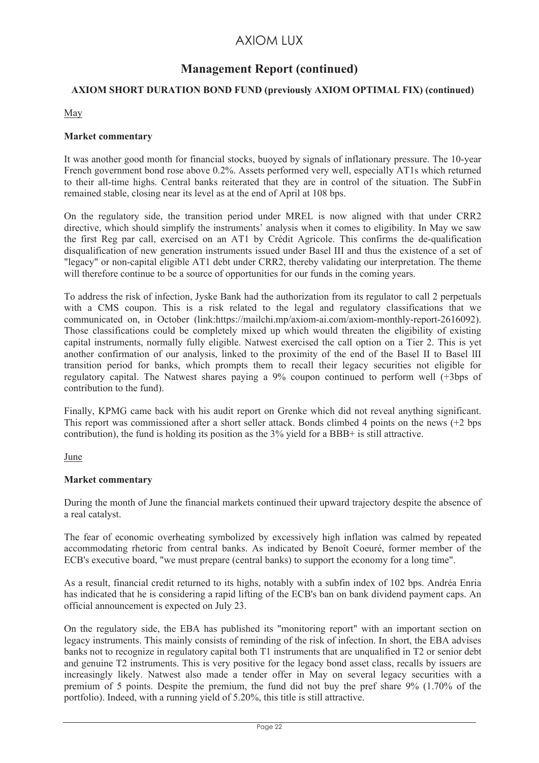# AXIOM LUX

## Management Report (continued)

### AXIOM SHORT DURATION BOND FUND (previously AXIOM OPTIMAL FIX) (continued)

May

**Market commentary**

It was another good month for financial stocks, buoyed by signals of inflationary pressure. The 10-year French government bond rose above 0.2%. Assets performed very well, especially AT1s which returned to their all-time highs. Central banks reiterated that they are in control of the situation. The SubFin remained stable, closing near its level as at the end of April at 108 bps.

On the regulatory side, the transition period under MREL is now aligned with that under CRR2 directive, which should simplify the instruments' analysis when it comes to eligibility. In May we saw the first Reg par call, exercised on an AT1 by Crédit Agricole. This confirms the de-qualification disqualification of new generation instruments issued under Basel III and thus the existence of a set of "legacy" or non-capital eligible AT1 debt under CRR2, thereby validating our interpretation. The theme will therefore continue to be a source of opportunities for our funds in the coming years.

To address the risk of infection, Jyske Bank had the authorization from its regulator to call 2 perpetuals with a CMS coupon. This is a risk related to the legal and regulatory classifications that we communicated on, in October (link:https://mailchi.mp/axiom-ai.com/axiom-monthly-report-2616092). Those classifications could be completely mixed up which would threaten the eligibility of existing capital instruments, normally fully eligible. Natwest exercised the call option on a Tier 2. This is yet another confirmation of our analysis, linked to the proximity of the end of the Basel II to Basel lII transition period for banks, which prompts them to recall their legacy securities not eligible for regulatory capital. The Natwest shares paying a 9% coupon continued to perform well (+3bps of contribution to the fund).

Finally, KPMG came back with his audit report on Grenke which did not reveal anything significant. This report was commissioned after a short seller attack. Bonds climbed 4 points on the news (+2 bps contribution), the fund is holding its position as the 3% yield for a BBB+ is still attractive.

June

**Market commentary**

During the month of June the financial markets continued their upward trajectory despite the absence of a real catalyst.

The fear of economic overheating symbolized by excessively high inflation was calmed by repeated accommodating rhetoric from central banks. As indicated by Benoît Coeuré, former member of the ECB's executive board, "we must prepare (central banks) to support the economy for a long time".

As a result, financial credit returned to its highs, notably with a subfin index of 102 bps. Andréa Enria has indicated that he is considering a rapid lifting of the ECB's ban on bank dividend payment caps. An official announcement is expected on July 23.

On the regulatory side, the EBA has published its "monitoring report" with an important section on legacy instruments. This mainly consists of reminding of the risk of infection. In short, the EBA advises banks not to recognize in regulatory capital both T1 instruments that are unqualified in T2 or senior debt and genuine T2 instruments. This is very positive for the legacy bond asset class, recalls by issuers are increasingly likely. Natwest also made a tender offer in May on several legacy securities with a premium of 5 points. Despite the premium, the fund did not buy the pref share 9% (1.70% of the portfolio). Indeed, with a running yield of 5.20%, this title is still attractive.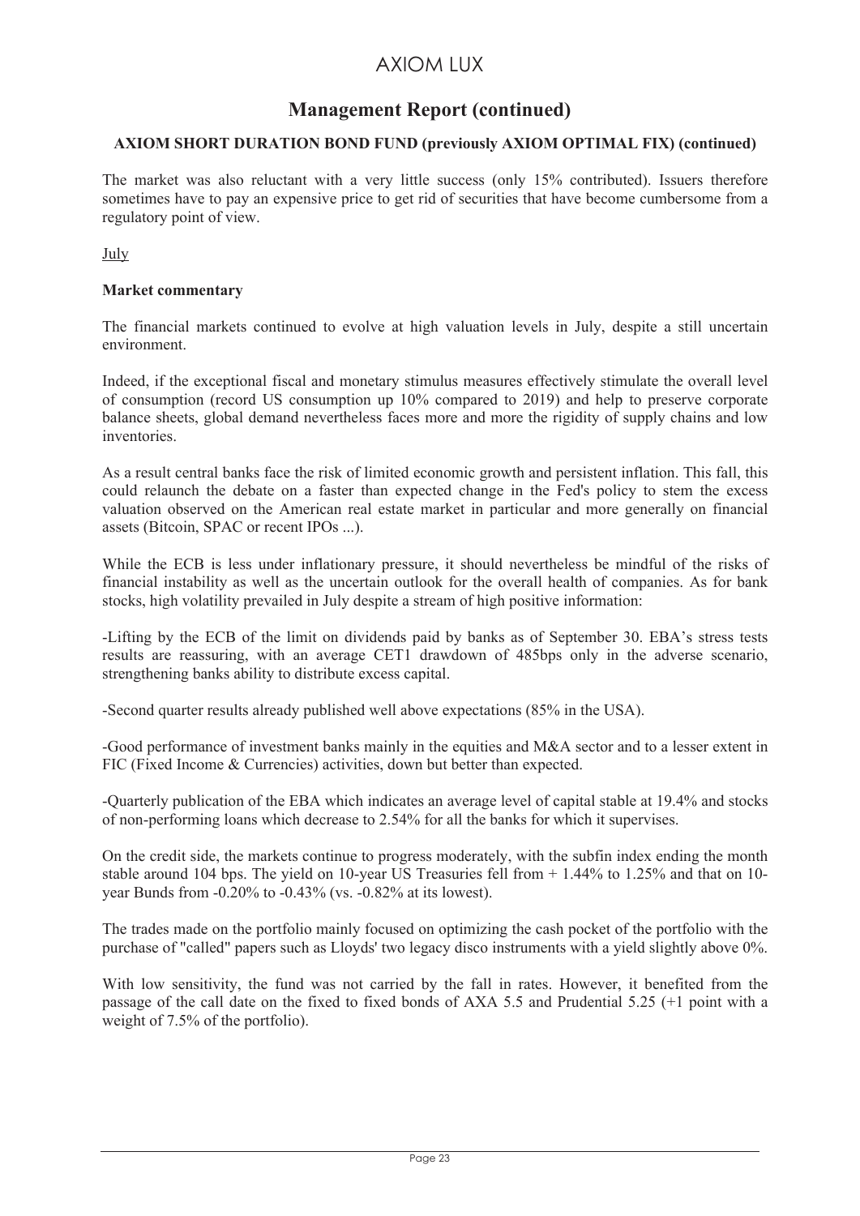# AXIOM LUX

## Management Report (continued)

### AXIOM SHORT DURATION BOND FUND (previously AXIOM OPTIMAL FIX) (continued)

The market was also reluctant with a very little success (only 15% contributed). Issuers therefore sometimes have to pay an expensive price to get rid of securities that have become cumbersome from a regulatory point of view.

July

**Market commentary**

The financial markets continued to evolve at high valuation levels in July, despite a still uncertain environment.

Indeed, if the exceptional fiscal and monetary stimulus measures effectively stimulate the overall level of consumption (record US consumption up 10% compared to 2019) and help to preserve corporate balance sheets, global demand nevertheless faces more and more the rigidity of supply chains and low inventories.

As a result central banks face the risk of limited economic growth and persistent inflation. This fall, this could relaunch the debate on a faster than expected change in the Fed's policy to stem the excess valuation observed on the American real estate market in particular and more generally on financial assets (Bitcoin, SPAC or recent IPOs ...).

While the ECB is less under inflationary pressure, it should nevertheless be mindful of the risks of financial instability as well as the uncertain outlook for the overall health of companies. As for bank stocks, high volatility prevailed in July despite a stream of high positive information:

-Lifting by the ECB of the limit on dividends paid by banks as of September 30. EBA's stress tests results are reassuring, with an average CET1 drawdown of 485bps only in the adverse scenario, strengthening banks ability to distribute excess capital.

-Second quarter results already published well above expectations (85% in the USA).

-Good performance of investment banks mainly in the equities and M&A sector and to a lesser extent in FIC (Fixed Income & Currencies) activities, down but better than expected.

-Quarterly publication of the EBA which indicates an average level of capital stable at 19.4% and stocks of non-performing loans which decrease to 2.54% for all the banks for which it supervises.

On the credit side, the markets continue to progress moderately, with the subfin index ending the month stable around 104 bps. The yield on 10-year US Treasuries fell from + 1.44% to 1.25% and that on 10-year Bunds from -0.20% to -0.43% (vs. -0.82% at its lowest).

The trades made on the portfolio mainly focused on optimizing the cash pocket of the portfolio with the purchase of "called" papers such as Lloyds' two legacy disco instruments with a yield slightly above 0%.

With low sensitivity, the fund was not carried by the fall in rates. However, it benefited from the passage of the call date on the fixed to fixed bonds of AXA 5.5 and Prudential 5.25 (+1 point with a weight of 7.5% of the portfolio).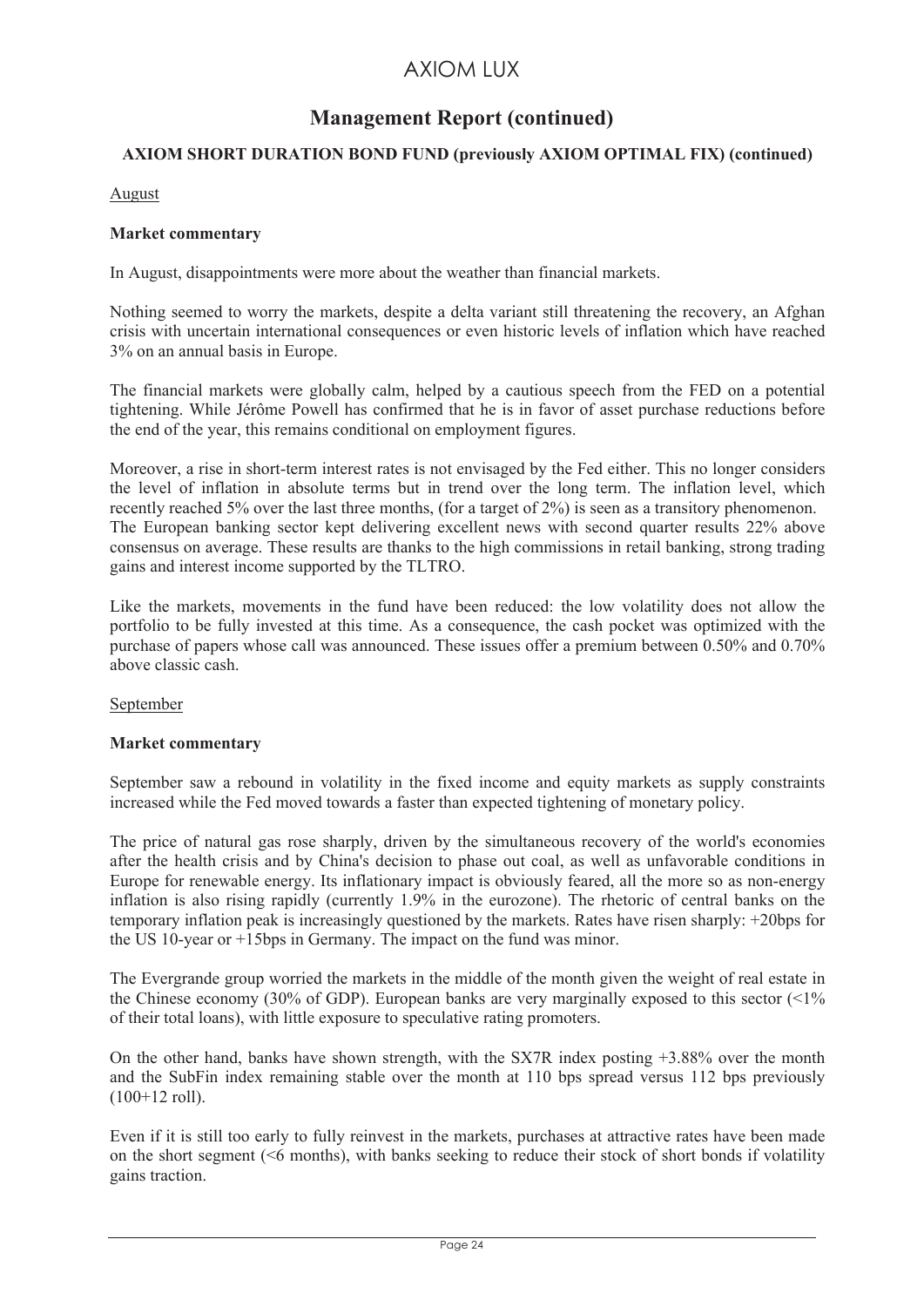# Management Report (continued)

### AXIOM SHORT DURATION BOND FUND (previously AXIOM OPTIMAL FIX) (continued)

August

**Market commentary**

In August, disappointments were more about the weather than financial markets.

Nothing seemed to worry the markets, despite a delta variant still threatening the recovery, an Afghan crisis with uncertain international consequences or even historic levels of inflation which have reached 3% on an annual basis in Europe.

The financial markets were globally calm, helped by a cautious speech from the FED on a potential tightening. While Jérôme Powell has confirmed that he is in favor of asset purchase reductions before the end of the year, this remains conditional on employment figures.

Moreover, a rise in short-term interest rates is not envisaged by the Fed either. This no longer considers the level of inflation in absolute terms but in trend over the long term. The inflation level, which recently reached 5% over the last three months, (for a target of 2%) is seen as a transitory phenomenon. The European banking sector kept delivering excellent news with second quarter results 22% above consensus on average. These results are thanks to the high commissions in retail banking, strong trading gains and interest income supported by the TLTRO.

Like the markets, movements in the fund have been reduced: the low volatility does not allow the portfolio to be fully invested at this time. As a consequence, the cash pocket was optimized with the purchase of papers whose call was announced. These issues offer a premium between 0.50% and 0.70% above classic cash.

September

**Market commentary**

September saw a rebound in volatility in the fixed income and equity markets as supply constraints increased while the Fed moved towards a faster than expected tightening of monetary policy.

The price of natural gas rose sharply, driven by the simultaneous recovery of the world's economies after the health crisis and by China's decision to phase out coal, as well as unfavorable conditions in Europe for renewable energy. Its inflationary impact is obviously feared, all the more so as non-energy inflation is also rising rapidly (currently 1.9% in the eurozone). The rhetoric of central banks on the temporary inflation peak is increasingly questioned by the markets. Rates have risen sharply: +20bps for the US 10-year or +15bps in Germany. The impact on the fund was minor.

The Evergrande group worried the markets in the middle of the month given the weight of real estate in the Chinese economy (30% of GDP). European banks are very marginally exposed to this sector (<1% of their total loans), with little exposure to speculative rating promoters.

On the other hand, banks have shown strength, with the SX7R index posting +3.88% over the month and the SubFin index remaining stable over the month at 110 bps spread versus 112 bps previously (100+12 roll).

Even if it is still too early to fully reinvest in the markets, purchases at attractive rates have been made on the short segment (<6 months), with banks seeking to reduce their stock of short bonds if volatility gains traction.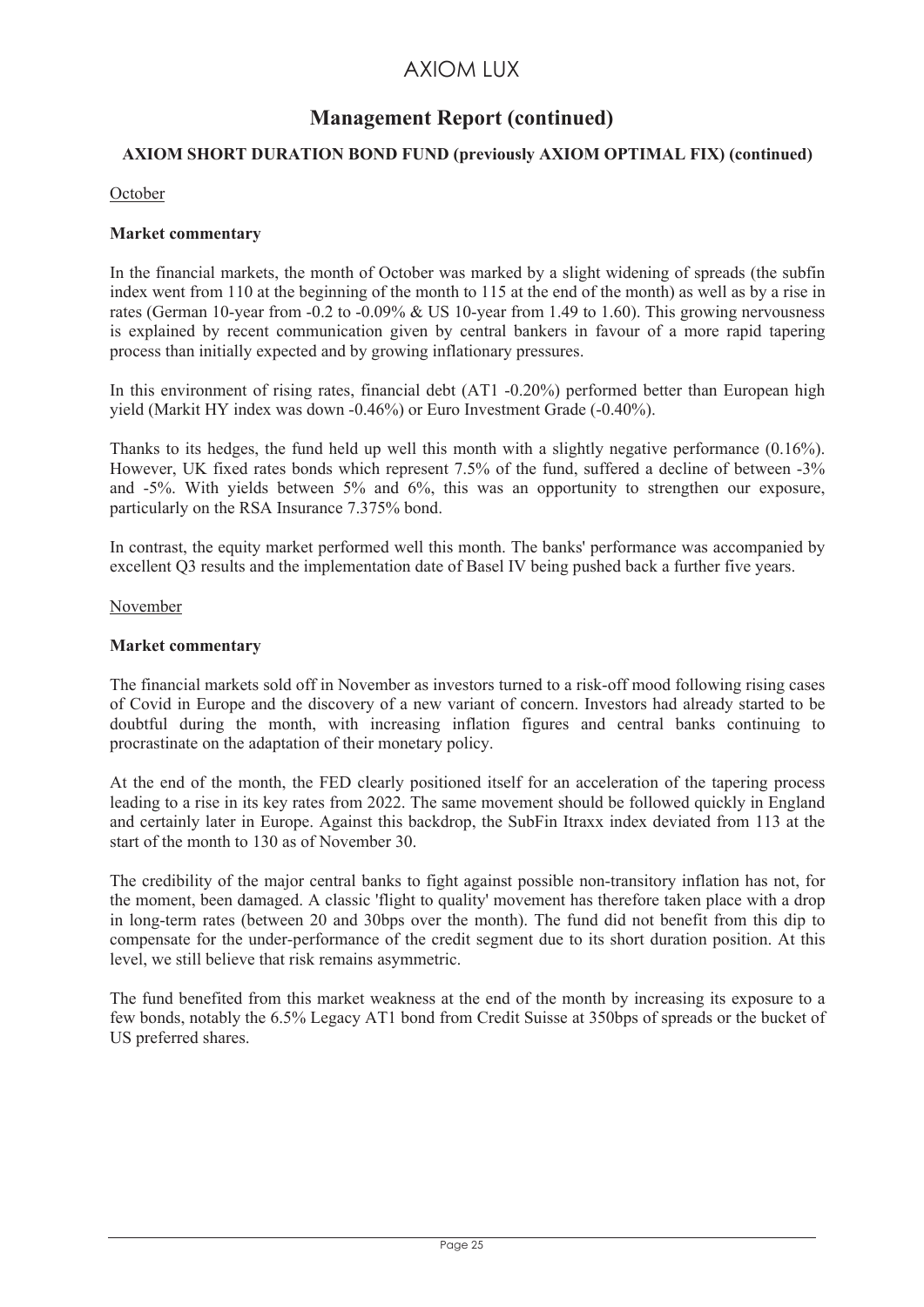# AXIOM LUX

## Management Report (continued)

### AXIOM SHORT DURATION BOND FUND (previously AXIOM OPTIMAL FIX) (continued)

October

**Market commentary**

In the financial markets, the month of October was marked by a slight widening of spreads (the subfin index went from 110 at the beginning of the month to 115 at the end of the month) as well as by a rise in rates (German 10-year from -0.2 to -0.09% & US 10-year from 1.49 to 1.60). This growing nervousness is explained by recent communication given by central bankers in favour of a more rapid tapering process than initially expected and by growing inflationary pressures.

In this environment of rising rates, financial debt (AT1 -0.20%) performed better than European high yield (Markit HY index was down -0.46%) or Euro Investment Grade (-0.40%).

Thanks to its hedges, the fund held up well this month with a slightly negative performance (0.16%). However, UK fixed rates bonds which represent 7.5% of the fund, suffered a decline of between -3% and -5%. With yields between 5% and 6%, this was an opportunity to strengthen our exposure, particularly on the RSA Insurance 7.375% bond.

In contrast, the equity market performed well this month. The banks' performance was accompanied by excellent Q3 results and the implementation date of Basel IV being pushed back a further five years.

November

**Market commentary**

The financial markets sold off in November as investors turned to a risk-off mood following rising cases of Covid in Europe and the discovery of a new variant of concern. Investors had already started to be doubtful during the month, with increasing inflation figures and central banks continuing to procrastinate on the adaptation of their monetary policy.

At the end of the month, the FED clearly positioned itself for an acceleration of the tapering process leading to a rise in its key rates from 2022. The same movement should be followed quickly in England and certainly later in Europe. Against this backdrop, the SubFin Itraxx index deviated from 113 at the start of the month to 130 as of November 30.

The credibility of the major central banks to fight against possible non-transitory inflation has not, for the moment, been damaged. A classic 'flight to quality' movement has therefore taken place with a drop in long-term rates (between 20 and 30bps over the month). The fund did not benefit from this dip to compensate for the under-performance of the credit segment due to its short duration position. At this level, we still believe that risk remains asymmetric.

The fund benefited from this market weakness at the end of the month by increasing its exposure to a few bonds, notably the 6.5% Legacy AT1 bond from Credit Suisse at 350bps of spreads or the bucket of US preferred shares.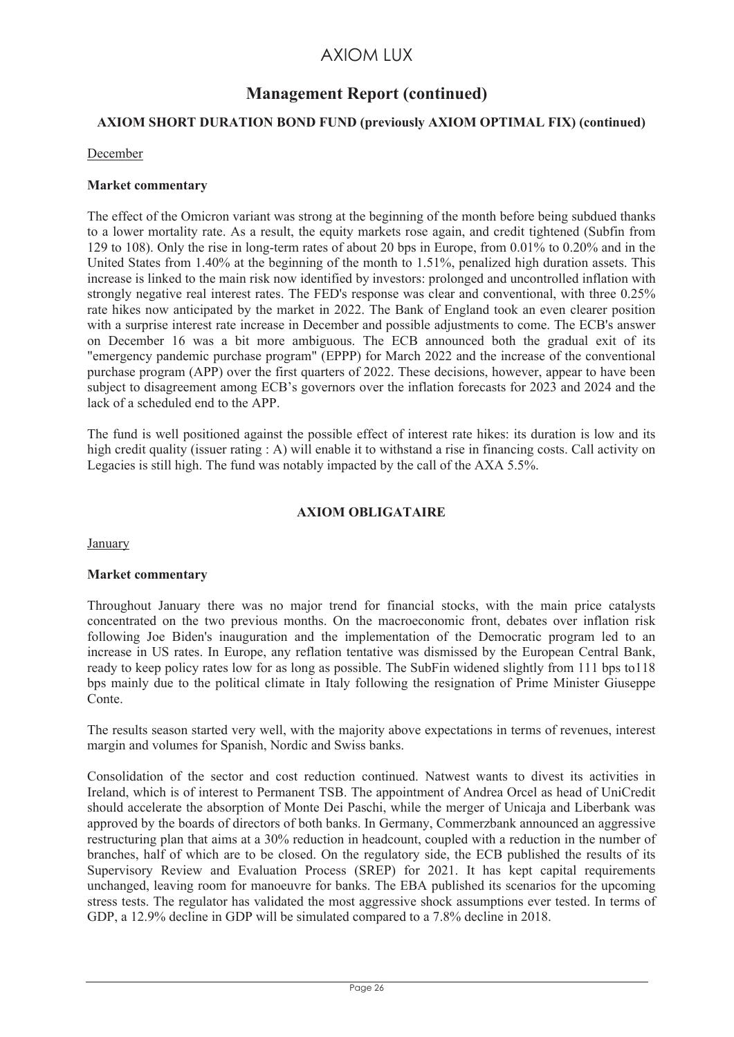# Management Report (continued)

### AXIOM SHORT DURATION BOND FUND (previously AXIOM OPTIMAL FIX) (continued)

December

**Market commentary**

The effect of the Omicron variant was strong at the beginning of the month before being subdued thanks to a lower mortality rate. As a result, the equity markets rose again, and credit tightened (Subfin from 129 to 108). Only the rise in long-term rates of about 20 bps in Europe, from 0.01% to 0.20% and in the United States from 1.40% at the beginning of the month to 1.51%, penalized high duration assets. This increase is linked to the main risk now identified by investors: prolonged and uncontrolled inflation with strongly negative real interest rates. The FED's response was clear and conventional, with three 0.25% rate hikes now anticipated by the market in 2022. The Bank of England took an even clearer position with a surprise interest rate increase in December and possible adjustments to come. The ECB's answer on December 16 was a bit more ambiguous. The ECB announced both the gradual exit of its "emergency pandemic purchase program" (EPPP) for March 2022 and the increase of the conventional purchase program (APP) over the first quarters of 2022. These decisions, however, appear to have been subject to disagreement among ECB's governors over the inflation forecasts for 2023 and 2024 and the lack of a scheduled end to the APP.

The fund is well positioned against the possible effect of interest rate hikes: its duration is low and its high credit quality (issuer rating : A) will enable it to withstand a rise in financing costs. Call activity on Legacies is still high. The fund was notably impacted by the call of the AXA 5.5%.

### AXIOM OBLIGATAIRE

January

**Market commentary**

Throughout January there was no major trend for financial stocks, with the main price catalysts concentrated on the two previous months. On the macroeconomic front, debates over inflation risk following Joe Biden's inauguration and the implementation of the Democratic program led to an increase in US rates. In Europe, any reflation tentative was dismissed by the European Central Bank, ready to keep policy rates low for as long as possible. The SubFin widened slightly from 111 bps to118 bps mainly due to the political climate in Italy following the resignation of Prime Minister Giuseppe Conte.

The results season started very well, with the majority above expectations in terms of revenues, interest margin and volumes for Spanish, Nordic and Swiss banks.

Consolidation of the sector and cost reduction continued. Natwest wants to divest its activities in Ireland, which is of interest to Permanent TSB. The appointment of Andrea Orcel as head of UniCredit should accelerate the absorption of Monte Dei Paschi, while the merger of Unicaja and Liberbank was approved by the boards of directors of both banks. In Germany, Commerzbank announced an aggressive restructuring plan that aims at a 30% reduction in headcount, coupled with a reduction in the number of branches, half of which are to be closed. On the regulatory side, the ECB published the results of its Supervisory Review and Evaluation Process (SREP) for 2021. It has kept capital requirements unchanged, leaving room for manoeuvre for banks. The EBA published its scenarios for the upcoming stress tests. The regulator has validated the most aggressive shock assumptions ever tested. In terms of GDP, a 12.9% decline in GDP will be simulated compared to a 7.8% decline in 2018.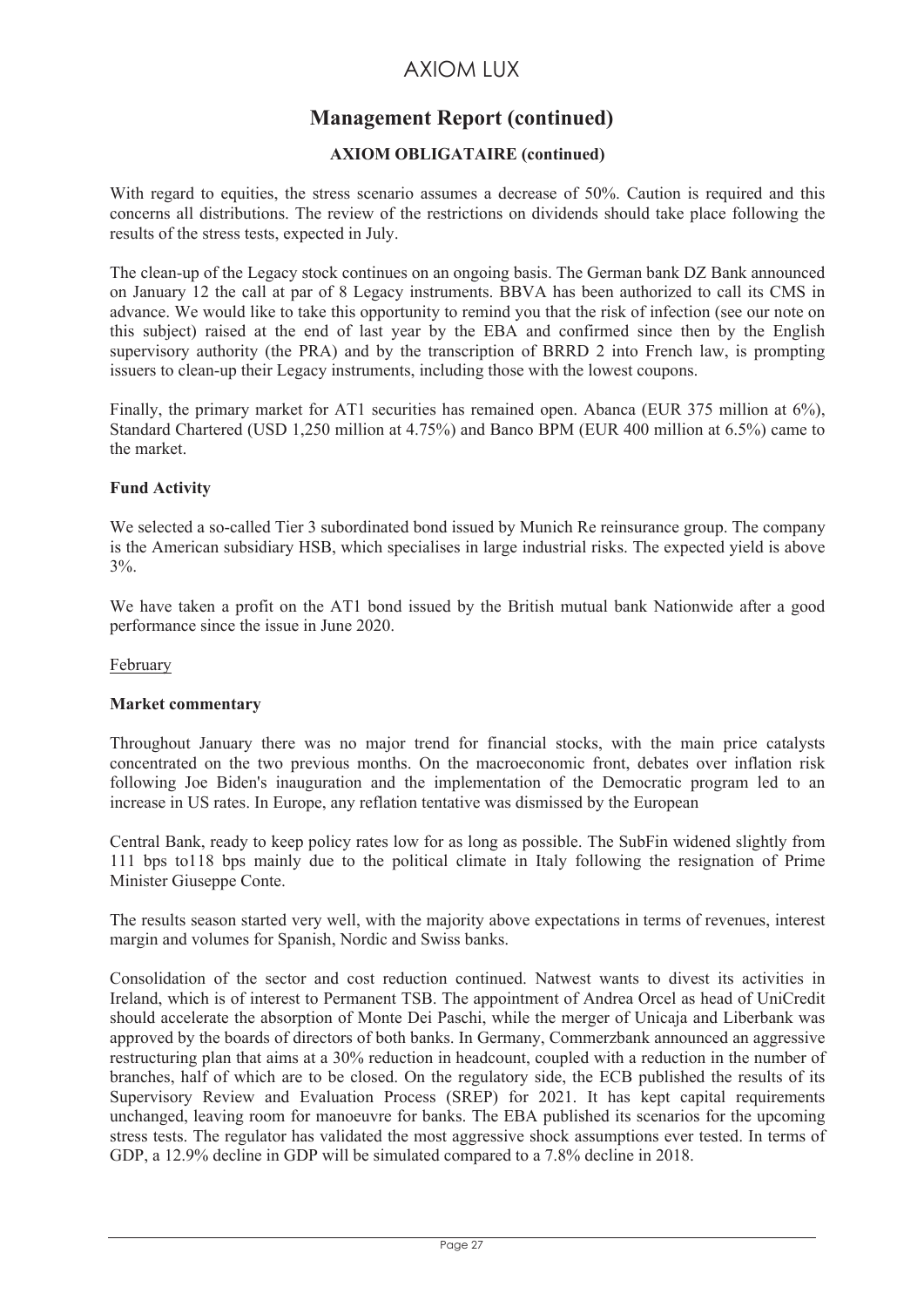## Management Report (continued)

### AXIOM OBLIGATAIRE (continued)

With regard to equities, the stress scenario assumes a decrease of 50%. Caution is required and this concerns all distributions. The review of the restrictions on dividends should take place following the results of the stress tests, expected in July.

The clean-up of the Legacy stock continues on an ongoing basis. The German bank DZ Bank announced on January 12 the call at par of 8 Legacy instruments. BBVA has been authorized to call its CMS in advance. We would like to take this opportunity to remind you that the risk of infection (see our note on this subject) raised at the end of last year by the EBA and confirmed since then by the English supervisory authority (the PRA) and by the transcription of BRRD 2 into French law, is prompting issuers to clean-up their Legacy instruments, including those with the lowest coupons.

Finally, the primary market for AT1 securities has remained open. Abanca (EUR 375 million at 6%), Standard Chartered (USD 1,250 million at 4.75%) and Banco BPM (EUR 400 million at 6.5%) came to the market.

**Fund Activity**

We selected a so-called Tier 3 subordinated bond issued by Munich Re reinsurance group. The company is the American subsidiary HSB, which specialises in large industrial risks. The expected yield is above 3%.

We have taken a profit on the AT1 bond issued by the British mutual bank Nationwide after a good performance since the issue in June 2020.

February

**Market commentary**

Throughout January there was no major trend for financial stocks, with the main price catalysts concentrated on the two previous months. On the macroeconomic front, debates over inflation risk following Joe Biden's inauguration and the implementation of the Democratic program led to an increase in US rates. In Europe, any reflation tentative was dismissed by the European Central Bank, ready to keep policy rates low for as long as possible. The SubFin widened slightly from 111 bps to118 bps mainly due to the political climate in Italy following the resignation of Prime Minister Giuseppe Conte.

The results season started very well, with the majority above expectations in terms of revenues, interest margin and volumes for Spanish, Nordic and Swiss banks.

Consolidation of the sector and cost reduction continued. Natwest wants to divest its activities in Ireland, which is of interest to Permanent TSB. The appointment of Andrea Orcel as head of UniCredit should accelerate the absorption of Monte Dei Paschi, while the merger of Unicaja and Liberbank was approved by the boards of directors of both banks. In Germany, Commerzbank announced an aggressive restructuring plan that aims at a 30% reduction in headcount, coupled with a reduction in the number of branches, half of which are to be closed. On the regulatory side, the ECB published the results of its Supervisory Review and Evaluation Process (SREP) for 2021. It has kept capital requirements unchanged, leaving room for manoeuvre for banks. The EBA published its scenarios for the upcoming stress tests. The regulator has validated the most aggressive shock assumptions ever tested. In terms of GDP, a 12.9% decline in GDP will be simulated compared to a 7.8% decline in 2018.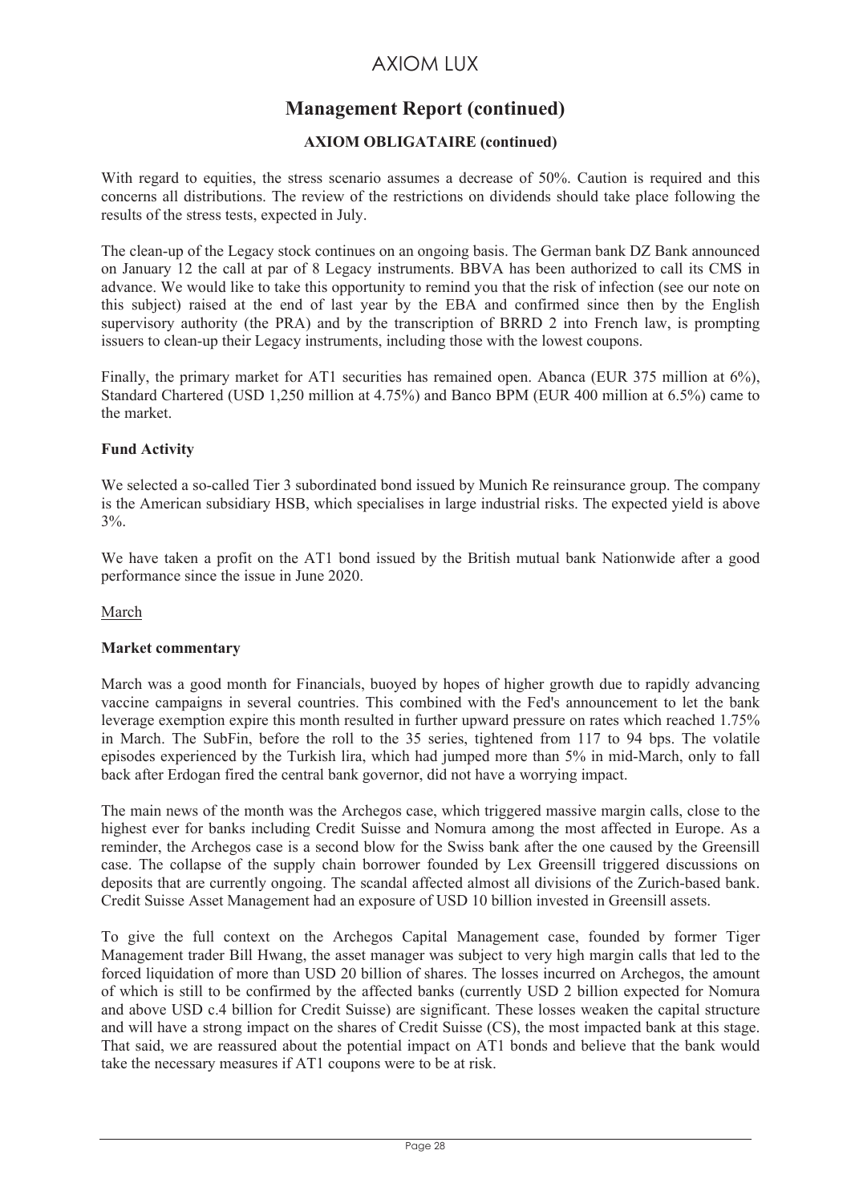## Management Report (continued)

### AXIOM OBLIGATAIRE (continued)

With regard to equities, the stress scenario assumes a decrease of 50%. Caution is required and this concerns all distributions. The review of the restrictions on dividends should take place following the results of the stress tests, expected in July.

The clean-up of the Legacy stock continues on an ongoing basis. The German bank DZ Bank announced on January 12 the call at par of 8 Legacy instruments. BBVA has been authorized to call its CMS in advance. We would like to take this opportunity to remind you that the risk of infection (see our note on this subject) raised at the end of last year by the EBA and confirmed since then by the English supervisory authority (the PRA) and by the transcription of BRRD 2 into French law, is prompting issuers to clean-up their Legacy instruments, including those with the lowest coupons.

Finally, the primary market for AT1 securities has remained open. Abanca (EUR 375 million at 6%), Standard Chartered (USD 1,250 million at 4.75%) and Banco BPM (EUR 400 million at 6.5%) came to the market.

**Fund Activity**

We selected a so-called Tier 3 subordinated bond issued by Munich Re reinsurance group. The company is the American subsidiary HSB, which specialises in large industrial risks. The expected yield is above 3%.

We have taken a profit on the AT1 bond issued by the British mutual bank Nationwide after a good performance since the issue in June 2020.

March

**Market commentary**

March was a good month for Financials, buoyed by hopes of higher growth due to rapidly advancing vaccine campaigns in several countries. This combined with the Fed's announcement to let the bank leverage exemption expire this month resulted in further upward pressure on rates which reached 1.75% in March. The SubFin, before the roll to the 35 series, tightened from 117 to 94 bps. The volatile episodes experienced by the Turkish lira, which had jumped more than 5% in mid-March, only to fall back after Erdogan fired the central bank governor, did not have a worrying impact.

The main news of the month was the Archegos case, which triggered massive margin calls, close to the highest ever for banks including Credit Suisse and Nomura among the most affected in Europe. As a reminder, the Archegos case is a second blow for the Swiss bank after the one caused by the Greensill case. The collapse of the supply chain borrower founded by Lex Greensill triggered discussions on deposits that are currently ongoing. The scandal affected almost all divisions of the Zurich-based bank. Credit Suisse Asset Management had an exposure of USD 10 billion invested in Greensill assets.

To give the full context on the Archegos Capital Management case, founded by former Tiger Management trader Bill Hwang, the asset manager was subject to very high margin calls that led to the forced liquidation of more than USD 20 billion of shares. The losses incurred on Archegos, the amount of which is still to be confirmed by the affected banks (currently USD 2 billion expected for Nomura and above USD c.4 billion for Credit Suisse) are significant. These losses weaken the capital structure and will have a strong impact on the shares of Credit Suisse (CS), the most impacted bank at this stage. That said, we are reassured about the potential impact on AT1 bonds and believe that the bank would take the necessary measures if AT1 coupons were to be at risk.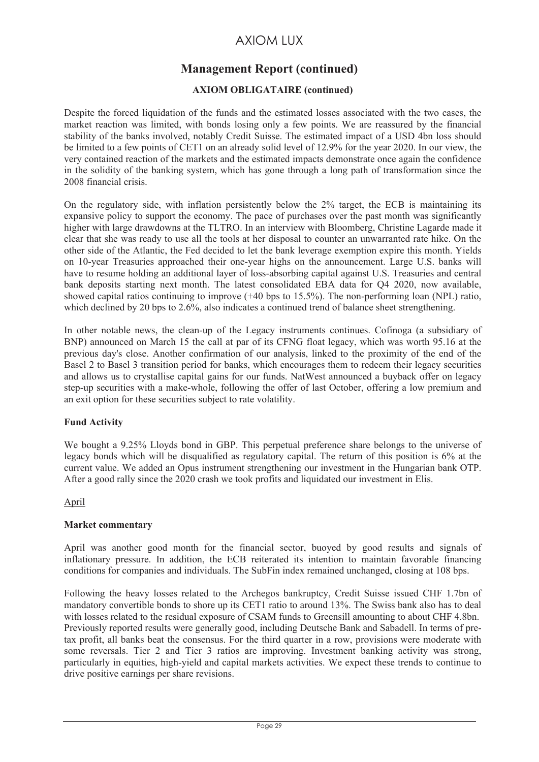# Management Report (continued)

### AXIOM OBLIGATAIRE (continued)

Despite the forced liquidation of the funds and the estimated losses associated with the two cases, the market reaction was limited, with bonds losing only a few points. We are reassured by the financial stability of the banks involved, notably Credit Suisse. The estimated impact of a USD 4bn loss should be limited to a few points of CET1 on an already solid level of 12.9% for the year 2020. In our view, the very contained reaction of the markets and the estimated impacts demonstrate once again the confidence in the solidity of the banking system, which has gone through a long path of transformation since the 2008 financial crisis.

On the regulatory side, with inflation persistently below the 2% target, the ECB is maintaining its expansive policy to support the economy. The pace of purchases over the past month was significantly higher with large drawdowns at the TLTRO. In an interview with Bloomberg, Christine Lagarde made it clear that she was ready to use all the tools at her disposal to counter an unwarranted rate hike. On the other side of the Atlantic, the Fed decided to let the bank leverage exemption expire this month. Yields on 10-year Treasuries approached their one-year highs on the announcement. Large U.S. banks will have to resume holding an additional layer of loss-absorbing capital against U.S. Treasuries and central bank deposits starting next month. The latest consolidated EBA data for Q4 2020, now available, showed capital ratios continuing to improve (+40 bps to 15.5%). The non-performing loan (NPL) ratio, which declined by 20 bps to 2.6%, also indicates a continued trend of balance sheet strengthening.

In other notable news, the clean-up of the Legacy instruments continues. Cofinoga (a subsidiary of BNP) announced on March 15 the call at par of its CFNG float legacy, which was worth 95.16 at the previous day's close. Another confirmation of our analysis, linked to the proximity of the end of the Basel 2 to Basel 3 transition period for banks, which encourages them to redeem their legacy securities and allows us to crystallise capital gains for our funds. NatWest announced a buyback offer on legacy step-up securities with a make-whole, following the offer of last October, offering a low premium and an exit option for these securities subject to rate volatility.

**Fund Activity**

We bought a 9.25% Lloyds bond in GBP. This perpetual preference share belongs to the universe of legacy bonds which will be disqualified as regulatory capital. The return of this position is 6% at the current value. We added an Opus instrument strengthening our investment in the Hungarian bank OTP. After a good rally since the 2020 crash we took profits and liquidated our investment in Elis.

April

**Market commentary**

April was another good month for the financial sector, buoyed by good results and signals of inflationary pressure. In addition, the ECB reiterated its intention to maintain favorable financing conditions for companies and individuals. The SubFin index remained unchanged, closing at 108 bps.

Following the heavy losses related to the Archegos bankruptcy, Credit Suisse issued CHF 1.7bn of mandatory convertible bonds to shore up its CET1 ratio to around 13%. The Swiss bank also has to deal with losses related to the residual exposure of CSAM funds to Greensill amounting to about CHF 4.8bn. Previously reported results were generally good, including Deutsche Bank and Sabadell. In terms of pre-tax profit, all banks beat the consensus. For the third quarter in a row, provisions were moderate with some reversals. Tier 2 and Tier 3 ratios are improving. Investment banking activity was strong, particularly in equities, high-yield and capital markets activities. We expect these trends to continue to drive positive earnings per share revisions.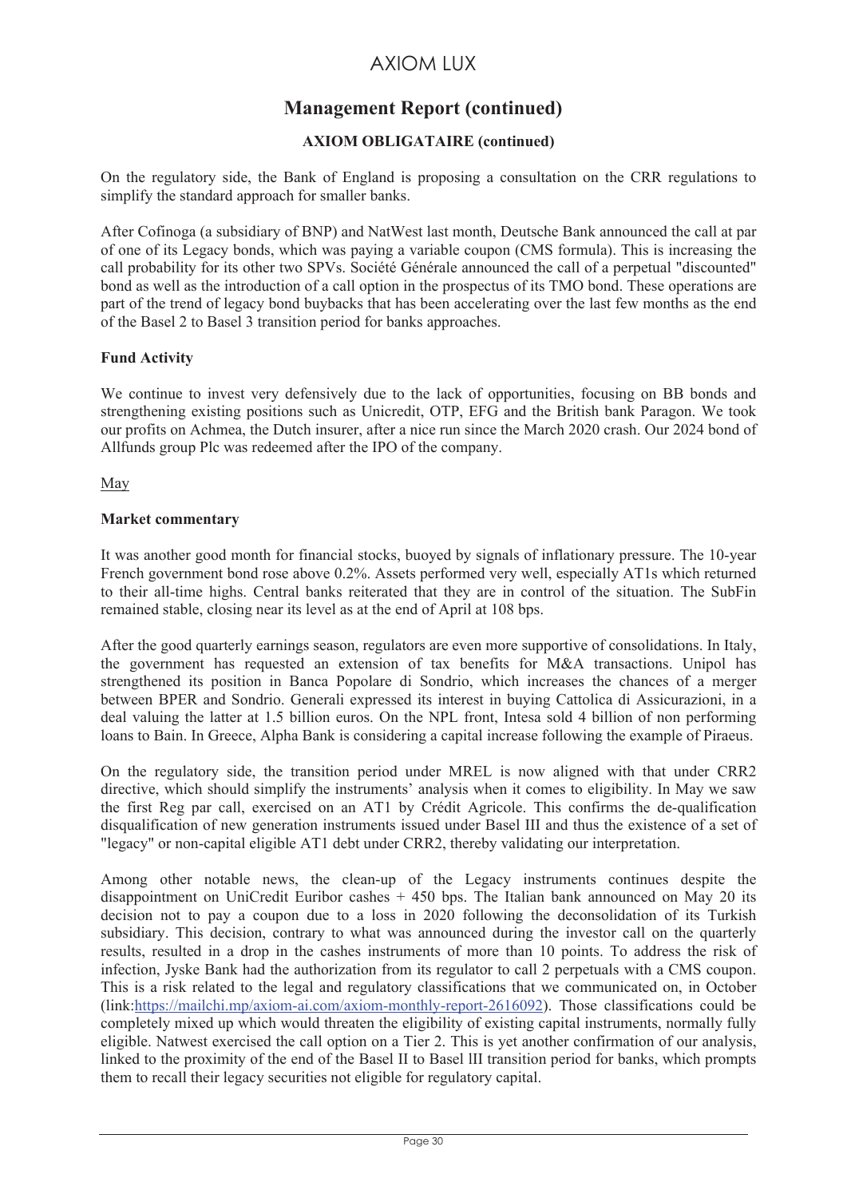## Management Report (continued)

### AXIOM OBLIGATAIRE (continued)

On the regulatory side, the Bank of England is proposing a consultation on the CRR regulations to simplify the standard approach for smaller banks.

After Cofinoga (a subsidiary of BNP) and NatWest last month, Deutsche Bank announced the call at par of one of its Legacy bonds, which was paying a variable coupon (CMS formula). This is increasing the call probability for its other two SPVs. Société Générale announced the call of a perpetual "discounted" bond as well as the introduction of a call option in the prospectus of its TMO bond. These operations are part of the trend of legacy bond buybacks that has been accelerating over the last few months as the end of the Basel 2 to Basel 3 transition period for banks approaches.

**Fund Activity**

We continue to invest very defensively due to the lack of opportunities, focusing on BB bonds and strengthening existing positions such as Unicredit, OTP, EFG and the British bank Paragon. We took our profits on Achmea, the Dutch insurer, after a nice run since the March 2020 crash. Our 2024 bond of Allfunds group Plc was redeemed after the IPO of the company.

<u>May</u>

**Market commentary**

It was another good month for financial stocks, buoyed by signals of inflationary pressure. The 10-year French government bond rose above 0.2%. Assets performed very well, especially AT1s which returned to their all-time highs. Central banks reiterated that they are in control of the situation. The SubFin remained stable, closing near its level as at the end of April at 108 bps.

After the good quarterly earnings season, regulators are even more supportive of consolidations. In Italy, the government has requested an extension of tax benefits for M&A transactions. Unipol has strengthened its position in Banca Popolare di Sondrio, which increases the chances of a merger between BPER and Sondrio. Generali expressed its interest in buying Cattolica di Assicurazioni, in a deal valuing the latter at 1.5 billion euros. On the NPL front, Intesa sold 4 billion of non performing loans to Bain. In Greece, Alpha Bank is considering a capital increase following the example of Piraeus.

On the regulatory side, the transition period under MREL is now aligned with that under CRR2 directive, which should simplify the instruments' analysis when it comes to eligibility. In May we saw the first Reg par call, exercised on an AT1 by Crédit Agricole. This confirms the de-qualification disqualification of new generation instruments issued under Basel III and thus the existence of a set of "legacy" or non-capital eligible AT1 debt under CRR2, thereby validating our interpretation.

Among other notable news, the clean-up of the Legacy instruments continues despite the disappointment on UniCredit Euribor cashes + 450 bps. The Italian bank announced on May 20 its decision not to pay a coupon due to a loss in 2020 following the deconsolidation of its Turkish subsidiary. This decision, contrary to what was announced during the investor call on the quarterly results, resulted in a drop in the cashes instruments of more than 10 points. To address the risk of infection, Jyske Bank had the authorization from its regulator to call 2 perpetuals with a CMS coupon. This is a risk related to the legal and regulatory classifications that we communicated on, in October (link:https://mailchi.mp/axiom-ai.com/axiom-monthly-report-2616092). Those classifications could be completely mixed up which would threaten the eligibility of existing capital instruments, normally fully eligible. Natwest exercised the call option on a Tier 2. This is yet another confirmation of our analysis, linked to the proximity of the end of the Basel II to Basel III transition period for banks, which prompts them to recall their legacy securities not eligible for regulatory capital.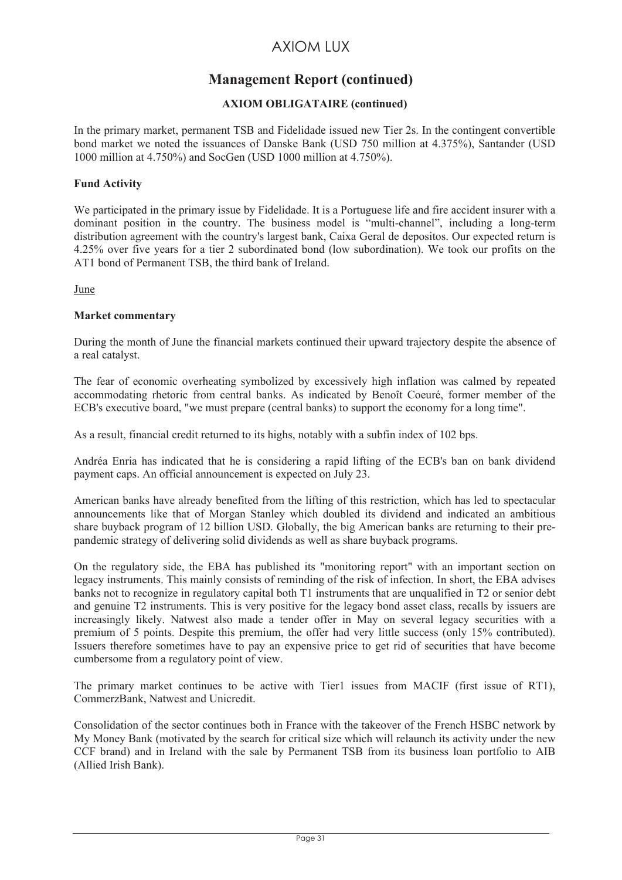## Management Report (continued)

### AXIOM OBLIGATAIRE (continued)

In the primary market, permanent TSB and Fidelidade issued new Tier 2s. In the contingent convertible bond market we noted the issuances of Danske Bank (USD 750 million at 4.375%), Santander (USD 1000 million at 4.750%) and SocGen (USD 1000 million at 4.750%).

**Fund Activity**

We participated in the primary issue by Fidelidade. It is a Portuguese life and fire accident insurer with a dominant position in the country. The business model is “multi-channel”, including a long-term distribution agreement with the country's largest bank, Caixa Geral de depositos. Our expected return is 4.25% over five years for a tier 2 subordinated bond (low subordination). We took our profits on the AT1 bond of Permanent TSB, the third bank of Ireland.

June

**Market commentary**

During the month of June the financial markets continued their upward trajectory despite the absence of a real catalyst.

The fear of economic overheating symbolized by excessively high inflation was calmed by repeated accommodating rhetoric from central banks. As indicated by Benoît Coeuré, former member of the ECB's executive board, "we must prepare (central banks) to support the economy for a long time".

As a result, financial credit returned to its highs, notably with a subfin index of 102 bps.

Andréa Enria has indicated that he is considering a rapid lifting of the ECB's ban on bank dividend payment caps. An official announcement is expected on July 23.

American banks have already benefited from the lifting of this restriction, which has led to spectacular announcements like that of Morgan Stanley which doubled its dividend and indicated an ambitious share buyback program of 12 billion USD. Globally, the big American banks are returning to their pre-pandemic strategy of delivering solid dividends as well as share buyback programs.

On the regulatory side, the EBA has published its "monitoring report" with an important section on legacy instruments. This mainly consists of reminding of the risk of infection. In short, the EBA advises banks not to recognize in regulatory capital both T1 instruments that are unqualified in T2 or senior debt and genuine T2 instruments. This is very positive for the legacy bond asset class, recalls by issuers are increasingly likely. Natwest also made a tender offer in May on several legacy securities with a premium of 5 points. Despite this premium, the offer had very little success (only 15% contributed). Issuers therefore sometimes have to pay an expensive price to get rid of securities that have become cumbersome from a regulatory point of view.

The primary market continues to be active with Tier1 issues from MACIF (first issue of RT1), CommerzBank, Natwest and Unicredit.

Consolidation of the sector continues both in France with the takeover of the French HSBC network by My Money Bank (motivated by the search for critical size which will relaunch its activity under the new CCF brand) and in Ireland with the sale by Permanent TSB from its business loan portfolio to AIB (Allied Irish Bank).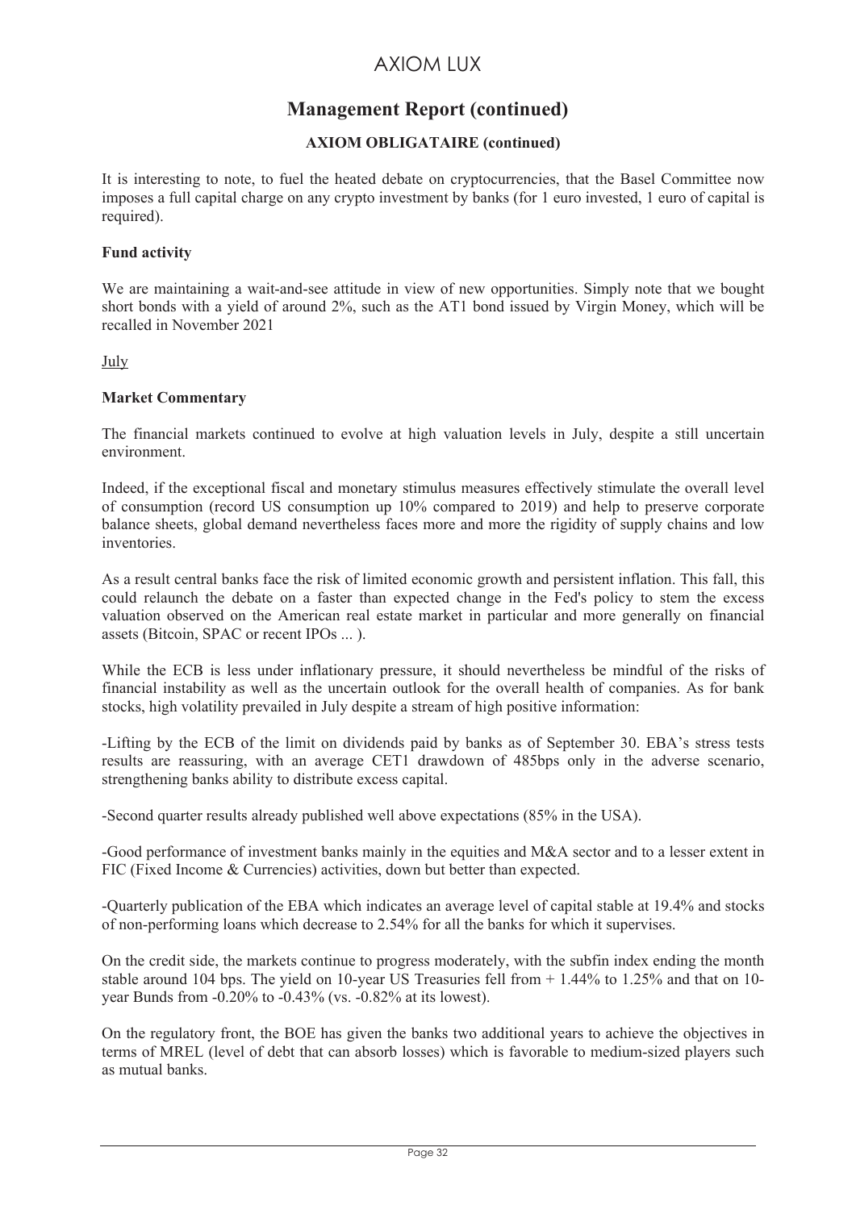# Management Report (continued)

## AXIOM OBLIGATAIRE (continued)

It is interesting to note, to fuel the heated debate on cryptocurrencies, that the Basel Committee now imposes a full capital charge on any crypto investment by banks (for 1 euro invested, 1 euro of capital is required).

**Fund activity**

We are maintaining a wait-and-see attitude in view of new opportunities. Simply note that we bought short bonds with a yield of around 2%, such as the AT1 bond issued by Virgin Money, which will be recalled in November 2021

July

**Market Commentary**

The financial markets continued to evolve at high valuation levels in July, despite a still uncertain environment.

Indeed, if the exceptional fiscal and monetary stimulus measures effectively stimulate the overall level of consumption (record US consumption up 10% compared to 2019) and help to preserve corporate balance sheets, global demand nevertheless faces more and more the rigidity of supply chains and low inventories.

As a result central banks face the risk of limited economic growth and persistent inflation. This fall, this could relaunch the debate on a faster than expected change in the Fed's policy to stem the excess valuation observed on the American real estate market in particular and more generally on financial assets (Bitcoin, SPAC or recent IPOs ... ).

While the ECB is less under inflationary pressure, it should nevertheless be mindful of the risks of financial instability as well as the uncertain outlook for the overall health of companies. As for bank stocks, high volatility prevailed in July despite a stream of high positive information:

-Lifting by the ECB of the limit on dividends paid by banks as of September 30. EBA's stress tests results are reassuring, with an average CET1 drawdown of 485bps only in the adverse scenario, strengthening banks ability to distribute excess capital.

-Second quarter results already published well above expectations (85% in the USA).

-Good performance of investment banks mainly in the equities and M&A sector and to a lesser extent in FIC (Fixed Income & Currencies) activities, down but better than expected.

-Quarterly publication of the EBA which indicates an average level of capital stable at 19.4% and stocks of non-performing loans which decrease to 2.54% for all the banks for which it supervises.

On the credit side, the markets continue to progress moderately, with the subfin index ending the month stable around 104 bps. The yield on 10-year US Treasuries fell from + 1.44% to 1.25% and that on 10-year Bunds from -0.20% to -0.43% (vs. -0.82% at its lowest).

On the regulatory front, the BOE has given the banks two additional years to achieve the objectives in terms of MREL (level of debt that can absorb losses) which is favorable to medium-sized players such as mutual banks.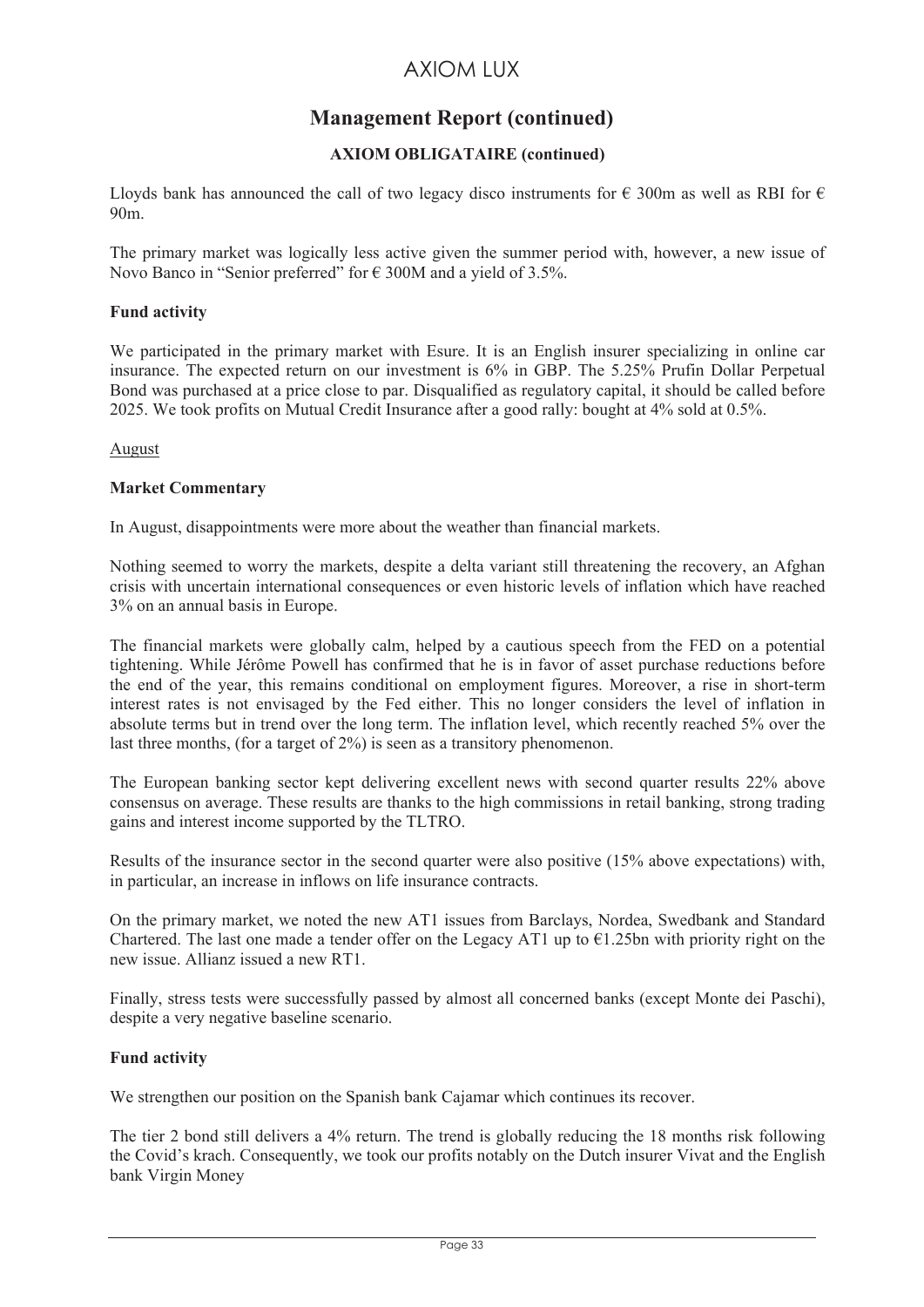## Management Report (continued)

### AXIOM OBLIGATAIRE (continued)

Lloyds bank has announced the call of two legacy disco instruments for € 300m as well as RBI for € 90m.

The primary market was logically less active given the summer period with, however, a new issue of Novo Banco in "Senior preferred" for € 300M and a yield of 3.5%.

**Fund activity**

We participated in the primary market with Esure. It is an English insurer specializing in online car insurance. The expected return on our investment is 6% in GBP. The 5.25% Prufin Dollar Perpetual Bond was purchased at a price close to par. Disqualified as regulatory capital, it should be called before 2025. We took profits on Mutual Credit Insurance after a good rally: bought at 4% sold at 0.5%.

August

**Market Commentary**

In August, disappointments were more about the weather than financial markets.

Nothing seemed to worry the markets, despite a delta variant still threatening the recovery, an Afghan crisis with uncertain international consequences or even historic levels of inflation which have reached 3% on an annual basis in Europe.

The financial markets were globally calm, helped by a cautious speech from the FED on a potential tightening. While Jérôme Powell has confirmed that he is in favor of asset purchase reductions before the end of the year, this remains conditional on employment figures. Moreover, a rise in short-term interest rates is not envisaged by the Fed either. This no longer considers the level of inflation in absolute terms but in trend over the long term. The inflation level, which recently reached 5% over the last three months, (for a target of 2%) is seen as a transitory phenomenon.

The European banking sector kept delivering excellent news with second quarter results 22% above consensus on average. These results are thanks to the high commissions in retail banking, strong trading gains and interest income supported by the TLTRO.

Results of the insurance sector in the second quarter were also positive (15% above expectations) with, in particular, an increase in inflows on life insurance contracts.

On the primary market, we noted the new AT1 issues from Barclays, Nordea, Swedbank and Standard Chartered. The last one made a tender offer on the Legacy AT1 up to €1.25bn with priority right on the new issue. Allianz issued a new RT1.

Finally, stress tests were successfully passed by almost all concerned banks (except Monte dei Paschi), despite a very negative baseline scenario.

**Fund activity**

We strengthen our position on the Spanish bank Cajamar which continues its recover.

The tier 2 bond still delivers a 4% return. The trend is globally reducing the 18 months risk following the Covid's krach. Consequently, we took our profits notably on the Dutch insurer Vivat and the English bank Virgin Money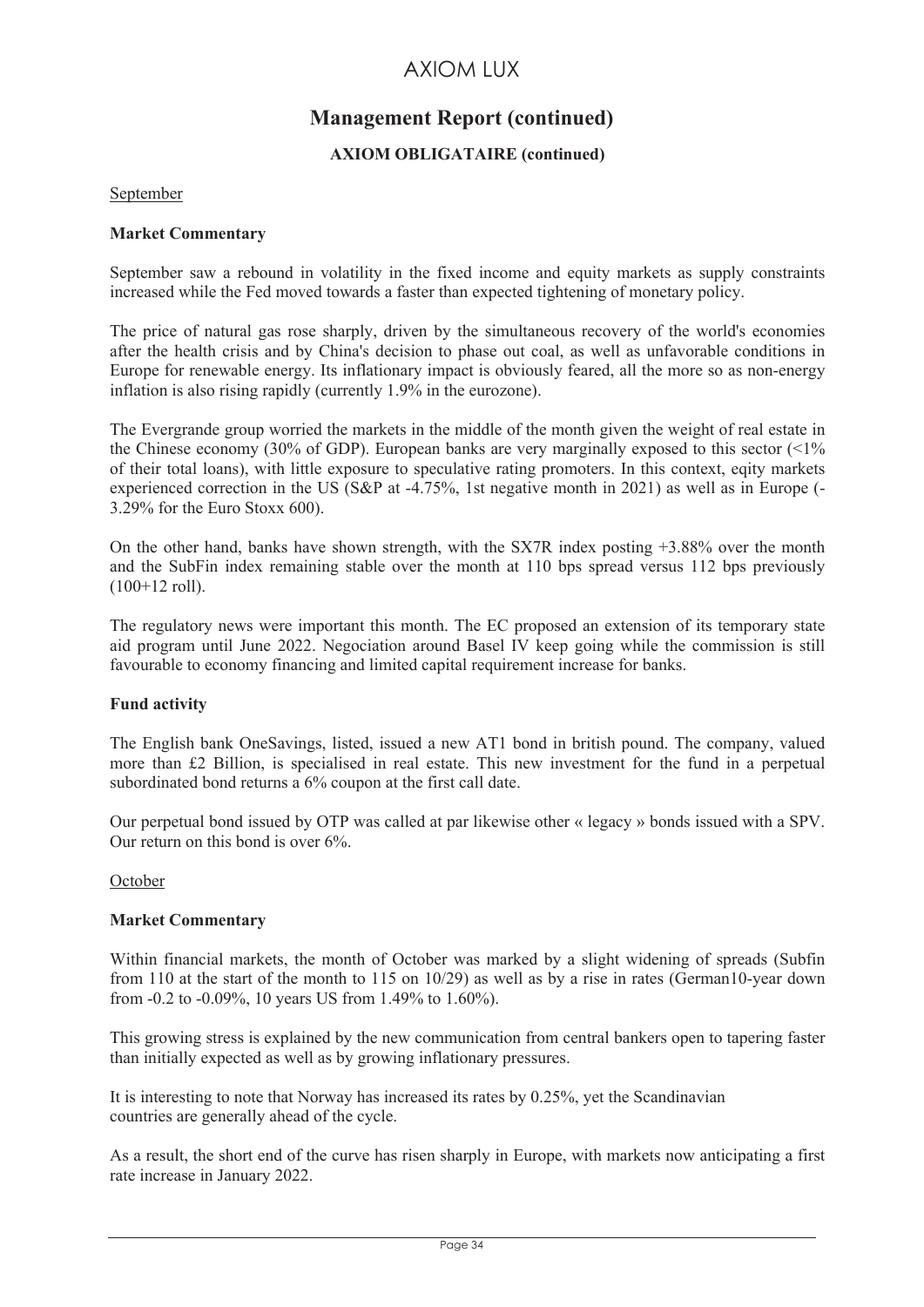# AXIOM LUX

## Management Report (continued)

### AXIOM OBLIGATAIRE (continued)

September

**Market Commentary**

September saw a rebound in volatility in the fixed income and equity markets as supply constraints increased while the Fed moved towards a faster than expected tightening of monetary policy.

The price of natural gas rose sharply, driven by the simultaneous recovery of the world's economies after the health crisis and by China's decision to phase out coal, as well as unfavorable conditions in Europe for renewable energy. Its inflationary impact is obviously feared, all the more so as non-energy inflation is also rising rapidly (currently 1.9% in the eurozone).

The Evergrande group worried the markets in the middle of the month given the weight of real estate in the Chinese economy (30% of GDP). European banks are very marginally exposed to this sector (<1% of their total loans), with little exposure to speculative rating promoters. In this context, eqity markets experienced correction in the US (S&P at -4.75%, 1st negative month in 2021) as well as in Europe (-3.29% for the Euro Stoxx 600).

On the other hand, banks have shown strength, with the SX7R index posting +3.88% over the month and the SubFin index remaining stable over the month at 110 bps spread versus 112 bps previously (100+12 roll).

The regulatory news were important this month. The EC proposed an extension of its temporary state aid program until June 2022. Negociation around Basel IV keep going while the commission is still favourable to economy financing and limited capital requirement increase for banks.

**Fund activity**

The English bank OneSavings, listed, issued a new AT1 bond in british pound. The company, valued more than £2 Billion, is specialised in real estate. This new investment for the fund in a perpetual subordinated bond returns a 6% coupon at the first call date.

Our perpetual bond issued by OTP was called at par likewise other « legacy » bonds issued with a SPV. Our return on this bond is over 6%.

October

**Market Commentary**

Within financial markets, the month of October was marked by a slight widening of spreads (Subfin from 110 at the start of the month to 115 on 10/29) as well as by a rise in rates (German10-year down from -0.2 to -0.09%, 10 years US from 1.49% to 1.60%).

This growing stress is explained by the new communication from central bankers open to tapering faster than initially expected as well as by growing inflationary pressures.

It is interesting to note that Norway has increased its rates by 0.25%, yet the Scandinavian countries are generally ahead of the cycle.

As a result, the short end of the curve has risen sharply in Europe, with markets now anticipating a first rate increase in January 2022.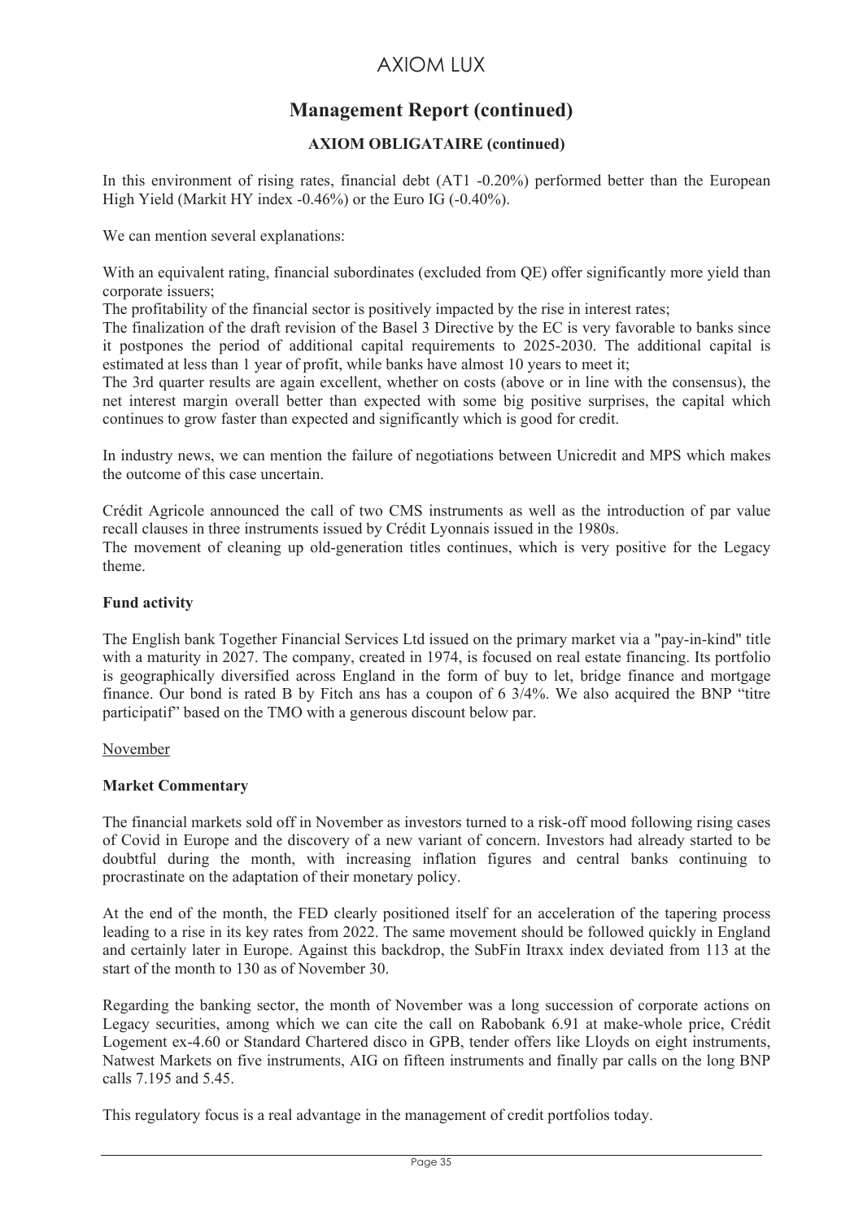## Management Report (continued)

### AXIOM OBLIGATAIRE (continued)

In this environment of rising rates, financial debt (AT1 -0.20%) performed better than the European High Yield (Markit HY index -0.46%) or the Euro IG (-0.40%).

We can mention several explanations:

With an equivalent rating, financial subordinates (excluded from QE) offer significantly more yield than corporate issuers;
The profitability of the financial sector is positively impacted by the rise in interest rates;
The finalization of the draft revision of the Basel 3 Directive by the EC is very favorable to banks since it postpones the period of additional capital requirements to 2025-2030. The additional capital is estimated at less than 1 year of profit, while banks have almost 10 years to meet it;
The 3rd quarter results are again excellent, whether on costs (above or in line with the consensus), the net interest margin overall better than expected with some big positive surprises, the capital which continues to grow faster than expected and significantly which is good for credit.

In industry news, we can mention the failure of negotiations between Unicredit and MPS which makes the outcome of this case uncertain.

Crédit Agricole announced the call of two CMS instruments as well as the introduction of par value recall clauses in three instruments issued by Crédit Lyonnais issued in the 1980s.
The movement of cleaning up old-generation titles continues, which is very positive for the Legacy theme.

**Fund activity**

The English bank Together Financial Services Ltd issued on the primary market via a "pay-in-kind" title with a maturity in 2027. The company, created in 1974, is focused on real estate financing. Its portfolio is geographically diversified across England in the form of buy to let, bridge finance and mortgage finance. Our bond is rated B by Fitch ans has a coupon of 6 3/4%. We also acquired the BNP "titre participatif" based on the TMO with a generous discount below par.

November

**Market Commentary**

The financial markets sold off in November as investors turned to a risk-off mood following rising cases of Covid in Europe and the discovery of a new variant of concern. Investors had already started to be doubtful during the month, with increasing inflation figures and central banks continuing to procrastinate on the adaptation of their monetary policy.

At the end of the month, the FED clearly positioned itself for an acceleration of the tapering process leading to a rise in its key rates from 2022. The same movement should be followed quickly in England and certainly later in Europe. Against this backdrop, the SubFin Itraxx index deviated from 113 at the start of the month to 130 as of November 30.

Regarding the banking sector, the month of November was a long succession of corporate actions on Legacy securities, among which we can cite the call on Rabobank 6.91 at make-whole price, Crédit Logement ex-4.60 or Standard Chartered disco in GPB, tender offers like Lloyds on eight instruments, Natwest Markets on five instruments, AIG on fifteen instruments and finally par calls on the long BNP calls 7.195 and 5.45.

This regulatory focus is a real advantage in the management of credit portfolios today.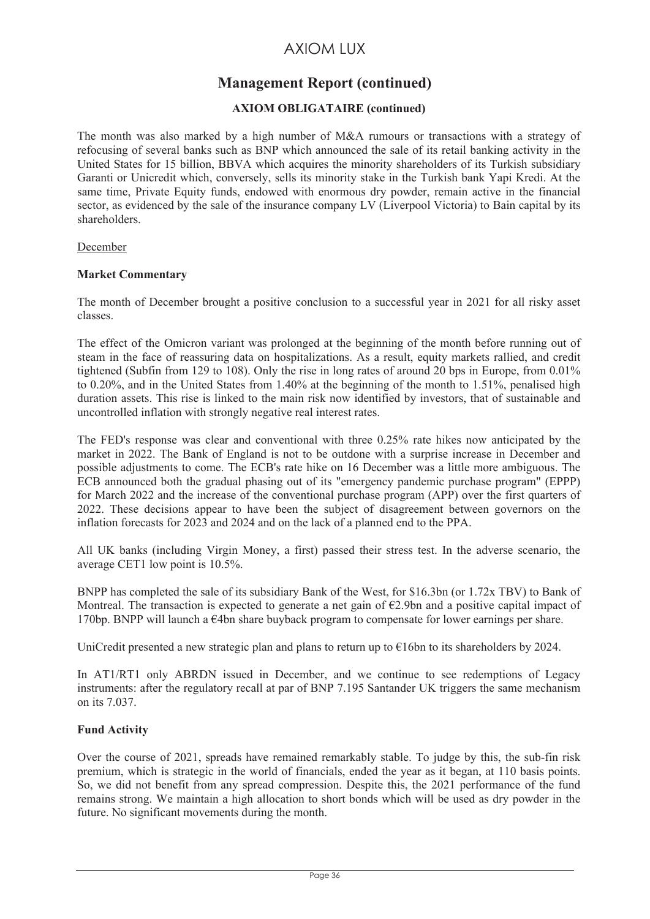## Management Report (continued)

### AXIOM OBLIGATAIRE (continued)

The month was also marked by a high number of M&A rumours or transactions with a strategy of refocusing of several banks such as BNP which announced the sale of its retail banking activity in the United States for 15 billion, BBVA which acquires the minority shareholders of its Turkish subsidiary Garanti or Unicredit which, conversely, sells its minority stake in the Turkish bank Yapi Kredi. At the same time, Private Equity funds, endowed with enormous dry powder, remain active in the financial sector, as evidenced by the sale of the insurance company LV (Liverpool Victoria) to Bain capital by its shareholders.

December

**Market Commentary**

The month of December brought a positive conclusion to a successful year in 2021 for all risky asset classes.

The effect of the Omicron variant was prolonged at the beginning of the month before running out of steam in the face of reassuring data on hospitalizations. As a result, equity markets rallied, and credit tightened (Subfin from 129 to 108). Only the rise in long rates of around 20 bps in Europe, from 0.01% to 0.20%, and in the United States from 1.40% at the beginning of the month to 1.51%, penalised high duration assets. This rise is linked to the main risk now identified by investors, that of sustainable and uncontrolled inflation with strongly negative real interest rates.

The FED's response was clear and conventional with three 0.25% rate hikes now anticipated by the market in 2022. The Bank of England is not to be outdone with a surprise increase in December and possible adjustments to come. The ECB's rate hike on 16 December was a little more ambiguous. The ECB announced both the gradual phasing out of its "emergency pandemic purchase program" (EPPP) for March 2022 and the increase of the conventional purchase program (APP) over the first quarters of 2022. These decisions appear to have been the subject of disagreement between governors on the inflation forecasts for 2023 and 2024 and on the lack of a planned end to the PPA.

All UK banks (including Virgin Money, a first) passed their stress test. In the adverse scenario, the average CET1 low point is 10.5%.

BNPP has completed the sale of its subsidiary Bank of the West, for $16.3bn (or 1.72x TBV) to Bank of Montreal. The transaction is expected to generate a net gain of €2.9bn and a positive capital impact of 170bp. BNPP will launch a €4bn share buyback program to compensate for lower earnings per share.

UniCredit presented a new strategic plan and plans to return up to €16bn to its shareholders by 2024.

In AT1/RT1 only ABRDN issued in December, and we continue to see redemptions of Legacy instruments: after the regulatory recall at par of BNP 7.195 Santander UK triggers the same mechanism on its 7.037.

**Fund Activity**

Over the course of 2021, spreads have remained remarkably stable. To judge by this, the sub-fin risk premium, which is strategic in the world of financials, ended the year as it began, at 110 basis points. So, we did not benefit from any spread compression. Despite this, the 2021 performance of the fund remains strong. We maintain a high allocation to short bonds which will be used as dry powder in the future. No significant movements during the month.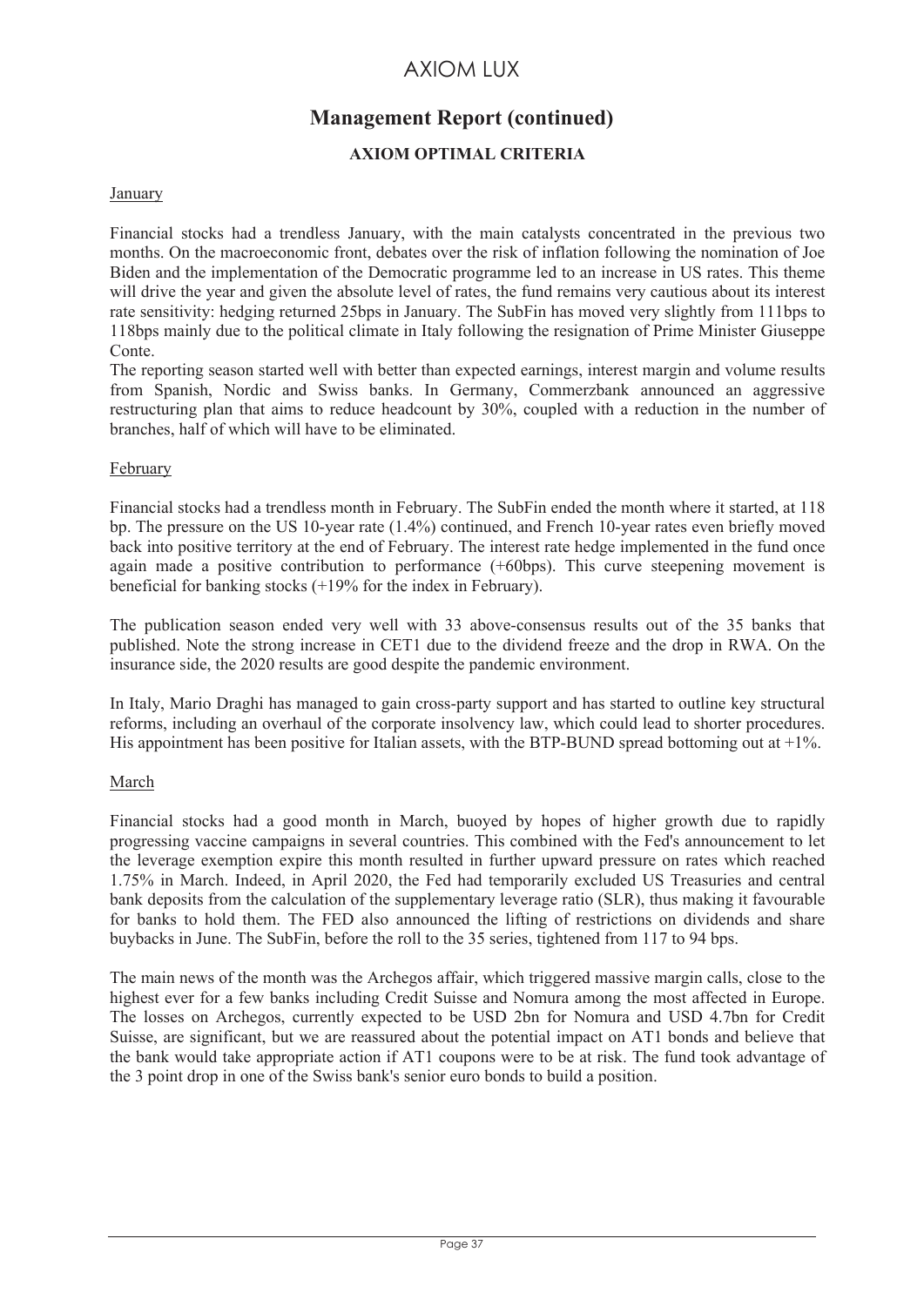# AXIOM LUX

## Management Report (continued)

### AXIOM OPTIMAL CRITERIA

January

Financial stocks had a trendless January, with the main catalysts concentrated in the previous two months. On the macroeconomic front, debates over the risk of inflation following the nomination of Joe Biden and the implementation of the Democratic programme led to an increase in US rates. This theme will drive the year and given the absolute level of rates, the fund remains very cautious about its interest rate sensitivity: hedging returned 25bps in January. The SubFin has moved very slightly from 111bps to 118bps mainly due to the political climate in Italy following the resignation of Prime Minister Giuseppe Conte.

The reporting season started well with better than expected earnings, interest margin and volume results from Spanish, Nordic and Swiss banks. In Germany, Commerzbank announced an aggressive restructuring plan that aims to reduce headcount by 30%, coupled with a reduction in the number of branches, half of which will have to be eliminated.

February

Financial stocks had a trendless month in February. The SubFin ended the month where it started, at 118 bp. The pressure on the US 10-year rate (1.4%) continued, and French 10-year rates even briefly moved back into positive territory at the end of February. The interest rate hedge implemented in the fund once again made a positive contribution to performance (+60bps). This curve steepening movement is beneficial for banking stocks (+19% for the index in February).

The publication season ended very well with 33 above-consensus results out of the 35 banks that published. Note the strong increase in CET1 due to the dividend freeze and the drop in RWA. On the insurance side, the 2020 results are good despite the pandemic environment.

In Italy, Mario Draghi has managed to gain cross-party support and has started to outline key structural reforms, including an overhaul of the corporate insolvency law, which could lead to shorter procedures. His appointment has been positive for Italian assets, with the BTP-BUND spread bottoming out at +1%.

March

Financial stocks had a good month in March, buoyed by hopes of higher growth due to rapidly progressing vaccine campaigns in several countries. This combined with the Fed's announcement to let the leverage exemption expire this month resulted in further upward pressure on rates which reached 1.75% in March. Indeed, in April 2020, the Fed had temporarily excluded US Treasuries and central bank deposits from the calculation of the supplementary leverage ratio (SLR), thus making it favourable for banks to hold them. The FED also announced the lifting of restrictions on dividends and share buybacks in June. The SubFin, before the roll to the 35 series, tightened from 117 to 94 bps.

The main news of the month was the Archegos affair, which triggered massive margin calls, close to the highest ever for a few banks including Credit Suisse and Nomura among the most affected in Europe. The losses on Archegos, currently expected to be USD 2bn for Nomura and USD 4.7bn for Credit Suisse, are significant, but we are reassured about the potential impact on AT1 bonds and believe that the bank would take appropriate action if AT1 coupons were to be at risk. The fund took advantage of the 3 point drop in one of the Swiss bank's senior euro bonds to build a position.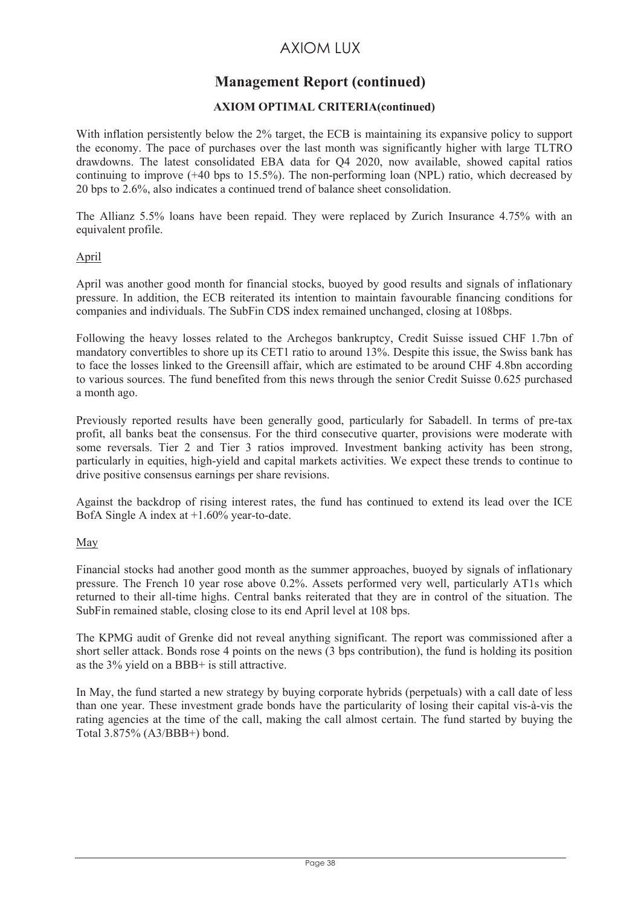## Management Report (continued)

### AXIOM OPTIMAL CRITERIA(continued)

With inflation persistently below the 2% target, the ECB is maintaining its expansive policy to support the economy. The pace of purchases over the last month was significantly higher with large TLTRO drawdowns. The latest consolidated EBA data for Q4 2020, now available, showed capital ratios continuing to improve (+40 bps to 15.5%). The non-performing loan (NPL) ratio, which decreased by 20 bps to 2.6%, also indicates a continued trend of balance sheet consolidation.

The Allianz 5.5% loans have been repaid. They were replaced by Zurich Insurance 4.75% with an equivalent profile.

April

April was another good month for financial stocks, buoyed by good results and signals of inflationary pressure. In addition, the ECB reiterated its intention to maintain favourable financing conditions for companies and individuals. The SubFin CDS index remained unchanged, closing at 108bps.

Following the heavy losses related to the Archegos bankruptcy, Credit Suisse issued CHF 1.7bn of mandatory convertibles to shore up its CET1 ratio to around 13%. Despite this issue, the Swiss bank has to face the losses linked to the Greensill affair, which are estimated to be around CHF 4.8bn according to various sources. The fund benefited from this news through the senior Credit Suisse 0.625 purchased a month ago.

Previously reported results have been generally good, particularly for Sabadell. In terms of pre-tax profit, all banks beat the consensus. For the third consecutive quarter, provisions were moderate with some reversals. Tier 2 and Tier 3 ratios improved. Investment banking activity has been strong, particularly in equities, high-yield and capital markets activities. We expect these trends to continue to drive positive consensus earnings per share revisions.

Against the backdrop of rising interest rates, the fund has continued to extend its lead over the ICE BofA Single A index at +1.60% year-to-date.

May

Financial stocks had another good month as the summer approaches, buoyed by signals of inflationary pressure. The French 10 year rose above 0.2%. Assets performed very well, particularly AT1s which returned to their all-time highs. Central banks reiterated that they are in control of the situation. The SubFin remained stable, closing close to its end April level at 108 bps.

The KPMG audit of Grenke did not reveal anything significant. The report was commissioned after a short seller attack. Bonds rose 4 points on the news (3 bps contribution), the fund is holding its position as the 3% yield on a BBB+ is still attractive.

In May, the fund started a new strategy by buying corporate hybrids (perpetuals) with a call date of less than one year. These investment grade bonds have the particularity of losing their capital vis-à-vis the rating agencies at the time of the call, making the call almost certain. The fund started by buying the Total 3.875% (A3/BBB+) bond.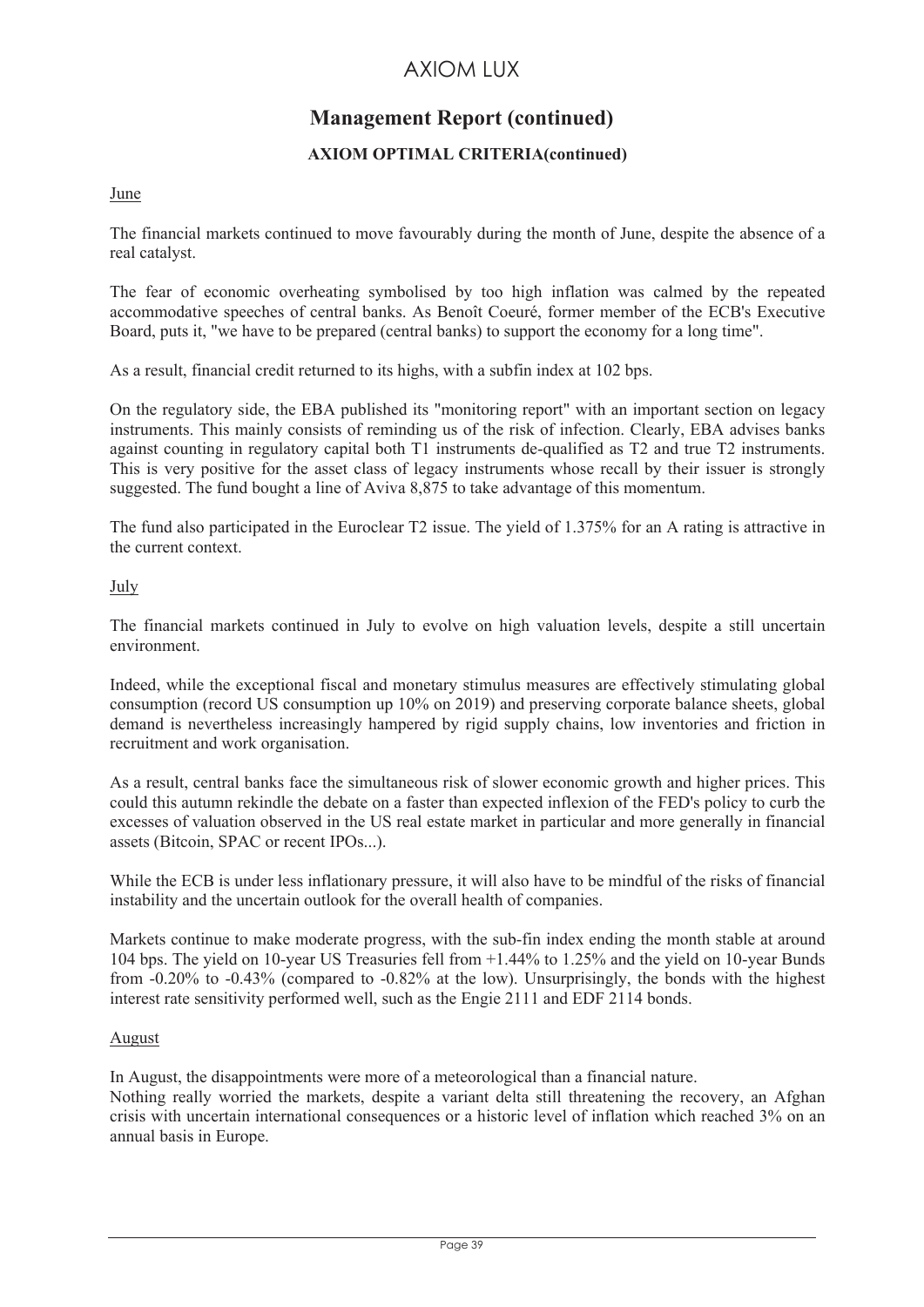## Management Report (continued)

### AXIOM OPTIMAL CRITERIA(continued)

June

The financial markets continued to move favourably during the month of June, despite the absence of a real catalyst.

The fear of economic overheating symbolised by too high inflation was calmed by the repeated accommodative speeches of central banks. As Benoît Coeuré, former member of the ECB's Executive Board, puts it, "we have to be prepared (central banks) to support the economy for a long time".

As a result, financial credit returned to its highs, with a subfin index at 102 bps.

On the regulatory side, the EBA published its "monitoring report" with an important section on legacy instruments. This mainly consists of reminding us of the risk of infection. Clearly, EBA advises banks against counting in regulatory capital both T1 instruments de-qualified as T2 and true T2 instruments. This is very positive for the asset class of legacy instruments whose recall by their issuer is strongly suggested. The fund bought a line of Aviva 8,875 to take advantage of this momentum.

The fund also participated in the Euroclear T2 issue. The yield of 1.375% for an A rating is attractive in the current context.

July

The financial markets continued in July to evolve on high valuation levels, despite a still uncertain environment.

Indeed, while the exceptional fiscal and monetary stimulus measures are effectively stimulating global consumption (record US consumption up 10% on 2019) and preserving corporate balance sheets, global demand is nevertheless increasingly hampered by rigid supply chains, low inventories and friction in recruitment and work organisation.

As a result, central banks face the simultaneous risk of slower economic growth and higher prices. This could this autumn rekindle the debate on a faster than expected inflexion of the FED's policy to curb the excesses of valuation observed in the US real estate market in particular and more generally in financial assets (Bitcoin, SPAC or recent IPOs...).

While the ECB is under less inflationary pressure, it will also have to be mindful of the risks of financial instability and the uncertain outlook for the overall health of companies.

Markets continue to make moderate progress, with the sub-fin index ending the month stable at around 104 bps. The yield on 10-year US Treasuries fell from +1.44% to 1.25% and the yield on 10-year Bunds from -0.20% to -0.43% (compared to -0.82% at the low). Unsurprisingly, the bonds with the highest interest rate sensitivity performed well, such as the Engie 2111 and EDF 2114 bonds.

August

In August, the disappointments were more of a meteorological than a financial nature.
Nothing really worried the markets, despite a variant delta still threatening the recovery, an Afghan crisis with uncertain international consequences or a historic level of inflation which reached 3% on an annual basis in Europe.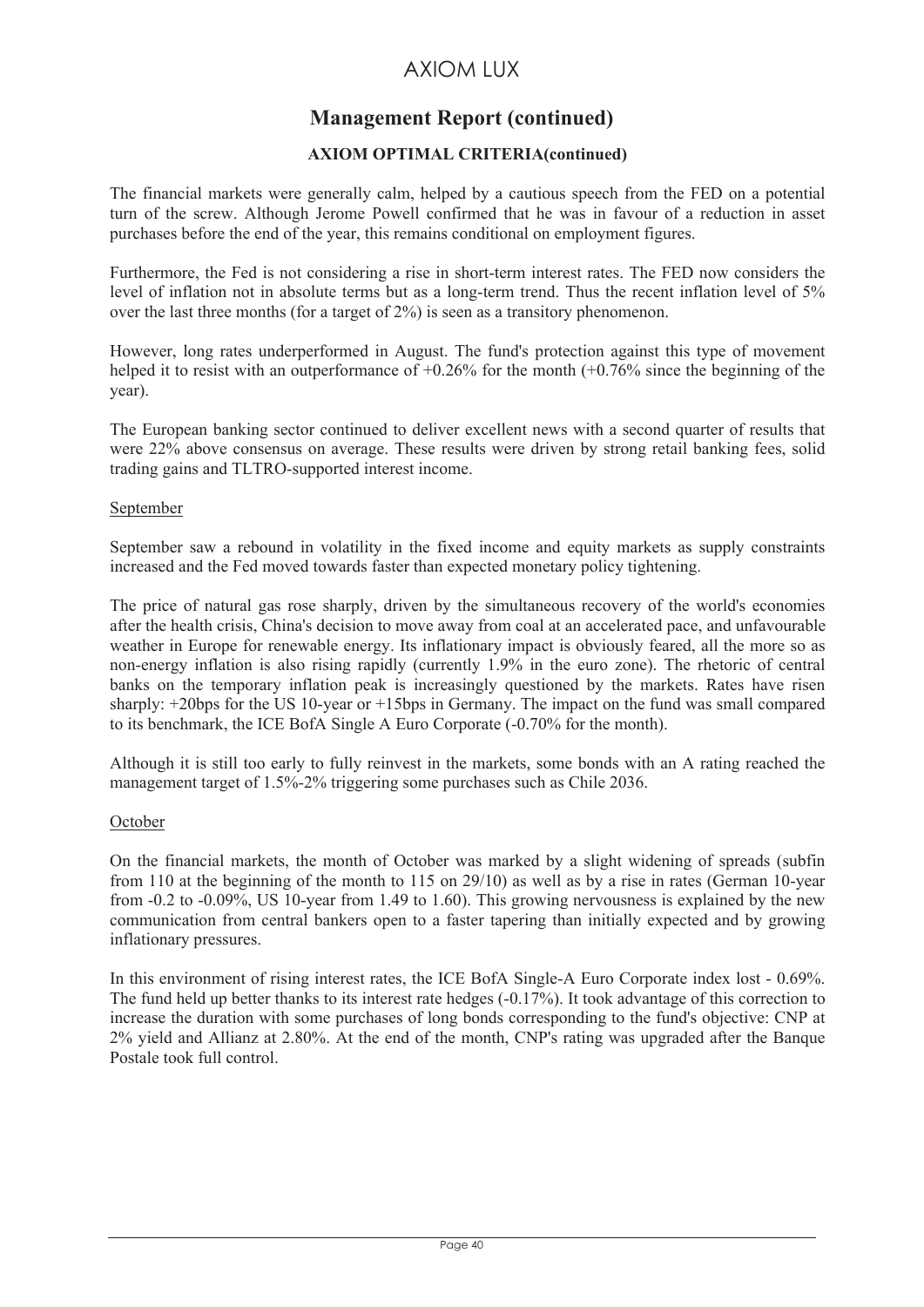## Management Report (continued)

### AXIOM OPTIMAL CRITERIA(continued)

The financial markets were generally calm, helped by a cautious speech from the FED on a potential turn of the screw. Although Jerome Powell confirmed that he was in favour of a reduction in asset purchases before the end of the year, this remains conditional on employment figures.

Furthermore, the Fed is not considering a rise in short-term interest rates. The FED now considers the level of inflation not in absolute terms but as a long-term trend. Thus the recent inflation level of 5% over the last three months (for a target of 2%) is seen as a transitory phenomenon.

However, long rates underperformed in August. The fund's protection against this type of movement helped it to resist with an outperformance of +0.26% for the month (+0.76% since the beginning of the year).

The European banking sector continued to deliver excellent news with a second quarter of results that were 22% above consensus on average. These results were driven by strong retail banking fees, solid trading gains and TLTRO-supported interest income.

September

September saw a rebound in volatility in the fixed income and equity markets as supply constraints increased and the Fed moved towards faster than expected monetary policy tightening.

The price of natural gas rose sharply, driven by the simultaneous recovery of the world's economies after the health crisis, China's decision to move away from coal at an accelerated pace, and unfavourable weather in Europe for renewable energy. Its inflationary impact is obviously feared, all the more so as non-energy inflation is also rising rapidly (currently 1.9% in the euro zone). The rhetoric of central banks on the temporary inflation peak is increasingly questioned by the markets. Rates have risen sharply: +20bps for the US 10-year or +15bps in Germany. The impact on the fund was small compared to its benchmark, the ICE BofA Single A Euro Corporate (-0.70% for the month).

Although it is still too early to fully reinvest in the markets, some bonds with an A rating reached the management target of 1.5%-2% triggering some purchases such as Chile 2036.

October

On the financial markets, the month of October was marked by a slight widening of spreads (subfin from 110 at the beginning of the month to 115 on 29/10) as well as by a rise in rates (German 10-year from -0.2 to -0.09%, US 10-year from 1.49 to 1.60). This growing nervousness is explained by the new communication from central bankers open to a faster tapering than initially expected and by growing inflationary pressures.

In this environment of rising interest rates, the ICE BofA Single-A Euro Corporate index lost - 0.69%. The fund held up better thanks to its interest rate hedges (-0.17%). It took advantage of this correction to increase the duration with some purchases of long bonds corresponding to the fund's objective: CNP at 2% yield and Allianz at 2.80%. At the end of the month, CNP's rating was upgraded after the Banque Postale took full control.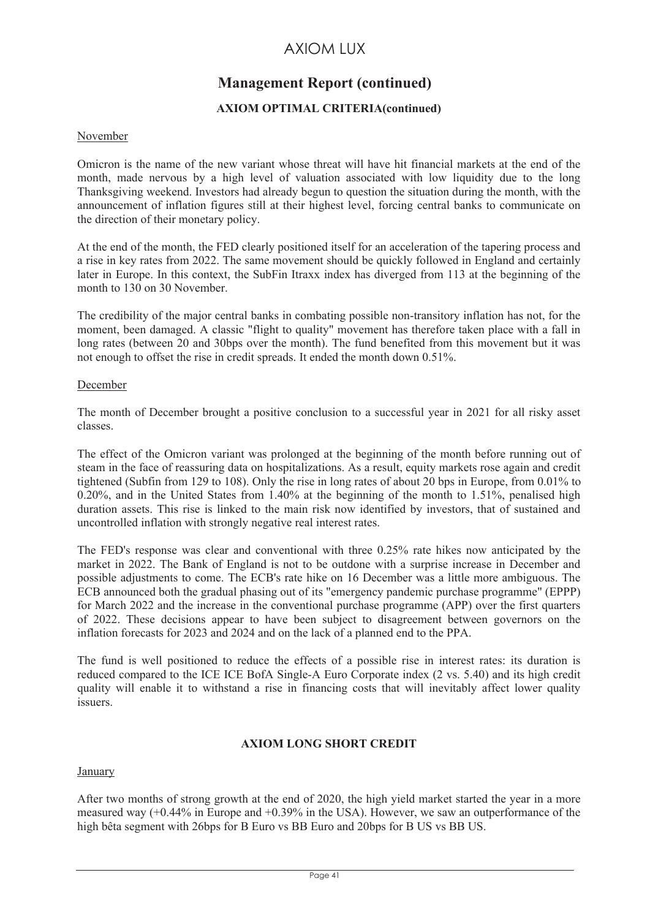# AXIOM LUX

## Management Report (continued)

### AXIOM OPTIMAL CRITERIA(continued)

November

Omicron is the name of the new variant whose threat will have hit financial markets at the end of the month, made nervous by a high level of valuation associated with low liquidity due to the long Thanksgiving weekend. Investors had already begun to question the situation during the month, with the announcement of inflation figures still at their highest level, forcing central banks to communicate on the direction of their monetary policy.

At the end of the month, the FED clearly positioned itself for an acceleration of the tapering process and a rise in key rates from 2022. The same movement should be quickly followed in England and certainly later in Europe. In this context, the SubFin Itraxx index has diverged from 113 at the beginning of the month to 130 on 30 November.

The credibility of the major central banks in combating possible non-transitory inflation has not, for the moment, been damaged. A classic "flight to quality" movement has therefore taken place with a fall in long rates (between 20 and 30bps over the month). The fund benefited from this movement but it was not enough to offset the rise in credit spreads. It ended the month down 0.51%.

December

The month of December brought a positive conclusion to a successful year in 2021 for all risky asset classes.

The effect of the Omicron variant was prolonged at the beginning of the month before running out of steam in the face of reassuring data on hospitalizations. As a result, equity markets rose again and credit tightened (Subfin from 129 to 108). Only the rise in long rates of about 20 bps in Europe, from 0.01% to 0.20%, and in the United States from 1.40% at the beginning of the month to 1.51%, penalised high duration assets. This rise is linked to the main risk now identified by investors, that of sustained and uncontrolled inflation with strongly negative real interest rates.

The FED's response was clear and conventional with three 0.25% rate hikes now anticipated by the market in 2022. The Bank of England is not to be outdone with a surprise increase in December and possible adjustments to come. The ECB's rate hike on 16 December was a little more ambiguous. The ECB announced both the gradual phasing out of its "emergency pandemic purchase programme" (EPPP) for March 2022 and the increase in the conventional purchase programme (APP) over the first quarters of 2022. These decisions appear to have been subject to disagreement between governors on the inflation forecasts for 2023 and 2024 and on the lack of a planned end to the PPA.

The fund is well positioned to reduce the effects of a possible rise in interest rates: its duration is reduced compared to the ICE ICE BofA Single-A Euro Corporate index (2 vs. 5.40) and its high credit quality will enable it to withstand a rise in financing costs that will inevitably affect lower quality issuers.

### AXIOM LONG SHORT CREDIT

January

After two months of strong growth at the end of 2020, the high yield market started the year in a more measured way (+0.44% in Europe and +0.39% in the USA). However, we saw an outperformance of the high bêta segment with 26bps for B Euro vs BB Euro and 20bps for B US vs BB US.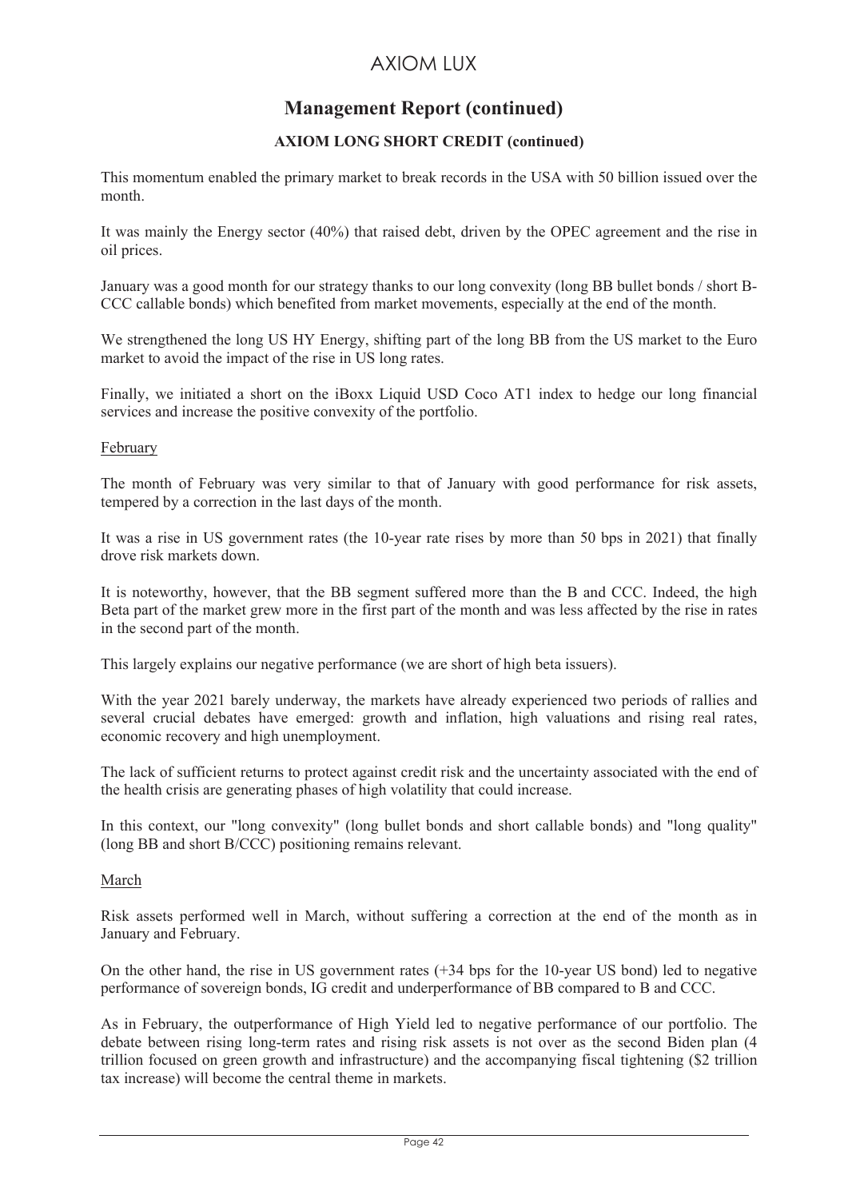# AXIOM LUX

## Management Report (continued)

### AXIOM LONG SHORT CREDIT (continued)

This momentum enabled the primary market to break records in the USA with 50 billion issued over the month.

It was mainly the Energy sector (40%) that raised debt, driven by the OPEC agreement and the rise in oil prices.

January was a good month for our strategy thanks to our long convexity (long BB bullet bonds / short B-CCC callable bonds) which benefited from market movements, especially at the end of the month.

We strengthened the long US HY Energy, shifting part of the long BB from the US market to the Euro market to avoid the impact of the rise in US long rates.

Finally, we initiated a short on the iBoxx Liquid USD Coco AT1 index to hedge our long financial services and increase the positive convexity of the portfolio.

February

The month of February was very similar to that of January with good performance for risk assets, tempered by a correction in the last days of the month.

It was a rise in US government rates (the 10-year rate rises by more than 50 bps in 2021) that finally drove risk markets down.

It is noteworthy, however, that the BB segment suffered more than the B and CCC. Indeed, the high Beta part of the market grew more in the first part of the month and was less affected by the rise in rates in the second part of the month.

This largely explains our negative performance (we are short of high beta issuers).

With the year 2021 barely underway, the markets have already experienced two periods of rallies and several crucial debates have emerged: growth and inflation, high valuations and rising real rates, economic recovery and high unemployment.

The lack of sufficient returns to protect against credit risk and the uncertainty associated with the end of the health crisis are generating phases of high volatility that could increase.

In this context, our "long convexity" (long bullet bonds and short callable bonds) and "long quality" (long BB and short B/CCC) positioning remains relevant.

March

Risk assets performed well in March, without suffering a correction at the end of the month as in January and February.

On the other hand, the rise in US government rates (+34 bps for the 10-year US bond) led to negative performance of sovereign bonds, IG credit and underperformance of BB compared to B and CCC.

As in February, the outperformance of High Yield led to negative performance of our portfolio. The debate between rising long-term rates and rising risk assets is not over as the second Biden plan (4 trillion focused on green growth and infrastructure) and the accompanying fiscal tightening ($2 trillion tax increase) will become the central theme in markets.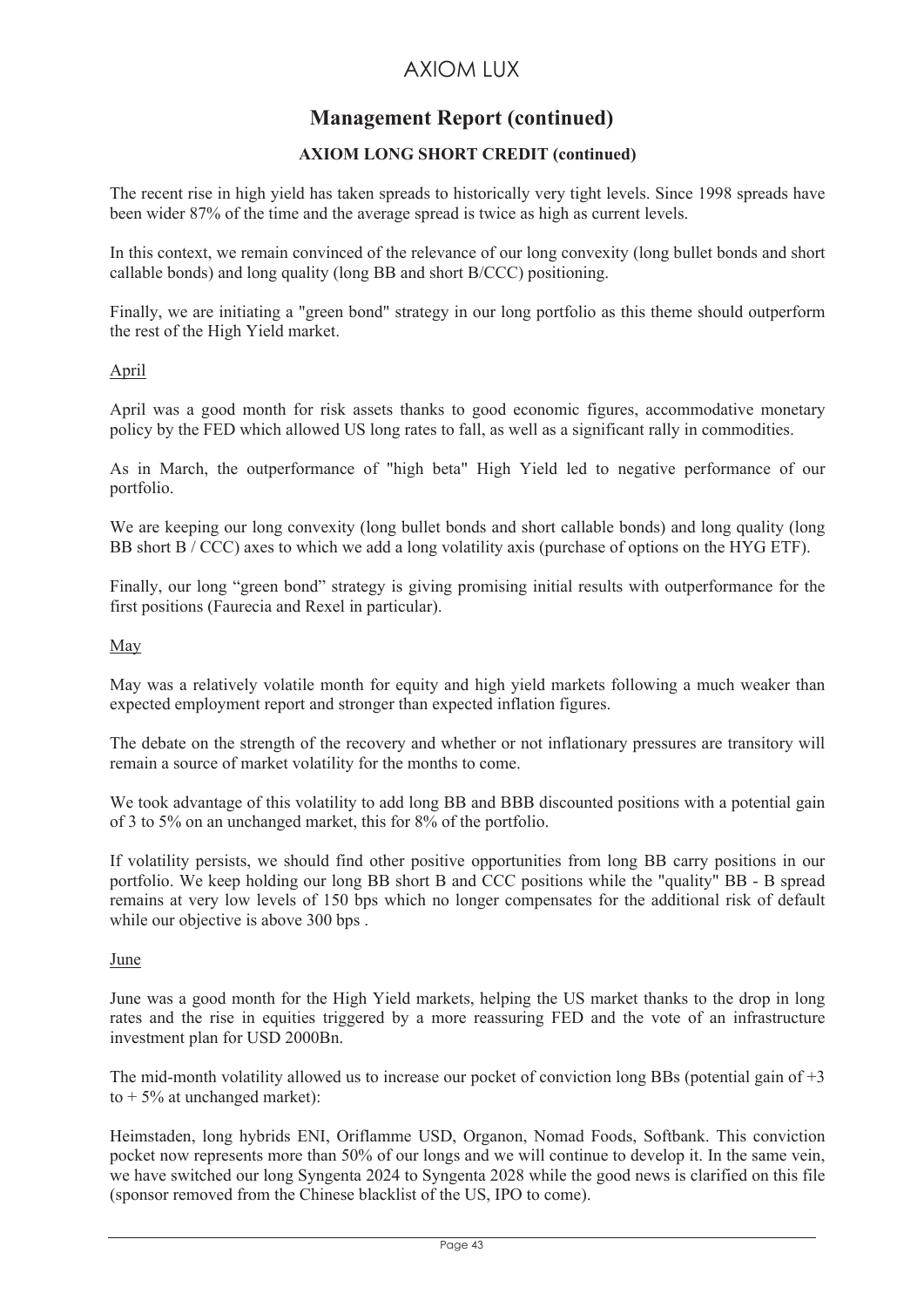# AXIOM LUX

## Management Report (continued)

### AXIOM LONG SHORT CREDIT (continued)

The recent rise in high yield has taken spreads to historically very tight levels. Since 1998 spreads have been wider 87% of the time and the average spread is twice as high as current levels.

In this context, we remain convinced of the relevance of our long convexity (long bullet bonds and short callable bonds) and long quality (long BB and short B/CCC) positioning.

Finally, we are initiating a "green bond" strategy in our long portfolio as this theme should outperform the rest of the High Yield market.

<u>April</u>

April was a good month for risk assets thanks to good economic figures, accommodative monetary policy by the FED which allowed US long rates to fall, as well as a significant rally in commodities.

As in March, the outperformance of "high beta" High Yield led to negative performance of our portfolio.

We are keeping our long convexity (long bullet bonds and short callable bonds) and long quality (long BB short B / CCC) axes to which we add a long volatility axis (purchase of options on the HYG ETF).

Finally, our long "green bond" strategy is giving promising initial results with outperformance for the first positions (Faurecia and Rexel in particular).

<u>May</u>

May was a relatively volatile month for equity and high yield markets following a much weaker than expected employment report and stronger than expected inflation figures.

The debate on the strength of the recovery and whether or not inflationary pressures are transitory will remain a source of market volatility for the months to come.

We took advantage of this volatility to add long BB and BBB discounted positions with a potential gain of 3 to 5% on an unchanged market, this for 8% of the portfolio.

If volatility persists, we should find other positive opportunities from long BB carry positions in our portfolio. We keep holding our long BB short B and CCC positions while the "quality" BB - B spread remains at very low levels of 150 bps which no longer compensates for the additional risk of default while our objective is above 300 bps .

<u>June</u>

June was a good month for the High Yield markets, helping the US market thanks to the drop in long rates and the rise in equities triggered by a more reassuring FED and the vote of an infrastructure investment plan for USD 2000Bn.

The mid-month volatility allowed us to increase our pocket of conviction long BBs (potential gain of +3 to + 5% at unchanged market):

Heimstaden, long hybrids ENI, Oriflamme USD, Organon, Nomad Foods, Softbank. This conviction pocket now represents more than 50% of our longs and we will continue to develop it. In the same vein, we have switched our long Syngenta 2024 to Syngenta 2028 while the good news is clarified on this file (sponsor removed from the Chinese blacklist of the US, IPO to come).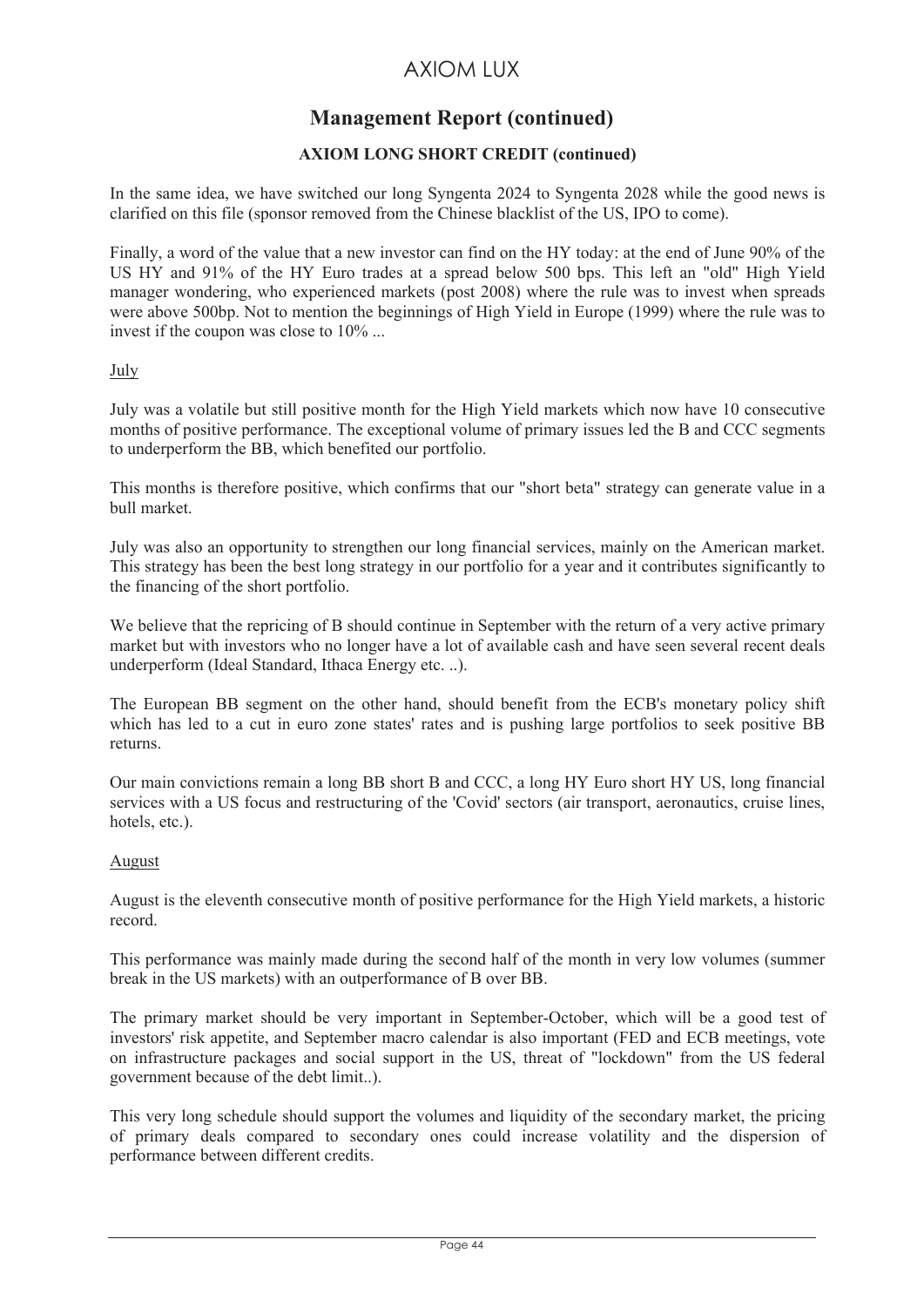# AXIOM LUX

## Management Report (continued)

### AXIOM LONG SHORT CREDIT (continued)

In the same idea, we have switched our long Syngenta 2024 to Syngenta 2028 while the good news is clarified on this file (sponsor removed from the Chinese blacklist of the US, IPO to come).

Finally, a word of the value that a new investor can find on the HY today: at the end of June 90% of the US HY and 91% of the HY Euro trades at a spread below 500 bps. This left an "old" High Yield manager wondering, who experienced markets (post 2008) where the rule was to invest when spreads were above 500bp. Not to mention the beginnings of High Yield in Europe (1999) where the rule was to invest if the coupon was close to 10% ...

July

July was a volatile but still positive month for the High Yield markets which now have 10 consecutive months of positive performance. The exceptional volume of primary issues led the B and CCC segments to underperform the BB, which benefited our portfolio.

This months is therefore positive, which confirms that our "short beta" strategy can generate value in a bull market.

July was also an opportunity to strengthen our long financial services, mainly on the American market. This strategy has been the best long strategy in our portfolio for a year and it contributes significantly to the financing of the short portfolio.

We believe that the repricing of B should continue in September with the return of a very active primary market but with investors who no longer have a lot of available cash and have seen several recent deals underperform (Ideal Standard, Ithaca Energy etc. ..).

The European BB segment on the other hand, should benefit from the ECB's monetary policy shift which has led to a cut in euro zone states' rates and is pushing large portfolios to seek positive BB returns.

Our main convictions remain a long BB short B and CCC, a long HY Euro short HY US, long financial services with a US focus and restructuring of the 'Covid' sectors (air transport, aeronautics, cruise lines, hotels, etc.).

August

August is the eleventh consecutive month of positive performance for the High Yield markets, a historic record.

This performance was mainly made during the second half of the month in very low volumes (summer break in the US markets) with an outperformance of B over BB.

The primary market should be very important in September-October, which will be a good test of investors' risk appetite, and September macro calendar is also important (FED and ECB meetings, vote on infrastructure packages and social support in the US, threat of "lockdown" from the US federal government because of the debt limit..).

This very long schedule should support the volumes and liquidity of the secondary market, the pricing of primary deals compared to secondary ones could increase volatility and the dispersion of performance between different credits.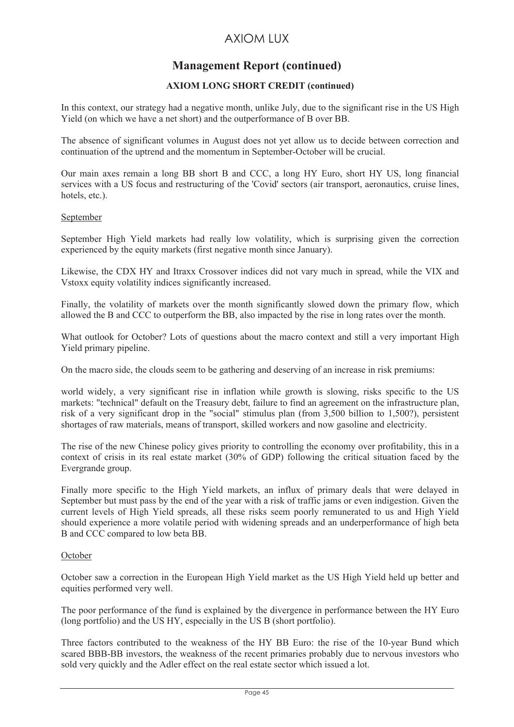# AXIOM LUX

## Management Report (continued)

### AXIOM LONG SHORT CREDIT (continued)

In this context, our strategy had a negative month, unlike July, due to the significant rise in the US High Yield (on which we have a net short) and the outperformance of B over BB.

The absence of significant volumes in August does not yet allow us to decide between correction and continuation of the uptrend and the momentum in September-October will be crucial.

Our main axes remain a long BB short B and CCC, a long HY Euro, short HY US, long financial services with a US focus and restructuring of the 'Covid' sectors (air transport, aeronautics, cruise lines, hotels, etc.).

September

September High Yield markets had really low volatility, which is surprising given the correction experienced by the equity markets (first negative month since January).

Likewise, the CDX HY and Itraxx Crossover indices did not vary much in spread, while the VIX and Vstoxx equity volatility indices significantly increased.

Finally, the volatility of markets over the month significantly slowed down the primary flow, which allowed the B and CCC to outperform the BB, also impacted by the rise in long rates over the month.

What outlook for October? Lots of questions about the macro context and still a very important High Yield primary pipeline.

On the macro side, the clouds seem to be gathering and deserving of an increase in risk premiums:

world widely, a very significant rise in inflation while growth is slowing, risks specific to the US markets: "technical" default on the Treasury debt, failure to find an agreement on the infrastructure plan, risk of a very significant drop in the "social" stimulus plan (from 3,500 billion to 1,500?), persistent shortages of raw materials, means of transport, skilled workers and now gasoline and electricity.

The rise of the new Chinese policy gives priority to controlling the economy over profitability, this in a context of crisis in its real estate market (30% of GDP) following the critical situation faced by the Evergrande group.

Finally more specific to the High Yield markets, an influx of primary deals that were delayed in September but must pass by the end of the year with a risk of traffic jams or even indigestion. Given the current levels of High Yield spreads, all these risks seem poorly remunerated to us and High Yield should experience a more volatile period with widening spreads and an underperformance of high beta B and CCC compared to low beta BB.

October

October saw a correction in the European High Yield market as the US High Yield held up better and equities performed very well.

The poor performance of the fund is explained by the divergence in performance between the HY Euro (long portfolio) and the US HY, especially in the US B (short portfolio).

Three factors contributed to the weakness of the HY BB Euro: the rise of the 10-year Bund which scared BBB-BB investors, the weakness of the recent primaries probably due to nervous investors who sold very quickly and the Adler effect on the real estate sector which issued a lot.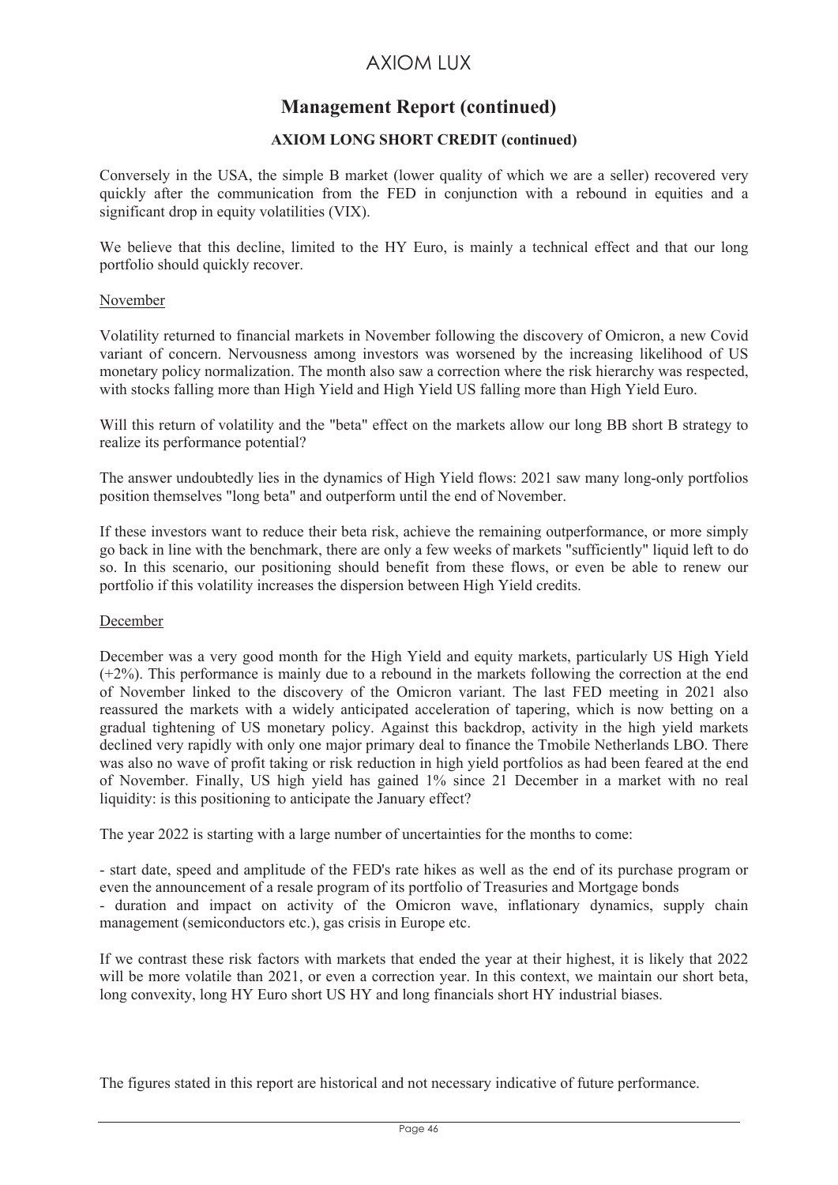## Management Report (continued)

### AXIOM LONG SHORT CREDIT (continued)

Conversely in the USA, the simple B market (lower quality of which we are a seller) recovered very quickly after the communication from the FED in conjunction with a rebound in equities and a significant drop in equity volatilities (VIX).

We believe that this decline, limited to the HY Euro, is mainly a technical effect and that our long portfolio should quickly recover.

November

Volatility returned to financial markets in November following the discovery of Omicron, a new Covid variant of concern. Nervousness among investors was worsened by the increasing likelihood of US monetary policy normalization. The month also saw a correction where the risk hierarchy was respected, with stocks falling more than High Yield and High Yield US falling more than High Yield Euro.

Will this return of volatility and the "beta" effect on the markets allow our long BB short B strategy to realize its performance potential?

The answer undoubtedly lies in the dynamics of High Yield flows: 2021 saw many long-only portfolios position themselves "long beta" and outperform until the end of November.

If these investors want to reduce their beta risk, achieve the remaining outperformance, or more simply go back in line with the benchmark, there are only a few weeks of markets "sufficiently" liquid left to do so. In this scenario, our positioning should benefit from these flows, or even be able to renew our portfolio if this volatility increases the dispersion between High Yield credits.

December

December was a very good month for the High Yield and equity markets, particularly US High Yield (+2%). This performance is mainly due to a rebound in the markets following the correction at the end of November linked to the discovery of the Omicron variant. The last FED meeting in 2021 also reassured the markets with a widely anticipated acceleration of tapering, which is now betting on a gradual tightening of US monetary policy. Against this backdrop, activity in the high yield markets declined very rapidly with only one major primary deal to finance the Tmobile Netherlands LBO. There was also no wave of profit taking or risk reduction in high yield portfolios as had been feared at the end of November. Finally, US high yield has gained 1% since 21 December in a market with no real liquidity: is this positioning to anticipate the January effect?

The year 2022 is starting with a large number of uncertainties for the months to come:

- start date, speed and amplitude of the FED's rate hikes as well as the end of its purchase program or even the announcement of a resale program of its portfolio of Treasuries and Mortgage bonds
- duration and impact on activity of the Omicron wave, inflationary dynamics, supply chain management (semiconductors etc.), gas crisis in Europe etc.

If we contrast these risk factors with markets that ended the year at their highest, it is likely that 2022 will be more volatile than 2021, or even a correction year. In this context, we maintain our short beta, long convexity, long HY Euro short US HY and long financials short HY industrial biases.

The figures stated in this report are historical and not necessary indicative of future performance.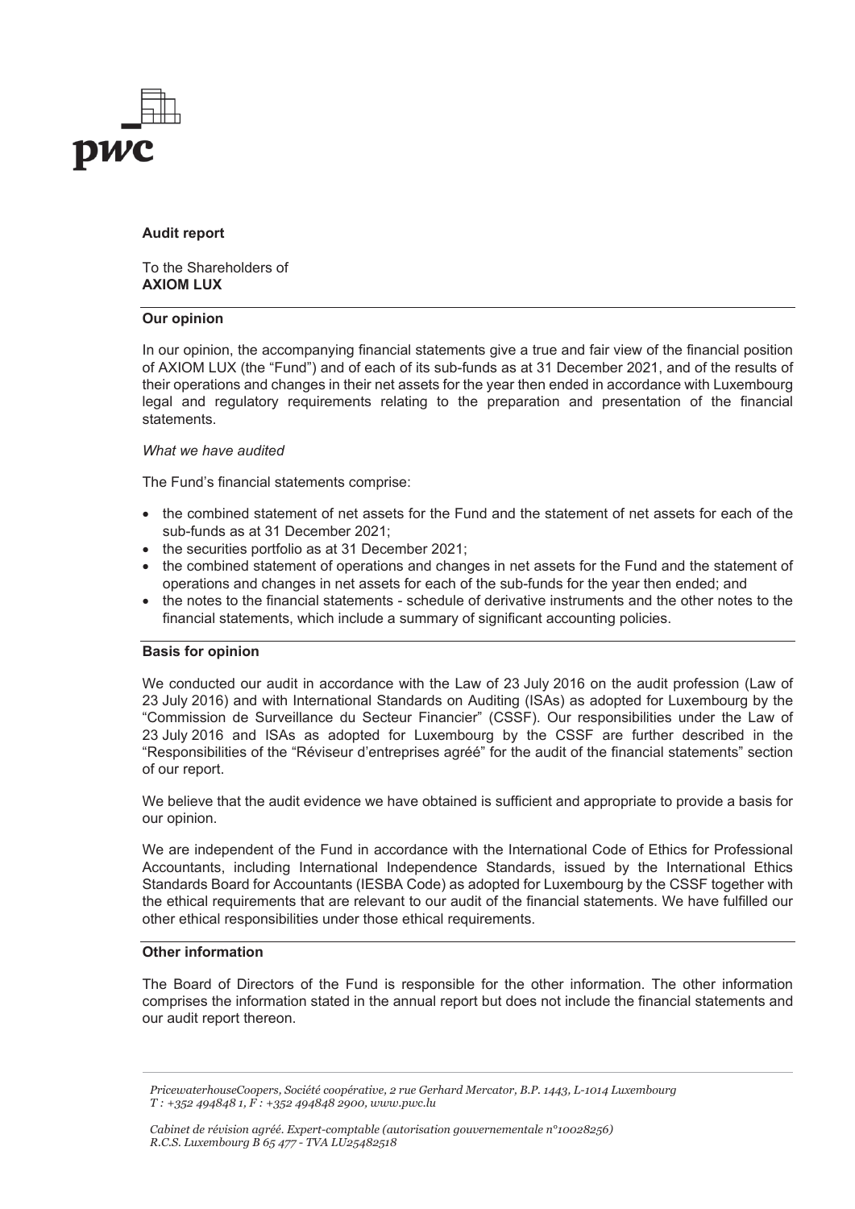**Audit report**

To the Shareholders of
**AXIOM LUX**

**Our opinion**

In our opinion, the accompanying financial statements give a true and fair view of the financial position of AXIOM LUX (the "Fund") and of each of its sub-funds as at 31 December 2021, and of the results of their operations and changes in their net assets for the year then ended in accordance with Luxembourg legal and regulatory requirements relating to the preparation and presentation of the financial statements.

*What we have audited*

The Fund's financial statements comprise:

- the combined statement of net assets for the Fund and the statement of net assets for each of the sub-funds as at 31 December 2021;
- the securities portfolio as at 31 December 2021;
- the combined statement of operations and changes in net assets for the Fund and the statement of operations and changes in net assets for each of the sub-funds for the year then ended; and
- the notes to the financial statements - schedule of derivative instruments and the other notes to the financial statements, which include a summary of significant accounting policies.

**Basis for opinion**

We conducted our audit in accordance with the Law of 23 July 2016 on the audit profession (Law of 23 July 2016) and with International Standards on Auditing (ISAs) as adopted for Luxembourg by the "Commission de Surveillance du Secteur Financier" (CSSF). Our responsibilities under the Law of 23 July 2016 and ISAs as adopted for Luxembourg by the CSSF are further described in the "Responsibilities of the "Réviseur d'entreprises agréé" for the audit of the financial statements" section of our report.

We believe that the audit evidence we have obtained is sufficient and appropriate to provide a basis for our opinion.

We are independent of the Fund in accordance with the International Code of Ethics for Professional Accountants, including International Independence Standards, issued by the International Ethics Standards Board for Accountants (IESBA Code) as adopted for Luxembourg by the CSSF together with the ethical requirements that are relevant to our audit of the financial statements. We have fulfilled our other ethical responsibilities under those ethical requirements.

**Other information**

The Board of Directors of the Fund is responsible for the other information. The other information comprises the information stated in the annual report but does not include the financial statements and our audit report thereon.

*PricewaterhouseCoopers, Société coopérative, 2 rue Gerhard Mercator, B.P. 1443, L-1014 Luxembourg*
*T : +352 494848 1, F : +352 494848 2900, www.pwc.lu*

*Cabinet de révision agréé. Expert-comptable (autorisation gouvernementale n°10028256)*
*R.C.S. Luxembourg B 65 477 - TVA LU25482518*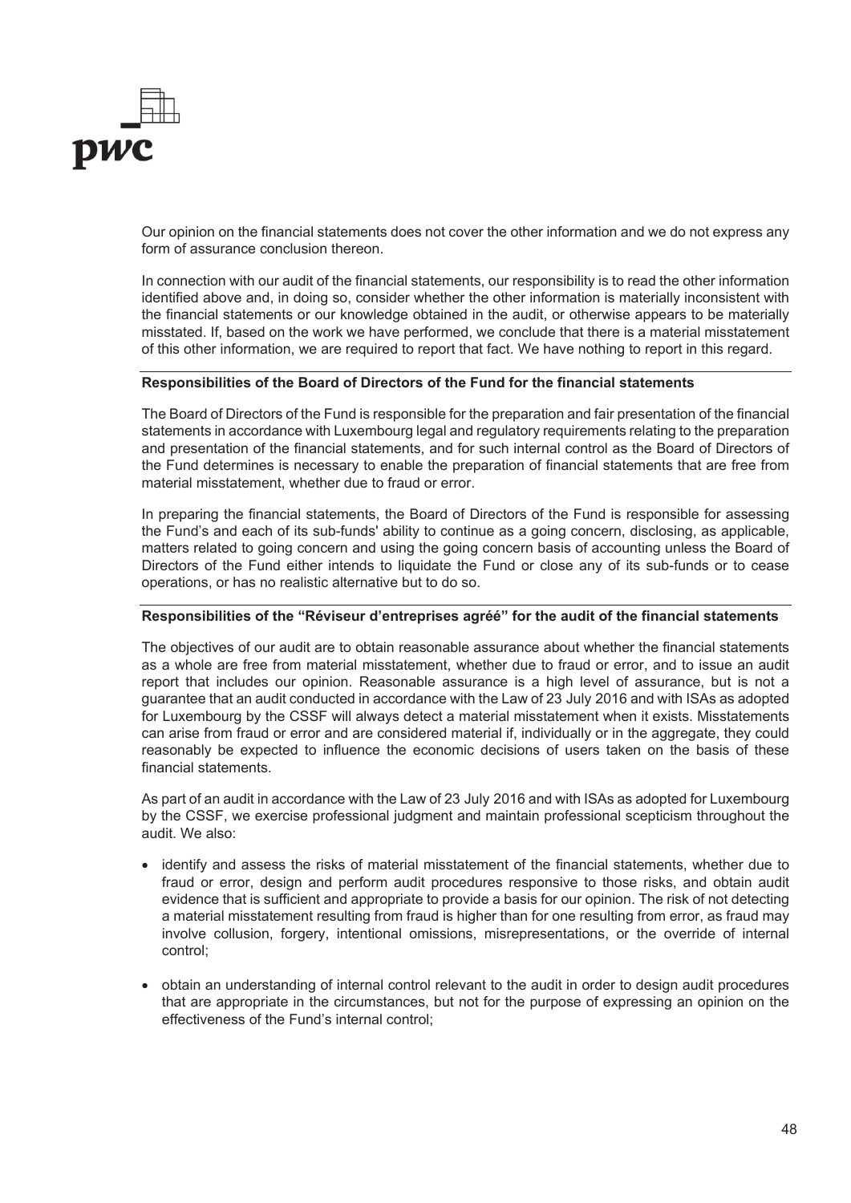Our opinion on the financial statements does not cover the other information and we do not express any form of assurance conclusion thereon.

In connection with our audit of the financial statements, our responsibility is to read the other information identified above and, in doing so, consider whether the other information is materially inconsistent with the financial statements or our knowledge obtained in the audit, or otherwise appears to be materially misstated. If, based on the work we have performed, we conclude that there is a material misstatement of this other information, we are required to report that fact. We have nothing to report in this regard.

**Responsibilities of the Board of Directors of the Fund for the financial statements**

The Board of Directors of the Fund is responsible for the preparation and fair presentation of the financial statements in accordance with Luxembourg legal and regulatory requirements relating to the preparation and presentation of the financial statements, and for such internal control as the Board of Directors of the Fund determines is necessary to enable the preparation of financial statements that are free from material misstatement, whether due to fraud or error.

In preparing the financial statements, the Board of Directors of the Fund is responsible for assessing the Fund's and each of its sub-funds' ability to continue as a going concern, disclosing, as applicable, matters related to going concern and using the going concern basis of accounting unless the Board of Directors of the Fund either intends to liquidate the Fund or close any of its sub-funds or to cease operations, or has no realistic alternative but to do so.

**Responsibilities of the "Réviseur d'entreprises agréé" for the audit of the financial statements**

The objectives of our audit are to obtain reasonable assurance about whether the financial statements as a whole are free from material misstatement, whether due to fraud or error, and to issue an audit report that includes our opinion. Reasonable assurance is a high level of assurance, but is not a guarantee that an audit conducted in accordance with the Law of 23 July 2016 and with ISAs as adopted for Luxembourg by the CSSF will always detect a material misstatement when it exists. Misstatements can arise from fraud or error and are considered material if, individually or in the aggregate, they could reasonably be expected to influence the economic decisions of users taken on the basis of these financial statements.

As part of an audit in accordance with the Law of 23 July 2016 and with ISAs as adopted for Luxembourg by the CSSF, we exercise professional judgment and maintain professional scepticism throughout the audit. We also:

- identify and assess the risks of material misstatement of the financial statements, whether due to fraud or error, design and perform audit procedures responsive to those risks, and obtain audit evidence that is sufficient and appropriate to provide a basis for our opinion. The risk of not detecting a material misstatement resulting from fraud is higher than for one resulting from error, as fraud may involve collusion, forgery, intentional omissions, misrepresentations, or the override of internal control;

- obtain an understanding of internal control relevant to the audit in order to design audit procedures that are appropriate in the circumstances, but not for the purpose of expressing an opinion on the effectiveness of the Fund's internal control;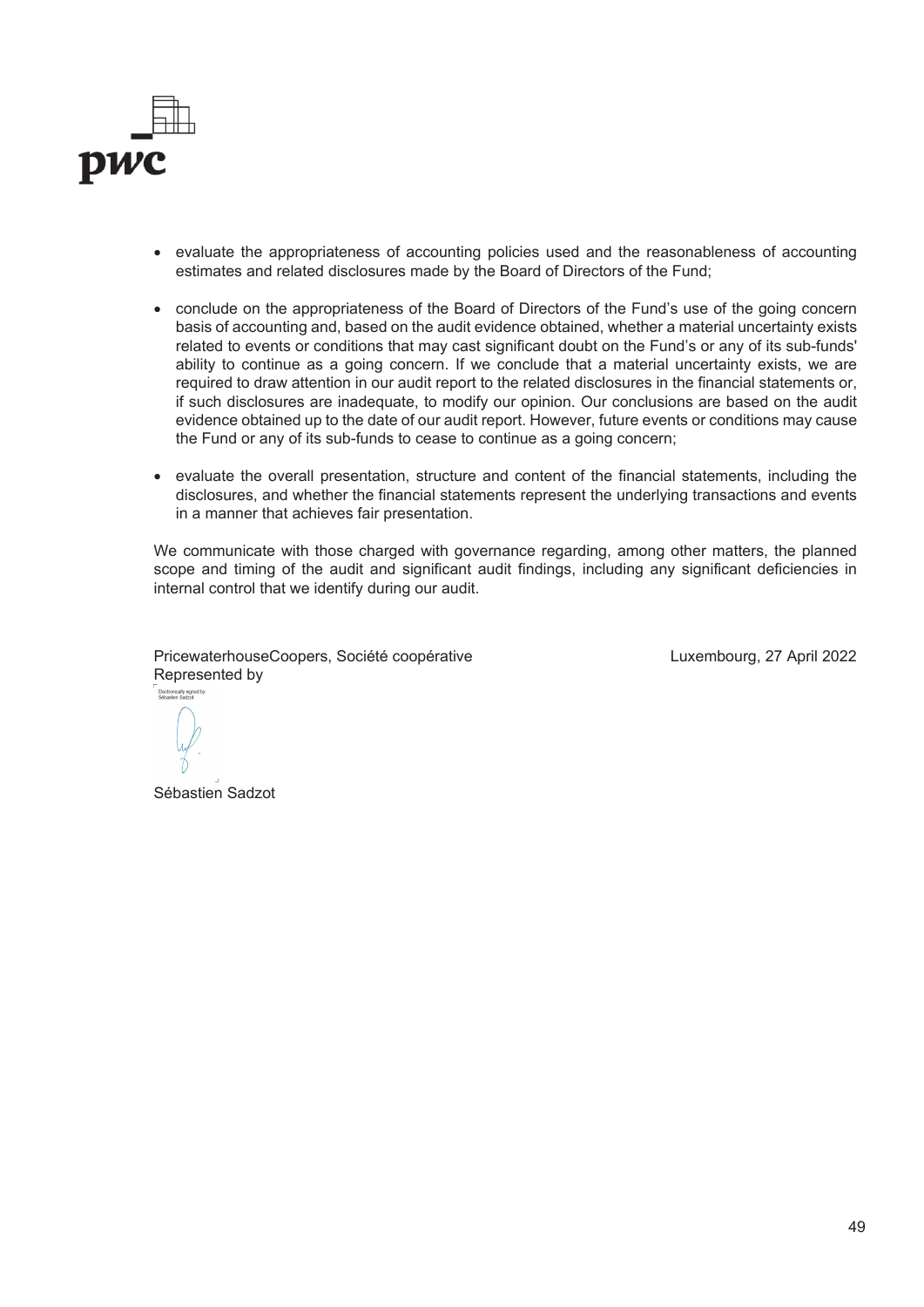- evaluate the appropriateness of accounting policies used and the reasonableness of accounting estimates and related disclosures made by the Board of Directors of the Fund;

- conclude on the appropriateness of the Board of Directors of the Fund's use of the going concern basis of accounting and, based on the audit evidence obtained, whether a material uncertainty exists related to events or conditions that may cast significant doubt on the Fund's or any of its sub-funds' ability to continue as a going concern. If we conclude that a material uncertainty exists, we are required to draw attention in our audit report to the related disclosures in the financial statements or, if such disclosures are inadequate, to modify our opinion. Our conclusions are based on the audit evidence obtained up to the date of our audit report. However, future events or conditions may cause the Fund or any of its sub-funds to cease to continue as a going concern;

- evaluate the overall presentation, structure and content of the financial statements, including the disclosures, and whether the financial statements represent the underlying transactions and events in a manner that achieves fair presentation.

We communicate with those charged with governance regarding, among other matters, the planned scope and timing of the audit and significant audit findings, including any significant deficiencies in internal control that we identify during our audit.

PricewaterhouseCoopers, Société coopérative
Represented by

Luxembourg, 27 April 2022

Electronically signed by: Sébastien Sadzot

Sébastien Sadzot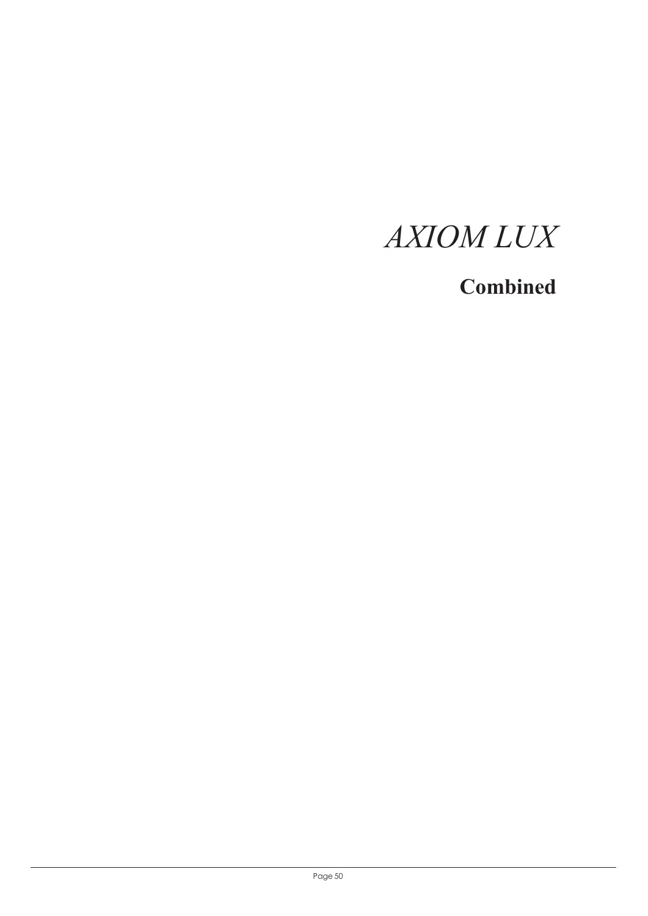# *AXIOM LUX*

## **Combined**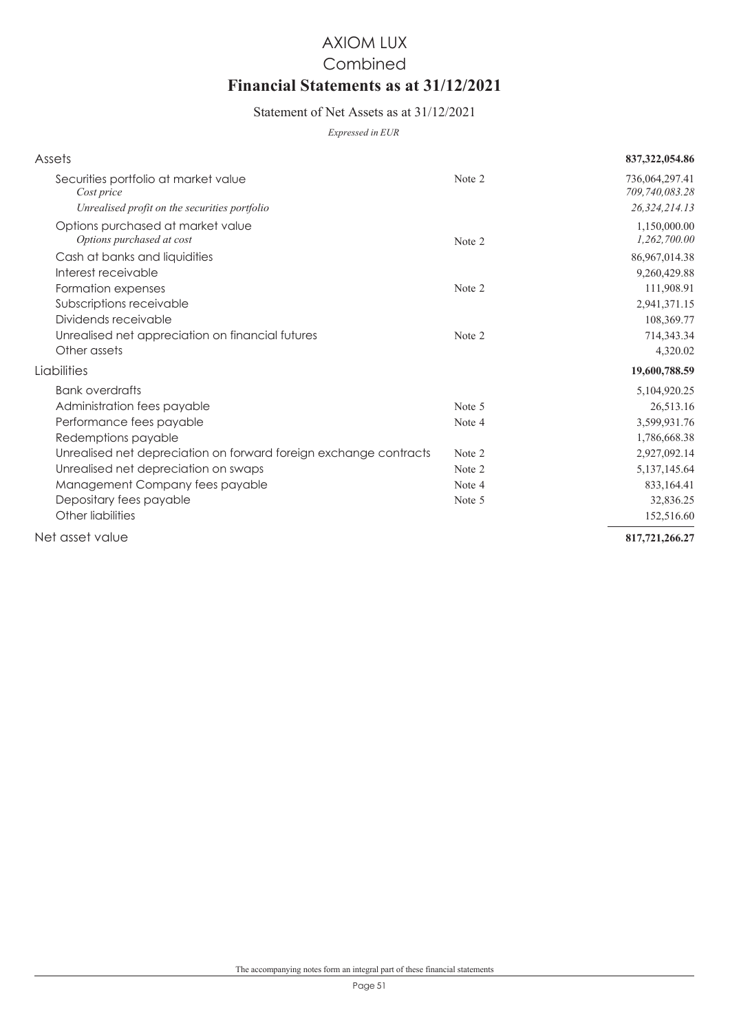# AXIOM LUX

## Combined

## Financial Statements as at 31/12/2021

### Statement of Net Assets as at 31/12/2021

*Expressed in EUR*

| | | |
|---|---|---|
| Assets | | **837,322,054.86** |
| Securities portfolio at market value | Note 2 | 736,064,297.41 |
| *Cost price* | | *709,740,083.28* |
| *Unrealised profit on the securities portfolio* | | *26,324,214.13* |
| Options purchased at market value | | 1,150,000.00 |
| *Options purchased at cost* | Note 2 | *1,262,700.00* |
| Cash at banks and liquidities | | 86,967,014.38 |
| Interest receivable | | 9,260,429.88 |
| Formation expenses | Note 2 | 111,908.91 |
| Subscriptions receivable | | 2,941,371.15 |
| Dividends receivable | | 108,369.77 |
| Unrealised net appreciation on financial futures | Note 2 | 714,343.34 |
| Other assets | | 4,320.02 |
| Liabilities | | **19,600,788.59** |
| Bank overdrafts | | 5,104,920.25 |
| Administration fees payable | Note 5 | 26,513.16 |
| Performance fees payable | Note 4 | 3,599,931.76 |
| Redemptions payable | | 1,786,668.38 |
| Unrealised net depreciation on forward foreign exchange contracts | Note 2 | 2,927,092.14 |
| Unrealised net depreciation on swaps | Note 2 | 5,137,145.64 |
| Management Company fees payable | Note 4 | 833,164.41 |
| Depositary fees payable | Note 5 | 32,836.25 |
| Other liabilities | | 152,516.60 |
| Net asset value | | **817,721,266.27** |

The accompanying notes form an integral part of these financial statements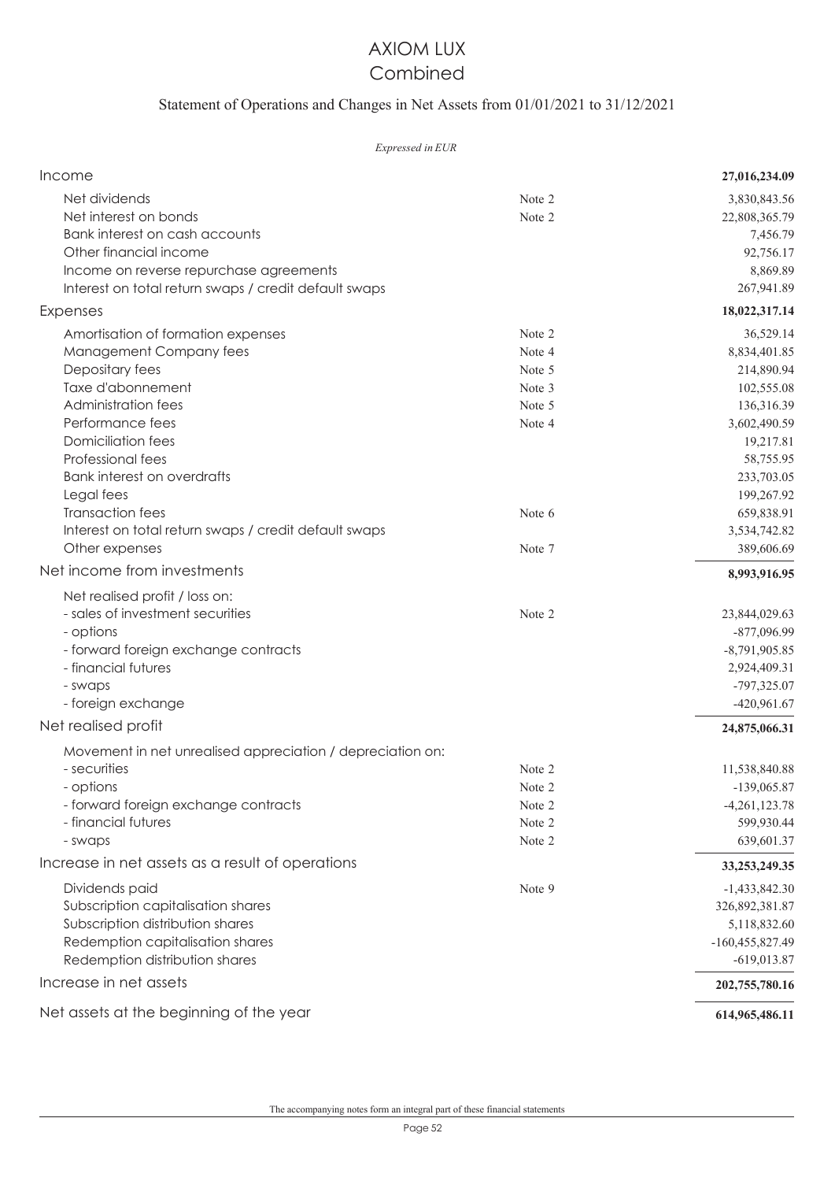# AXIOM LUX
## Combined

### Statement of Operations and Changes in Net Assets from 01/01/2021 to 31/12/2021

*Expressed in EUR*

| | | |
|---|---|---|
| **Income** | | **27,016,234.09** |
| Net dividends | Note 2 | 3,830,843.56 |
| Net interest on bonds | Note 2 | 22,808,365.79 |
| Bank interest on cash accounts | | 7,456.79 |
| Other financial income | | 92,756.17 |
| Income on reverse repurchase agreements | | 8,869.89 |
| Interest on total return swaps / credit default swaps | | 267,941.89 |
| **Expenses** | | **18,022,317.14** |
| Amortisation of formation expenses | Note 2 | 36,529.14 |
| Management Company fees | Note 4 | 8,834,401.85 |
| Depositary fees | Note 5 | 214,890.94 |
| Taxe d'abonnement | Note 3 | 102,555.08 |
| Administration fees | Note 5 | 136,316.39 |
| Performance fees | Note 4 | 3,602,490.59 |
| Domiciliation fees | | 19,217.81 |
| Professional fees | | 58,755.95 |
| Bank interest on overdrafts | | 233,703.05 |
| Legal fees | | 199,267.92 |
| Transaction fees | Note 6 | 659,838.91 |
| Interest on total return swaps / credit default swaps | | 3,534,742.82 |
| Other expenses | Note 7 | 389,606.69 |
| **Net income from investments** | | **8,993,916.95** |
| Net realised profit / loss on: | | |
| - sales of investment securities | Note 2 | 23,844,029.63 |
| - options | | -877,096.99 |
| - forward foreign exchange contracts | | -8,791,905.85 |
| - financial futures | | 2,924,409.31 |
| - swaps | | -797,325.07 |
| - foreign exchange | | -420,961.67 |
| **Net realised profit** | | **24,875,066.31** |
| Movement in net unrealised appreciation / depreciation on: | | |
| - securities | Note 2 | 11,538,840.88 |
| - options | Note 2 | -139,065.87 |
| - forward foreign exchange contracts | Note 2 | -4,261,123.78 |
| - financial futures | Note 2 | 599,930.44 |
| - swaps | Note 2 | 639,601.37 |
| **Increase in net assets as a result of operations** | | **33,253,249.35** |
| Dividends paid | Note 9 | -1,433,842.30 |
| Subscription capitalisation shares | | 326,892,381.87 |
| Subscription distribution shares | | 5,118,832.60 |
| Redemption capitalisation shares | | -160,455,827.49 |
| Redemption distribution shares | | -619,013.87 |
| **Increase in net assets** | | **202,755,780.16** |
| **Net assets at the beginning of the year** | | **614,965,486.11** |

The accompanying notes form an integral part of these financial statements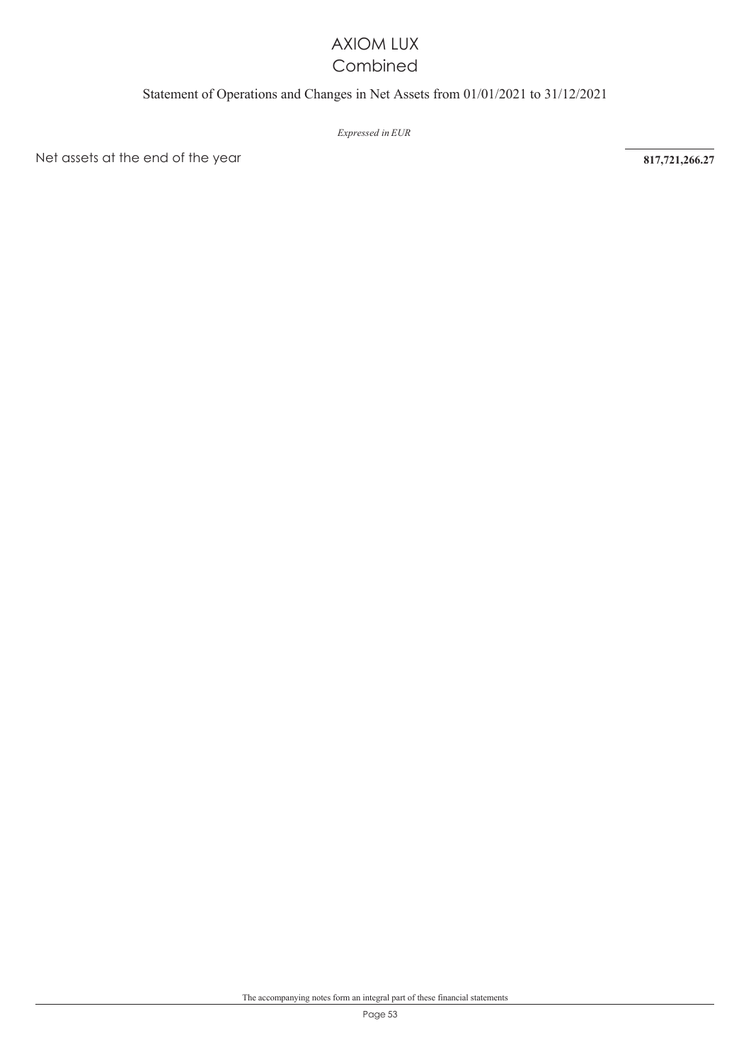# AXIOM LUX
## Combined

### Statement of Operations and Changes in Net Assets from 01/01/2021 to 31/12/2021

*Expressed in EUR*

| | |
|---|---|
| Net assets at the end of the year | **817,721,266.27** |

The accompanying notes form an integral part of these financial statements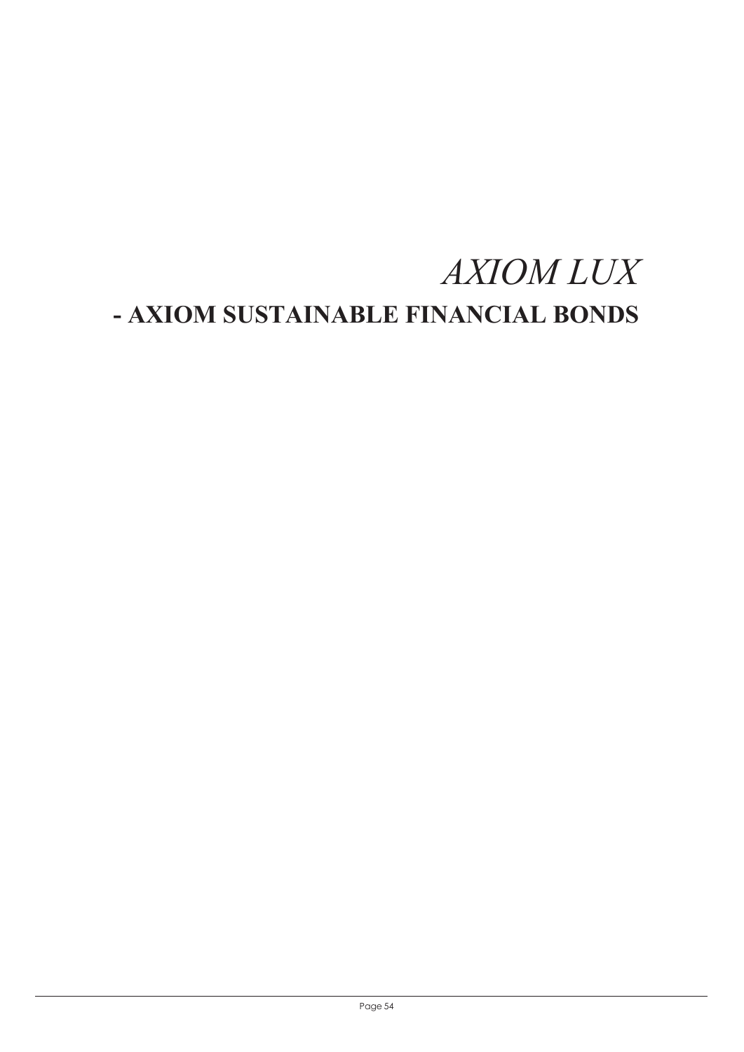# *AXIOM LUX*

## - AXIOM SUSTAINABLE FINANCIAL BONDS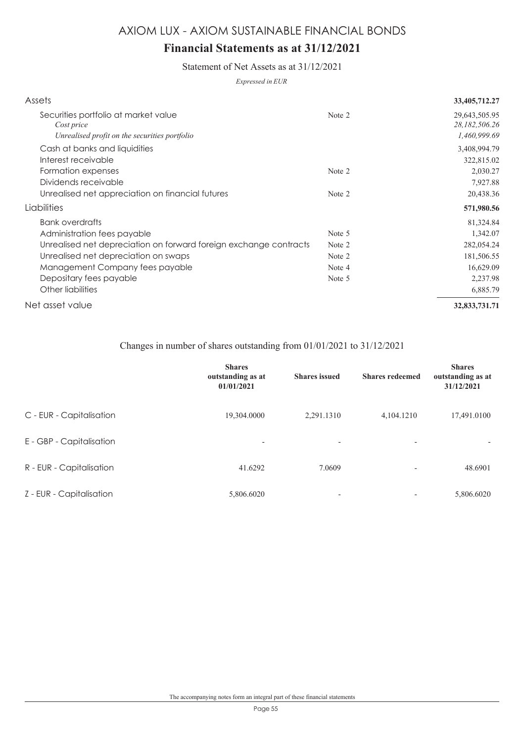# AXIOM LUX - AXIOM SUSTAINABLE FINANCIAL BONDS

## Financial Statements as at 31/12/2021

### Statement of Net Assets as at 31/12/2021

*Expressed in EUR*

| | | |
|---|---|---|
| **Assets** | | **33,405,712.27** |
| Securities portfolio at market value | Note 2 | 29,643,505.95 |
| *Cost price* | | *28,182,506.26* |
| *Unrealised profit on the securities portfolio* | | *1,460,999.69* |
| Cash at banks and liquidities | | 3,408,994.79 |
| Interest receivable | | 322,815.02 |
| Formation expenses | Note 2 | 2,030.27 |
| Dividends receivable | | 7,927.88 |
| Unrealised net appreciation on financial futures | Note 2 | 20,438.36 |
| **Liabilities** | | **571,980.56** |
| Bank overdrafts | | 81,324.84 |
| Administration fees payable | Note 5 | 1,342.07 |
| Unrealised net depreciation on forward foreign exchange contracts | Note 2 | 282,054.24 |
| Unrealised net depreciation on swaps | Note 2 | 181,506.55 |
| Management Company fees payable | Note 4 | 16,629.09 |
| Depositary fees payable | Note 5 | 2,237.98 |
| Other liabilities | | 6,885.79 |
| **Net asset value** | | **32,833,731.71** |

### Changes in number of shares outstanding from 01/01/2021 to 31/12/2021

| | Shares outstanding as at 01/01/2021 | Shares issued | Shares redeemed | Shares outstanding as at 31/12/2021 |
|---|---|---|---|---|
| C - EUR - Capitalisation | 19,304.0000 | 2,291.1310 | 4,104.1210 | 17,491.0100 |
| E - GBP - Capitalisation | - | - | - | - |
| R - EUR - Capitalisation | 41.6292 | 7.0609 | - | 48.6901 |
| Z - EUR - Capitalisation | 5,806.6020 | - | - | 5,806.6020 |

The accompanying notes form an integral part of these financial statements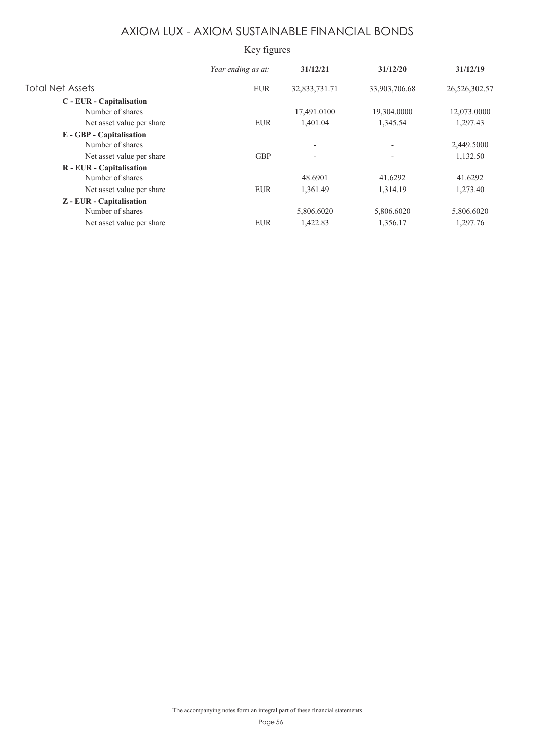# AXIOM LUX - AXIOM SUSTAINABLE FINANCIAL BONDS

## Key figures

| | *Year ending as at:* | **31/12/21** | **31/12/20** | **31/12/19** |
|---|---|---|---|---|
| Total Net Assets | EUR | 32,833,731.71 | 33,903,706.68 | 26,526,302.57 |
| **C - EUR - Capitalisation** | | | | |
| Number of shares | | 17,491.0100 | 19,304.0000 | 12,073.0000 |
| Net asset value per share | EUR | 1,401.04 | 1,345.54 | 1,297.43 |
| **E - GBP - Capitalisation** | | | | |
| Number of shares | | - | - | 2,449.5000 |
| Net asset value per share | GBP | - | - | 1,132.50 |
| **R - EUR - Capitalisation** | | | | |
| Number of shares | | 48.6901 | 41.6292 | 41.6292 |
| Net asset value per share | EUR | 1,361.49 | 1,314.19 | 1,273.40 |
| **Z - EUR - Capitalisation** | | | | |
| Number of shares | | 5,806.6020 | 5,806.6020 | 5,806.6020 |
| Net asset value per share | EUR | 1,422.83 | 1,356.17 | 1,297.76 |

The accompanying notes form an integral part of these financial statements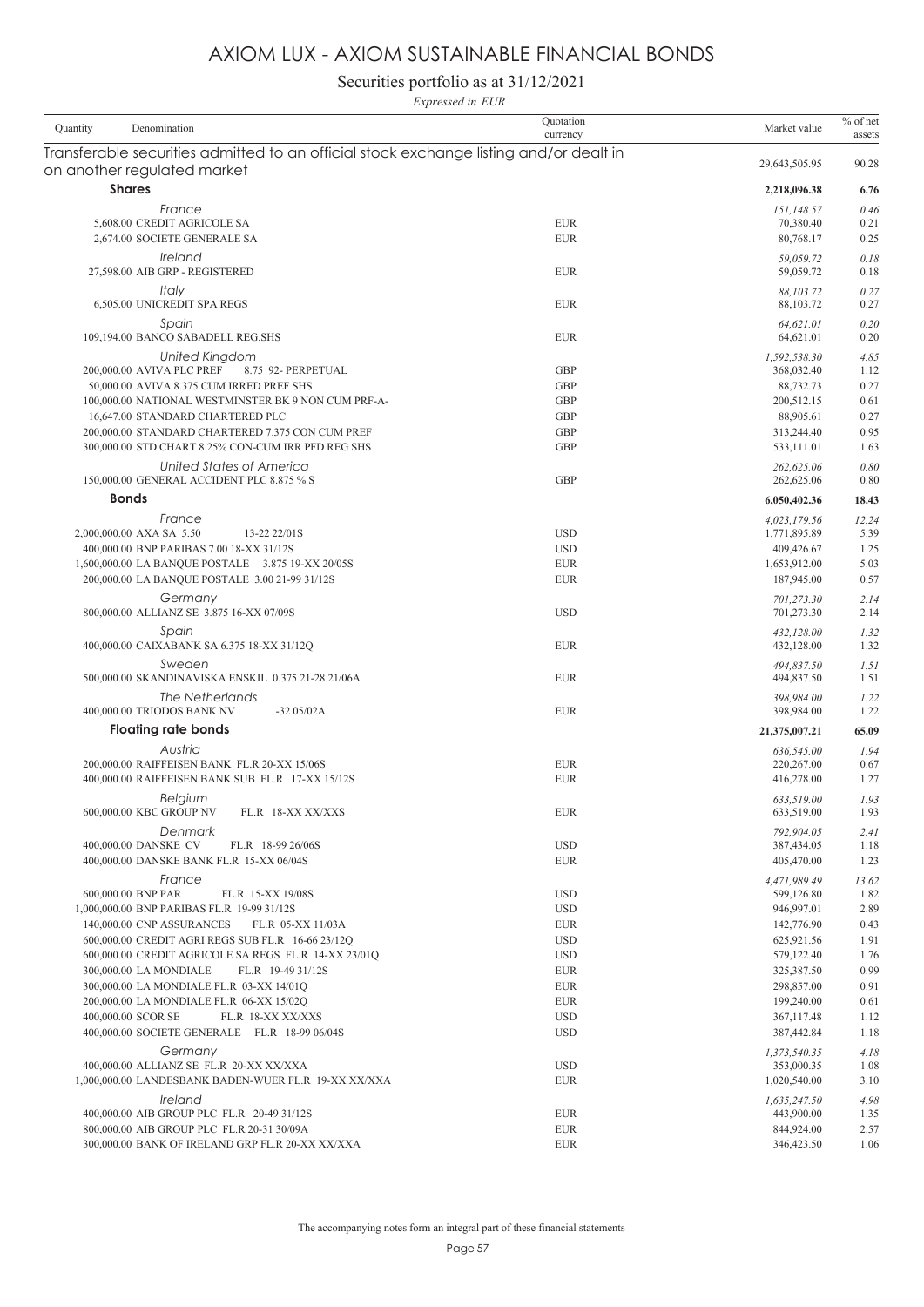# AXIOM LUX - AXIOM SUSTAINABLE FINANCIAL BONDS

## Securities portfolio as at 31/12/2021

*Expressed in EUR*

| Quantity | Denomination | Quotation currency | Market value | % of net assets |
|---|---|---|---|---|
| | **Transferable securities admitted to an official stock exchange listing and/or dealt in on another regulated market** | | 29,643,505.95 | 90.28 |
| | **Shares** | | **2,218,096.38** | **6.76** |
| | *France* | | *151,148.57* | *0.46* |
| 5,608.00 | CREDIT AGRICOLE SA | EUR | 70,380.40 | 0.21 |
| 2,674.00 | SOCIETE GENERALE SA | EUR | 80,768.17 | 0.25 |
| | *Ireland* | | *59,059.72* | *0.18* |
| 27,598.00 | AIB GRP - REGISTERED | EUR | 59,059.72 | 0.18 |
| | *Italy* | | *88,103.72* | *0.27* |
| 6,505.00 | UNICREDIT SPA REGS | EUR | 88,103.72 | 0.27 |
| | *Spain* | | *64,621.01* | *0.20* |
| 109,194.00 | BANCO SABADELL REG.SHS | EUR | 64,621.01 | 0.20 |
| | *United Kingdom* | | *1,592,538.30* | *4.85* |
| 200,000.00 | AVIVA PLC PREF 8.75 92- PERPETUAL | GBP | 368,032.40 | 1.12 |
| 50,000.00 | AVIVA 8.375 CUM IRRED PREF SHS | GBP | 88,732.73 | 0.27 |
| 100,000.00 | NATIONAL WESTMINSTER BK 9 NON CUM PRF-A- | GBP | 200,512.15 | 0.61 |
| 16,647.00 | STANDARD CHARTERED PLC | GBP | 88,905.61 | 0.27 |
| 200,000.00 | STANDARD CHARTERED 7.375 CON CUM PREF | GBP | 313,244.40 | 0.95 |
| 300,000.00 | STD CHART 8.25% CON-CUM IRR PFD REG SHS | GBP | 533,111.01 | 1.63 |
| | *United States of America* | | *262,625.06* | *0.80* |
| 150,000.00 | GENERAL ACCIDENT PLC 8.875 % S | GBP | 262,625.06 | 0.80 |
| | **Bonds** | | **6,050,402.36** | **18.43** |
| | *France* | | *4,023,179.56* | *12.24* |
| 2,000,000.00 | AXA SA 5.50 13-22 22/01S | USD | 1,771,895.89 | 5.39 |
| 400,000.00 | BNP PARIBAS 7.00 18-XX 31/12S | USD | 409,426.67 | 1.25 |
| 1,600,000.00 | LA BANQUE POSTALE 3.875 19-XX 20/05S | EUR | 1,653,912.00 | 5.03 |
| 200,000.00 | LA BANQUE POSTALE 3.00 21-99 31/12S | EUR | 187,945.00 | 0.57 |
| | *Germany* | | *701,273.30* | *2.14* |
| 800,000.00 | ALLIANZ SE 3.875 16-XX 07/09S | USD | 701,273.30 | 2.14 |
| | *Spain* | | *432,128.00* | *1.32* |
| 400,000.00 | CAIXABANK SA 6.375 18-XX 31/12Q | EUR | 432,128.00 | 1.32 |
| | *Sweden* | | *494,837.50* | *1.51* |
| 500,000.00 | SKANDINAVISKA ENSKIL 0.375 21-28 21/06A | EUR | 494,837.50 | 1.51 |
| | *The Netherlands* | | *398,984.00* | *1.22* |
| 400,000.00 | TRIODOS BANK NV -32 05/02A | EUR | 398,984.00 | 1.22 |
| | **Floating rate bonds** | | **21,375,007.21** | **65.09** |
| | *Austria* | | *636,545.00* | *1.94* |
| 200,000.00 | RAIFFEISEN BANK FL.R 20-XX 15/06S | EUR | 220,267.00 | 0.67 |
| 400,000.00 | RAIFFEISEN BANK SUB FL.R 17-XX 15/12S | EUR | 416,278.00 | 1.27 |
| | *Belgium* | | *633,519.00* | *1.93* |
| 600,000.00 | KBC GROUP NV FL.R 18-XX XX/XXS | EUR | 633,519.00 | 1.93 |
| | *Denmark* | | *792,904.05* | *2.41* |
| 400,000.00 | DANSKE CV FL.R 18-99 26/06S | USD | 387,434.05 | 1.18 |
| 400,000.00 | DANSKE BANK FL.R 15-XX 06/04S | EUR | 405,470.00 | 1.23 |
| | *France* | | *4,471,989.49* | *13.62* |
| 600,000.00 | BNP PAR FL.R 15-XX 19/08S | USD | 599,126.80 | 1.82 |
| 1,000,000.00 | BNP PARIBAS FL.R 19-99 31/12S | USD | 946,997.01 | 2.89 |
| 140,000.00 | CNP ASSURANCES FL.R 05-XX 11/03A | EUR | 142,776.90 | 0.43 |
| 600,000.00 | CREDIT AGRI REGS SUB FL.R 16-66 23/12Q | USD | 625,921.56 | 1.91 |
| 600,000.00 | CREDIT AGRICOLE SA REGS FL.R 14-XX 23/01Q | USD | 579,122.40 | 1.76 |
| 300,000.00 | LA MONDIALE FL.R 19-49 31/12S | EUR | 325,387.50 | 0.99 |
| 300,000.00 | LA MONDIALE FL.R 03-XX 14/01Q | EUR | 298,857.00 | 0.91 |
| 200,000.00 | LA MONDIALE FL.R 06-XX 15/02Q | EUR | 199,240.00 | 0.61 |
| 400,000.00 | SCOR SE FL.R 18-XX XX/XXS | USD | 367,117.48 | 1.12 |
| 400,000.00 | SOCIETE GENERALE FL.R 18-99 06/04S | USD | 387,442.84 | 1.18 |
| | *Germany* | | *1,373,540.35* | *4.18* |
| 400,000.00 | ALLIANZ SE FL.R 20-XX XX/XXA | USD | 353,000.35 | 1.08 |
| 1,000,000.00 | LANDESBANK BADEN-WUER FL.R 19-XX XX/XXA | EUR | 1,020,540.00 | 3.10 |
| | *Ireland* | | *1,635,247.50* | *4.98* |
| 400,000.00 | AIB GROUP PLC FL.R 20-49 31/12S | EUR | 443,900.00 | 1.35 |
| 800,000.00 | AIB GROUP PLC FL.R 20-31 30/09A | EUR | 844,924.00 | 2.57 |
| 300,000.00 | BANK OF IRELAND GRP FL.R 20-XX XX/XXA | EUR | 346,423.50 | 1.06 |

The accompanying notes form an integral part of these financial statements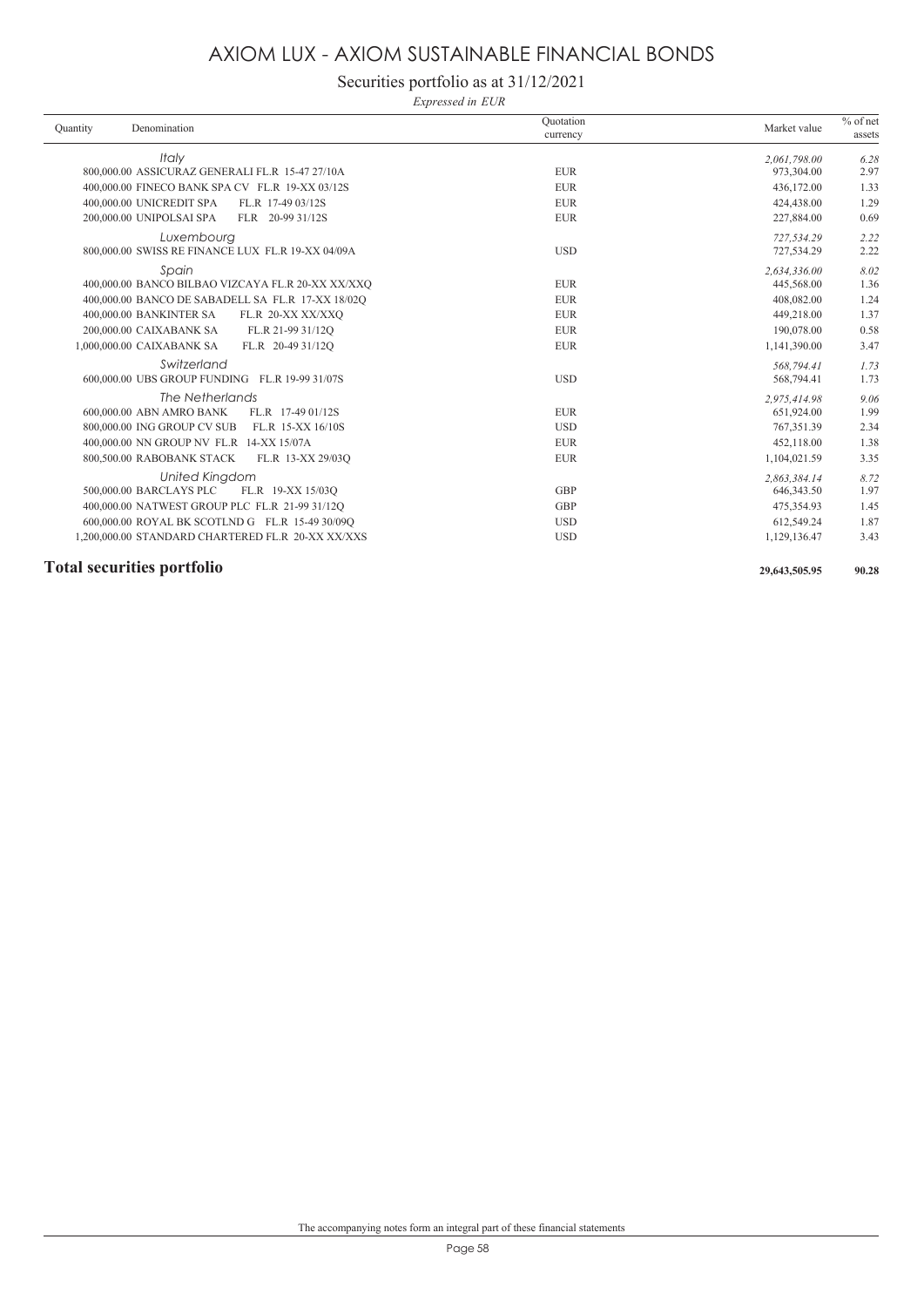# AXIOM LUX - AXIOM SUSTAINABLE FINANCIAL BONDS

## Securities portfolio as at 31/12/2021

*Expressed in EUR*

| Quantity | Denomination | Quotation currency | Market value | % of net assets |
|---|---|---|---|---|
| | *Italy* | | *2,061,798.00* | *6.28* |
| 800,000.00 | ASSICURAZ GENERALI FL.R 15-47 27/10A | EUR | 973,304.00 | 2.97 |
| 400,000.00 | FINECO BANK SPA CV FL.R 19-XX 03/12S | EUR | 436,172.00 | 1.33 |
| 400,000.00 | UNICREDIT SPA FL.R 17-49 03/12S | EUR | 424,438.00 | 1.29 |
| 200,000.00 | UNIPOLSAI SPA FLR 20-99 31/12S | EUR | 227,884.00 | 0.69 |
| | *Luxembourg* | | *727,534.29* | *2.22* |
| 800,000.00 | SWISS RE FINANCE LUX FL.R 19-XX 04/09A | USD | 727,534.29 | 2.22 |
| | *Spain* | | *2,634,336.00* | *8.02* |
| 400,000.00 | BANCO BILBAO VIZCAYA FL.R 20-XX XX/XXQ | EUR | 445,568.00 | 1.36 |
| 400,000.00 | BANCO DE SABADELL SA FL.R 17-XX 18/02Q | EUR | 408,082.00 | 1.24 |
| 400,000.00 | BANKINTER SA FL.R 20-XX XX/XXQ | EUR | 449,218.00 | 1.37 |
| 200,000.00 | CAIXABANK SA FL.R 21-99 31/12Q | EUR | 190,078.00 | 0.58 |
| 1,000,000.00 | CAIXABANK SA FL.R 20-49 31/12Q | EUR | 1,141,390.00 | 3.47 |
| | *Switzerland* | | *568,794.41* | *1.73* |
| 600,000.00 | UBS GROUP FUNDING FL.R 19-99 31/07S | USD | 568,794.41 | 1.73 |
| | *The Netherlands* | | *2,975,414.98* | *9.06* |
| 600,000.00 | ABN AMRO BANK FL.R 17-49 01/12S | EUR | 651,924.00 | 1.99 |
| 800,000.00 | ING GROUP CV SUB FL.R 15-XX 16/10S | USD | 767,351.39 | 2.34 |
| 400,000.00 | NN GROUP NV FL.R 14-XX 15/07A | EUR | 452,118.00 | 1.38 |
| 800,500.00 | RABOBANK STACK FL.R 13-XX 29/03Q | EUR | 1,104,021.59 | 3.35 |
| | *United Kingdom* | | *2,863,384.14* | *8.72* |
| 500,000.00 | BARCLAYS PLC FL.R 19-XX 15/03Q | GBP | 646,343.50 | 1.97 |
| 400,000.00 | NATWEST GROUP PLC FL.R 21-99 31/12Q | GBP | 475,354.93 | 1.45 |
| 600,000.00 | ROYAL BK SCOTLND G FL.R 15-49 30/09Q | USD | 612,549.24 | 1.87 |
| 1,200,000.00 | STANDARD CHARTERED FL.R 20-XX XX/XXS | USD | 1,129,136.47 | 3.43 |
| **Total securities portfolio** | | | **29,643,505.95** | **90.28** |

The accompanying notes form an integral part of these financial statements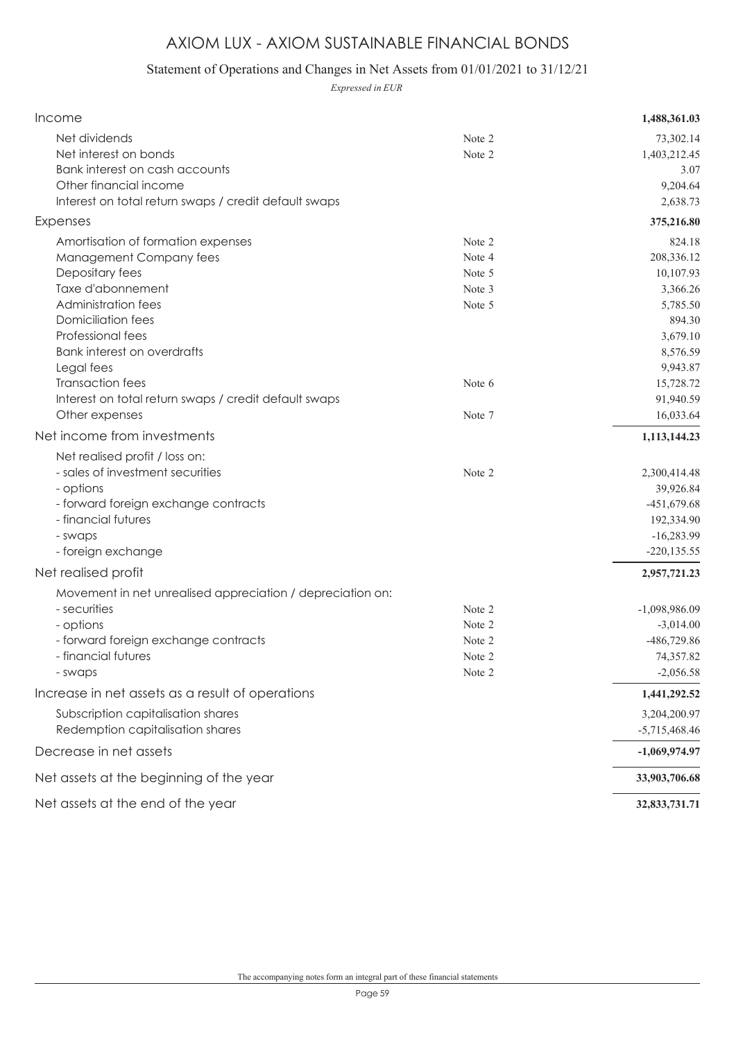# AXIOM LUX - AXIOM SUSTAINABLE FINANCIAL BONDS

## Statement of Operations and Changes in Net Assets from 01/01/2021 to 31/12/21

*Expressed in EUR*

| | | |
|---|---|---|
| **Income** | | **1,488,361.03** |
| Net dividends | Note 2 | 73,302.14 |
| Net interest on bonds | Note 2 | 1,403,212.45 |
| Bank interest on cash accounts | | 3.07 |
| Other financial income | | 9,204.64 |
| Interest on total return swaps / credit default swaps | | 2,638.73 |
| **Expenses** | | **375,216.80** |
| Amortisation of formation expenses | Note 2 | 824.18 |
| Management Company fees | Note 4 | 208,336.12 |
| Depositary fees | Note 5 | 10,107.93 |
| Taxe d'abonnement | Note 3 | 3,366.26 |
| Administration fees | Note 5 | 5,785.50 |
| Domiciliation fees | | 894.30 |
| Professional fees | | 3,679.10 |
| Bank interest on overdrafts | | 8,576.59 |
| Legal fees | | 9,943.87 |
| Transaction fees | Note 6 | 15,728.72 |
| Interest on total return swaps / credit default swaps | | 91,940.59 |
| Other expenses | Note 7 | 16,033.64 |
| **Net income from investments** | | **1,113,144.23** |
| Net realised profit / loss on: | | |
| - sales of investment securities | Note 2 | 2,300,414.48 |
| - options | | 39,926.84 |
| - forward foreign exchange contracts | | -451,679.68 |
| - financial futures | | 192,334.90 |
| - swaps | | -16,283.99 |
| - foreign exchange | | -220,135.55 |
| **Net realised profit** | | **2,957,721.23** |
| Movement in net unrealised appreciation / depreciation on: | | |
| - securities | Note 2 | -1,098,986.09 |
| - options | Note 2 | -3,014.00 |
| - forward foreign exchange contracts | Note 2 | -486,729.86 |
| - financial futures | Note 2 | 74,357.82 |
| - swaps | Note 2 | -2,056.58 |
| **Increase in net assets as a result of operations** | | **1,441,292.52** |
| Subscription capitalisation shares | | 3,204,200.97 |
| Redemption capitalisation shares | | -5,715,468.46 |
| **Decrease in net assets** | | **-1,069,974.97** |
| **Net assets at the beginning of the year** | | **33,903,706.68** |
| **Net assets at the end of the year** | | **32,833,731.71** |

The accompanying notes form an integral part of these financial statements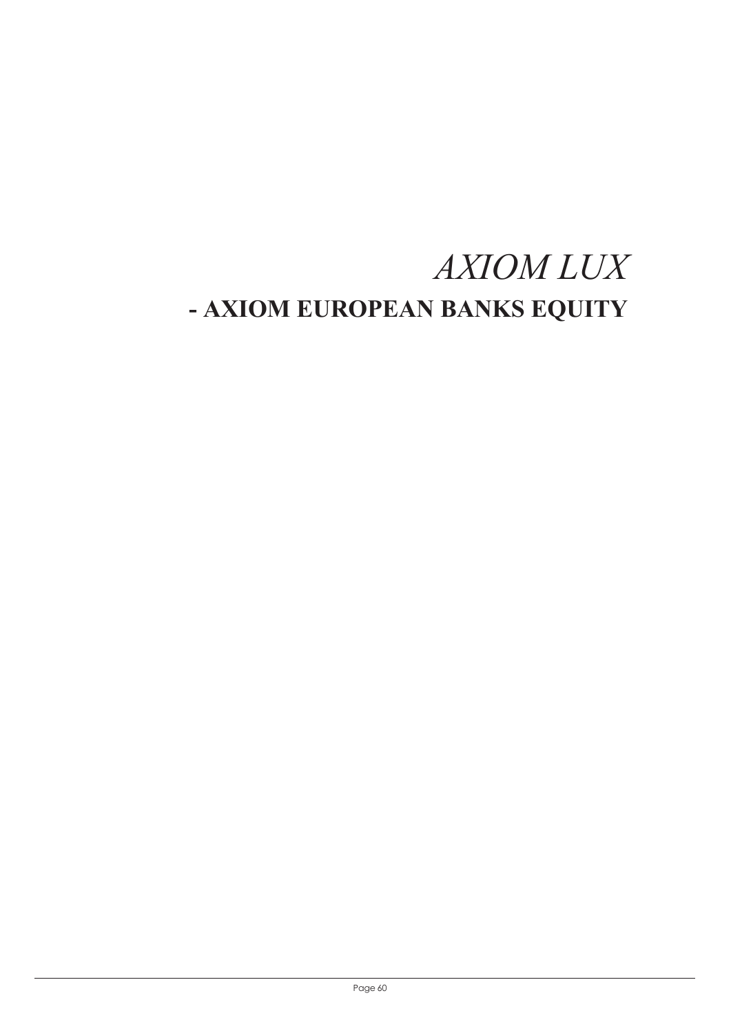# *AXIOM LUX*

## - AXIOM EUROPEAN BANKS EQUITY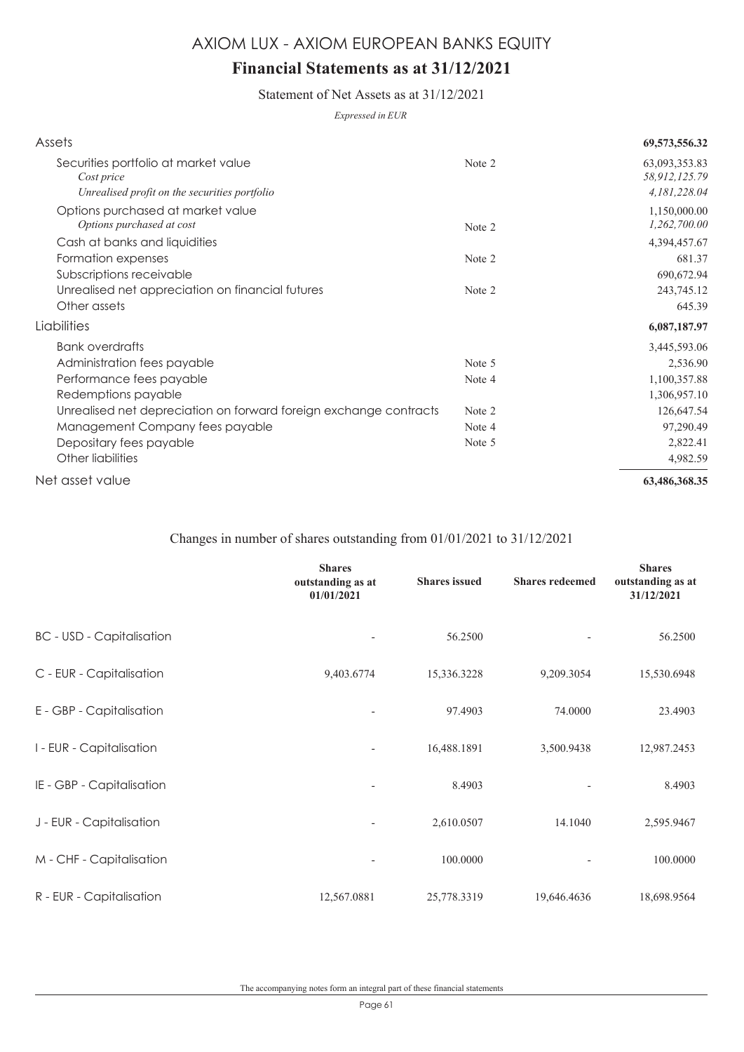# AXIOM LUX - AXIOM EUROPEAN BANKS EQUITY

## Financial Statements as at 31/12/2021

### Statement of Net Assets as at 31/12/2021

*Expressed in EUR*

| | | |
|---|---|---|
| **Assets** | | **69,573,556.32** |
| Securities portfolio at market value | Note 2 | 63,093,353.83 |
| *Cost price* | | *58,912,125.79* |
| *Unrealised profit on the securities portfolio* | | *4,181,228.04* |
| Options purchased at market value | | 1,150,000.00 |
| *Options purchased at cost* | Note 2 | *1,262,700.00* |
| Cash at banks and liquidities | | 4,394,457.67 |
| Formation expenses | Note 2 | 681.37 |
| Subscriptions receivable | | 690,672.94 |
| Unrealised net appreciation on financial futures | Note 2 | 243,745.12 |
| Other assets | | 645.39 |
| **Liabilities** | | **6,087,187.97** |
| Bank overdrafts | | 3,445,593.06 |
| Administration fees payable | Note 5 | 2,536.90 |
| Performance fees payable | Note 4 | 1,100,357.88 |
| Redemptions payable | | 1,306,957.10 |
| Unrealised net depreciation on forward foreign exchange contracts | Note 2 | 126,647.54 |
| Management Company fees payable | Note 4 | 97,290.49 |
| Depositary fees payable | Note 5 | 2,822.41 |
| Other liabilities | | 4,982.59 |
| Net asset value | | **63,486,368.35** |

### Changes in number of shares outstanding from 01/01/2021 to 31/12/2021

| | Shares outstanding as at 01/01/2021 | Shares issued | Shares redeemed | Shares outstanding as at 31/12/2021 |
|---|---|---|---|---|
| BC - USD - Capitalisation | - | 56.2500 | - | 56.2500 |
| C - EUR - Capitalisation | 9,403.6774 | 15,336.3228 | 9,209.3054 | 15,530.6948 |
| E - GBP - Capitalisation | - | 97.4903 | 74.0000 | 23.4903 |
| I - EUR - Capitalisation | - | 16,488.1891 | 3,500.9438 | 12,987.2453 |
| IE - GBP - Capitalisation | - | 8.4903 | - | 8.4903 |
| J - EUR - Capitalisation | - | 2,610.0507 | 14.1040 | 2,595.9467 |
| M - CHF - Capitalisation | - | 100.0000 | - | 100.0000 |
| R - EUR - Capitalisation | 12,567.0881 | 25,778.3319 | 19,646.4636 | 18,698.9564 |

The accompanying notes form an integral part of these financial statements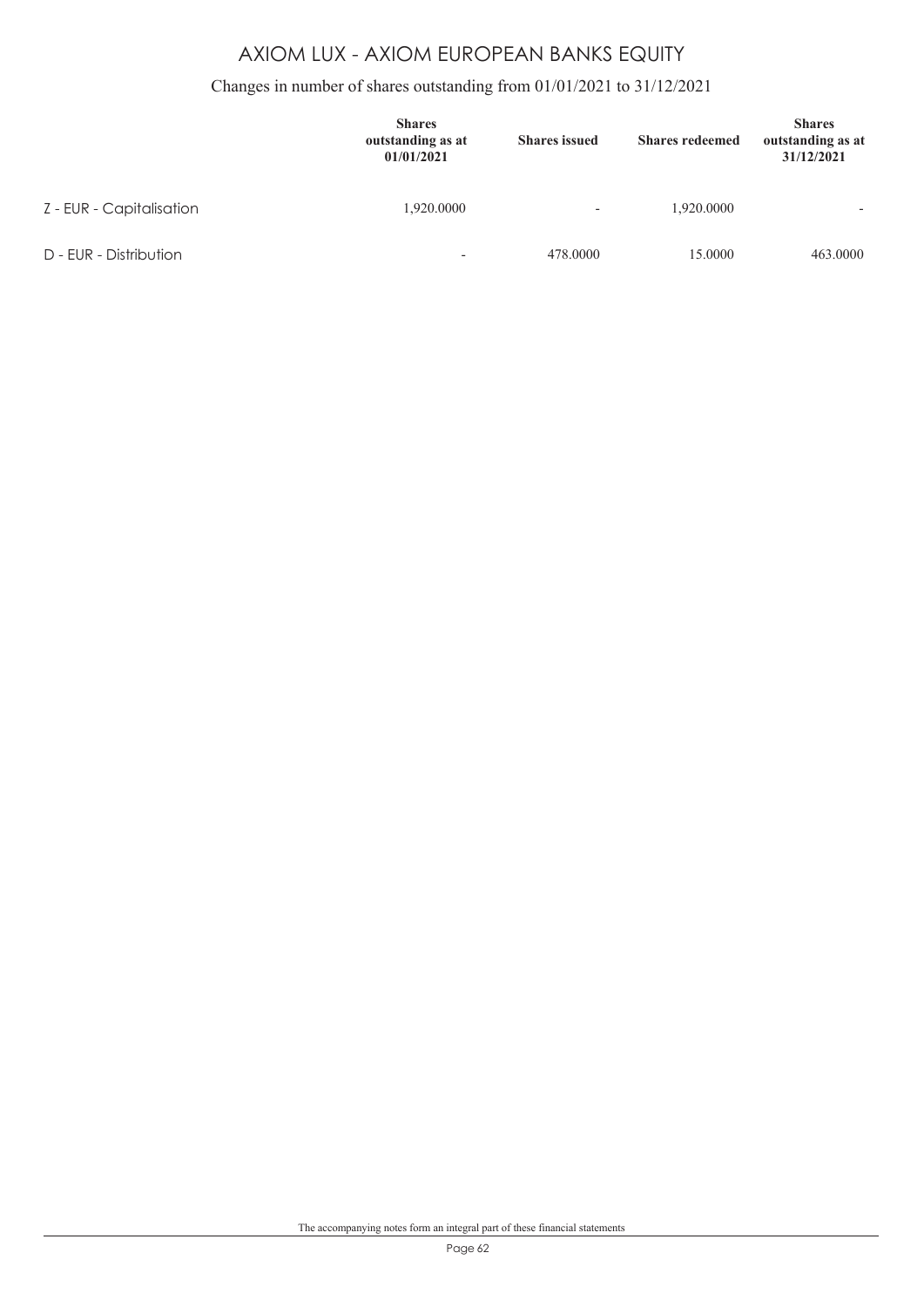# AXIOM LUX - AXIOM EUROPEAN BANKS EQUITY

## Changes in number of shares outstanding from 01/01/2021 to 31/12/2021

| | Shares outstanding as at 01/01/2021 | Shares issued | Shares redeemed | Shares outstanding as at 31/12/2021 |
|---|---|---|---|---|
| Z - EUR - Capitalisation | 1,920.0000 | - | 1,920.0000 | - |
| D - EUR - Distribution | - | 478.0000 | 15.0000 | 463.0000 |

The accompanying notes form an integral part of these financial statements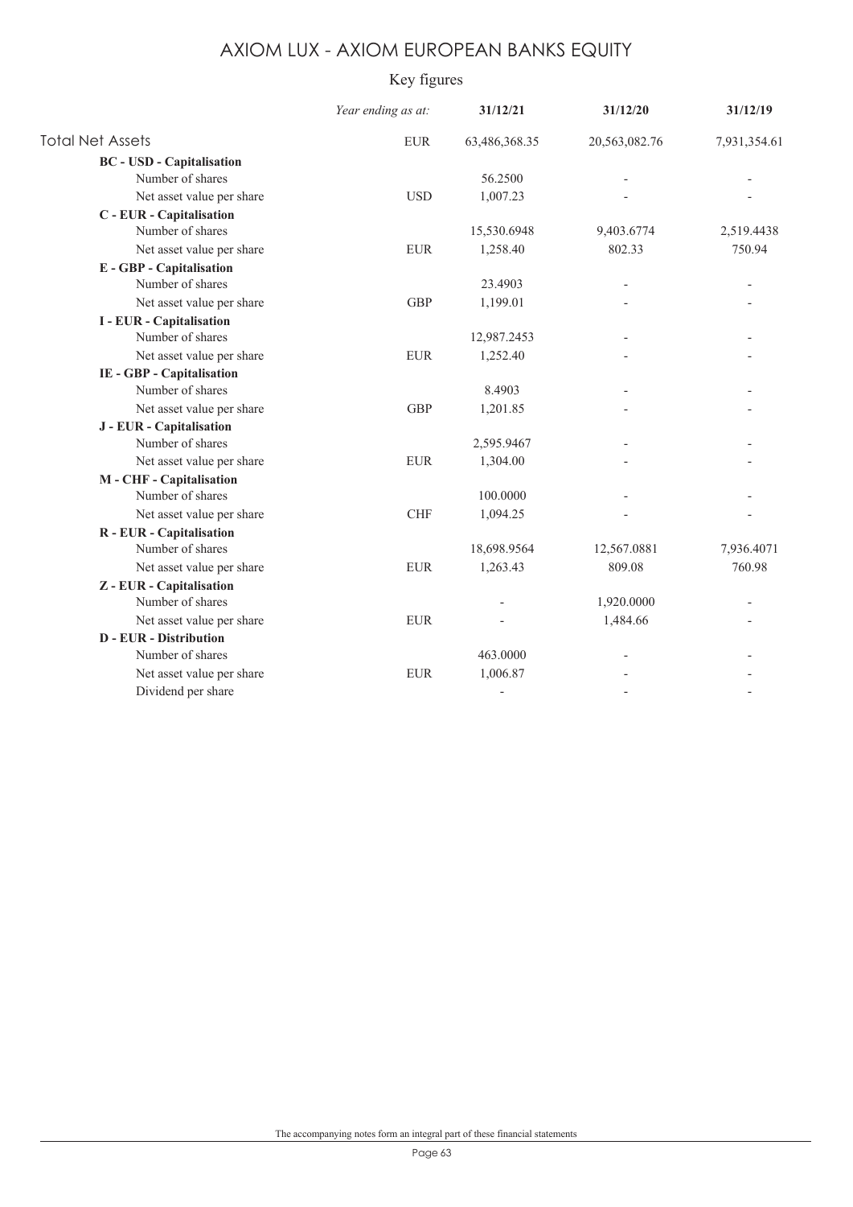# AXIOM LUX - AXIOM EUROPEAN BANKS EQUITY

## Key figures

| | *Year ending as at:* | 31/12/21 | 31/12/20 | 31/12/19 |
|---|---|---|---|---|
| Total Net Assets | EUR | 63,486,368.35 | 20,563,082.76 | 7,931,354.61 |
| **BC - USD - Capitalisation** | | | | |
| Number of shares | | 56.2500 | - | - |
| Net asset value per share | USD | 1,007.23 | - | - |
| **C - EUR - Capitalisation** | | | | |
| Number of shares | | 15,530.6948 | 9,403.6774 | 2,519.4438 |
| Net asset value per share | EUR | 1,258.40 | 802.33 | 750.94 |
| **E - GBP - Capitalisation** | | | | |
| Number of shares | | 23.4903 | - | - |
| Net asset value per share | GBP | 1,199.01 | - | - |
| **I - EUR - Capitalisation** | | | | |
| Number of shares | | 12,987.2453 | - | - |
| Net asset value per share | EUR | 1,252.40 | - | - |
| **IE - GBP - Capitalisation** | | | | |
| Number of shares | | 8.4903 | - | - |
| Net asset value per share | GBP | 1,201.85 | - | - |
| **J - EUR - Capitalisation** | | | | |
| Number of shares | | 2,595.9467 | - | - |
| Net asset value per share | EUR | 1,304.00 | - | - |
| **M - CHF - Capitalisation** | | | | |
| Number of shares | | 100.0000 | - | - |
| Net asset value per share | CHF | 1,094.25 | - | - |
| **R - EUR - Capitalisation** | | | | |
| Number of shares | | 18,698.9564 | 12,567.0881 | 7,936.4071 |
| Net asset value per share | EUR | 1,263.43 | 809.08 | 760.98 |
| **Z - EUR - Capitalisation** | | | | |
| Number of shares | | - | 1,920.0000 | - |
| Net asset value per share | EUR | - | 1,484.66 | - |
| **D - EUR - Distribution** | | | | |
| Number of shares | | 463.0000 | - | - |
| Net asset value per share | EUR | 1,006.87 | - | - |
| Dividend per share | | - | - | - |

The accompanying notes form an integral part of these financial statements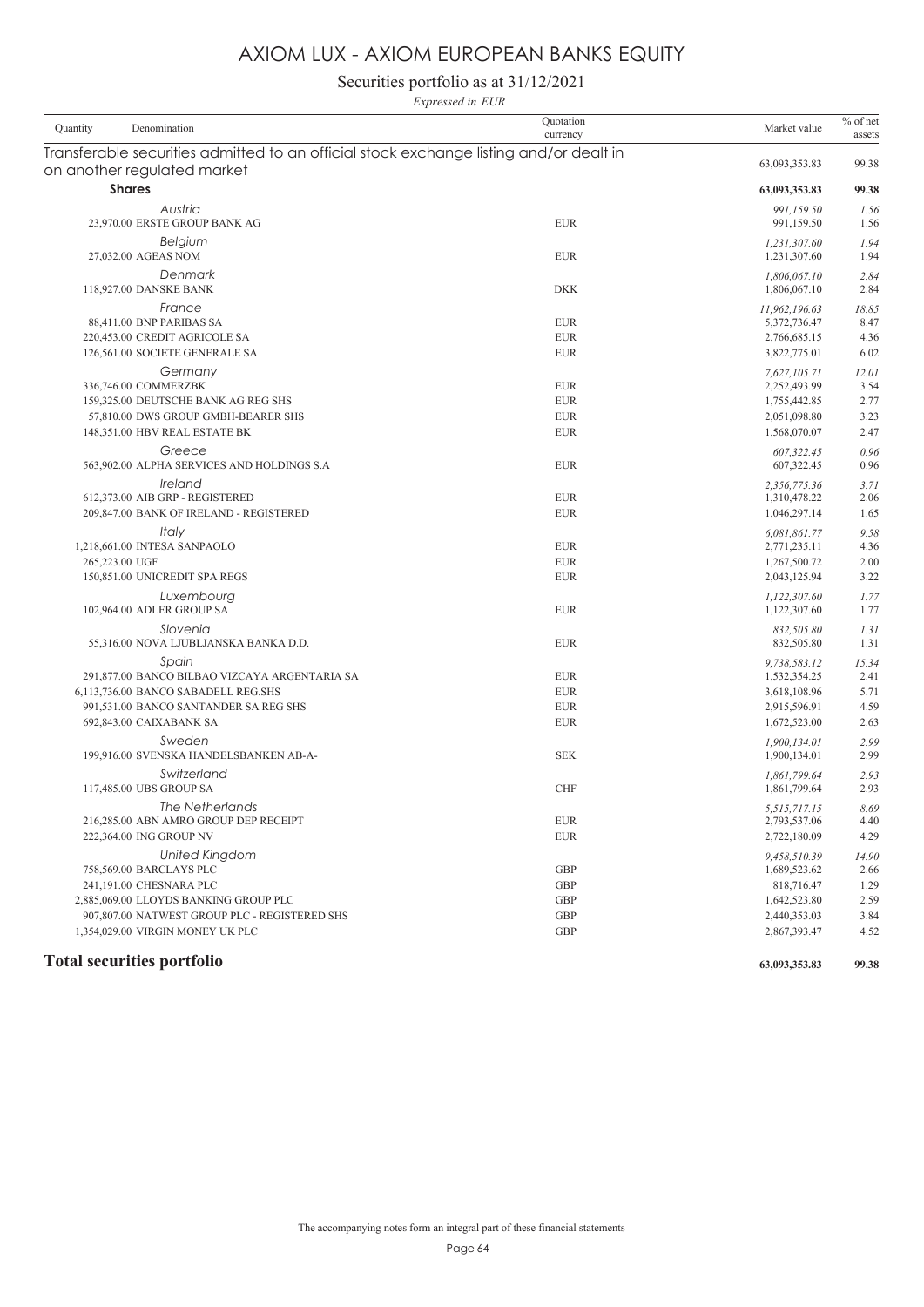# AXIOM LUX - AXIOM EUROPEAN BANKS EQUITY

## Securities portfolio as at 31/12/2021

*Expressed in EUR*

| Quantity | Denomination | Quotation currency | Market value | % of net assets |
|---|---|---|---|---|
| | **Transferable securities admitted to an official stock exchange listing and/or dealt in on another regulated market** | | 63,093,353.83 | 99.38 |
| | **Shares** | | **63,093,353.83** | **99.38** |
| | *Austria* | | *991,159.50* | *1.56* |
| 23,970.00 | ERSTE GROUP BANK AG | EUR | 991,159.50 | 1.56 |
| | *Belgium* | | *1,231,307.60* | *1.94* |
| 27,032.00 | AGEAS NOM | EUR | 1,231,307.60 | 1.94 |
| | *Denmark* | | *1,806,067.10* | *2.84* |
| 118,927.00 | DANSKE BANK | DKK | 1,806,067.10 | 2.84 |
| | *France* | | *11,962,196.63* | *18.85* |
| 88,411.00 | BNP PARIBAS SA | EUR | 5,372,736.47 | 8.47 |
| 220,453.00 | CREDIT AGRICOLE SA | EUR | 2,766,685.15 | 4.36 |
| 126,561.00 | SOCIETE GENERALE SA | EUR | 3,822,775.01 | 6.02 |
| | *Germany* | | *7,627,105.71* | *12.01* |
| 336,746.00 | COMMERZBK | EUR | 2,252,493.99 | 3.54 |
| 159,325.00 | DEUTSCHE BANK AG REG SHS | EUR | 1,755,442.85 | 2.77 |
| 57,810.00 | DWS GROUP GMBH-BEARER SHS | EUR | 2,051,098.80 | 3.23 |
| 148,351.00 | HBV REAL ESTATE BK | EUR | 1,568,070.07 | 2.47 |
| | *Greece* | | *607,322.45* | *0.96* |
| 563,902.00 | ALPHA SERVICES AND HOLDINGS S.A | EUR | 607,322.45 | 0.96 |
| | *Ireland* | | *2,356,775.36* | *3.71* |
| 612,373.00 | AIB GRP - REGISTERED | EUR | 1,310,478.22 | 2.06 |
| 209,847.00 | BANK OF IRELAND - REGISTERED | EUR | 1,046,297.14 | 1.65 |
| | *Italy* | | *6,081,861.77* | *9.58* |
| 1,218,661.00 | INTESA SANPAOLO | EUR | 2,771,235.11 | 4.36 |
| 265,223.00 | UGF | EUR | 1,267,500.72 | 2.00 |
| 150,851.00 | UNICREDIT SPA REGS | EUR | 2,043,125.94 | 3.22 |
| | *Luxembourg* | | *1,122,307.60* | *1.77* |
| 102,964.00 | ADLER GROUP SA | EUR | 1,122,307.60 | 1.77 |
| | *Slovenia* | | *832,505.80* | *1.31* |
| 55,316.00 | NOVA LJUBLJANSKA BANKA D.D. | EUR | 832,505.80 | 1.31 |
| | *Spain* | | *9,738,583.12* | *15.34* |
| 291,877.00 | BANCO BILBAO VIZCAYA ARGENTARIA SA | EUR | 1,532,354.25 | 2.41 |
| 6,113,736.00 | BANCO SABADELL REG.SHS | EUR | 3,618,108.96 | 5.71 |
| 991,531.00 | BANCO SANTANDER SA REG SHS | EUR | 2,915,596.91 | 4.59 |
| 692,843.00 | CAIXABANK SA | EUR | 1,672,523.00 | 2.63 |
| | *Sweden* | | *1,900,134.01* | *2.99* |
| 199,916.00 | SVENSKA HANDELSBANKEN AB-A- | SEK | 1,900,134.01 | 2.99 |
| | *Switzerland* | | *1,861,799.64* | *2.93* |
| 117,485.00 | UBS GROUP SA | CHF | 1,861,799.64 | 2.93 |
| | *The Netherlands* | | *5,515,717.15* | *8.69* |
| 216,285.00 | ABN AMRO GROUP DEP RECEIPT | EUR | 2,793,537.06 | 4.40 |
| 222,364.00 | ING GROUP NV | EUR | 2,722,180.09 | 4.29 |
| | *United Kingdom* | | *9,458,510.39* | *14.90* |
| 758,569.00 | BARCLAYS PLC | GBP | 1,689,523.62 | 2.66 |
| 241,191.00 | CHESNARA PLC | GBP | 818,716.47 | 1.29 |
| 2,885,069.00 | LLOYDS BANKING GROUP PLC | GBP | 1,642,523.80 | 2.59 |
| 907,807.00 | NATWEST GROUP PLC - REGISTERED SHS | GBP | 2,440,353.03 | 3.84 |
| 1,354,029.00 | VIRGIN MONEY UK PLC | GBP | 2,867,393.47 | 4.52 |
| | **Total securities portfolio** | | **63,093,353.83** | **99.38** |

The accompanying notes form an integral part of these financial statements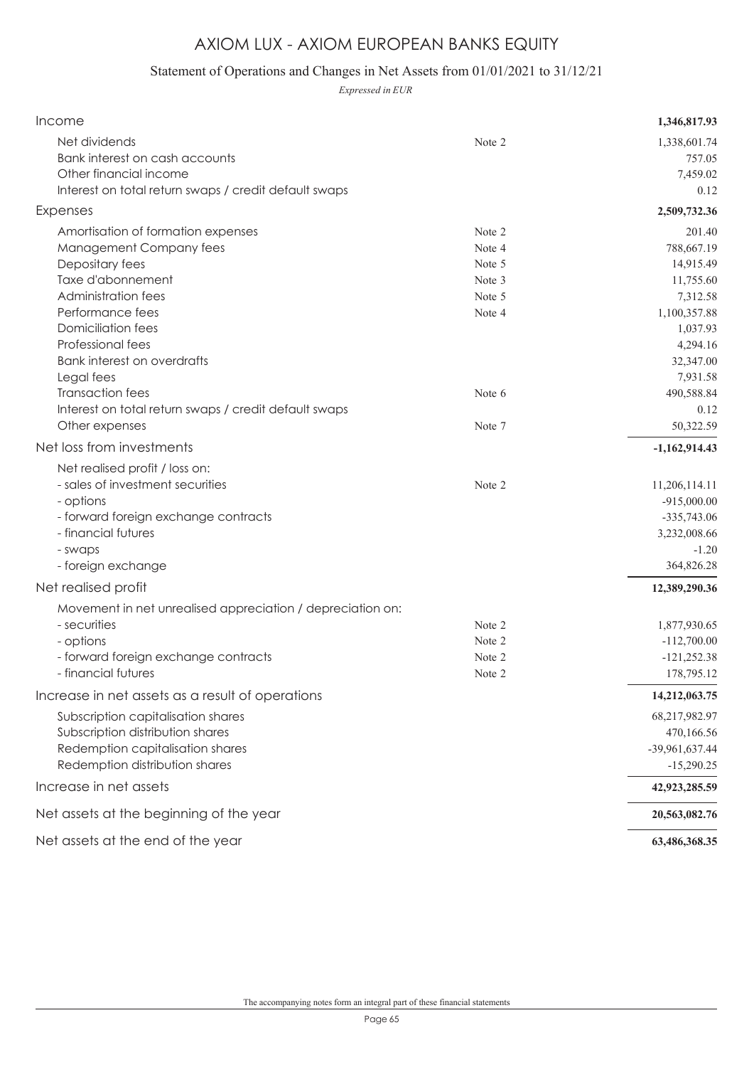# AXIOM LUX - AXIOM EUROPEAN BANKS EQUITY

## Statement of Operations and Changes in Net Assets from 01/01/2021 to 31/12/21

*Expressed in EUR*

| | | |
|---|---|---|
| **Income** | | **1,346,817.93** |
| Net dividends | Note 2 | 1,338,601.74 |
| Bank interest on cash accounts | | 757.05 |
| Other financial income | | 7,459.02 |
| Interest on total return swaps / credit default swaps | | 0.12 |
| **Expenses** | | **2,509,732.36** |
| Amortisation of formation expenses | Note 2 | 201.40 |
| Management Company fees | Note 4 | 788,667.19 |
| Depositary fees | Note 5 | 14,915.49 |
| Taxe d'abonnement | Note 3 | 11,755.60 |
| Administration fees | Note 5 | 7,312.58 |
| Performance fees | Note 4 | 1,100,357.88 |
| Domiciliation fees | | 1,037.93 |
| Professional fees | | 4,294.16 |
| Bank interest on overdrafts | | 32,347.00 |
| Legal fees | | 7,931.58 |
| Transaction fees | Note 6 | 490,588.84 |
| Interest on total return swaps / credit default swaps | | 0.12 |
| Other expenses | Note 7 | 50,322.59 |
| **Net loss from investments** | | **-1,162,914.43** |
| Net realised profit / loss on: | | |
| - sales of investment securities | Note 2 | 11,206,114.11 |
| - options | | -915,000.00 |
| - forward foreign exchange contracts | | -335,743.06 |
| - financial futures | | 3,232,008.66 |
| - swaps | | -1.20 |
| - foreign exchange | | 364,826.28 |
| **Net realised profit** | | **12,389,290.36** |
| Movement in net unrealised appreciation / depreciation on: | | |
| - securities | Note 2 | 1,877,930.65 |
| - options | Note 2 | -112,700.00 |
| - forward foreign exchange contracts | Note 2 | -121,252.38 |
| - financial futures | Note 2 | 178,795.12 |
| **Increase in net assets as a result of operations** | | **14,212,063.75** |
| Subscription capitalisation shares | | 68,217,982.97 |
| Subscription distribution shares | | 470,166.56 |
| Redemption capitalisation shares | | -39,961,637.44 |
| Redemption distribution shares | | -15,290.25 |
| **Increase in net assets** | | **42,923,285.59** |
| **Net assets at the beginning of the year** | | **20,563,082.76** |
| **Net assets at the end of the year** | | **63,486,368.35** |

The accompanying notes form an integral part of these financial statements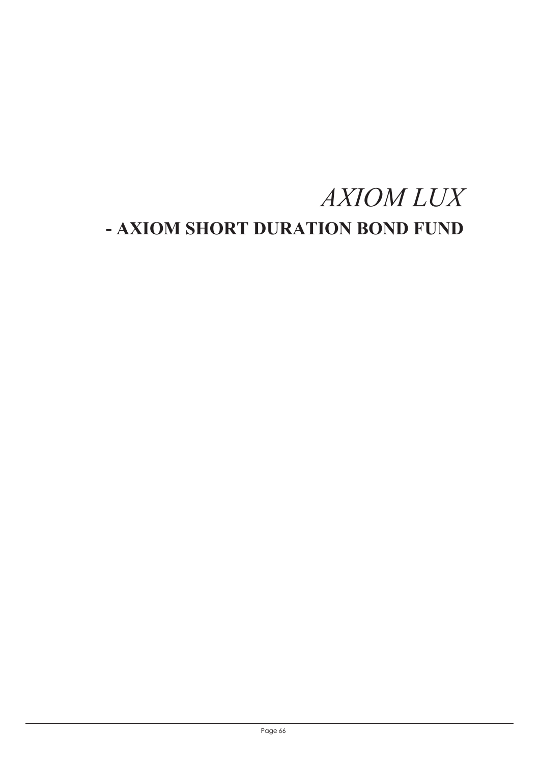# *AXIOM LUX*

## - AXIOM SHORT DURATION BOND FUND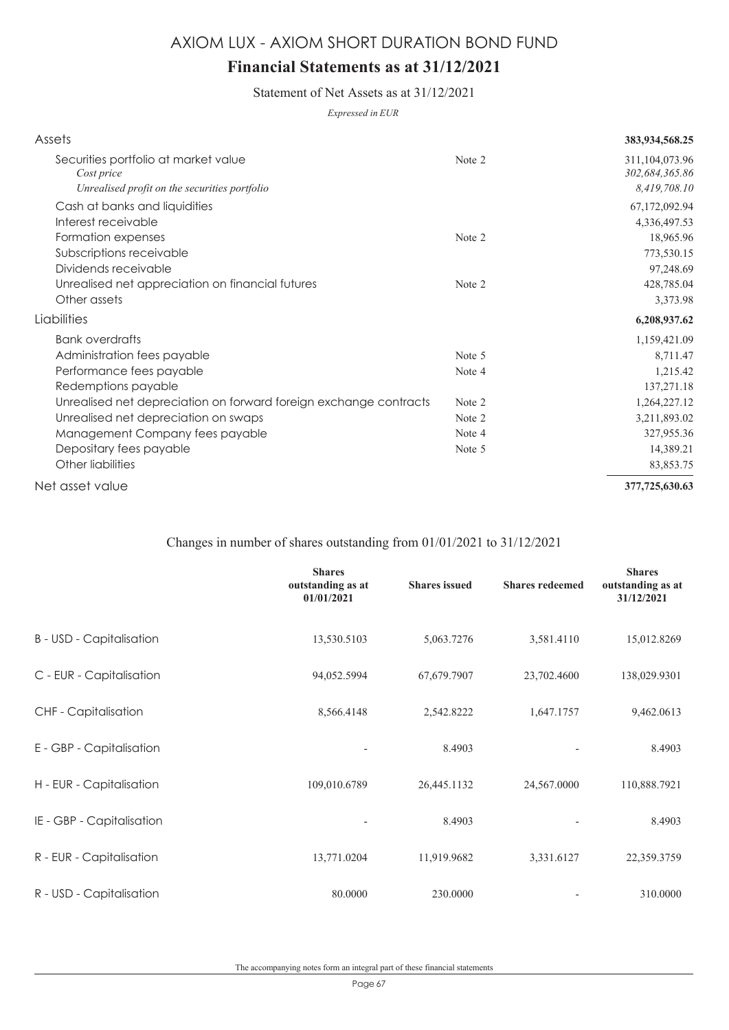# AXIOM LUX - AXIOM SHORT DURATION BOND FUND

## Financial Statements as at 31/12/2021

### Statement of Net Assets as at 31/12/2021

*Expressed in EUR*

| | | |
|---|---|---|
| **Assets** | | **383,934,568.25** |
| Securities portfolio at market value | Note 2 | 311,104,073.96 |
| *Cost price* | | *302,684,365.86* |
| *Unrealised profit on the securities portfolio* | | *8,419,708.10* |
| Cash at banks and liquidities | | 67,172,092.94 |
| Interest receivable | | 4,336,497.53 |
| Formation expenses | Note 2 | 18,965.96 |
| Subscriptions receivable | | 773,530.15 |
| Dividends receivable | | 97,248.69 |
| Unrealised net appreciation on financial futures | Note 2 | 428,785.04 |
| Other assets | | 3,373.98 |
| **Liabilities** | | **6,208,937.62** |
| Bank overdrafts | | 1,159,421.09 |
| Administration fees payable | Note 5 | 8,711.47 |
| Performance fees payable | Note 4 | 1,215.42 |
| Redemptions payable | | 137,271.18 |
| Unrealised net depreciation on forward foreign exchange contracts | Note 2 | 1,264,227.12 |
| Unrealised net depreciation on swaps | Note 2 | 3,211,893.02 |
| Management Company fees payable | Note 4 | 327,955.36 |
| Depositary fees payable | Note 5 | 14,389.21 |
| Other liabilities | | 83,853.75 |
| **Net asset value** | | **377,725,630.63** |

### Changes in number of shares outstanding from 01/01/2021 to 31/12/2021

| | **Shares outstanding as at 01/01/2021** | **Shares issued** | **Shares redeemed** | **Shares outstanding as at 31/12/2021** |
|---|---|---|---|---|
| B - USD - Capitalisation | 13,530.5103 | 5,063.7276 | 3,581.4110 | 15,012.8269 |
| C - EUR - Capitalisation | 94,052.5994 | 67,679.7907 | 23,702.4600 | 138,029.9301 |
| CHF - Capitalisation | 8,566.4148 | 2,542.8222 | 1,647.1757 | 9,462.0613 |
| E - GBP - Capitalisation | - | 8.4903 | - | 8.4903 |
| H - EUR - Capitalisation | 109,010.6789 | 26,445.1132 | 24,567.0000 | 110,888.7921 |
| IE - GBP - Capitalisation | - | 8.4903 | - | 8.4903 |
| R - EUR - Capitalisation | 13,771.0204 | 11,919.9682 | 3,331.6127 | 22,359.3759 |
| R - USD - Capitalisation | 80.0000 | 230.0000 | - | 310.0000 |

The accompanying notes form an integral part of these financial statements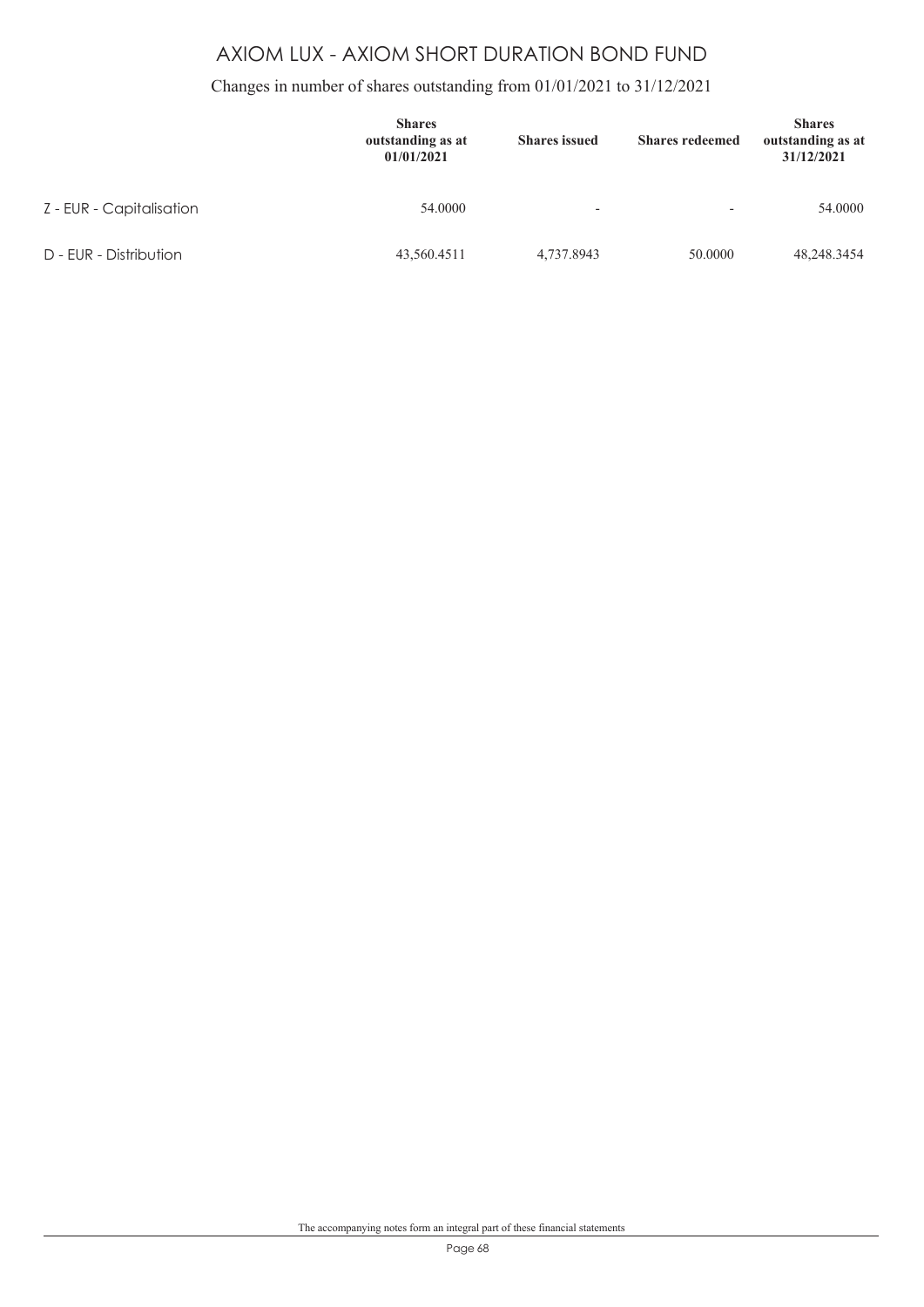# AXIOM LUX - AXIOM SHORT DURATION BOND FUND

## Changes in number of shares outstanding from 01/01/2021 to 31/12/2021

| | Shares outstanding as at 01/01/2021 | Shares issued | Shares redeemed | Shares outstanding as at 31/12/2021 |
|---|---|---|---|---|
| Z - EUR - Capitalisation | 54.0000 | - | - | 54.0000 |
| D - EUR - Distribution | 43,560.4511 | 4,737.8943 | 50.0000 | 48,248.3454 |

The accompanying notes form an integral part of these financial statements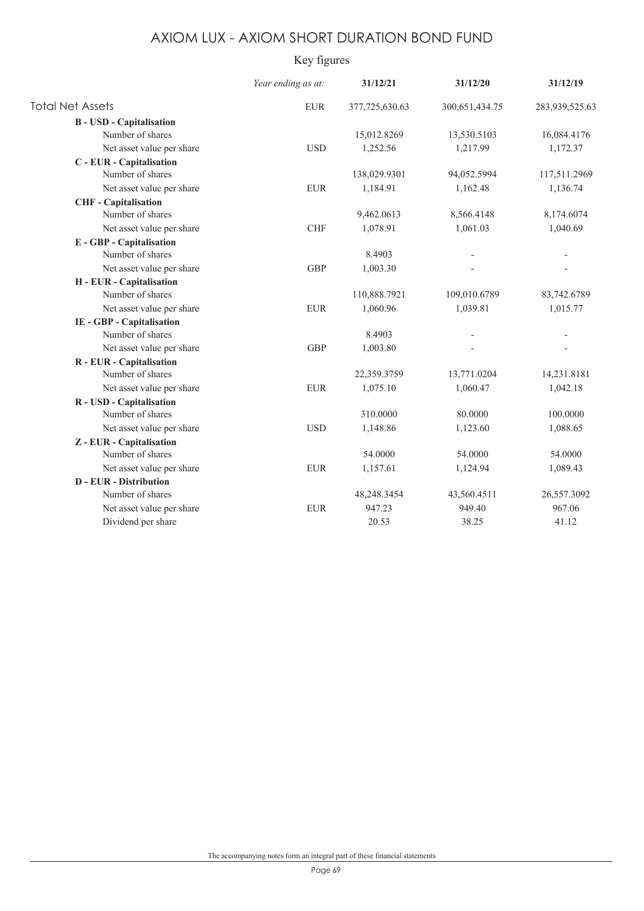# AXIOM LUX - AXIOM SHORT DURATION BOND FUND

## Key figures

| | *Year ending as at:* | 31/12/21 | 31/12/20 | 31/12/19 |
|---|---|---|---|---|
| Total Net Assets | EUR | 377,725,630.63 | 300,651,434.75 | 283,939,525.63 |
| **B - USD - Capitalisation** | | | | |
| Number of shares | | 15,012.8269 | 13,530.5103 | 16,084.4176 |
| Net asset value per share | USD | 1,252.56 | 1,217.99 | 1,172.37 |
| **C - EUR - Capitalisation** | | | | |
| Number of shares | | 138,029.9301 | 94,052.5994 | 117,511.2969 |
| Net asset value per share | EUR | 1,184.91 | 1,162.48 | 1,136.74 |
| **CHF - Capitalisation** | | | | |
| Number of shares | | 9,462.0613 | 8,566.4148 | 8,174.6074 |
| Net asset value per share | CHF | 1,078.91 | 1,061.03 | 1,040.69 |
| **E - GBP - Capitalisation** | | | | |
| Number of shares | | 8.4903 | - | - |
| Net asset value per share | GBP | 1,003.30 | - | - |
| **H - EUR - Capitalisation** | | | | |
| Number of shares | | 110,888.7921 | 109,010.6789 | 83,742.6789 |
| Net asset value per share | EUR | 1,060.96 | 1,039.81 | 1,015.77 |
| **IE - GBP - Capitalisation** | | | | |
| Number of shares | | 8.4903 | - | - |
| Net asset value per share | GBP | 1,003.80 | - | - |
| **R - EUR - Capitalisation** | | | | |
| Number of shares | | 22,359.3759 | 13,771.0204 | 14,231.8181 |
| Net asset value per share | EUR | 1,075.10 | 1,060.47 | 1,042.18 |
| **R - USD - Capitalisation** | | | | |
| Number of shares | | 310.0000 | 80.0000 | 100.0000 |
| Net asset value per share | USD | 1,148.86 | 1,123.60 | 1,088.65 |
| **Z - EUR - Capitalisation** | | | | |
| Number of shares | | 54.0000 | 54.0000 | 54.0000 |
| Net asset value per share | EUR | 1,157.61 | 1,124.94 | 1,089.43 |
| **D - EUR - Distribution** | | | | |
| Number of shares | | 48,248.3454 | 43,560.4511 | 26,557.3092 |
| Net asset value per share | EUR | 947.23 | 949.40 | 967.06 |
| Dividend per share | | 20.53 | 38.25 | 41.12 |

The accompanying notes form an integral part of these financial statements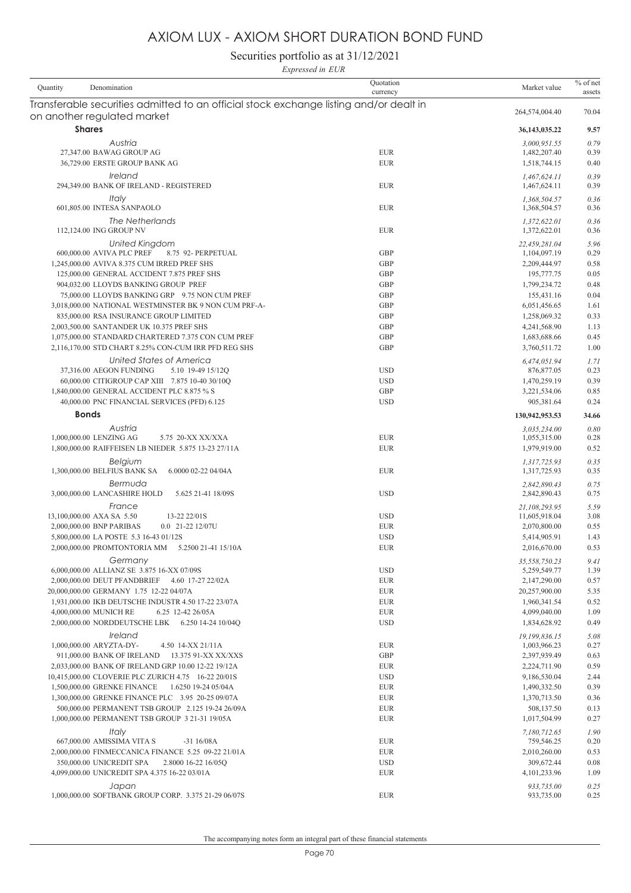# AXIOM LUX - AXIOM SHORT DURATION BOND FUND

## Securities portfolio as at 31/12/2021

*Expressed in EUR*

| Quantity | Denomination | Quotation currency | Market value | % of net assets |
|---|---|---|---|---|
| | **Transferable securities admitted to an official stock exchange listing and/or dealt in on another regulated market** | | 264,574,004.40 | 70.04 |
| | **Shares** | | **36,143,035.22** | **9.57** |
| | *Austria* | | *3,000,951.55* | *0.79* |
| 27,347.00 | BAWAG GROUP AG | EUR | 1,482,207.40 | 0.39 |
| 36,729.00 | ERSTE GROUP BANK AG | EUR | 1,518,744.15 | 0.40 |
| | *Ireland* | | *1,467,624.11* | *0.39* |
| 294,349.00 | BANK OF IRELAND - REGISTERED | EUR | 1,467,624.11 | 0.39 |
| | *Italy* | | *1,368,504.57* | *0.36* |
| 601,805.00 | INTESA SANPAOLO | EUR | 1,368,504.57 | 0.36 |
| | *The Netherlands* | | *1,372,622.01* | *0.36* |
| 112,124.00 | ING GROUP NV | EUR | 1,372,622.01 | 0.36 |
| | *United Kingdom* | | *22,459,281.04* | *5.96* |
| 600,000.00 | AVIVA PLC PREF 8.75 92- PERPETUAL | GBP | 1,104,097.19 | 0.29 |
| 1,245,000.00 | AVIVA 8.375 CUM IRRED PREF SHS | GBP | 2,209,444.97 | 0.58 |
| 125,000.00 | GENERAL ACCIDENT 7.875 PREF SHS | GBP | 195,777.75 | 0.05 |
| 904,032.00 | LLOYDS BANKING GROUP PREF | GBP | 1,799,234.72 | 0.48 |
| 75,000.00 | LLOYDS BANKING GRP 9.75 NON CUM PREF | GBP | 155,431.16 | 0.04 |
| 3,018,000.00 | NATIONAL WESTMINSTER BK 9 NON CUM PRF-A- | GBP | 6,051,456.65 | 1.61 |
| 835,000.00 | RSA INSURANCE GROUP LIMITED | GBP | 1,258,069.32 | 0.33 |
| 2,003,500.00 | SANTANDER UK 10.375 PREF SHS | GBP | 4,241,568.90 | 1.13 |
| 1,075,000.00 | STANDARD CHARTERED 7.375 CON CUM PREF | GBP | 1,683,688.66 | 0.45 |
| 2,116,170.00 | STD CHART 8.25% CON-CUM IRR PFD REG SHS | GBP | 3,760,511.72 | 1.00 |
| | *United States of America* | | *6,474,051.94* | *1.71* |
| 37,316.00 | AEGON FUNDING 5.10 19-49 15/12Q | USD | 876,877.05 | 0.23 |
| 60,000.00 | CITIGROUP CAP XIII 7.875 10-40 30/10Q | USD | 1,470,259.19 | 0.39 |
| 1,840,000.00 | GENERAL ACCIDENT PLC 8.875 % S | GBP | 3,221,534.06 | 0.85 |
| 40,000.00 | PNC FINANCIAL SERVICES (PFD) 6.125 | USD | 905,381.64 | 0.24 |
| | **Bonds** | | **130,942,953.53** | **34.66** |
| | *Austria* | | *3,035,234.00* | *0.80* |
| 1,000,000.00 | LENZING AG 5.75 20-XX XX/XXA | EUR | 1,055,315.00 | 0.28 |
| 1,800,000.00 | RAIFFEISEN LB NIEDER 5.875 13-23 27/11A | EUR | 1,979,919.00 | 0.52 |
| | *Belgium* | | *1,317,725.93* | *0.35* |
| 1,300,000.00 | BELFIUS BANK SA 6.0000 02-22 04/04A | EUR | 1,317,725.93 | 0.35 |
| | *Bermuda* | | *2,842,890.43* | *0.75* |
| 3,000,000.00 | LANCASHIRE HOLD 5.625 21-41 18/09S | USD | 2,842,890.43 | 0.75 |
| | *France* | | *21,108,293.95* | *5.59* |
| 13,100,000.00 | AXA SA 5.50 13-22 22/01S | USD | 11,605,918.04 | 3.08 |
| 2,000,000.00 | BNP PARIBAS 0.0 21-22 12/07U | EUR | 2,070,800.00 | 0.55 |
| 5,800,000.00 | LA POSTE 5.3 16-43 01/12S | USD | 5,414,905.91 | 1.43 |
| 2,000,000.00 | PROMTONTORIA MM 5.2500 21-41 15/10A | EUR | 2,016,670.00 | 0.53 |
| | *Germany* | | *35,558,750.23* | *9.41* |
| 6,000,000.00 | ALLIANZ SE 3.875 16-XX 07/09S | USD | 5,259,549.77 | 1.39 |
| 2,000,000.00 | DEUT PFANDBRIEF 4.60 17-27 22/02A | EUR | 2,147,290.00 | 0.57 |
| 20,000,000.00 | GERMANY 1.75 12-22 04/07A | EUR | 20,257,900.00 | 5.35 |
| 1,931,000.00 | IKB DEUTSCHE INDUSTR 4.50 17-22 23/07A | EUR | 1,960,341.54 | 0.52 |
| 4,000,000.00 | MUNICH RE 6.25 12-42 26/05A | EUR | 4,099,040.00 | 1.09 |
| 2,000,000.00 | NORDDEUTSCHE LBK 6.250 14-24 10/04Q | USD | 1,834,628.92 | 0.49 |
| | *Ireland* | | *19,199,836.15* | *5.08* |
| 1,000,000.00 | ARYZTA-DY- 4.50 14-XX 21/11A | EUR | 1,003,966.23 | 0.27 |
| 911,000.00 | BANK OF IRELAND 13.375 91-XX XX/XXS | GBP | 2,397,939.49 | 0.63 |
| 2,033,000.00 | BANK OF IRELAND GRP 10.00 12-22 19/12A | EUR | 2,224,711.90 | 0.59 |
| 10,415,000.00 | CLOVERIE PLC ZURICH 4.75 16-22 20/01S | USD | 9,186,530.04 | 2.44 |
| 1,500,000.00 | GRENKE FINANCE 1.6250 19-24 05/04A | EUR | 1,490,332.50 | 0.39 |
| 1,300,000.00 | GRENKE FINANCE PLC 3.95 20-25 09/07A | EUR | 1,370,713.50 | 0.36 |
| 500,000.00 | PERMANENT TSB GROUP 2.125 19-24 26/09A | EUR | 508,137.50 | 0.13 |
| 1,000,000.00 | PERMANENT TSB GROUP 3 21-31 19/05A | EUR | 1,017,504.99 | 0.27 |
| | *Italy* | | *7,180,712.65* | *1.90* |
| 667,000.00 | AMISSIMA VITA S -31 16/08A | EUR | 759,546.25 | 0.20 |
| 2,000,000.00 | FINMECCANICA FINANCE 5.25 09-22 21/01A | EUR | 2,010,260.00 | 0.53 |
| 350,000.00 | UNICREDIT SPA 2.8000 16-22 16/05Q | USD | 309,672.44 | 0.08 |
| 4,099,000.00 | UNICREDIT SPA 4.375 16-22 03/01A | EUR | 4,101,233.96 | 1.09 |
| | *Japan* | | *933,735.00* | *0.25* |
| 1,000,000.00 | SOFTBANK GROUP CORP. 3.375 21-29 06/07S | EUR | 933,735.00 | 0.25 |

The accompanying notes form an integral part of these financial statements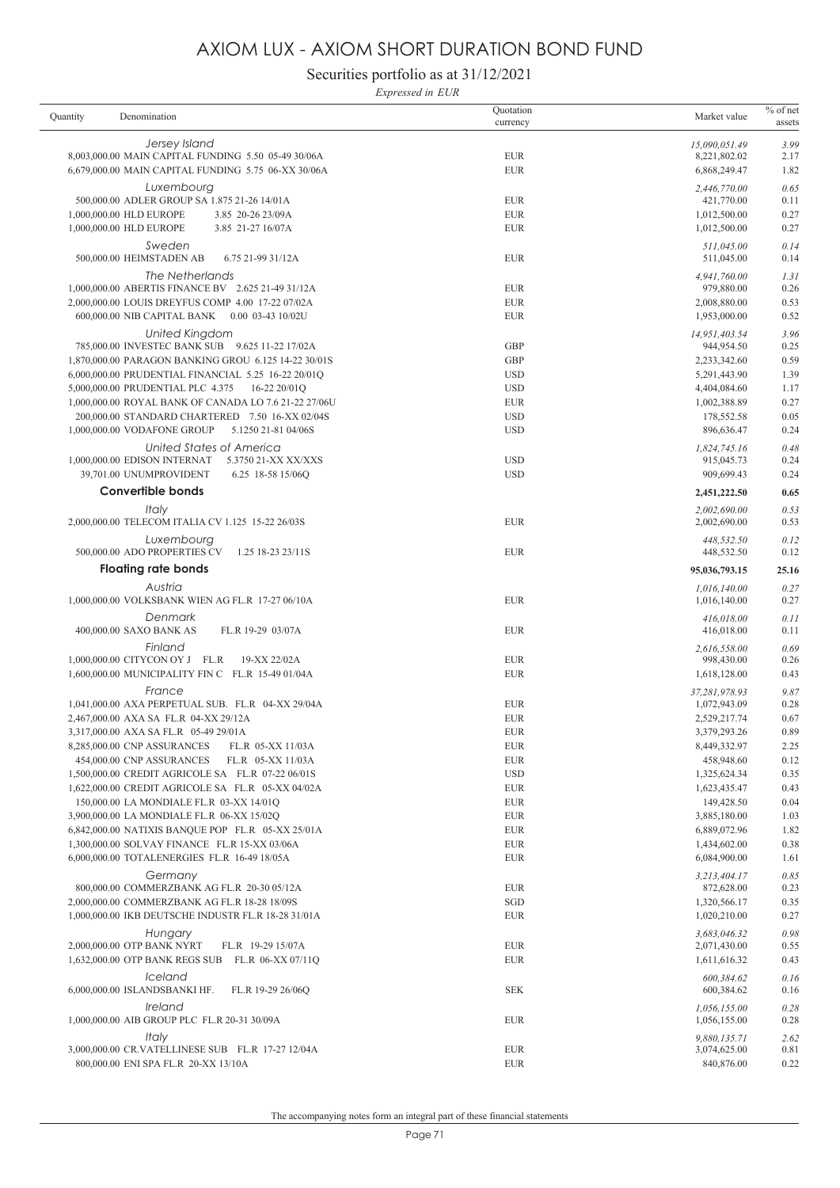# AXIOM LUX - AXIOM SHORT DURATION BOND FUND

## Securities portfolio as at 31/12/2021

*Expressed in EUR*

| Quantity | Denomination | Quotation currency | Market value | % of net assets |
|---|---|---|---|---|
| | *Jersey Island* | | *15,090,051.49* | *3.99* |
| 8,003,000.00 | MAIN CAPITAL FUNDING 5.50 05-49 30/06A | EUR | 8,221,802.02 | 2.17 |
| 6,679,000.00 | MAIN CAPITAL FUNDING 5.75 06-XX 30/06A | EUR | 6,868,249.47 | 1.82 |
| | *Luxembourg* | | *2,446,770.00* | *0.65* |
| 500,000.00 | ADLER GROUP SA 1.875 21-26 14/01A | EUR | 421,770.00 | 0.11 |
| 1,000,000.00 | HLD EUROPE 3.85 20-26 23/09A | EUR | 1,012,500.00 | 0.27 |
| 1,000,000.00 | HLD EUROPE 3.85 21-27 16/07A | EUR | 1,012,500.00 | 0.27 |
| | *Sweden* | | *511,045.00* | *0.14* |
| 500,000.00 | HEIMSTADEN AB 6.75 21-99 31/12A | EUR | 511,045.00 | 0.14 |
| | *The Netherlands* | | *4,941,760.00* | *1.31* |
| 1,000,000.00 | ABERTIS FINANCE BV 2.625 21-49 31/12A | EUR | 979,880.00 | 0.26 |
| 2,000,000.00 | LOUIS DREYFUS COMP 4.00 17-22 07/02A | EUR | 2,008,880.00 | 0.53 |
| 600,000.00 | NIB CAPITAL BANK 0.00 03-43 10/02U | EUR | 1,953,000.00 | 0.52 |
| | *United Kingdom* | | *14,951,403.54* | *3.96* |
| 785,000.00 | INVESTEC BANK SUB 9.625 11-22 17/02A | GBP | 944,954.50 | 0.25 |
| 1,870,000.00 | PARAGON BANKING GROU 6.125 14-22 30/01S | GBP | 2,233,342.60 | 0.59 |
| 6,000,000.00 | PRUDENTIAL FINANCIAL 5.25 16-22 20/01Q | USD | 5,291,443.90 | 1.39 |
| 5,000,000.00 | PRUDENTIAL PLC 4.375 16-22 20/01Q | USD | 4,404,084.60 | 1.17 |
| 1,000,000.00 | ROYAL BANK OF CANADA LO 7.6 21-22 27/06U | EUR | 1,002,388.89 | 0.27 |
| 200,000.00 | STANDARD CHARTERED 7.50 16-XX 02/04S | USD | 178,552.58 | 0.05 |
| 1,000,000.00 | VODAFONE GROUP 5.1250 21-81 04/06S | USD | 896,636.47 | 0.24 |
| | *United States of America* | | *1,824,745.16* | *0.48* |
| 1,000,000.00 | EDISON INTERNAT 5.3750 21-XX XX/XXS | USD | 915,045.73 | 0.24 |
| 39,701.00 | UNUMPROVIDENT 6.25 18-58 15/06Q | USD | 909,699.43 | 0.24 |
| | **Convertible bonds** | | **2,451,222.50** | **0.65** |
| | *Italy* | | *2,002,690.00* | *0.53* |
| 2,000,000.00 | TELECOM ITALIA CV 1.125 15-22 26/03S | EUR | 2,002,690.00 | 0.53 |
| | *Luxembourg* | | *448,532.50* | *0.12* |
| 500,000.00 | ADO PROPERTIES CV 1.25 18-23 23/11S | EUR | 448,532.50 | 0.12 |
| | **Floating rate bonds** | | **95,036,793.15** | **25.16** |
| | *Austria* | | *1,016,140.00* | *0.27* |
| 1,000,000.00 | VOLKSBANK WIEN AG FL.R 17-27 06/10A | EUR | 1,016,140.00 | 0.27 |
| | *Denmark* | | *416,018.00* | *0.11* |
| 400,000.00 | SAXO BANK AS FL.R 19-29 03/07A | EUR | 416,018.00 | 0.11 |
| | *Finland* | | *2,616,558.00* | *0.69* |
| 1,000,000.00 | CITYCON OY J FL.R 19-XX 22/02A | EUR | 998,430.00 | 0.26 |
| 1,600,000.00 | MUNICIPALITY FIN C FL.R 15-49 01/04A | EUR | 1,618,128.00 | 0.43 |
| | *France* | | *37,281,978.93* | *9.87* |
| 1,041,000.00 | AXA PERPETUAL SUB. FL.R 04-XX 29/04A | EUR | 1,072,943.09 | 0.28 |
| 2,467,000.00 | AXA SA FL.R 04-XX 29/12A | EUR | 2,529,217.74 | 0.67 |
| 3,317,000.00 | AXA SA FL.R 05-49 29/01A | EUR | 3,379,293.26 | 0.89 |
| 8,285,000.00 | CNP ASSURANCES FL.R 05-XX 11/03A | EUR | 8,449,332.97 | 2.25 |
| 454,000.00 | CNP ASSURANCES FL.R 05-XX 11/03A | EUR | 458,948.60 | 0.12 |
| 1,500,000.00 | CREDIT AGRICOLE SA FL.R 07-22 06/01S | USD | 1,325,624.34 | 0.35 |
| 1,622,000.00 | CREDIT AGRICOLE SA FL.R 05-XX 04/02A | EUR | 1,623,435.47 | 0.43 |
| 150,000.00 | LA MONDIALE FL.R 03-XX 14/01Q | EUR | 149,428.50 | 0.04 |
| 3,900,000.00 | LA MONDIALE FL.R 06-XX 15/02Q | EUR | 3,885,180.00 | 1.03 |
| 6,842,000.00 | NATIXIS BANQUE POP FL.R 05-XX 25/01A | EUR | 6,889,072.96 | 1.82 |
| 1,300,000.00 | SOLVAY FINANCE FL.R 15-XX 03/06A | EUR | 1,434,602.00 | 0.38 |
| 6,000,000.00 | TOTALENERGIES FL.R 16-49 18/05A | EUR | 6,084,900.00 | 1.61 |
| | *Germany* | | *3,213,404.17* | *0.85* |
| 800,000.00 | COMMERZBANK AG FL.R 20-30 05/12A | EUR | 872,628.00 | 0.23 |
| 2,000,000.00 | COMMERZBANK AG FL.R 18-28 18/09S | SGD | 1,320,566.17 | 0.35 |
| 1,000,000.00 | IKB DEUTSCHE INDUSTR FL.R 18-28 31/01A | EUR | 1,020,210.00 | 0.27 |
| | *Hungary* | | *3,683,046.32* | *0.98* |
| 2,000,000.00 | OTP BANK NYRT FL.R 19-29 15/07A | EUR | 2,071,430.00 | 0.55 |
| 1,632,000.00 | OTP BANK REGS SUB FL.R 06-XX 07/11Q | EUR | 1,611,616.32 | 0.43 |
| | *Iceland* | | *600,384.62* | *0.16* |
| 6,000,000.00 | ISLANDSBANKI HF. FL.R 19-29 26/06Q | SEK | 600,384.62 | 0.16 |
| | *Ireland* | | *1,056,155.00* | *0.28* |
| 1,000,000.00 | AIB GROUP PLC FL.R 20-31 30/09A | EUR | 1,056,155.00 | 0.28 |
| | *Italy* | | *9,880,135.71* | *2.62* |
| 3,000,000.00 | CR.VATELLINESE SUB FL.R 17-27 12/04A | EUR | 3,074,625.00 | 0.81 |
| 800,000.00 | ENI SPA FL.R 20-XX 13/10A | EUR | 840,876.00 | 0.22 |

The accompanying notes form an integral part of these financial statements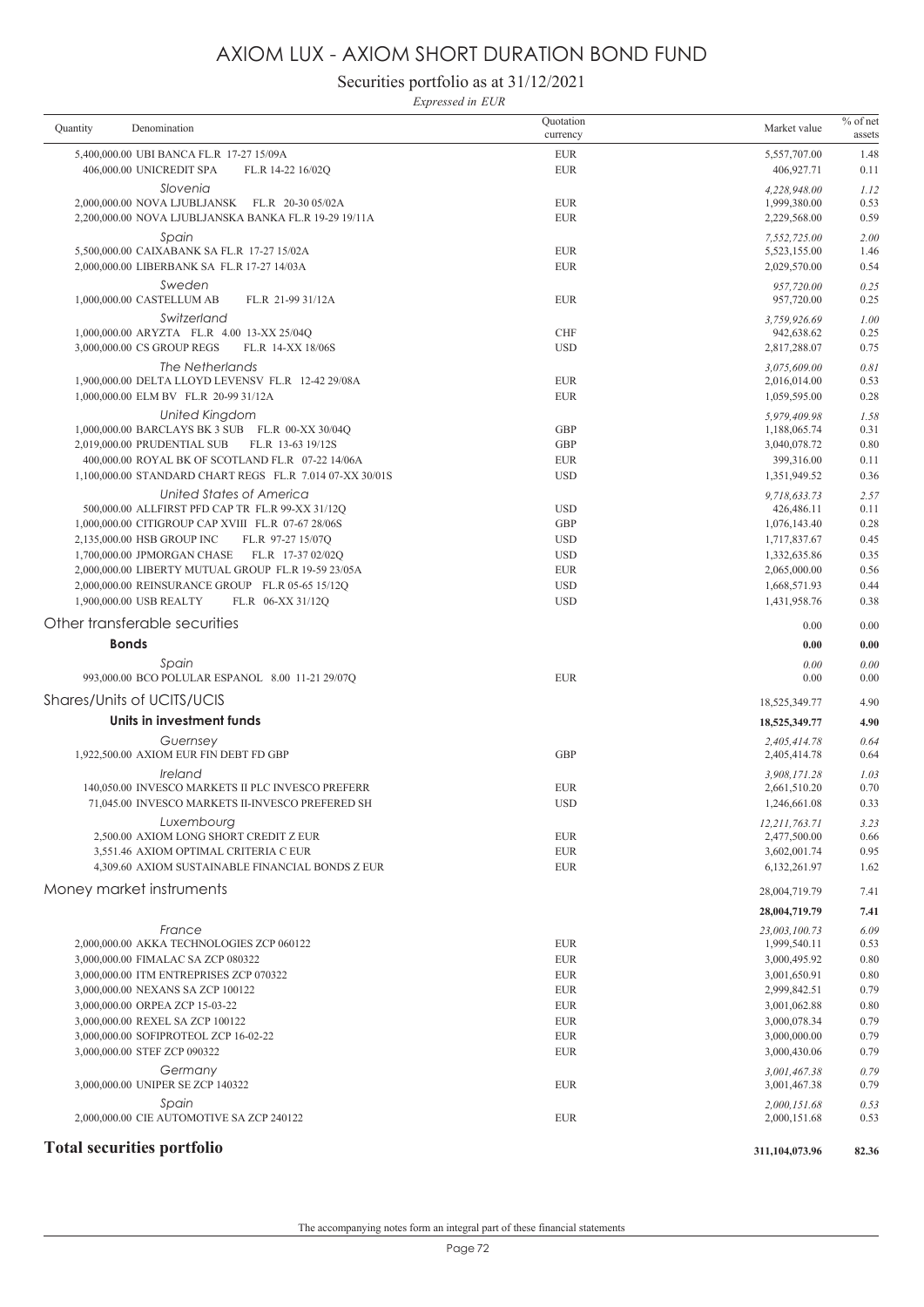# AXIOM LUX - AXIOM SHORT DURATION BOND FUND

## Securities portfolio as at 31/12/2021

*Expressed in EUR*

| Quantity | Denomination | Quotation currency | Market value | % of net assets |
|---|---|---|---|---|
| 5,400,000.00 | UBI BANCA FL.R 17-27 15/09A | EUR | 5,557,707.00 | 1.48 |
| 406,000.00 | UNICREDIT SPA FL.R 14-22 16/02Q | EUR | 406,927.71 | 0.11 |
| | *Slovenia* | | *4,228,948.00* | *1.12* |
| 2,000,000.00 | NOVA LJUBLJANSK FL.R 20-30 05/02A | EUR | 1,999,380.00 | 0.53 |
| 2,200,000.00 | NOVA LJUBLJANSKA BANKA FL.R 19-29 19/11A | EUR | 2,229,568.00 | 0.59 |
| | *Spain* | | *7,552,725.00* | *2.00* |
| 5,500,000.00 | CAIXABANK SA FL.R 17-27 15/02A | EUR | 5,523,155.00 | 1.46 |
| 2,000,000.00 | LIBERBANK SA FL.R 17-27 14/03A | EUR | 2,029,570.00 | 0.54 |
| | *Sweden* | | *957,720.00* | *0.25* |
| 1,000,000.00 | CASTELLUM AB FL.R 21-99 31/12A | EUR | 957,720.00 | 0.25 |
| | *Switzerland* | | *3,759,926.69* | *1.00* |
| 1,000,000.00 | ARYZTA FL.R 4.00 13-XX 25/04Q | CHF | 942,638.62 | 0.25 |
| 3,000,000.00 | CS GROUP REGS FL.R 14-XX 18/06S | USD | 2,817,288.07 | 0.75 |
| | *The Netherlands* | | *3,075,609.00* | *0.81* |
| 1,900,000.00 | DELTA LLOYD LEVENSV FL.R 12-42 29/08A | EUR | 2,016,014.00 | 0.53 |
| 1,000,000.00 | ELM BV FL.R 20-99 31/12A | EUR | 1,059,595.00 | 0.28 |
| | *United Kingdom* | | *5,979,409.98* | *1.58* |
| 1,000,000.00 | BARCLAYS BK 3 SUB FL.R 00-XX 30/04Q | GBP | 1,188,065.74 | 0.31 |
| 2,019,000.00 | PRUDENTIAL SUB FL.R 13-63 19/12S | GBP | 3,040,078.72 | 0.80 |
| 400,000.00 | ROYAL BK OF SCOTLAND FL.R 07-22 14/06A | EUR | 399,316.00 | 0.11 |
| 1,100,000.00 | STANDARD CHART REGS FL.R 7.014 07-XX 30/01S | USD | 1,351,949.52 | 0.36 |
| | *United States of America* | | *9,718,633.73* | *2.57* |
| 500,000.00 | ALLFIRST PFD CAP TR FL.R 99-XX 31/12Q | USD | 426,486.11 | 0.11 |
| 1,000,000.00 | CITIGROUP CAP XVIII FL.R 07-67 28/06S | GBP | 1,076,143.40 | 0.28 |
| 2,135,000.00 | HSB GROUP INC FL.R 97-27 15/07Q | USD | 1,717,837.67 | 0.45 |
| 1,700,000.00 | JPMORGAN CHASE FL.R 17-37 02/02Q | USD | 1,332,635.86 | 0.35 |
| 2,000,000.00 | LIBERTY MUTUAL GROUP FL.R 19-59 23/05A | EUR | 2,065,000.00 | 0.56 |
| 2,000,000.00 | REINSURANCE GROUP FL.R 05-65 15/12Q | USD | 1,668,571.93 | 0.44 |
| 1,900,000.00 | USB REALTY FL.R 06-XX 31/12Q | USD | 1,431,958.76 | 0.38 |
| | **Other transferable securities** | | 0.00 | 0.00 |
| | **Bonds** | | **0.00** | **0.00** |
| | *Spain* | | *0.00* | *0.00* |
| 993,000.00 | BCO POLULAR ESPANOL 8.00 11-21 29/07Q | EUR | 0.00 | 0.00 |
| | **Shares/Units of UCITS/UCIS** | | 18,525,349.77 | 4.90 |
| | **Units in investment funds** | | **18,525,349.77** | **4.90** |
| | *Guernsey* | | *2,405,414.78* | *0.64* |
| 1,922,500.00 | AXIOM EUR FIN DEBT FD GBP | GBP | 2,405,414.78 | 0.64 |
| | *Ireland* | | *3,908,171.28* | *1.03* |
| 140,050.00 | INVESCO MARKETS II PLC INVESCO PREFERR | EUR | 2,661,510.20 | 0.70 |
| 71,045.00 | INVESCO MARKETS II-INVESCO PREFERED SH | USD | 1,246,661.08 | 0.33 |
| | *Luxembourg* | | *12,211,763.71* | *3.23* |
| 2,500.00 | AXIOM LONG SHORT CREDIT Z EUR | EUR | 2,477,500.00 | 0.66 |
| 3,551.46 | AXIOM OPTIMAL CRITERIA C EUR | EUR | 3,602,001.74 | 0.95 |
| 4,309.60 | AXIOM SUSTAINABLE FINANCIAL BONDS Z EUR | EUR | 6,132,261.97 | 1.62 |
| | **Money market instruments** | | 28,004,719.79 | 7.41 |
| | | | **28,004,719.79** | **7.41** |
| | *France* | | *23,003,100.73* | *6.09* |
| 2,000,000.00 | AKKA TECHNOLOGIES ZCP 060122 | EUR | 1,999,540.11 | 0.53 |
| 3,000,000.00 | FIMALAC SA ZCP 080322 | EUR | 3,000,495.92 | 0.80 |
| 3,000,000.00 | ITM ENTREPRISES ZCP 070322 | EUR | 3,001,650.91 | 0.80 |
| 3,000,000.00 | NEXANS SA ZCP 100122 | EUR | 2,999,842.51 | 0.79 |
| 3,000,000.00 | ORPEA ZCP 15-03-22 | EUR | 3,001,062.88 | 0.80 |
| 3,000,000.00 | REXEL SA ZCP 100122 | EUR | 3,000,078.34 | 0.79 |
| 3,000,000.00 | SOFIPROTEOL ZCP 16-02-22 | EUR | 3,000,000.00 | 0.79 |
| 3,000,000.00 | STEF ZCP 090322 | EUR | 3,000,430.06 | 0.79 |
| | *Germany* | | *3,001,467.38* | *0.79* |
| 3,000,000.00 | UNIPER SE ZCP 140322 | EUR | 3,001,467.38 | 0.79 |
| | *Spain* | | *2,000,151.68* | *0.53* |
| 2,000,000.00 | CIE AUTOMOTIVE SA ZCP 240122 | EUR | 2,000,151.68 | 0.53 |
| | **Total securities portfolio** | | **311,104,073.96** | **82.36** |

The accompanying notes form an integral part of these financial statements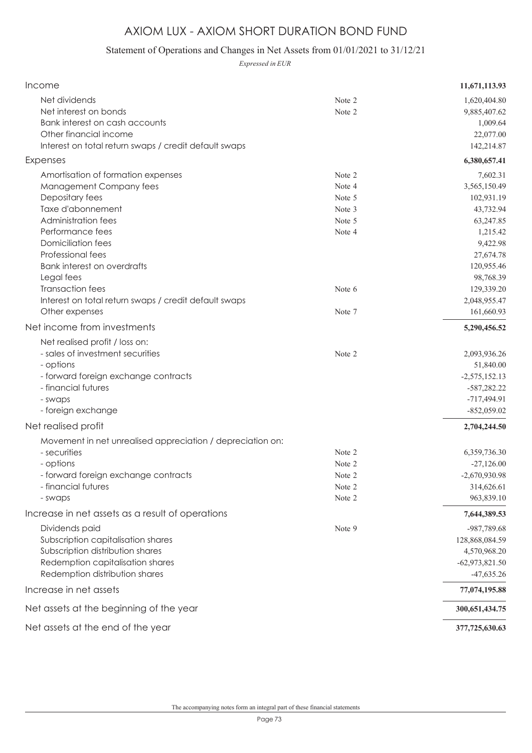# AXIOM LUX - AXIOM SHORT DURATION BOND FUND

## Statement of Operations and Changes in Net Assets from 01/01/2021 to 31/12/21

*Expressed in EUR*

| | | |
|---|---|---|
| **Income** | | **11,671,113.93** |
| Net dividends | Note 2 | 1,620,404.80 |
| Net interest on bonds | Note 2 | 9,885,407.62 |
| Bank interest on cash accounts | | 1,009.64 |
| Other financial income | | 22,077.00 |
| Interest on total return swaps / credit default swaps | | 142,214.87 |
| **Expenses** | | **6,380,657.41** |
| Amortisation of formation expenses | Note 2 | 7,602.31 |
| Management Company fees | Note 4 | 3,565,150.49 |
| Depositary fees | Note 5 | 102,931.19 |
| Taxe d'abonnement | Note 3 | 43,732.94 |
| Administration fees | Note 5 | 63,247.85 |
| Performance fees | Note 4 | 1,215.42 |
| Domiciliation fees | | 9,422.98 |
| Professional fees | | 27,674.78 |
| Bank interest on overdrafts | | 120,955.46 |
| Legal fees | | 98,768.39 |
| Transaction fees | Note 6 | 129,339.20 |
| Interest on total return swaps / credit default swaps | | 2,048,955.47 |
| Other expenses | Note 7 | 161,660.93 |
| **Net income from investments** | | **5,290,456.52** |
| Net realised profit / loss on: | | |
| - sales of investment securities | Note 2 | 2,093,936.26 |
| - options | | 51,840.00 |
| - forward foreign exchange contracts | | -2,575,152.13 |
| - financial futures | | -587,282.22 |
| - swaps | | -717,494.91 |
| - foreign exchange | | -852,059.02 |
| **Net realised profit** | | **2,704,244.50** |
| Movement in net unrealised appreciation / depreciation on: | | |
| - securities | Note 2 | 6,359,736.30 |
| - options | Note 2 | -27,126.00 |
| - forward foreign exchange contracts | Note 2 | -2,670,930.98 |
| - financial futures | Note 2 | 314,626.61 |
| - swaps | Note 2 | 963,839.10 |
| **Increase in net assets as a result of operations** | | **7,644,389.53** |
| Dividends paid | Note 9 | -987,789.68 |
| Subscription capitalisation shares | | 128,868,084.59 |
| Subscription distribution shares | | 4,570,968.20 |
| Redemption capitalisation shares | | -62,973,821.50 |
| Redemption distribution shares | | -47,635.26 |
| **Increase in net assets** | | **77,074,195.88** |
| **Net assets at the beginning of the year** | | **300,651,434.75** |
| **Net assets at the end of the year** | | **377,725,630.63** |

The accompanying notes form an integral part of these financial statements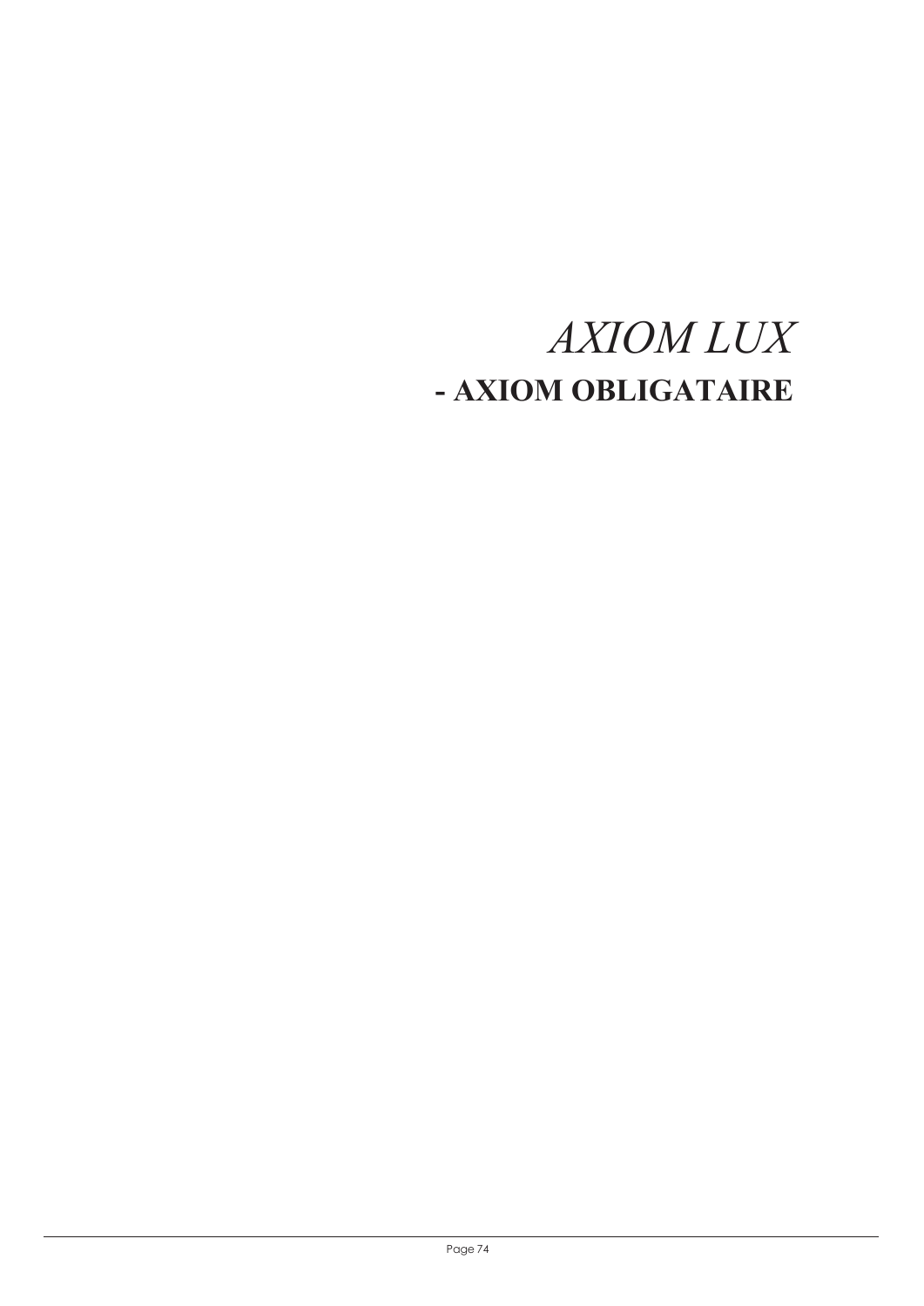# *AXIOM LUX*

## - AXIOM OBLIGATAIRE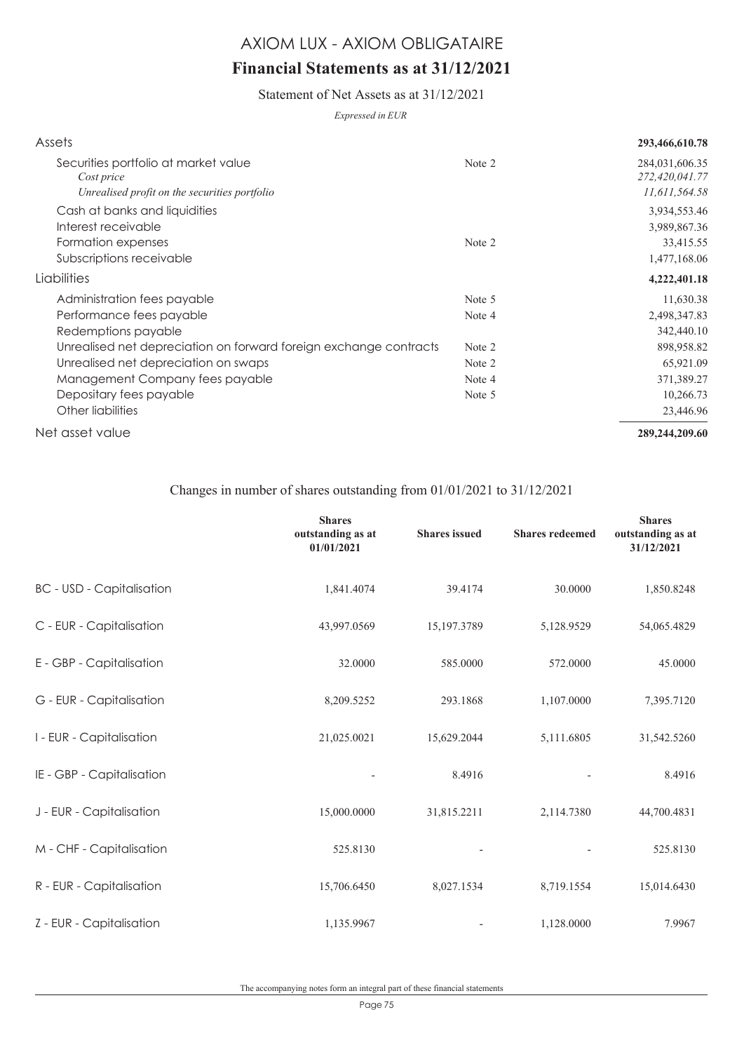# AXIOM LUX - AXIOM OBLIGATAIRE

## Financial Statements as at 31/12/2021

### Statement of Net Assets as at 31/12/2021

*Expressed in EUR*

| | | |
|---|---|---|
| **Assets** | | **293,466,610.78** |
| Securities portfolio at market value | Note 2 | 284,031,606.35 |
| *Cost price* | | *272,420,041.77* |
| *Unrealised profit on the securities portfolio* | | *11,611,564.58* |
| Cash at banks and liquidities | | 3,934,553.46 |
| Interest receivable | | 3,989,867.36 |
| Formation expenses | Note 2 | 33,415.55 |
| Subscriptions receivable | | 1,477,168.06 |
| **Liabilities** | | **4,222,401.18** |
| Administration fees payable | Note 5 | 11,630.38 |
| Performance fees payable | Note 4 | 2,498,347.83 |
| Redemptions payable | | 342,440.10 |
| Unrealised net depreciation on forward foreign exchange contracts | Note 2 | 898,958.82 |
| Unrealised net depreciation on swaps | Note 2 | 65,921.09 |
| Management Company fees payable | Note 4 | 371,389.27 |
| Depositary fees payable | Note 5 | 10,266.73 |
| Other liabilities | | 23,446.96 |
| **Net asset value** | | **289,244,209.60** |

### Changes in number of shares outstanding from 01/01/2021 to 31/12/2021

| | Shares outstanding as at 01/01/2021 | Shares issued | Shares redeemed | Shares outstanding as at 31/12/2021 |
|---|---|---|---|---|
| BC - USD - Capitalisation | 1,841.4074 | 39.4174 | 30.0000 | 1,850.8248 |
| C - EUR - Capitalisation | 43,997.0569 | 15,197.3789 | 5,128.9529 | 54,065.4829 |
| E - GBP - Capitalisation | 32.0000 | 585.0000 | 572.0000 | 45.0000 |
| G - EUR - Capitalisation | 8,209.5252 | 293.1868 | 1,107.0000 | 7,395.7120 |
| I - EUR - Capitalisation | 21,025.0021 | 15,629.2044 | 5,111.6805 | 31,542.5260 |
| IE - GBP - Capitalisation | - | 8.4916 | - | 8.4916 |
| J - EUR - Capitalisation | 15,000.0000 | 31,815.2211 | 2,114.7380 | 44,700.4831 |
| M - CHF - Capitalisation | 525.8130 | - | - | 525.8130 |
| R - EUR - Capitalisation | 15,706.6450 | 8,027.1534 | 8,719.1554 | 15,014.6430 |
| Z - EUR - Capitalisation | 1,135.9967 | - | 1,128.0000 | 7.9967 |

The accompanying notes form an integral part of these financial statements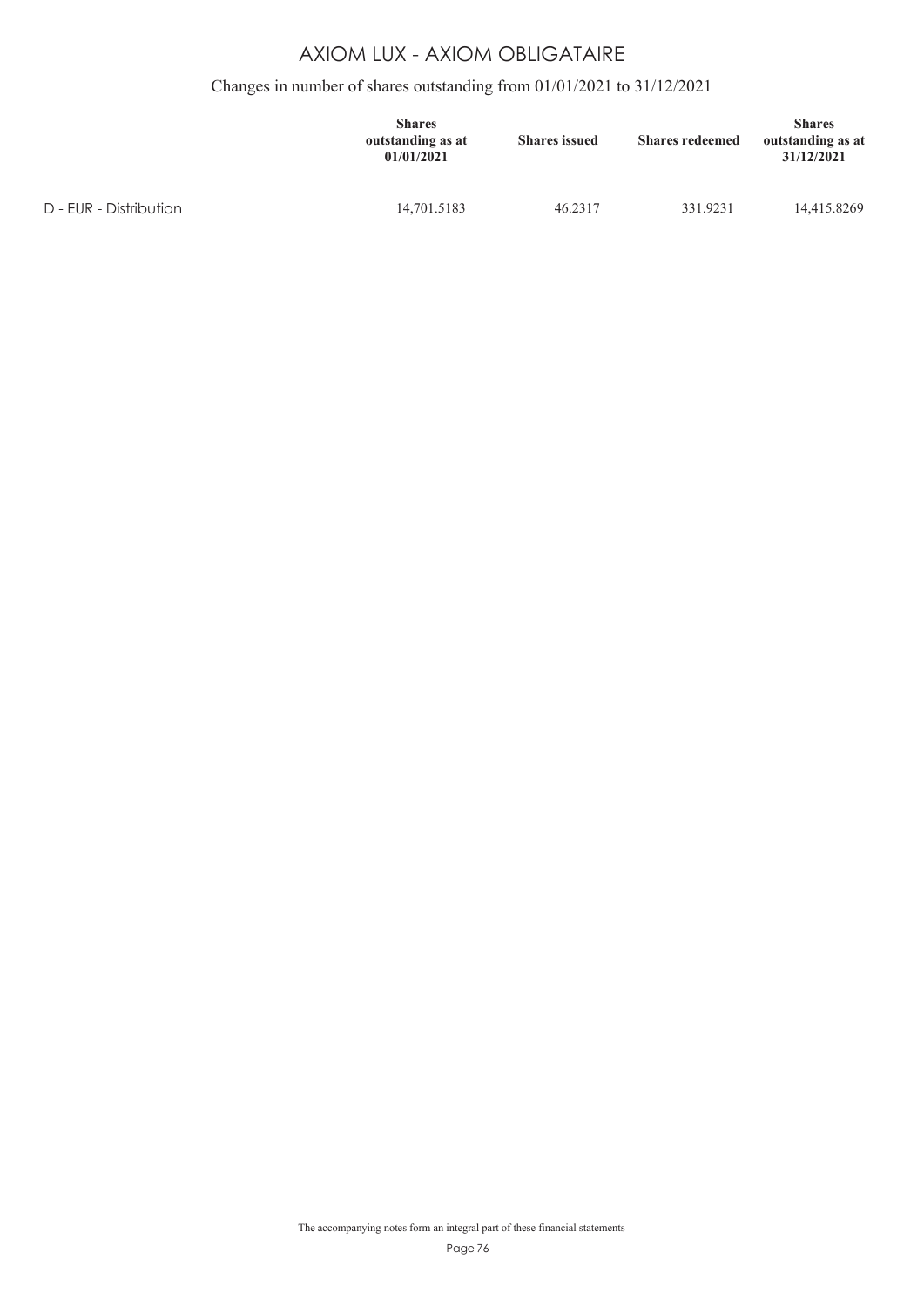# AXIOM LUX - AXIOM OBLIGATAIRE

## Changes in number of shares outstanding from 01/01/2021 to 31/12/2021

| | Shares outstanding as at 01/01/2021 | Shares issued | Shares redeemed | Shares outstanding as at 31/12/2021 |
|---|---|---|---|---|
| D - EUR - Distribution | 14,701.5183 | 46.2317 | 331.9231 | 14,415.8269 |

The accompanying notes form an integral part of these financial statements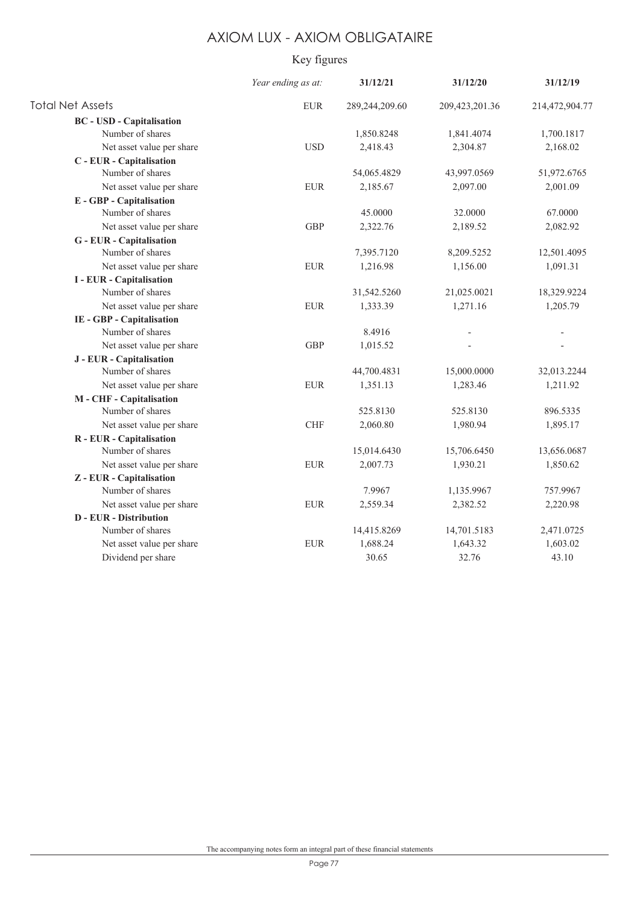# AXIOM LUX - AXIOM OBLIGATAIRE

## Key figures

| | *Year ending as at:* | 31/12/21 | 31/12/20 | 31/12/19 |
|---|---|---|---|---|
| Total Net Assets | EUR | 289,244,209.60 | 209,423,201.36 | 214,472,904.77 |
| **BC - USD - Capitalisation** | | | | |
| Number of shares | | 1,850.8248 | 1,841.4074 | 1,700.1817 |
| Net asset value per share | USD | 2,418.43 | 2,304.87 | 2,168.02 |
| **C - EUR - Capitalisation** | | | | |
| Number of shares | | 54,065.4829 | 43,997.0569 | 51,972.6765 |
| Net asset value per share | EUR | 2,185.67 | 2,097.00 | 2,001.09 |
| **E - GBP - Capitalisation** | | | | |
| Number of shares | | 45.0000 | 32.0000 | 67.0000 |
| Net asset value per share | GBP | 2,322.76 | 2,189.52 | 2,082.92 |
| **G - EUR - Capitalisation** | | | | |
| Number of shares | | 7,395.7120 | 8,209.5252 | 12,501.4095 |
| Net asset value per share | EUR | 1,216.98 | 1,156.00 | 1,091.31 |
| **I - EUR - Capitalisation** | | | | |
| Number of shares | | 31,542.5260 | 21,025.0021 | 18,329.9224 |
| Net asset value per share | EUR | 1,333.39 | 1,271.16 | 1,205.79 |
| **IE - GBP - Capitalisation** | | | | |
| Number of shares | | 8.4916 | - | - |
| Net asset value per share | GBP | 1,015.52 | - | - |
| **J - EUR - Capitalisation** | | | | |
| Number of shares | | 44,700.4831 | 15,000.0000 | 32,013.2244 |
| Net asset value per share | EUR | 1,351.13 | 1,283.46 | 1,211.92 |
| **M - CHF - Capitalisation** | | | | |
| Number of shares | | 525.8130 | 525.8130 | 896.5335 |
| Net asset value per share | CHF | 2,060.80 | 1,980.94 | 1,895.17 |
| **R - EUR - Capitalisation** | | | | |
| Number of shares | | 15,014.6430 | 15,706.6450 | 13,656.0687 |
| Net asset value per share | EUR | 2,007.73 | 1,930.21 | 1,850.62 |
| **Z - EUR - Capitalisation** | | | | |
| Number of shares | | 7.9967 | 1,135.9967 | 757.9967 |
| Net asset value per share | EUR | 2,559.34 | 2,382.52 | 2,220.98 |
| **D - EUR - Distribution** | | | | |
| Number of shares | | 14,415.8269 | 14,701.5183 | 2,471.0725 |
| Net asset value per share | EUR | 1,688.24 | 1,643.32 | 1,603.02 |
| Dividend per share | | 30.65 | 32.76 | 43.10 |

The accompanying notes form an integral part of these financial statements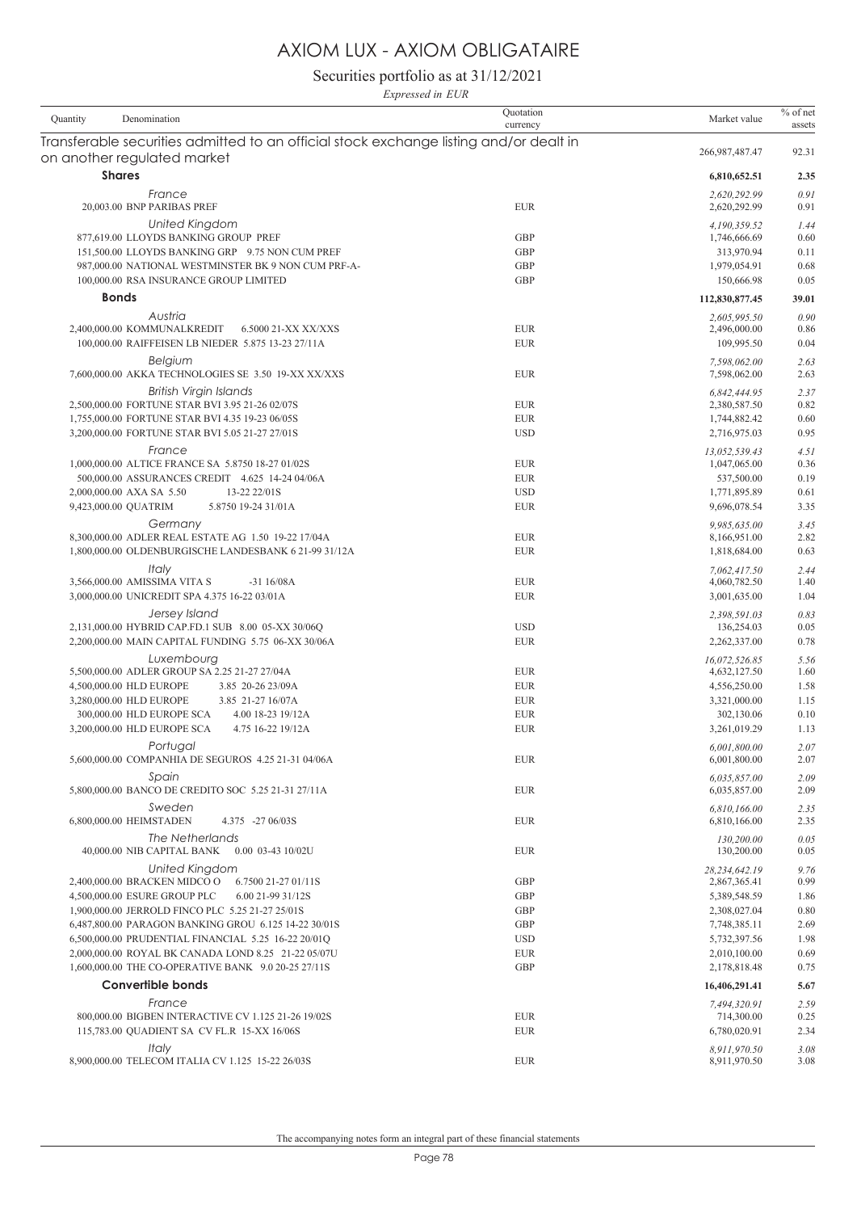# AXIOM LUX - AXIOM OBLIGATAIRE

## Securities portfolio as at 31/12/2021

*Expressed in EUR*

| Quantity | Denomination | Quotation currency | Market value | % of net assets |
|---|---|---|---|---|
| | **Transferable securities admitted to an official stock exchange listing and/or dealt in on another regulated market** | | 266,987,487.47 | 92.31 |
| | **Shares** | | **6,810,652.51** | **2.35** |
| | *France* | | *2,620,292.99* | *0.91* |
| 20,003.00 | BNP PARIBAS PREF | EUR | 2,620,292.99 | 0.91 |
| | *United Kingdom* | | *4,190,359.52* | *1.44* |
| 877,619.00 | LLOYDS BANKING GROUP PREF | GBP | 1,746,666.69 | 0.60 |
| 151,500.00 | LLOYDS BANKING GRP 9.75 NON CUM PREF | GBP | 313,970.94 | 0.11 |
| 987,000.00 | NATIONAL WESTMINSTER BK 9 NON CUM PRF-A- | GBP | 1,979,054.91 | 0.68 |
| 100,000.00 | RSA INSURANCE GROUP LIMITED | GBP | 150,666.98 | 0.05 |
| | **Bonds** | | **112,830,877.45** | **39.01** |
| | *Austria* | | *2,605,995.50* | *0.90* |
| 2,400,000.00 | KOMMUNALKREDIT 6.5000 21-XX XX/XXS | EUR | 2,496,000.00 | 0.86 |
| 100,000.00 | RAIFFEISEN LB NIEDER 5.875 13-23 27/11A | EUR | 109,995.50 | 0.04 |
| | *Belgium* | | *7,598,062.00* | *2.63* |
| 7,600,000.00 | AKKA TECHNOLOGIES SE 3.50 19-XX XX/XXS | EUR | 7,598,062.00 | 2.63 |
| | *British Virgin Islands* | | *6,842,444.95* | *2.37* |
| 2,500,000.00 | FORTUNE STAR BVI 3.95 21-26 02/07S | EUR | 2,380,587.50 | 0.82 |
| 1,755,000.00 | FORTUNE STAR BVI 4.35 19-23 06/05S | EUR | 1,744,882.42 | 0.60 |
| 3,200,000.00 | FORTUNE STAR BVI 5.05 21-27 27/01S | USD | 2,716,975.03 | 0.95 |
| | *France* | | *13,052,539.43* | *4.51* |
| 1,000,000.00 | ALTICE FRANCE SA 5.8750 18-27 01/02S | EUR | 1,047,065.00 | 0.36 |
| 500,000.00 | ASSURANCES CREDIT 4.625 14-24 04/06A | EUR | 537,500.00 | 0.19 |
| 2,000,000.00 | AXA SA 5.50 13-22 22/01S | USD | 1,771,895.89 | 0.61 |
| 9,423,000.00 | QUATRIM 5.8750 19-24 31/01A | EUR | 9,696,078.54 | 3.35 |
| | *Germany* | | *9,985,635.00* | *3.45* |
| 8,300,000.00 | ADLER REAL ESTATE AG 1.50 19-22 17/04A | EUR | 8,166,951.00 | 2.82 |
| 1,800,000.00 | OLDENBURGISCHE LANDESBANK 6 21-99 31/12A | EUR | 1,818,684.00 | 0.63 |
| | *Italy* | | *7,062,417.50* | *2.44* |
| 3,566,000.00 | AMISSIMA VITA S -31 16/08A | EUR | 4,060,782.50 | 1.40 |
| 3,000,000.00 | UNICREDIT SPA 4.375 16-22 03/01A | EUR | 3,001,635.00 | 1.04 |
| | *Jersey Island* | | *2,398,591.03* | *0.83* |
| 2,131,000.00 | HYBRID CAP.FD.1 SUB 8.00 05-XX 30/06Q | USD | 136,254.03 | 0.05 |
| 2,200,000.00 | MAIN CAPITAL FUNDING 5.75 06-XX 30/06A | EUR | 2,262,337.00 | 0.78 |
| | *Luxembourg* | | *16,072,526.85* | *5.56* |
| 5,500,000.00 | ADLER GROUP SA 2.25 21-27 27/04A | EUR | 4,632,127.50 | 1.60 |
| 4,500,000.00 | HLD EUROPE 3.85 20-26 23/09A | EUR | 4,556,250.00 | 1.58 |
| 3,280,000.00 | HLD EUROPE 3.85 21-27 16/07A | EUR | 3,321,000.00 | 1.15 |
| 300,000.00 | HLD EUROPE SCA 4.00 18-23 19/12A | EUR | 302,130.06 | 0.10 |
| 3,200,000.00 | HLD EUROPE SCA 4.75 16-22 19/12A | EUR | 3,261,019.29 | 1.13 |
| | *Portugal* | | *6,001,800.00* | *2.07* |
| 5,600,000.00 | COMPANHIA DE SEGUROS 4.25 21-31 04/06A | EUR | 6,001,800.00 | 2.07 |
| | *Spain* | | *6,035,857.00* | *2.09* |
| 5,800,000.00 | BANCO DE CREDITO SOC 5.25 21-31 27/11A | EUR | 6,035,857.00 | 2.09 |
| | *Sweden* | | *6,810,166.00* | *2.35* |
| 6,800,000.00 | HEIMSTADEN 4.375 -27 06/03S | EUR | 6,810,166.00 | 2.35 |
| | *The Netherlands* | | *130,200.00* | *0.05* |
| 40,000.00 | NIB CAPITAL BANK 0.00 03-43 10/02U | EUR | 130,200.00 | 0.05 |
| | *United Kingdom* | | *28,234,642.19* | *9.76* |
| 2,400,000.00 | BRACKEN MIDCO O 6.7500 21-27 01/11S | GBP | 2,867,365.41 | 0.99 |
| 4,500,000.00 | ESURE GROUP PLC 6.00 21-99 31/12S | GBP | 5,389,548.59 | 1.86 |
| 1,900,000.00 | JERROLD FINCO PLC 5.25 21-27 25/01S | GBP | 2,308,027.04 | 0.80 |
| 6,487,800.00 | PARAGON BANKING GROU 6.125 14-22 30/01S | GBP | 7,748,385.11 | 2.69 |
| 6,500,000.00 | PRUDENTIAL FINANCIAL 5.25 16-22 20/01Q | USD | 5,732,397.56 | 1.98 |
| 2,000,000.00 | ROYAL BK CANADA LOND 8.25 21-22 05/07U | EUR | 2,010,100.00 | 0.69 |
| 1,600,000.00 | THE CO-OPERATIVE BANK 9.0 20-25 27/11S | GBP | 2,178,818.48 | 0.75 |
| | **Convertible bonds** | | **16,406,291.41** | **5.67** |
| | *France* | | *7,494,320.91* | *2.59* |
| 800,000.00 | BIGBEN INTERACTIVE CV 1.125 21-26 19/02S | EUR | 714,300.00 | 0.25 |
| 115,783.00 | QUADIENT SA CV FL.R 15-XX 16/06S | EUR | 6,780,020.91 | 2.34 |
| | *Italy* | | *8,911,970.50* | *3.08* |
| 8,900,000.00 | TELECOM ITALIA CV 1.125 15-22 26/03S | EUR | 8,911,970.50 | 3.08 |

The accompanying notes form an integral part of these financial statements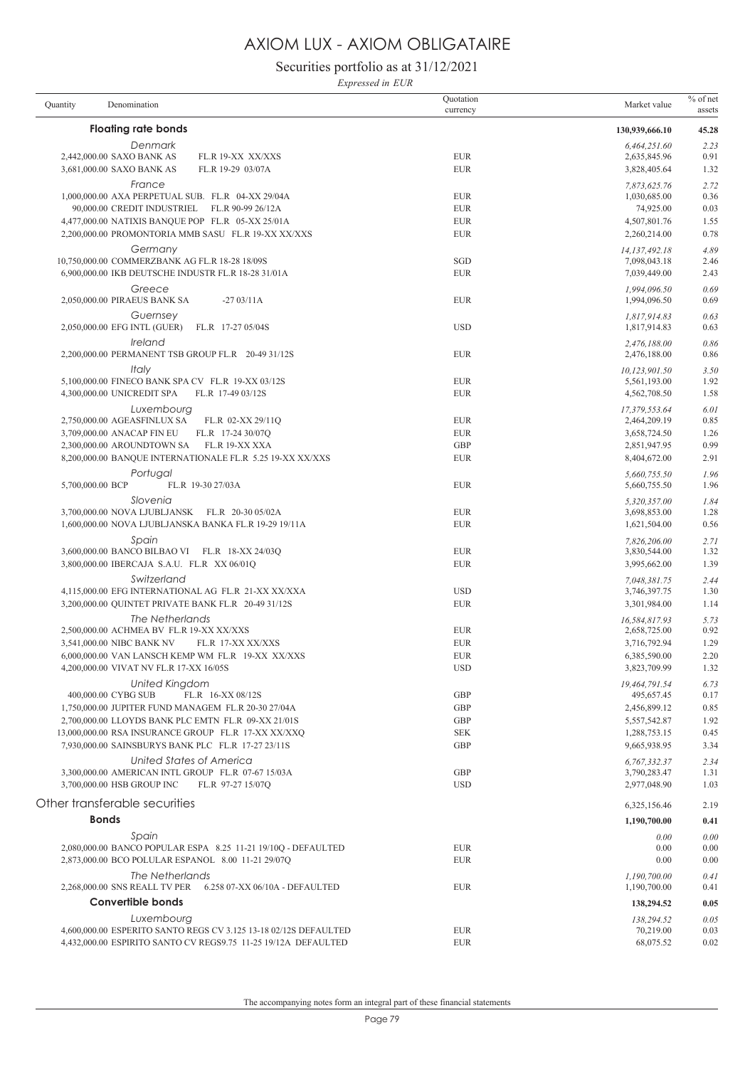# AXIOM LUX - AXIOM OBLIGATAIRE

## Securities portfolio as at 31/12/2021

*Expressed in EUR*

| Quantity | Denomination | Quotation currency | Market value | % of net assets |
|---|---|---|---|---|
| | **Floating rate bonds** | | **130,939,666.10** | **45.28** |
| | *Denmark* | | *6,464,251.60* | *2.23* |
| 2,442,000.00 | SAXO BANK AS FL.R 19-XX XX/XXS | EUR | 2,635,845.96 | 0.91 |
| 3,681,000.00 | SAXO BANK AS FL.R 19-29 03/07A | EUR | 3,828,405.64 | 1.32 |
| | *France* | | *7,873,625.76* | *2.72* |
| 1,000,000.00 | AXA PERPETUAL SUB. FL.R 04-XX 29/04A | EUR | 1,030,685.00 | 0.36 |
| 90,000.00 | CREDIT INDUSTRIEL FL.R 90-99 26/12A | EUR | 74,925.00 | 0.03 |
| 4,477,000.00 | NATIXIS BANQUE POP FL.R 05-XX 25/01A | EUR | 4,507,801.76 | 1.55 |
| 2,200,000.00 | PROMONTORIA MMB SASU FL.R 19-XX XX/XXS | EUR | 2,260,214.00 | 0.78 |
| | *Germany* | | *14,137,492.18* | *4.89* |
| 10,750,000.00 | COMMERZBANK AG FL.R 18-28 18/09S | SGD | 7,098,043.18 | 2.46 |
| 6,900,000.00 | IKB DEUTSCHE INDUSTR FL.R 18-28 31/01A | EUR | 7,039,449.00 | 2.43 |
| | *Greece* | | *1,994,096.50* | *0.69* |
| 2,050,000.00 | PIRAEUS BANK SA -27 03/11A | EUR | 1,994,096.50 | 0.69 |
| | *Guernsey* | | *1,817,914.83* | *0.63* |
| 2,050,000.00 | EFG INTL (GUER) FL.R 17-27 05/04S | USD | 1,817,914.83 | 0.63 |
| | *Ireland* | | *2,476,188.00* | *0.86* |
| 2,200,000.00 | PERMANENT TSB GROUP FL.R 20-49 31/12S | EUR | 2,476,188.00 | 0.86 |
| | *Italy* | | *10,123,901.50* | *3.50* |
| 5,100,000.00 | FINECO BANK SPA CV FL.R 19-XX 03/12S | EUR | 5,561,193.00 | 1.92 |
| 4,300,000.00 | UNICREDIT SPA FL.R 17-49 03/12S | EUR | 4,562,708.50 | 1.58 |
| | *Luxembourg* | | *17,379,553.64* | *6.01* |
| 2,750,000.00 | AGEASFINLUX SA FL.R 02-XX 29/11Q | EUR | 2,464,209.19 | 0.85 |
| 3,709,000.00 | ANACAP FIN EU FL.R 17-24 30/07Q | EUR | 3,658,724.50 | 1.26 |
| 2,300,000.00 | AROUNDTOWN SA FL.R 19-XX XXA | GBP | 2,851,947.95 | 0.99 |
| 8,200,000.00 | BANQUE INTERNATIONALE FL.R 5.25 19-XX XX/XXS | EUR | 8,404,672.00 | 2.91 |
| | *Portugal* | | *5,660,755.50* | *1.96* |
| 5,700,000.00 | BCP FL.R 19-30 27/03A | EUR | 5,660,755.50 | 1.96 |
| | *Slovenia* | | *5,320,357.00* | *1.84* |
| 3,700,000.00 | NOVA LJUBLJANSK FL.R 20-30 05/02A | EUR | 3,698,853.00 | 1.28 |
| 1,600,000.00 | NOVA LJUBLJANSKA BANKA FL.R 19-29 19/11A | EUR | 1,621,504.00 | 0.56 |
| | *Spain* | | *7,826,206.00* | *2.71* |
| 3,600,000.00 | BANCO BILBAO VI FL.R 18-XX 24/03Q | EUR | 3,830,544.00 | 1.32 |
| 3,800,000.00 | IBERCAJA S.A.U. FL.R XX 06/01Q | EUR | 3,995,662.00 | 1.39 |
| | *Switzerland* | | *7,048,381.75* | *2.44* |
| 4,115,000.00 | EFG INTERNATIONAL AG FL.R 21-XX XX/XXA | USD | 3,746,397.75 | 1.30 |
| 3,200,000.00 | QUINTET PRIVATE BANK FL.R 20-49 31/12S | EUR | 3,301,984.00 | 1.14 |
| | *The Netherlands* | | *16,584,817.93* | *5.73* |
| 2,500,000.00 | ACHMEA BV FL.R 19-XX XX/XXS | EUR | 2,658,725.00 | 0.92 |
| 3,541,000.00 | NIBC BANK NV FL.R 17-XX XX/XXS | EUR | 3,716,792.94 | 1.29 |
| 6,000,000.00 | VAN LANSCH KEMP WM FL.R 19-XX XX/XXS | EUR | 6,385,590.00 | 2.20 |
| 4,200,000.00 | VIVAT NV FL.R 17-XX 16/05S | USD | 3,823,709.99 | 1.32 |
| | *United Kingdom* | | *19,464,791.54* | *6.73* |
| 400,000.00 | CYBG SUB FL.R 16-XX 08/12S | GBP | 495,657.45 | 0.17 |
| 1,750,000.00 | JUPITER FUND MANAGEM FL.R 20-30 27/04A | GBP | 2,456,899.12 | 0.85 |
| 2,700,000.00 | LLOYDS BANK PLC EMTN FL.R 09-XX 21/01S | GBP | 5,557,542.87 | 1.92 |
| 13,000,000.00 | RSA INSURANCE GROUP FL.R 17-XX XX/XXQ | SEK | 1,288,753.15 | 0.45 |
| 7,930,000.00 | SAINSBURYS BANK PLC FL.R 17-27 23/11S | GBP | 9,665,938.95 | 3.34 |
| | *United States of America* | | *6,767,332.37* | *2.34* |
| 3,300,000.00 | AMERICAN INTL GROUP FL.R 07-67 15/03A | GBP | 3,790,283.47 | 1.31 |
| 3,700,000.00 | HSB GROUP INC FL.R 97-27 15/07Q | USD | 2,977,048.90 | 1.03 |
| | **Other transferable securities** | | 6,325,156.46 | 2.19 |
| | **Bonds** | | **1,190,700.00** | **0.41** |
| | *Spain* | | *0.00* | *0.00* |
| 2,080,000.00 | BANCO POPULAR ESPA 8.25 11-21 19/10Q - DEFAULTED | EUR | 0.00 | 0.00 |
| 2,873,000.00 | BCO POLULAR ESPANOL 8.00 11-21 29/07Q | EUR | 0.00 | 0.00 |
| | *The Netherlands* | | *1,190,700.00* | *0.41* |
| 2,268,000.00 | SNS REALL TV PER 6.258 07-XX 06/10A - DEFAULTED | EUR | 1,190,700.00 | 0.41 |
| | **Convertible bonds** | | **138,294.52** | **0.05** |
| | *Luxembourg* | | *138,294.52* | *0.05* |
| 4,600,000.00 | ESPERITO SANTO REGS CV 3.125 13-18 02/12S DEFAULTED | EUR | 70,219.00 | 0.03 |
| 4,432,000.00 | ESPIRITO SANTO CV REGS9.75 11-25 19/12A DEFAULTED | EUR | 68,075.52 | 0.02 |

The accompanying notes form an integral part of these financial statements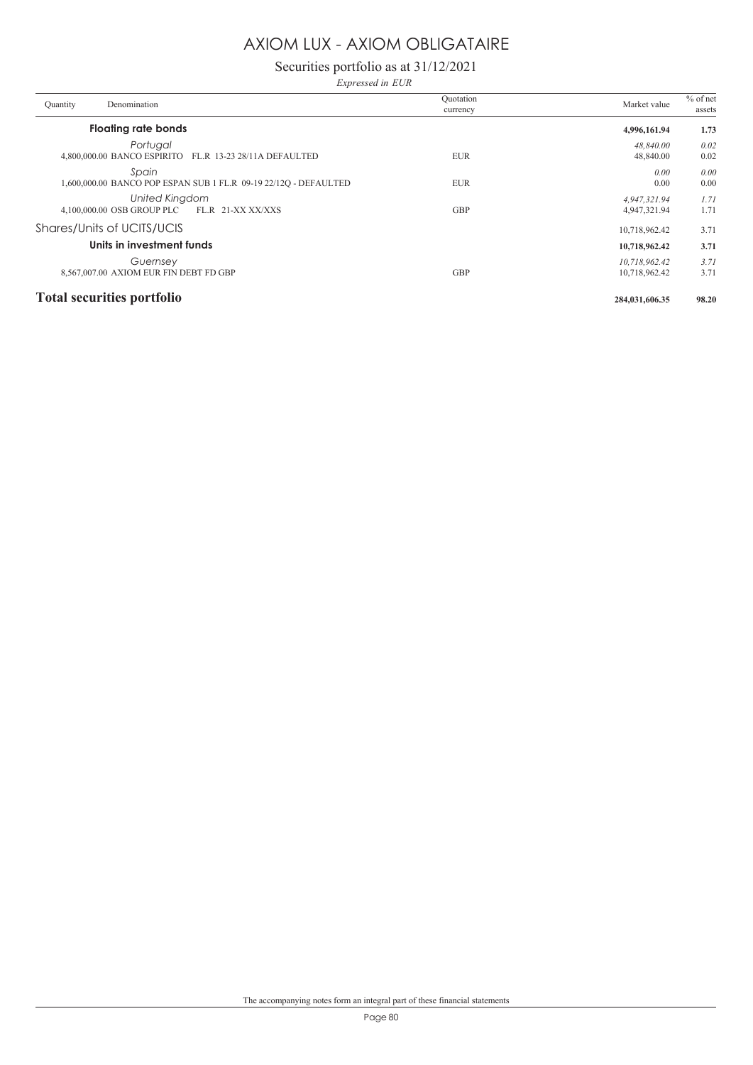# AXIOM LUX - AXIOM OBLIGATAIRE

## Securities portfolio as at 31/12/2021

*Expressed in EUR*

| Quantity | Denomination | Quotation currency | Market value | % of net assets |
|---|---|---|---|---|
| | **Floating rate bonds** | | **4,996,161.94** | **1.73** |
| | *Portugal* | | *48,840.00* | *0.02* |
| 4,800,000.00 | BANCO ESPIRITO FL.R 13-23 28/11A DEFAULTED | EUR | 48,840.00 | 0.02 |
| | *Spain* | | *0.00* | *0.00* |
| 1,600,000.00 | BANCO POP ESPAN SUB 1 FL.R 09-19 22/12Q - DEFAULTED | EUR | 0.00 | 0.00 |
| | *United Kingdom* | | *4,947,321.94* | *1.71* |
| 4,100,000.00 | OSB GROUP PLC FL.R 21-XX XX/XXS | GBP | 4,947,321.94 | 1.71 |
| | Shares/Units of UCITS/UCIS | | 10,718,962.42 | 3.71 |
| | **Units in investment funds** | | **10,718,962.42** | **3.71** |
| | *Guernsey* | | *10,718,962.42* | *3.71* |
| 8,567,007.00 | AXIOM EUR FIN DEBT FD GBP | GBP | 10,718,962.42 | 3.71 |
| | **Total securities portfolio** | | **284,031,606.35** | **98.20** |

The accompanying notes form an integral part of these financial statements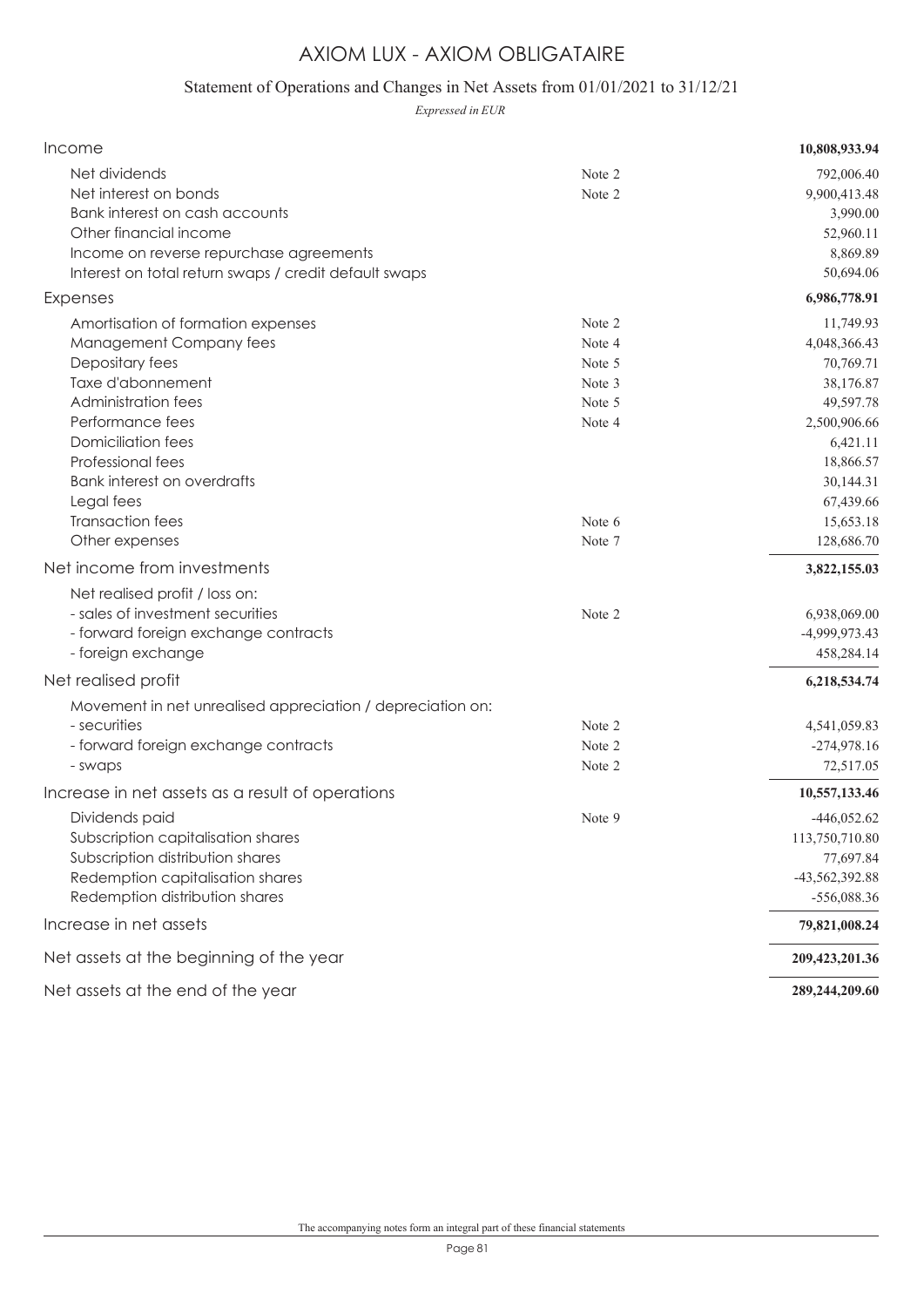# AXIOM LUX - AXIOM OBLIGATAIRE

## Statement of Operations and Changes in Net Assets from 01/01/2021 to 31/12/21

*Expressed in EUR*

| | | |
|---|---|---|
| **Income** | | **10,808,933.94** |
| Net dividends | Note 2 | 792,006.40 |
| Net interest on bonds | Note 2 | 9,900,413.48 |
| Bank interest on cash accounts | | 3,990.00 |
| Other financial income | | 52,960.11 |
| Income on reverse repurchase agreements | | 8,869.89 |
| Interest on total return swaps / credit default swaps | | 50,694.06 |
| **Expenses** | | **6,986,778.91** |
| Amortisation of formation expenses | Note 2 | 11,749.93 |
| Management Company fees | Note 4 | 4,048,366.43 |
| Depositary fees | Note 5 | 70,769.71 |
| Taxe d'abonnement | Note 3 | 38,176.87 |
| Administration fees | Note 5 | 49,597.78 |
| Performance fees | Note 4 | 2,500,906.66 |
| Domiciliation fees | | 6,421.11 |
| Professional fees | | 18,866.57 |
| Bank interest on overdrafts | | 30,144.31 |
| Legal fees | | 67,439.66 |
| Transaction fees | Note 6 | 15,653.18 |
| Other expenses | Note 7 | 128,686.70 |
| **Net income from investments** | | **3,822,155.03** |
| Net realised profit / loss on: | | |
| - sales of investment securities | Note 2 | 6,938,069.00 |
| - forward foreign exchange contracts | | -4,999,973.43 |
| - foreign exchange | | 458,284.14 |
| **Net realised profit** | | **6,218,534.74** |
| Movement in net unrealised appreciation / depreciation on: | | |
| - securities | Note 2 | 4,541,059.83 |
| - forward foreign exchange contracts | Note 2 | -274,978.16 |
| - swaps | Note 2 | 72,517.05 |
| **Increase in net assets as a result of operations** | | **10,557,133.46** |
| Dividends paid | Note 9 | -446,052.62 |
| Subscription capitalisation shares | | 113,750,710.80 |
| Subscription distribution shares | | 77,697.84 |
| Redemption capitalisation shares | | -43,562,392.88 |
| Redemption distribution shares | | -556,088.36 |
| **Increase in net assets** | | **79,821,008.24** |
| **Net assets at the beginning of the year** | | **209,423,201.36** |
| **Net assets at the end of the year** | | **289,244,209.60** |

The accompanying notes form an integral part of these financial statements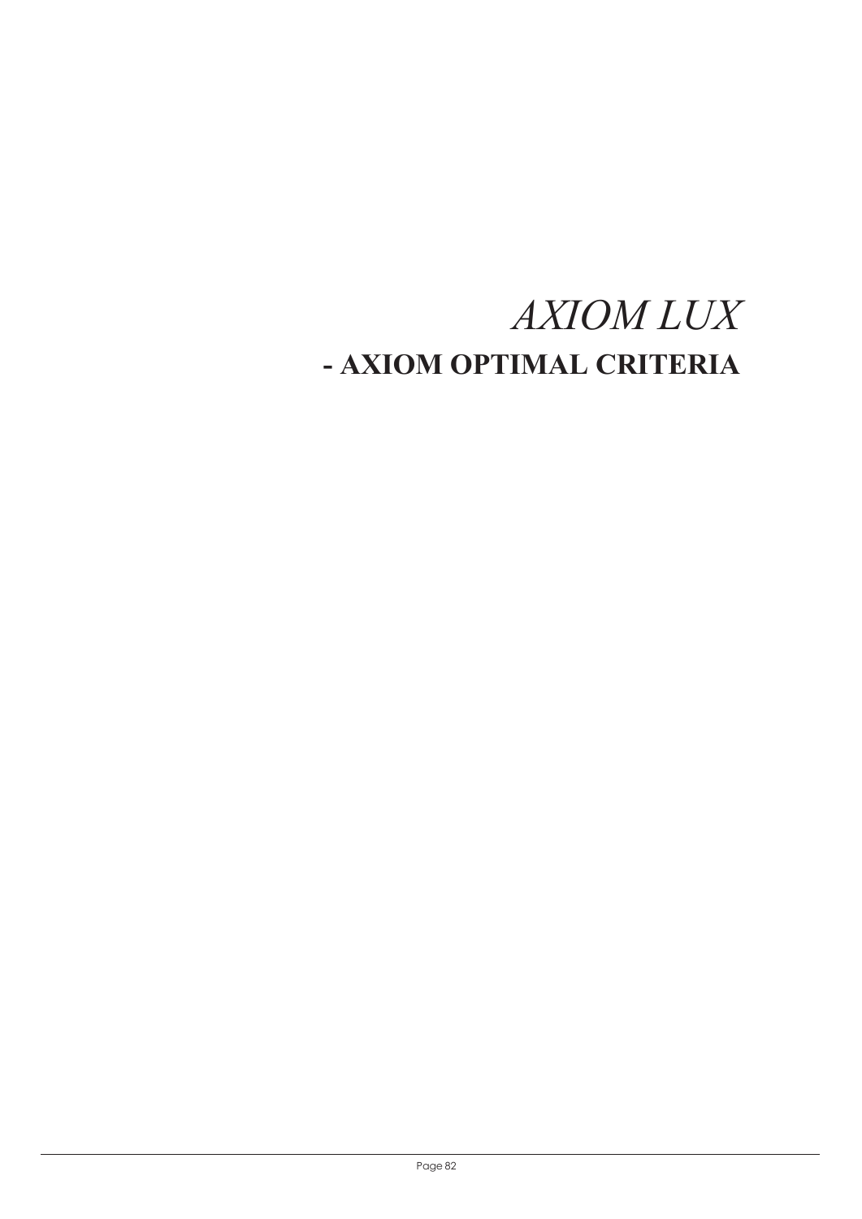# *AXIOM LUX*

## - AXIOM OPTIMAL CRITERIA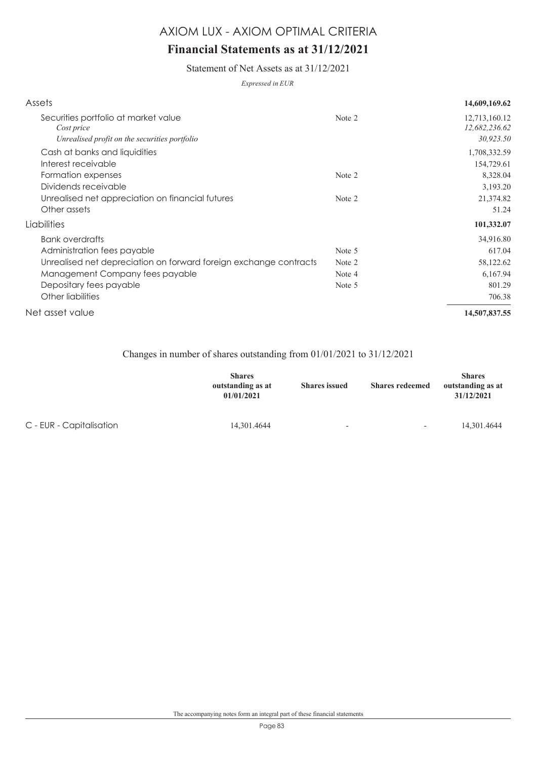# AXIOM LUX - AXIOM OPTIMAL CRITERIA

## Financial Statements as at 31/12/2021

### Statement of Net Assets as at 31/12/2021

*Expressed in EUR*

| | | |
|---|---|---|
| **Assets** | | **14,609,169.62** |
| Securities portfolio at market value | Note 2 | 12,713,160.12 |
| *Cost price* | | *12,682,236.62* |
| *Unrealised profit on the securities portfolio* | | *30,923.50* |
| Cash at banks and liquidities | | 1,708,332.59 |
| Interest receivable | | 154,729.61 |
| Formation expenses | Note 2 | 8,328.04 |
| Dividends receivable | | 3,193.20 |
| Unrealised net appreciation on financial futures | Note 2 | 21,374.82 |
| Other assets | | 51.24 |
| **Liabilities** | | **101,332.07** |
| Bank overdrafts | | 34,916.80 |
| Administration fees payable | Note 5 | 617.04 |
| Unrealised net depreciation on forward foreign exchange contracts | Note 2 | 58,122.62 |
| Management Company fees payable | Note 4 | 6,167.94 |
| Depositary fees payable | Note 5 | 801.29 |
| Other liabilities | | 706.38 |
| **Net asset value** | | **14,507,837.55** |

### Changes in number of shares outstanding from 01/01/2021 to 31/12/2021

| | **Shares outstanding as at 01/01/2021** | **Shares issued** | **Shares redeemed** | **Shares outstanding as at 31/12/2021** |
|---|---|---|---|---|
| C - EUR - Capitalisation | 14,301.4644 | - | - | 14,301.4644 |

The accompanying notes form an integral part of these financial statements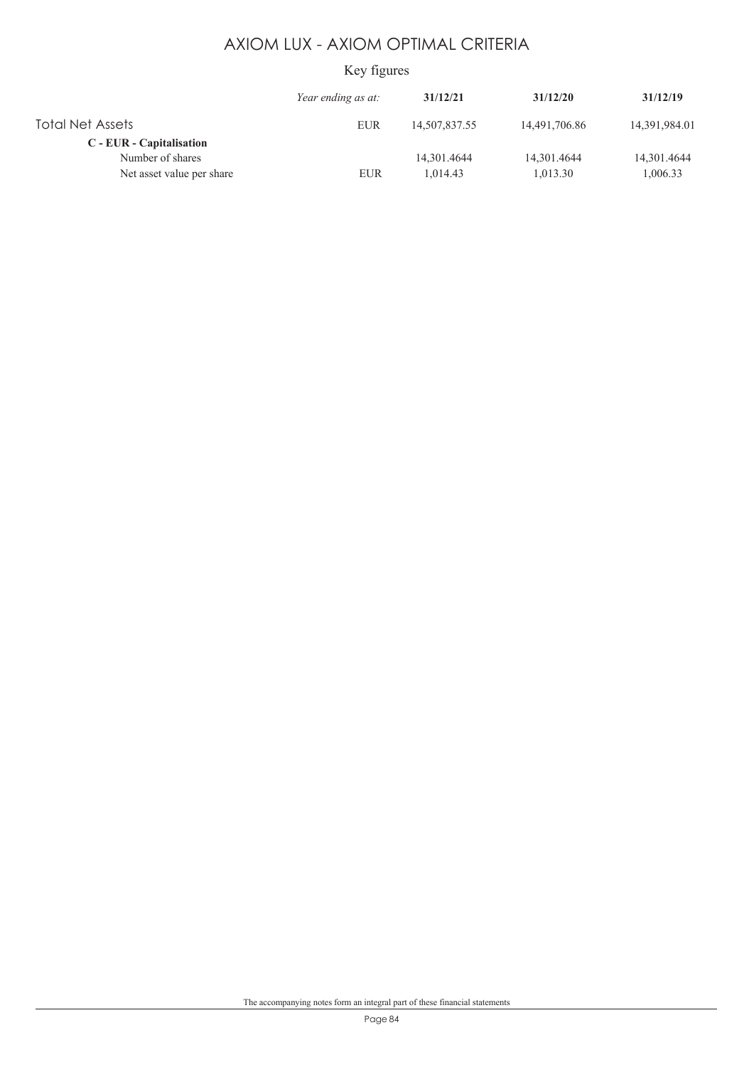# AXIOM LUX - AXIOM OPTIMAL CRITERIA

## Key figures

| | *Year ending as at:* | **31/12/21** | **31/12/20** | **31/12/19** |
|---|---|---|---|---|
| Total Net Assets | EUR | 14,507,837.55 | 14,491,706.86 | 14,391,984.01 |
| **C - EUR - Capitalisation** | | | | |
| Number of shares | | 14,301.4644 | 14,301.4644 | 14,301.4644 |
| Net asset value per share | EUR | 1,014.43 | 1,013.30 | 1,006.33 |

The accompanying notes form an integral part of these financial statements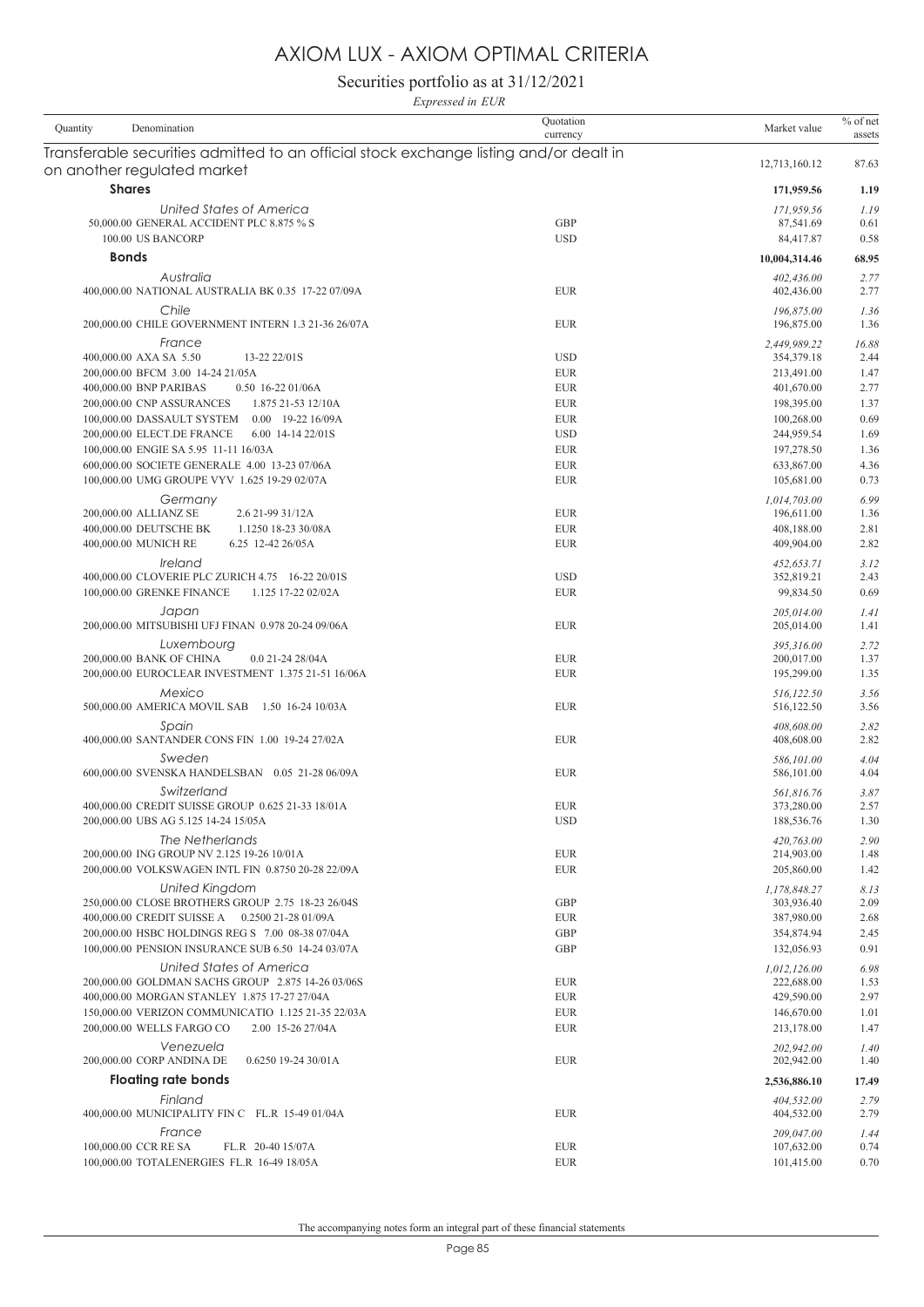# AXIOM LUX - AXIOM OPTIMAL CRITERIA

## Securities portfolio as at 31/12/2021

*Expressed in EUR*

| Quantity | Denomination | Quotation currency | Market value | % of net assets |
|---|---|---|---|---|
| | **Transferable securities admitted to an official stock exchange listing and/or dealt in on another regulated market** | | 12,713,160.12 | 87.63 |
| | **Shares** | | **171,959.56** | **1.19** |
| | *United States of America* | | *171,959.56* | *1.19* |
| 50,000.00 | GENERAL ACCIDENT PLC 8.875 % S | GBP | 87,541.69 | 0.61 |
| 100.00 | US BANCORP | USD | 84,417.87 | 0.58 |
| | **Bonds** | | **10,004,314.46** | **68.95** |
| | *Australia* | | *402,436.00* | *2.77* |
| 400,000.00 | NATIONAL AUSTRALIA BK 0.35 17-22 07/09A | EUR | 402,436.00 | 2.77 |
| | *Chile* | | *196,875.00* | *1.36* |
| 200,000.00 | CHILE GOVERNMENT INTERN 1.3 21-36 26/07A | EUR | 196,875.00 | 1.36 |
| | *France* | | *2,449,989.22* | *16.88* |
| 400,000.00 | AXA SA 5.50 13-22 22/01S | USD | 354,379.18 | 2.44 |
| 200,000.00 | BFCM 3.00 14-24 21/05A | EUR | 213,491.00 | 1.47 |
| 400,000.00 | BNP PARIBAS 0.50 16-22 01/06A | EUR | 401,670.00 | 2.77 |
| 200,000.00 | CNP ASSURANCES 1.875 21-53 12/10A | EUR | 198,395.00 | 1.37 |
| 100,000.00 | DASSAULT SYSTEM 0.00 19-22 16/09A | EUR | 100,268.00 | 0.69 |
| 200,000.00 | ELECT.DE FRANCE 6.00 14-14 22/01S | USD | 244,959.54 | 1.69 |
| 100,000.00 | ENGIE SA 5.95 11-11 16/03A | EUR | 197,278.50 | 1.36 |
| 600,000.00 | SOCIETE GENERALE 4.00 13-23 07/06A | EUR | 633,867.00 | 4.36 |
| 100,000.00 | UMG GROUPE VYV 1.625 19-29 02/07A | EUR | 105,681.00 | 0.73 |
| | *Germany* | | *1,014,703.00* | *6.99* |
| 200,000.00 | ALLIANZ SE 2.6 21-99 31/12A | EUR | 196,611.00 | 1.36 |
| 400,000.00 | DEUTSCHE BK 1.1250 18-23 30/08A | EUR | 408,188.00 | 2.81 |
| 400,000.00 | MUNICH RE 6.25 12-42 26/05A | EUR | 409,904.00 | 2.82 |
| | *Ireland* | | *452,653.71* | *3.12* |
| 400,000.00 | CLOVERIE PLC ZURICH 4.75 16-22 20/01S | USD | 352,819.21 | 2.43 |
| 100,000.00 | GRENKE FINANCE 1.125 17-22 02/02A | EUR | 99,834.50 | 0.69 |
| | *Japan* | | *205,014.00* | *1.41* |
| 200,000.00 | MITSUBISHI UFJ FINAN 0.978 20-24 09/06A | EUR | 205,014.00 | 1.41 |
| | *Luxembourg* | | *395,316.00* | *2.72* |
| 200,000.00 | BANK OF CHINA 0.0 21-24 28/04A | EUR | 200,017.00 | 1.37 |
| 200,000.00 | EUROCLEAR INVESTMENT 1.375 21-51 16/06A | EUR | 195,299.00 | 1.35 |
| | *Mexico* | | *516,122.50* | *3.56* |
| 500,000.00 | AMERICA MOVIL SAB 1.50 16-24 10/03A | EUR | 516,122.50 | 3.56 |
| | *Spain* | | *408,608.00* | *2.82* |
| 400,000.00 | SANTANDER CONS FIN 1.00 19-24 27/02A | EUR | 408,608.00 | 2.82 |
| | *Sweden* | | *586,101.00* | *4.04* |
| 600,000.00 | SVENSKA HANDELSBAN 0.05 21-28 06/09A | EUR | 586,101.00 | 4.04 |
| | *Switzerland* | | *561,816.76* | *3.87* |
| 400,000.00 | CREDIT SUISSE GROUP 0.625 21-33 18/01A | EUR | 373,280.00 | 2.57 |
| 200,000.00 | UBS AG 5.125 14-24 15/05A | USD | 188,536.76 | 1.30 |
| | *The Netherlands* | | *420,763.00* | *2.90* |
| 200,000.00 | ING GROUP NV 2.125 19-26 10/01A | EUR | 214,903.00 | 1.48 |
| 200,000.00 | VOLKSWAGEN INTL FIN 0.8750 20-28 22/09A | EUR | 205,860.00 | 1.42 |
| | *United Kingdom* | | *1,178,848.27* | *8.13* |
| 250,000.00 | CLOSE BROTHERS GROUP 2.75 18-23 26/04S | GBP | 303,936.40 | 2.09 |
| 400,000.00 | CREDIT SUISSE A 0.2500 21-28 01/09A | EUR | 387,980.00 | 2.68 |
| 200,000.00 | HSBC HOLDINGS REG S 7.00 08-38 07/04A | GBP | 354,874.94 | 2.45 |
| 100,000.00 | PENSION INSURANCE SUB 6.50 14-24 03/07A | GBP | 132,056.93 | 0.91 |
| | *United States of America* | | *1,012,126.00* | *6.98* |
| 200,000.00 | GOLDMAN SACHS GROUP 2.875 14-26 03/06S | EUR | 222,688.00 | 1.53 |
| 400,000.00 | MORGAN STANLEY 1.875 17-27 27/04A | EUR | 429,590.00 | 2.97 |
| 150,000.00 | VERIZON COMMUNICATIO 1.125 21-35 22/03A | EUR | 146,670.00 | 1.01 |
| 200,000.00 | WELLS FARGO CO 2.00 15-26 27/04A | EUR | 213,178.00 | 1.47 |
| | *Venezuela* | | *202,942.00* | *1.40* |
| 200,000.00 | CORP ANDINA DE 0.6250 19-24 30/01A | EUR | 202,942.00 | 1.40 |
| | **Floating rate bonds** | | **2,536,886.10** | **17.49** |
| | *Finland* | | *404,532.00* | *2.79* |
| 400,000.00 | MUNICIPALITY FIN C FL.R 15-49 01/04A | EUR | 404,532.00 | 2.79 |
| | *France* | | *209,047.00* | *1.44* |
| 100,000.00 | CCR RE SA FL.R 20-40 15/07A | EUR | 107,632.00 | 0.74 |
| 100,000.00 | TOTALENERGIES FL.R 16-49 18/05A | EUR | 101,415.00 | 0.70 |

The accompanying notes form an integral part of these financial statements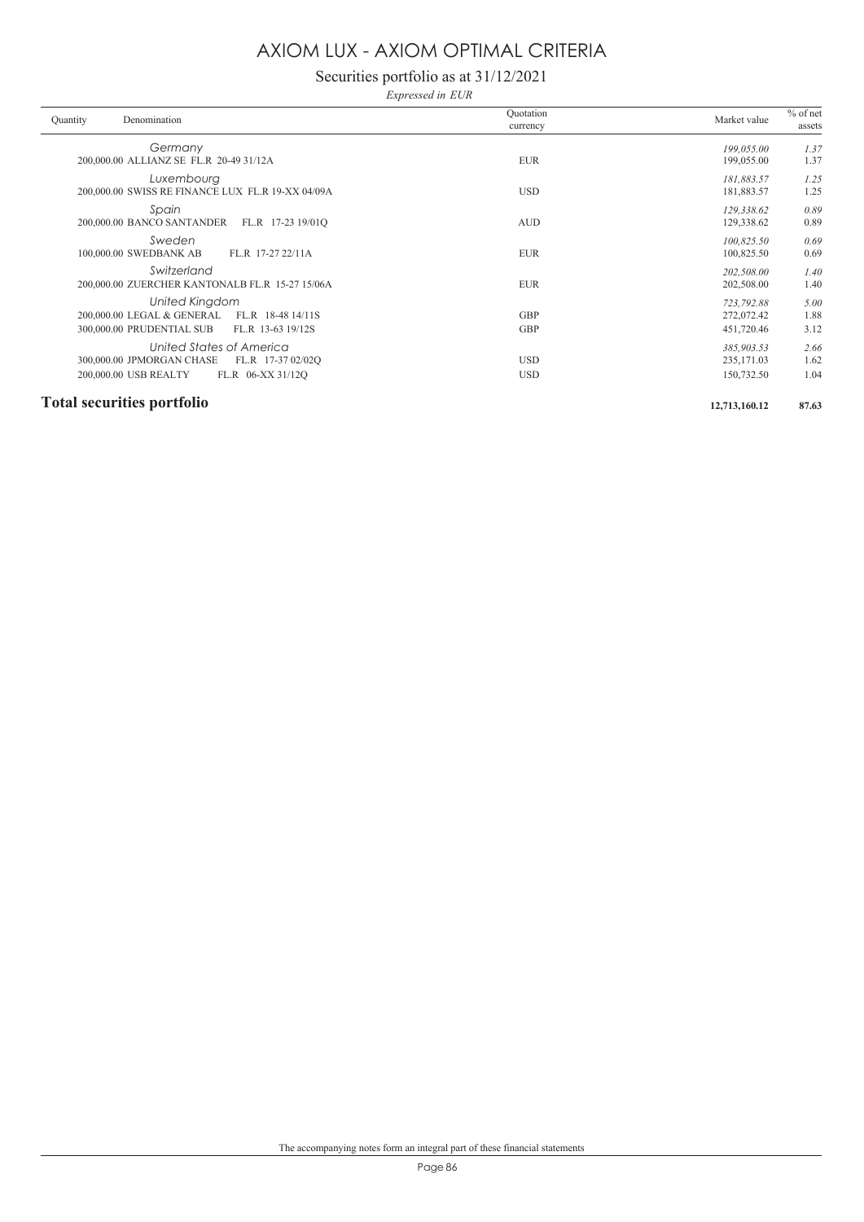# AXIOM LUX - AXIOM OPTIMAL CRITERIA

## Securities portfolio as at 31/12/2021

*Expressed in EUR*

| Quantity | Denomination | Quotation currency | Market value | % of net assets |
|---|---|---|---|---|
| | *Germany* | | *199,055.00* | *1.37* |
| 200,000.00 | ALLIANZ SE FL.R 20-49 31/12A | EUR | 199,055.00 | 1.37 |
| | *Luxembourg* | | *181,883.57* | *1.25* |
| 200,000.00 | SWISS RE FINANCE LUX FL.R 19-XX 04/09A | USD | 181,883.57 | 1.25 |
| | *Spain* | | *129,338.62* | *0.89* |
| 200,000.00 | BANCO SANTANDER FL.R 17-23 19/01Q | AUD | 129,338.62 | 0.89 |
| | *Sweden* | | *100,825.50* | *0.69* |
| 100,000.00 | SWEDBANK AB FL.R 17-27 22/11A | EUR | 100,825.50 | 0.69 |
| | *Switzerland* | | *202,508.00* | *1.40* |
| 200,000.00 | ZUERCHER KANTONALB FL.R 15-27 15/06A | EUR | 202,508.00 | 1.40 |
| | *United Kingdom* | | *723,792.88* | *5.00* |
| 200,000.00 | LEGAL & GENERAL FL.R 18-48 14/11S | GBP | 272,072.42 | 1.88 |
| 300,000.00 | PRUDENTIAL SUB FL.R 13-63 19/12S | GBP | 451,720.46 | 3.12 |
| | *United States of America* | | *385,903.53* | *2.66* |
| 300,000.00 | JPMORGAN CHASE FL.R 17-37 02/02Q | USD | 235,171.03 | 1.62 |
| 200,000.00 | USB REALTY FL.R 06-XX 31/12Q | USD | 150,732.50 | 1.04 |
| **Total securities portfolio** | | | **12,713,160.12** | **87.63** |

The accompanying notes form an integral part of these financial statements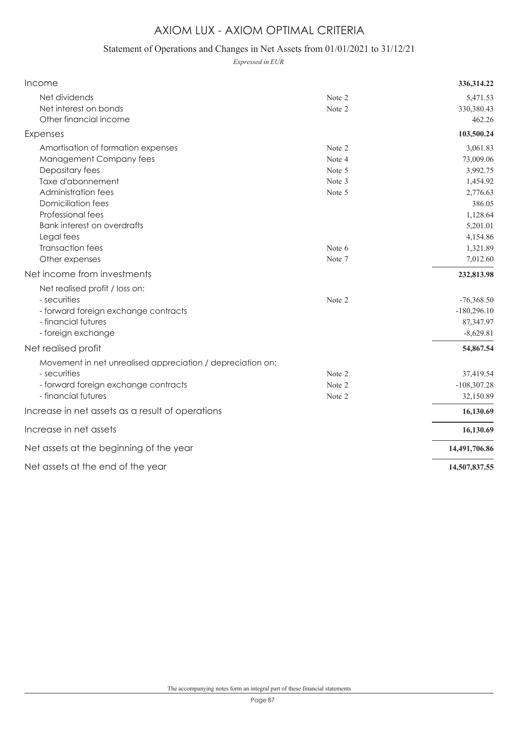# AXIOM LUX - AXIOM OPTIMAL CRITERIA

## Statement of Operations and Changes in Net Assets from 01/01/2021 to 31/12/21

*Expressed in EUR*

| | | |
|---|---|---|
| **Income** | | **336,314.22** |
| Net dividends | Note 2 | 5,471.53 |
| Net interest on bonds | Note 2 | 330,380.43 |
| Other financial income | | 462.26 |
| **Expenses** | | **103,500.24** |
| Amortisation of formation expenses | Note 2 | 3,061.83 |
| Management Company fees | Note 4 | 73,009.06 |
| Depositary fees | Note 5 | 3,992.75 |
| Taxe d'abonnement | Note 3 | 1,454.92 |
| Administration fees | Note 5 | 2,776.63 |
| Domiciliation fees | | 386.05 |
| Professional fees | | 1,128.64 |
| Bank interest on overdrafts | | 5,201.01 |
| Legal fees | | 4,154.86 |
| Transaction fees | Note 6 | 1,321.89 |
| Other expenses | Note 7 | 7,012.60 |
| **Net income from investments** | | **232,813.98** |
| Net realised profit / loss on: | | |
| - securities | Note 2 | -76,368.50 |
| - forward foreign exchange contracts | | -180,296.10 |
| - financial futures | | 87,347.97 |
| - foreign exchange | | -8,629.81 |
| **Net realised profit** | | **54,867.54** |
| Movement in net unrealised appreciation / depreciation on: | | |
| - securities | Note 2 | 37,419.54 |
| - forward foreign exchange contracts | Note 2 | -108,307.28 |
| - financial futures | Note 2 | 32,150.89 |
| **Increase in net assets as a result of operations** | | **16,130.69** |
| **Increase in net assets** | | **16,130.69** |
| **Net assets at the beginning of the year** | | **14,491,706.86** |
| **Net assets at the end of the year** | | **14,507,837.55** |

The accompanying notes form an integral part of these financial statements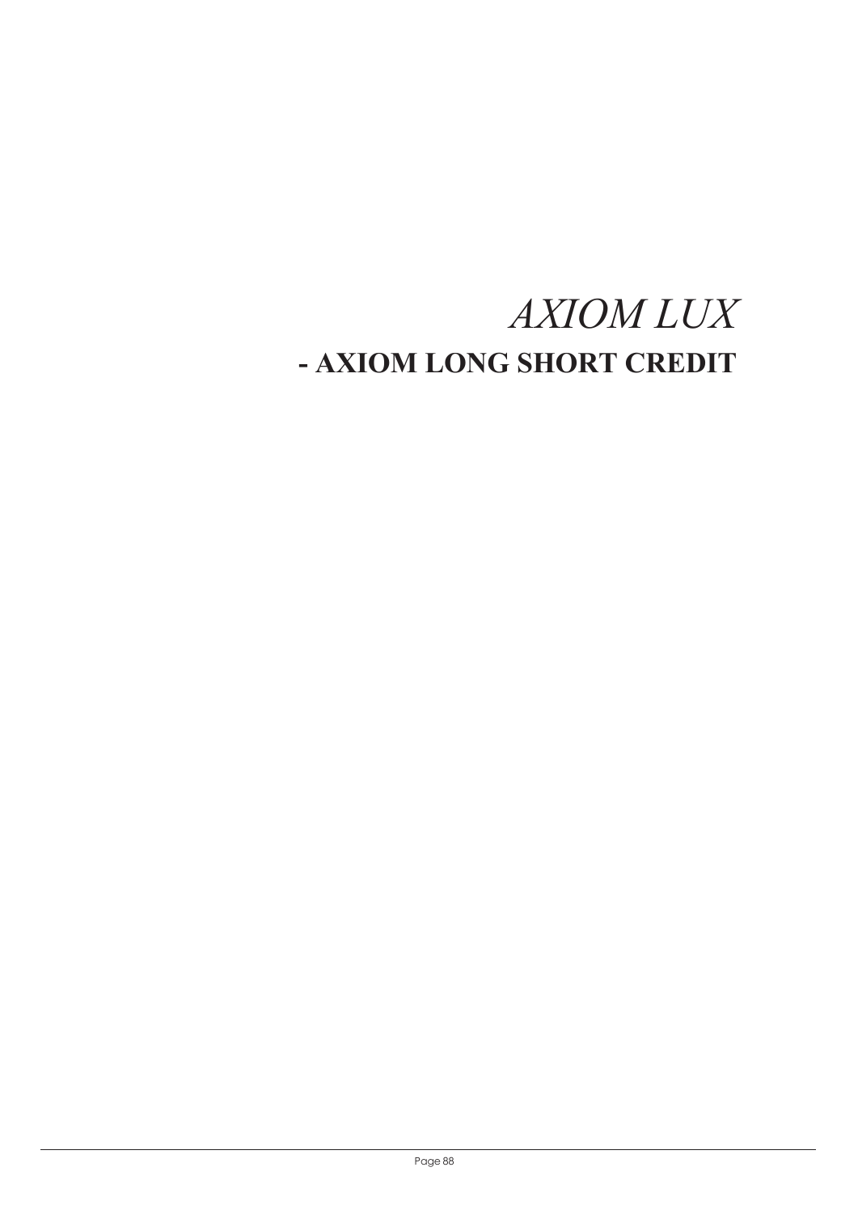# *AXIOM LUX*

## - AXIOM LONG SHORT CREDIT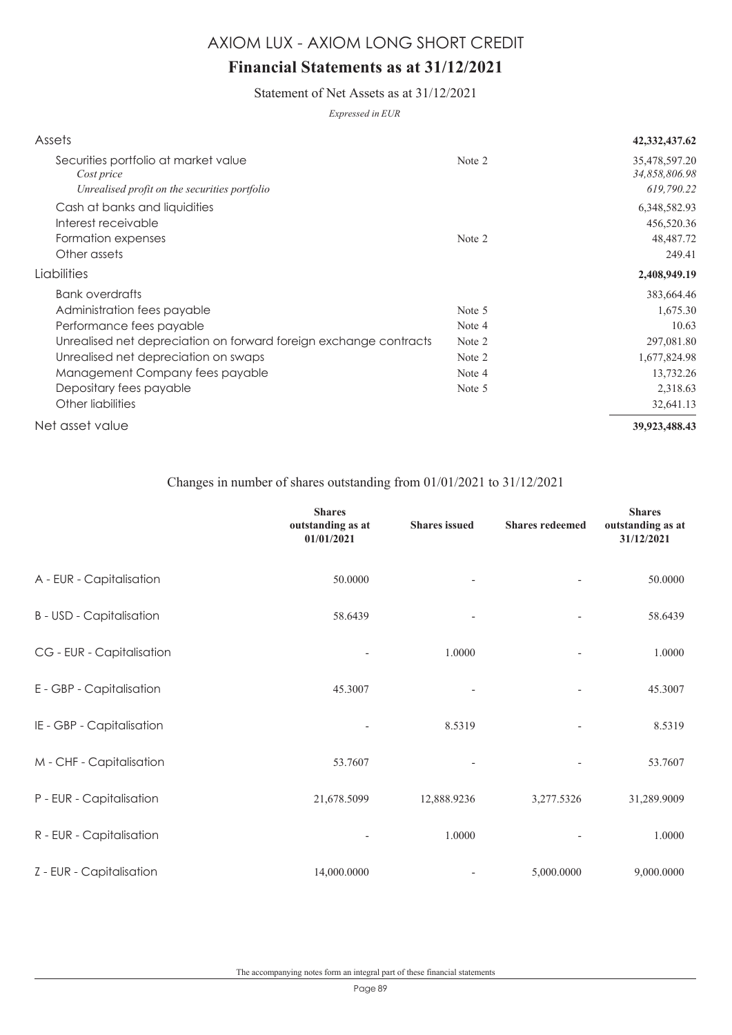# AXIOM LUX - AXIOM LONG SHORT CREDIT

## Financial Statements as at 31/12/2021

### Statement of Net Assets as at 31/12/2021

*Expressed in EUR*

| | | |
|---|---|---|
| **Assets** | | **42,332,437.62** |
| Securities portfolio at market value | Note 2 | 35,478,597.20 |
| *Cost price* | | *34,858,806.98* |
| *Unrealised profit on the securities portfolio* | | *619,790.22* |
| Cash at banks and liquidities | | 6,348,582.93 |
| Interest receivable | | 456,520.36 |
| Formation expenses | Note 2 | 48,487.72 |
| Other assets | | 249.41 |
| **Liabilities** | | **2,408,949.19** |
| Bank overdrafts | | 383,664.46 |
| Administration fees payable | Note 5 | 1,675.30 |
| Performance fees payable | Note 4 | 10.63 |
| Unrealised net depreciation on forward foreign exchange contracts | Note 2 | 297,081.80 |
| Unrealised net depreciation on swaps | Note 2 | 1,677,824.98 |
| Management Company fees payable | Note 4 | 13,732.26 |
| Depositary fees payable | Note 5 | 2,318.63 |
| Other liabilities | | 32,641.13 |
| **Net asset value** | | **39,923,488.43** |

### Changes in number of shares outstanding from 01/01/2021 to 31/12/2021

| | **Shares outstanding as at 01/01/2021** | **Shares issued** | **Shares redeemed** | **Shares outstanding as at 31/12/2021** |
|---|---|---|---|---|
| A - EUR - Capitalisation | 50.0000 | - | - | 50.0000 |
| B - USD - Capitalisation | 58.6439 | - | - | 58.6439 |
| CG - EUR - Capitalisation | - | 1.0000 | - | 1.0000 |
| E - GBP - Capitalisation | 45.3007 | - | - | 45.3007 |
| IE - GBP - Capitalisation | - | 8.5319 | - | 8.5319 |
| M - CHF - Capitalisation | 53.7607 | - | - | 53.7607 |
| P - EUR - Capitalisation | 21,678.5099 | 12,888.9236 | 3,277.5326 | 31,289.9009 |
| R - EUR - Capitalisation | - | 1.0000 | - | 1.0000 |
| Z - EUR - Capitalisation | 14,000.0000 | - | 5,000.0000 | 9,000.0000 |

The accompanying notes form an integral part of these financial statements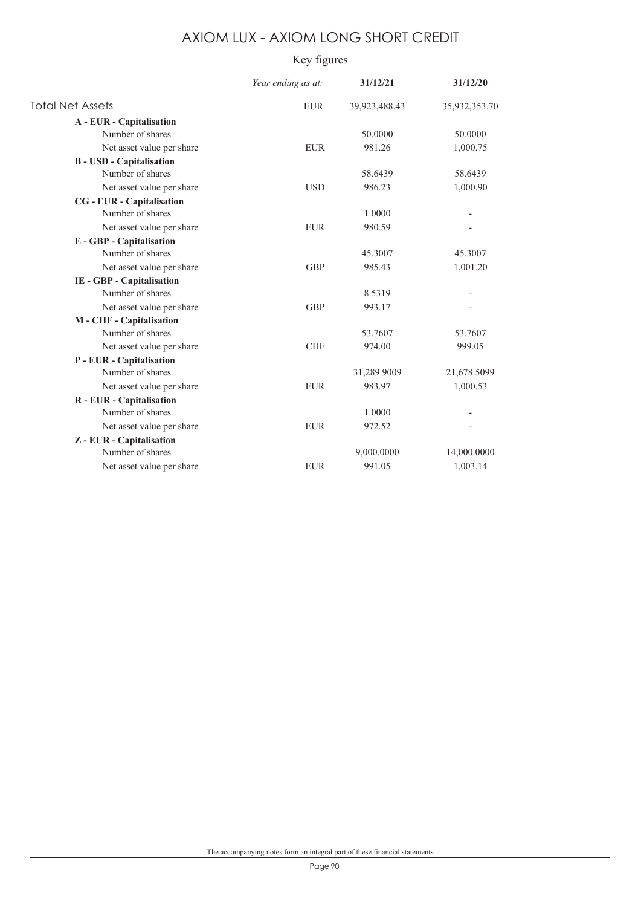# AXIOM LUX - AXIOM LONG SHORT CREDIT

## Key figures

| | *Year ending as at:* | **31/12/21** | **31/12/20** |
|---|---|---|---|
| Total Net Assets | EUR | 39,923,488.43 | 35,932,353.70 |
| **A - EUR - Capitalisation** | | | |
| Number of shares | | 50.0000 | 50.0000 |
| Net asset value per share | EUR | 981.26 | 1,000.75 |
| **B - USD - Capitalisation** | | | |
| Number of shares | | 58.6439 | 58.6439 |
| Net asset value per share | USD | 986.23 | 1,000.90 |
| **CG - EUR - Capitalisation** | | | |
| Number of shares | | 1.0000 | - |
| Net asset value per share | EUR | 980.59 | - |
| **E - GBP - Capitalisation** | | | |
| Number of shares | | 45.3007 | 45.3007 |
| Net asset value per share | GBP | 985.43 | 1,001.20 |
| **IE - GBP - Capitalisation** | | | |
| Number of shares | | 8.5319 | - |
| Net asset value per share | GBP | 993.17 | - |
| **M - CHF - Capitalisation** | | | |
| Number of shares | | 53.7607 | 53.7607 |
| Net asset value per share | CHF | 974.00 | 999.05 |
| **P - EUR - Capitalisation** | | | |
| Number of shares | | 31,289.9009 | 21,678.5099 |
| Net asset value per share | EUR | 983.97 | 1,000.53 |
| **R - EUR - Capitalisation** | | | |
| Number of shares | | 1.0000 | - |
| Net asset value per share | EUR | 972.52 | - |
| **Z - EUR - Capitalisation** | | | |
| Number of shares | | 9,000.0000 | 14,000.0000 |
| Net asset value per share | EUR | 991.05 | 1,003.14 |

The accompanying notes form an integral part of these financial statements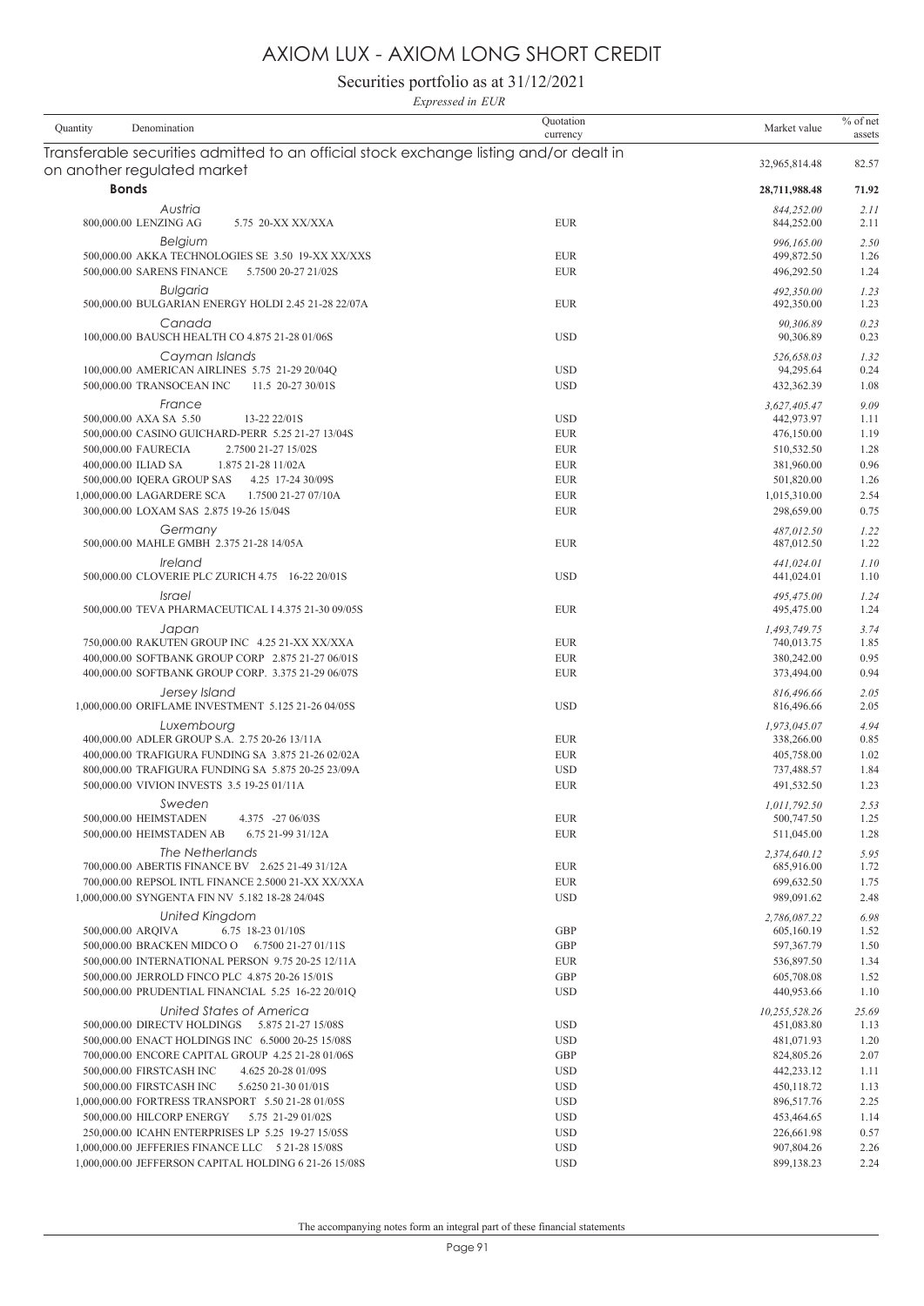# AXIOM LUX - AXIOM LONG SHORT CREDIT

## Securities portfolio as at 31/12/2021

*Expressed in EUR*

| Quantity | Denomination | Quotation currency | Market value | % of net assets |
|---|---|---|---|---|
| | **Transferable securities admitted to an official stock exchange listing and/or dealt in on another regulated market** | | 32,965,814.48 | 82.57 |
| | **Bonds** | | **28,711,988.48** | **71.92** |
| | *Austria* | | *844,252.00* | *2.11* |
| 800,000.00 | LENZING AG 5.75 20-XX XX/XXA | EUR | 844,252.00 | 2.11 |
| | *Belgium* | | *996,165.00* | *2.50* |
| 500,000.00 | AKKA TECHNOLOGIES SE 3.50 19-XX XX/XXS | EUR | 499,872.50 | 1.26 |
| 500,000.00 | SARENS FINANCE 5.7500 20-27 21/02S | EUR | 496,292.50 | 1.24 |
| | *Bulgaria* | | *492,350.00* | *1.23* |
| 500,000.00 | BULGARIAN ENERGY HOLDI 2.45 21-28 22/07A | EUR | 492,350.00 | 1.23 |
| | *Canada* | | *90,306.89* | *0.23* |
| 100,000.00 | BAUSCH HEALTH CO 4.875 21-28 01/06S | USD | 90,306.89 | 0.23 |
| | *Cayman Islands* | | *526,658.03* | *1.32* |
| 100,000.00 | AMERICAN AIRLINES 5.75 21-29 20/04Q | USD | 94,295.64 | 0.24 |
| 500,000.00 | TRANSOCEAN INC 11.5 20-27 30/01S | USD | 432,362.39 | 1.08 |
| | *France* | | *3,627,405.47* | *9.09* |
| 500,000.00 | AXA SA 5.50 13-22 22/01S | USD | 442,973.97 | 1.11 |
| 500,000.00 | CASINO GUICHARD-PERR 5.25 21-27 13/04S | EUR | 476,150.00 | 1.19 |
| 500,000.00 | FAURECIA 2.7500 21-27 15/02S | EUR | 510,532.50 | 1.28 |
| 400,000.00 | ILIAD SA 1.875 21-28 11/02A | EUR | 381,960.00 | 0.96 |
| 500,000.00 | IQERA GROUP SAS 4.25 17-24 30/09S | EUR | 501,820.00 | 1.26 |
| 1,000,000.00 | LAGARDERE SCA 1.7500 21-27 07/10A | EUR | 1,015,310.00 | 2.54 |
| 300,000.00 | LOXAM SAS 2.875 19-26 15/04S | EUR | 298,659.00 | 0.75 |
| | *Germany* | | *487,012.50* | *1.22* |
| 500,000.00 | MAHLE GMBH 2.375 21-28 14/05A | EUR | 487,012.50 | 1.22 |
| | *Ireland* | | *441,024.01* | *1.10* |
| 500,000.00 | CLOVERIE PLC ZURICH 4.75 16-22 20/01S | USD | 441,024.01 | 1.10 |
| | *Israel* | | *495,475.00* | *1.24* |
| 500,000.00 | TEVA PHARMACEUTICAL I 4.375 21-30 09/05S | EUR | 495,475.00 | 1.24 |
| | *Japan* | | *1,493,749.75* | *3.74* |
| 750,000.00 | RAKUTEN GROUP INC 4.25 21-XX XX/XXA | EUR | 740,013.75 | 1.85 |
| 400,000.00 | SOFTBANK GROUP CORP 2.875 21-27 06/01S | EUR | 380,242.00 | 0.95 |
| 400,000.00 | SOFTBANK GROUP CORP. 3.375 21-29 06/07S | EUR | 373,494.00 | 0.94 |
| | *Jersey Island* | | *816,496.66* | *2.05* |
| 1,000,000.00 | ORIFLAME INVESTMENT 5.125 21-26 04/05S | USD | 816,496.66 | 2.05 |
| | *Luxembourg* | | *1,973,045.07* | *4.94* |
| 400,000.00 | ADLER GROUP S.A. 2.75 20-26 13/11A | EUR | 338,266.00 | 0.85 |
| 400,000.00 | TRAFIGURA FUNDING SA 3.875 21-26 02/02A | EUR | 405,758.00 | 1.02 |
| 800,000.00 | TRAFIGURA FUNDING SA 5.875 20-25 23/09A | USD | 737,488.57 | 1.84 |
| 500,000.00 | VIVION INVESTS 3.5 19-25 01/11A | EUR | 491,532.50 | 1.23 |
| | *Sweden* | | *1,011,792.50* | *2.53* |
| 500,000.00 | HEIMSTADEN 4.375 -27 06/03S | EUR | 500,747.50 | 1.25 |
| 500,000.00 | HEIMSTADEN AB 6.75 21-99 31/12A | EUR | 511,045.00 | 1.28 |
| | *The Netherlands* | | *2,374,640.12* | *5.95* |
| 700,000.00 | ABERTIS FINANCE BV 2.625 21-49 31/12A | EUR | 685,916.00 | 1.72 |
| 700,000.00 | REPSOL INTL FINANCE 2.5000 21-XX XX/XXA | EUR | 699,632.50 | 1.75 |
| 1,000,000.00 | SYNGENTA FIN NV 5.182 18-28 24/04S | USD | 989,091.62 | 2.48 |
| | *United Kingdom* | | *2,786,087.22* | *6.98* |
| 500,000.00 | ARQIVA 6.75 18-23 01/10S | GBP | 605,160.19 | 1.52 |
| 500,000.00 | BRACKEN MIDCO O 6.7500 21-27 01/11S | GBP | 597,367.79 | 1.50 |
| 500,000.00 | INTERNATIONAL PERSON 9.75 20-25 12/11A | EUR | 536,897.50 | 1.34 |
| 500,000.00 | JERROLD FINCO PLC 4.875 20-26 15/01S | GBP | 605,708.08 | 1.52 |
| 500,000.00 | PRUDENTIAL FINANCIAL 5.25 16-22 20/01Q | USD | 440,953.66 | 1.10 |
| | *United States of America* | | *10,255,528.26* | *25.69* |
| 500,000.00 | DIRECTV HOLDINGS 5.875 21-27 15/08S | USD | 451,083.80 | 1.13 |
| 500,000.00 | ENACT HOLDINGS INC 6.5000 20-25 15/08S | USD | 481,071.93 | 1.20 |
| 700,000.00 | ENCORE CAPITAL GROUP 4.25 21-28 01/06S | GBP | 824,805.26 | 2.07 |
| 500,000.00 | FIRSTCASH INC 4.625 20-28 01/09S | USD | 442,233.12 | 1.11 |
| 500,000.00 | FIRSTCASH INC 5.6250 21-30 01/01S | USD | 450,118.72 | 1.13 |
| 1,000,000.00 | FORTRESS TRANSPORT 5.50 21-28 01/05S | USD | 896,517.76 | 2.25 |
| 500,000.00 | HILCORP ENERGY 5.75 21-29 01/02S | USD | 453,464.65 | 1.14 |
| 250,000.00 | ICAHN ENTERPRISES LP 5.25 19-27 15/05S | USD | 226,661.98 | 0.57 |
| 1,000,000.00 | JEFFERIES FINANCE LLC 5 21-28 15/08S | USD | 907,804.26 | 2.26 |
| 1,000,000.00 | JEFFERSON CAPITAL HOLDING 6 21-26 15/08S | USD | 899,138.23 | 2.24 |

The accompanying notes form an integral part of these financial statements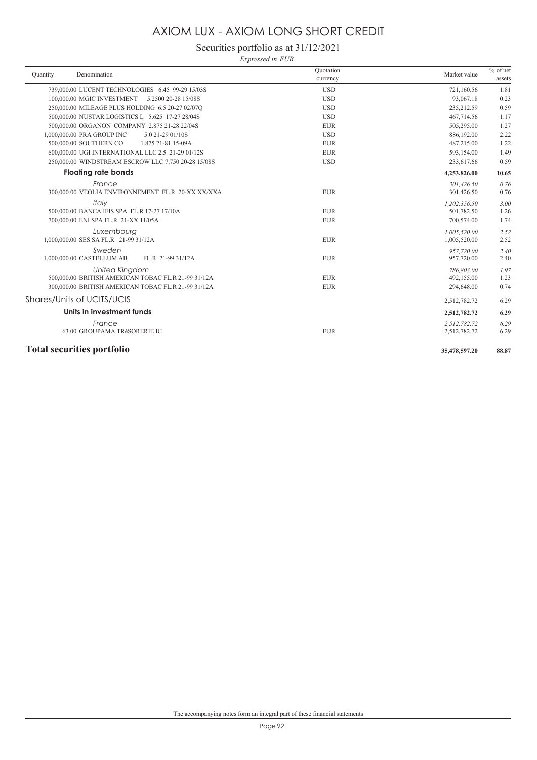# AXIOM LUX - AXIOM LONG SHORT CREDIT

## Securities portfolio as at 31/12/2021

*Expressed in EUR*

| Quantity | Denomination | Quotation currency | Market value | % of net assets |
|---|---|---|---|---|
| 739,000.00 | LUCENT TECHNOLOGIES 6.45 99-29 15/03S | USD | 721,160.56 | 1.81 |
| 100,000.00 | MGIC INVESTMENT 5.2500 20-28 15/08S | USD | 93,067.18 | 0.23 |
| 250,000.00 | MILEAGE PLUS HOLDING 6.5 20-27 02/07Q | USD | 235,212.59 | 0.59 |
| 500,000.00 | NUSTAR LOGISTICS L 5.625 17-27 28/04S | USD | 467,714.56 | 1.17 |
| 500,000.00 | ORGANON COMPANY 2.875 21-28 22/04S | EUR | 505,295.00 | 1.27 |
| 1,000,000.00 | PRA GROUP INC 5.0 21-29 01/10S | USD | 886,192.00 | 2.22 |
| 500,000.00 | SOUTHERN CO 1.875 21-81 15-09A | EUR | 487,215.00 | 1.22 |
| 600,000.00 | UGI INTERNATIONAL LLC 2.5 21-29 01/12S | EUR | 593,154.00 | 1.49 |
| 250,000.00 | WINDSTREAM ESCROW LLC 7.750 20-28 15/08S | USD | 233,617.66 | 0.59 |
| | **Floating rate bonds** | | **4,253,826.00** | **10.65** |
| | *France* | | *301,426.50* | *0.76* |
| 300,000.00 | VEOLIA ENVIRONNEMENT FL.R 20-XX XX/XXA | EUR | 301,426.50 | 0.76 |
| | *Italy* | | *1,202,356.50* | *3.00* |
| 500,000.00 | BANCA IFIS SPA FL.R 17-27 17/10A | EUR | 501,782.50 | 1.26 |
| 700,000.00 | ENI SPA FL.R 21-XX 11/05A | EUR | 700,574.00 | 1.74 |
| | *Luxembourg* | | *1,005,520.00* | *2.52* |
| 1,000,000.00 | SES SA FL.R 21-99 31/12A | EUR | 1,005,520.00 | 2.52 |
| | *Sweden* | | *957,720.00* | *2.40* |
| 1,000,000.00 | CASTELLUM AB FL.R 21-99 31/12A | EUR | 957,720.00 | 2.40 |
| | *United Kingdom* | | *786,803.00* | *1.97* |
| 500,000.00 | BRITISH AMERICAN TOBAC FL.R 21-99 31/12A | EUR | 492,155.00 | 1.23 |
| 300,000.00 | BRITISH AMERICAN TOBAC FL.R 21-99 31/12A | EUR | 294,648.00 | 0.74 |
| | Shares/Units of UCITS/UCIS | | 2,512,782.72 | 6.29 |
| | **Units in investment funds** | | **2,512,782.72** | **6.29** |
| | *France* | | *2,512,782.72* | *6.29* |
| 63.00 | GROUPAMA TRéSORERIE IC | EUR | 2,512,782.72 | 6.29 |
| | **Total securities portfolio** | | **35,478,597.20** | **88.87** |

The accompanying notes form an integral part of these financial statements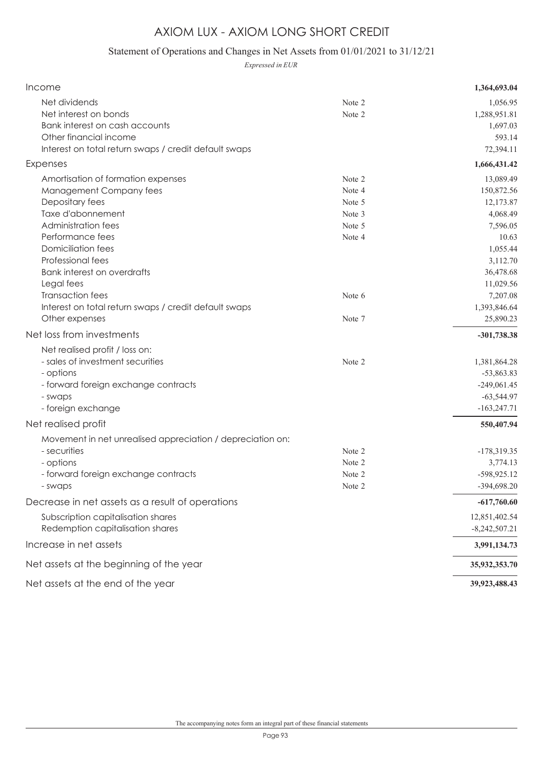# AXIOM LUX - AXIOM LONG SHORT CREDIT

## Statement of Operations and Changes in Net Assets from 01/01/2021 to 31/12/21

*Expressed in EUR*

| | | |
|---|---|---|
| **Income** | | **1,364,693.04** |
| Net dividends | Note 2 | 1,056.95 |
| Net interest on bonds | Note 2 | 1,288,951.81 |
| Bank interest on cash accounts | | 1,697.03 |
| Other financial income | | 593.14 |
| Interest on total return swaps / credit default swaps | | 72,394.11 |
| **Expenses** | | **1,666,431.42** |
| Amortisation of formation expenses | Note 2 | 13,089.49 |
| Management Company fees | Note 4 | 150,872.56 |
| Depositary fees | Note 5 | 12,173.87 |
| Taxe d'abonnement | Note 3 | 4,068.49 |
| Administration fees | Note 5 | 7,596.05 |
| Performance fees | Note 4 | 10.63 |
| Domiciliation fees | | 1,055.44 |
| Professional fees | | 3,112.70 |
| Bank interest on overdrafts | | 36,478.68 |
| Legal fees | | 11,029.56 |
| Transaction fees | Note 6 | 7,207.08 |
| Interest on total return swaps / credit default swaps | | 1,393,846.64 |
| Other expenses | Note 7 | 25,890.23 |
| **Net loss from investments** | | **-301,738.38** |
| Net realised profit / loss on: | | |
| - sales of investment securities | Note 2 | 1,381,864.28 |
| - options | | -53,863.83 |
| - forward foreign exchange contracts | | -249,061.45 |
| - swaps | | -63,544.97 |
| - foreign exchange | | -163,247.71 |
| **Net realised profit** | | **550,407.94** |
| Movement in net unrealised appreciation / depreciation on: | | |
| - securities | Note 2 | -178,319.35 |
| - options | Note 2 | 3,774.13 |
| - forward foreign exchange contracts | Note 2 | -598,925.12 |
| - swaps | Note 2 | -394,698.20 |
| **Decrease in net assets as a result of operations** | | **-617,760.60** |
| Subscription capitalisation shares | | 12,851,402.54 |
| Redemption capitalisation shares | | -8,242,507.21 |
| **Increase in net assets** | | **3,991,134.73** |
| **Net assets at the beginning of the year** | | **35,932,353.70** |
| **Net assets at the end of the year** | | **39,923,488.43** |

The accompanying notes form an integral part of these financial statements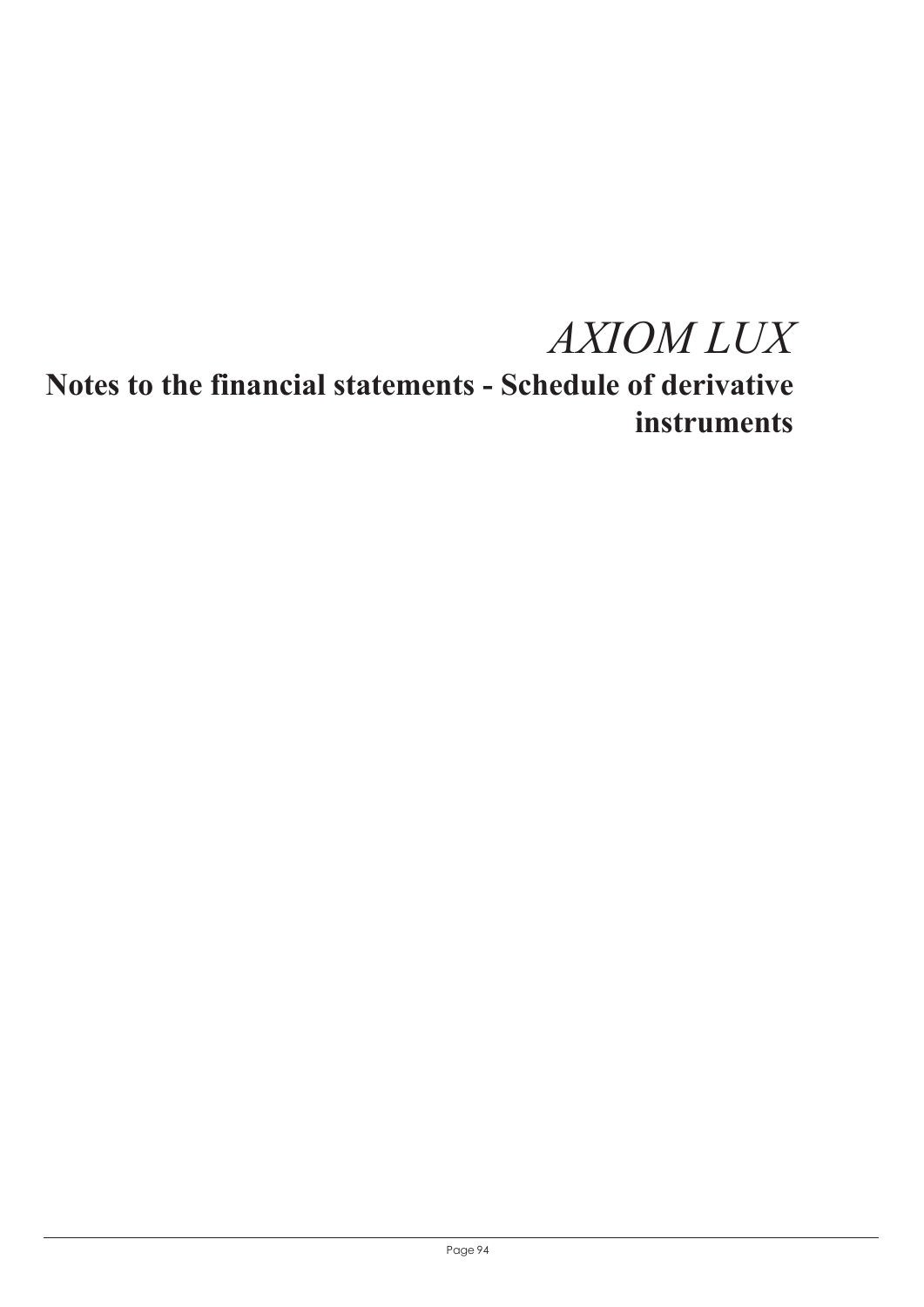# *AXIOM LUX*

## Notes to the financial statements - Schedule of derivative instruments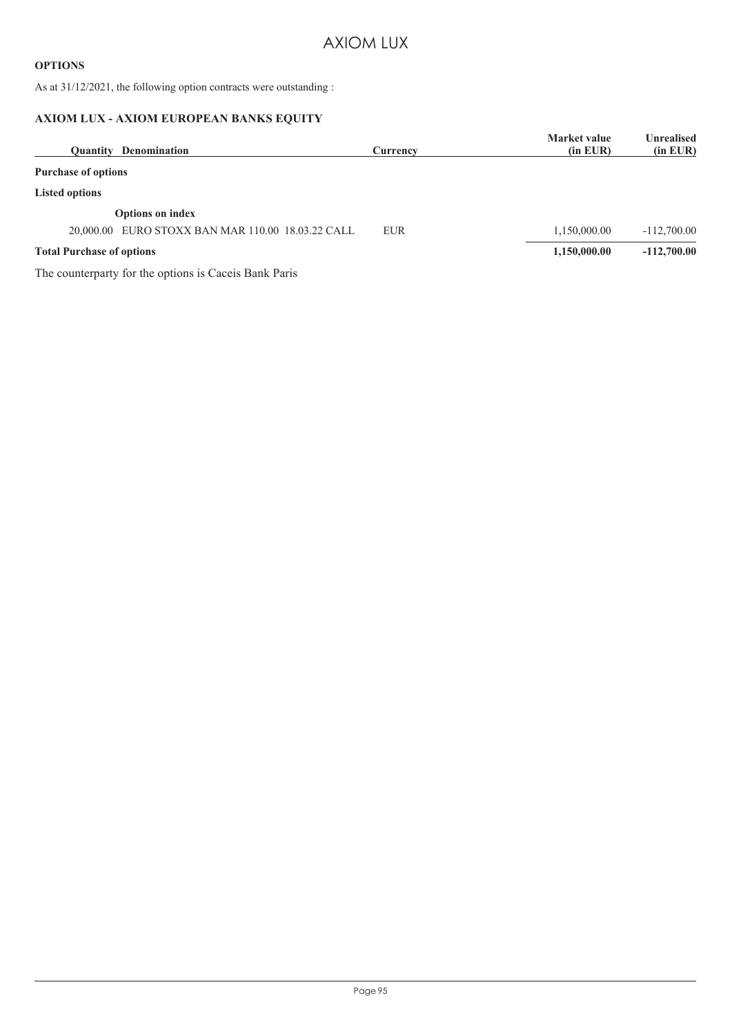**OPTIONS**

As at 31/12/2021, the following option contracts were outstanding :

**AXIOM LUX - AXIOM EUROPEAN BANKS EQUITY**

| Quantity | Denomination | Currency | Market value (in EUR) | Unrealised (in EUR) |
|---|---|---|---|---|
| **Purchase of options** | | | | |
| **Listed options** | | | | |
| | **Options on index** | | | |
| 20,000.00 | EURO STOXX BAN MAR 110.00 18.03.22 CALL | EUR | 1,150,000.00 | -112,700.00 |
| **Total Purchase of options** | | | **1,150,000.00** | **-112,700.00** |

The counterparty for the options is Caceis Bank Paris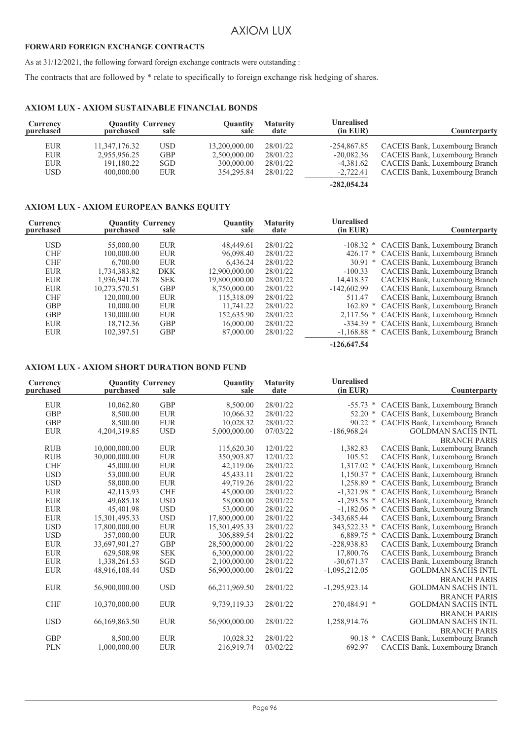**FORWARD FOREIGN EXCHANGE CONTRACTS**

As at 31/12/2021, the following forward foreign exchange contracts were outstanding :

The contracts that are followed by * relate to specifically to foreign exchange risk hedging of shares.

### AXIOM LUX - AXIOM SUSTAINABLE FINANCIAL BONDS

| Currency purchased | Quantity purchased | Currency sale | Quantity sale | Maturity date | Unrealised (in EUR) | Counterparty |
|---|---|---|---|---|---|---|
| EUR | 11,347,176.32 | USD | 13,200,000.00 | 28/01/22 | -254,867.85 | CACEIS Bank, Luxembourg Branch |
| EUR | 2,955,956.25 | GBP | 2,500,000.00 | 28/01/22 | -20,082.36 | CACEIS Bank, Luxembourg Branch |
| EUR | 191,180.22 | SGD | 300,000.00 | 28/01/22 | -4,381.62 | CACEIS Bank, Luxembourg Branch |
| USD | 400,000.00 | EUR | 354,295.84 | 28/01/22 | -2,722.41 | CACEIS Bank, Luxembourg Branch |
| | | | | | **-282,054.24** | |

### AXIOM LUX - AXIOM EUROPEAN BANKS EQUITY

| Currency purchased | Quantity purchased | Currency sale | Quantity sale | Maturity date | Unrealised (in EUR) | Counterparty |
|---|---|---|---|---|---|---|
| USD | 55,000.00 | EUR | 48,449.61 | 28/01/22 | -108.32 * | CACEIS Bank, Luxembourg Branch |
| CHF | 100,000.00 | EUR | 96,098.40 | 28/01/22 | 426.17 * | CACEIS Bank, Luxembourg Branch |
| CHF | 6,700.00 | EUR | 6,436.24 | 28/01/22 | 30.91 * | CACEIS Bank, Luxembourg Branch |
| EUR | 1,734,383.82 | DKK | 12,900,000.00 | 28/01/22 | -100.33 | CACEIS Bank, Luxembourg Branch |
| EUR | 1,936,941.78 | SEK | 19,800,000.00 | 28/01/22 | 14,418.37 | CACEIS Bank, Luxembourg Branch |
| EUR | 10,273,570.51 | GBP | 8,750,000.00 | 28/01/22 | -142,602.99 | CACEIS Bank, Luxembourg Branch |
| CHF | 120,000.00 | EUR | 115,318.09 | 28/01/22 | 511.47 | CACEIS Bank, Luxembourg Branch |
| GBP | 10,000.00 | EUR | 11,741.22 | 28/01/22 | 162.89 * | CACEIS Bank, Luxembourg Branch |
| GBP | 130,000.00 | EUR | 152,635.90 | 28/01/22 | 2,117.56 * | CACEIS Bank, Luxembourg Branch |
| EUR | 18,712.36 | GBP | 16,000.00 | 28/01/22 | -334.39 * | CACEIS Bank, Luxembourg Branch |
| EUR | 102,397.51 | GBP | 87,000.00 | 28/01/22 | -1,168.88 * | CACEIS Bank, Luxembourg Branch |
| | | | | | **-126,647.54** | |

### AXIOM LUX - AXIOM SHORT DURATION BOND FUND

| Currency purchased | Quantity purchased | Currency sale | Quantity sale | Maturity date | Unrealised (in EUR) | Counterparty |
|---|---|---|---|---|---|---|
| EUR | 10,062.80 | GBP | 8,500.00 | 28/01/22 | -55.73 * | CACEIS Bank, Luxembourg Branch |
| GBP | 8,500.00 | EUR | 10,066.32 | 28/01/22 | 52.20 * | CACEIS Bank, Luxembourg Branch |
| GBP | 8,500.00 | EUR | 10,028.32 | 28/01/22 | 90.22 * | CACEIS Bank, Luxembourg Branch |
| EUR | 4,204,319.85 | USD | 5,000,000.00 | 07/03/22 | -186,968.24 | GOLDMAN SACHS INTL BRANCH PARIS |
| RUB | 10,000,000.00 | EUR | 115,620.30 | 12/01/22 | 1,382.83 | CACEIS Bank, Luxembourg Branch |
| RUB | 30,000,000.00 | EUR | 350,903.87 | 12/01/22 | 105.52 | CACEIS Bank, Luxembourg Branch |
| CHF | 45,000.00 | EUR | 42,119.06 | 28/01/22 | 1,317.02 * | CACEIS Bank, Luxembourg Branch |
| USD | 53,000.00 | EUR | 45,433.11 | 28/01/22 | 1,150.37 * | CACEIS Bank, Luxembourg Branch |
| USD | 58,000.00 | EUR | 49,719.26 | 28/01/22 | 1,258.89 * | CACEIS Bank, Luxembourg Branch |
| EUR | 42,113.93 | CHF | 45,000.00 | 28/01/22 | -1,321.98 * | CACEIS Bank, Luxembourg Branch |
| EUR | 49,685.18 | USD | 58,000.00 | 28/01/22 | -1,293.58 * | CACEIS Bank, Luxembourg Branch |
| EUR | 45,401.98 | USD | 53,000.00 | 28/01/22 | -1,182.06 * | CACEIS Bank, Luxembourg Branch |
| EUR | 15,301,495.33 | USD | 17,800,000.00 | 28/01/22 | -343,685.44 | CACEIS Bank, Luxembourg Branch |
| USD | 17,800,000.00 | EUR | 15,301,495.33 | 28/01/22 | 343,522.33 * | CACEIS Bank, Luxembourg Branch |
| USD | 357,000.00 | EUR | 306,889.54 | 28/01/22 | 6,889.75 * | CACEIS Bank, Luxembourg Branch |
| EUR | 33,697,901.27 | GBP | 28,500,000.00 | 28/01/22 | -228,938.83 | CACEIS Bank, Luxembourg Branch |
| EUR | 629,508.98 | SEK | 6,300,000.00 | 28/01/22 | 17,800.76 | CACEIS Bank, Luxembourg Branch |
| EUR | 1,338,261.53 | SGD | 2,100,000.00 | 28/01/22 | -30,671.37 | CACEIS Bank, Luxembourg Branch |
| EUR | 48,916,108.44 | USD | 56,900,000.00 | 28/01/22 | -1,095,212.05 | GOLDMAN SACHS INTL BRANCH PARIS |
| EUR | 56,900,000.00 | USD | 66,211,969.50 | 28/01/22 | -1,295,923.14 | GOLDMAN SACHS INTL BRANCH PARIS |
| CHF | 10,370,000.00 | EUR | 9,739,119.33 | 28/01/22 | 270,484.91 * | GOLDMAN SACHS INTL BRANCH PARIS |
| USD | 66,169,863.50 | EUR | 56,900,000.00 | 28/01/22 | 1,258,914.76 | GOLDMAN SACHS INTL BRANCH PARIS |
| GBP | 8,500.00 | EUR | 10,028.32 | 28/01/22 | 90.18 * | CACEIS Bank, Luxembourg Branch |
| PLN | 1,000,000.00 | EUR | 216,919.74 | 03/02/22 | 692.97 | CACEIS Bank, Luxembourg Branch |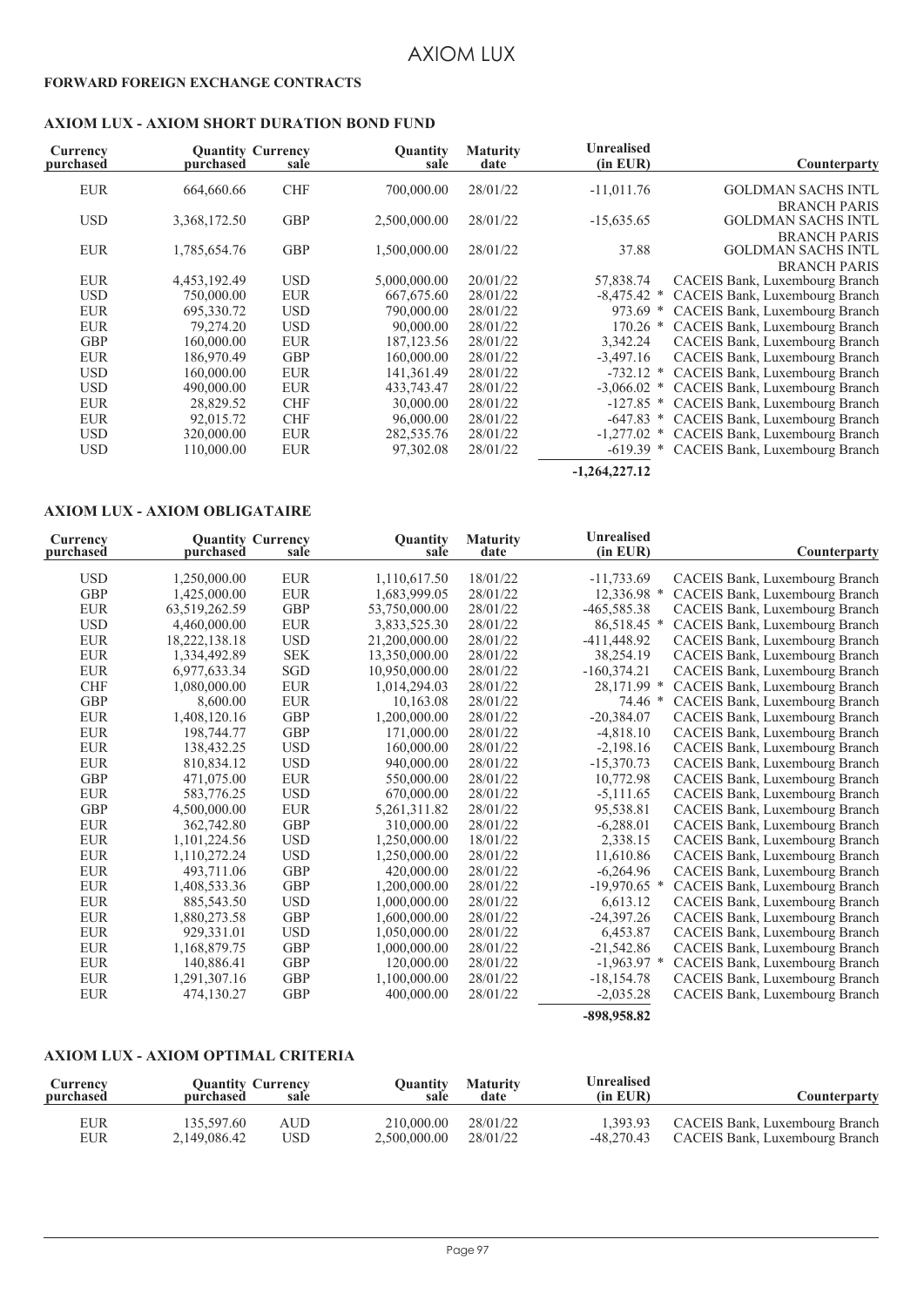## FORWARD FOREIGN EXCHANGE CONTRACTS

### AXIOM LUX - AXIOM SHORT DURATION BOND FUND

| Currency purchased | Quantity purchased | Currency sale | Quantity sale | Maturity date | Unrealised (in EUR) | Counterparty |
|---|---|---|---|---|---|---|
| EUR | 664,660.66 | CHF | 700,000.00 | 28/01/22 | -11,011.76 | GOLDMAN SACHS INTL BRANCH PARIS |
| USD | 3,368,172.50 | GBP | 2,500,000.00 | 28/01/22 | -15,635.65 | GOLDMAN SACHS INTL BRANCH PARIS |
| EUR | 1,785,654.76 | GBP | 1,500,000.00 | 28/01/22 | 37.88 | GOLDMAN SACHS INTL BRANCH PARIS |
| EUR | 4,453,192.49 | USD | 5,000,000.00 | 20/01/22 | 57,838.74 | CACEIS Bank, Luxembourg Branch |
| USD | 750,000.00 | EUR | 667,675.60 | 28/01/22 | -8,475.42 * | CACEIS Bank, Luxembourg Branch |
| EUR | 695,330.72 | USD | 790,000.00 | 28/01/22 | 973.69 * | CACEIS Bank, Luxembourg Branch |
| EUR | 79,274.20 | USD | 90,000.00 | 28/01/22 | 170.26 * | CACEIS Bank, Luxembourg Branch |
| GBP | 160,000.00 | EUR | 187,123.56 | 28/01/22 | 3,342.24 | CACEIS Bank, Luxembourg Branch |
| EUR | 186,970.49 | GBP | 160,000.00 | 28/01/22 | -3,497.16 | CACEIS Bank, Luxembourg Branch |
| USD | 160,000.00 | EUR | 141,361.49 | 28/01/22 | -732.12 * | CACEIS Bank, Luxembourg Branch |
| USD | 490,000.00 | EUR | 433,743.47 | 28/01/22 | -3,066.02 * | CACEIS Bank, Luxembourg Branch |
| EUR | 28,829.52 | CHF | 30,000.00 | 28/01/22 | -127.85 * | CACEIS Bank, Luxembourg Branch |
| EUR | 92,015.72 | CHF | 96,000.00 | 28/01/22 | -647.83 * | CACEIS Bank, Luxembourg Branch |
| USD | 320,000.00 | EUR | 282,535.76 | 28/01/22 | -1,277.02 * | CACEIS Bank, Luxembourg Branch |
| USD | 110,000.00 | EUR | 97,302.08 | 28/01/22 | -619.39 * | CACEIS Bank, Luxembourg Branch |
| | | | | | -1,264,227.12 | |

### AXIOM LUX - AXIOM OBLIGATAIRE

| Currency purchased | Quantity purchased | Currency sale | Quantity sale | Maturity date | Unrealised (in EUR) | Counterparty |
|---|---|---|---|---|---|---|
| USD | 1,250,000.00 | EUR | 1,110,617.50 | 18/01/22 | -11,733.69 | CACEIS Bank, Luxembourg Branch |
| GBP | 1,425,000.00 | EUR | 1,683,999.05 | 28/01/22 | 12,336.98 * | CACEIS Bank, Luxembourg Branch |
| EUR | 63,519,262.59 | GBP | 53,750,000.00 | 28/01/22 | -465,585.38 | CACEIS Bank, Luxembourg Branch |
| USD | 4,460,000.00 | EUR | 3,833,525.30 | 28/01/22 | 86,518.45 * | CACEIS Bank, Luxembourg Branch |
| EUR | 18,222,138.18 | USD | 21,200,000.00 | 28/01/22 | -411,448.92 | CACEIS Bank, Luxembourg Branch |
| EUR | 1,334,492.89 | SEK | 13,350,000.00 | 28/01/22 | 38,254.19 | CACEIS Bank, Luxembourg Branch |
| EUR | 6,977,633.34 | SGD | 10,950,000.00 | 28/01/22 | -160,374.21 | CACEIS Bank, Luxembourg Branch |
| CHF | 1,080,000.00 | EUR | 1,014,294.03 | 28/01/22 | 28,171.99 * | CACEIS Bank, Luxembourg Branch |
| GBP | 8,600.00 | EUR | 10,163.08 | 28/01/22 | 74.46 * | CACEIS Bank, Luxembourg Branch |
| EUR | 1,408,120.16 | GBP | 1,200,000.00 | 28/01/22 | -20,384.07 | CACEIS Bank, Luxembourg Branch |
| EUR | 198,744.77 | GBP | 171,000.00 | 28/01/22 | -4,818.10 | CACEIS Bank, Luxembourg Branch |
| EUR | 138,432.25 | USD | 160,000.00 | 28/01/22 | -2,198.16 | CACEIS Bank, Luxembourg Branch |
| EUR | 810,834.12 | USD | 940,000.00 | 28/01/22 | -15,370.73 | CACEIS Bank, Luxembourg Branch |
| GBP | 471,075.00 | EUR | 550,000.00 | 28/01/22 | 10,772.98 | CACEIS Bank, Luxembourg Branch |
| EUR | 583,776.25 | USD | 670,000.00 | 28/01/22 | -5,111.65 | CACEIS Bank, Luxembourg Branch |
| GBP | 4,500,000.00 | EUR | 5,261,311.82 | 28/01/22 | 95,538.81 | CACEIS Bank, Luxembourg Branch |
| EUR | 362,742.80 | GBP | 310,000.00 | 28/01/22 | -6,288.01 | CACEIS Bank, Luxembourg Branch |
| EUR | 1,101,224.56 | USD | 1,250,000.00 | 18/01/22 | 2,338.15 | CACEIS Bank, Luxembourg Branch |
| EUR | 1,110,272.24 | USD | 1,250,000.00 | 28/01/22 | 11,610.86 | CACEIS Bank, Luxembourg Branch |
| EUR | 493,711.06 | GBP | 420,000.00 | 28/01/22 | -6,264.96 | CACEIS Bank, Luxembourg Branch |
| EUR | 1,408,533.36 | GBP | 1,200,000.00 | 28/01/22 | -19,970.65 * | CACEIS Bank, Luxembourg Branch |
| EUR | 885,543.50 | USD | 1,000,000.00 | 28/01/22 | 6,613.12 | CACEIS Bank, Luxembourg Branch |
| EUR | 1,880,273.58 | GBP | 1,600,000.00 | 28/01/22 | -24,397.26 | CACEIS Bank, Luxembourg Branch |
| EUR | 929,331.01 | USD | 1,050,000.00 | 28/01/22 | 6,453.87 | CACEIS Bank, Luxembourg Branch |
| EUR | 1,168,879.75 | GBP | 1,000,000.00 | 28/01/22 | -21,542.86 | CACEIS Bank, Luxembourg Branch |
| EUR | 140,886.41 | GBP | 120,000.00 | 28/01/22 | -1,963.97 * | CACEIS Bank, Luxembourg Branch |
| EUR | 1,291,307.16 | GBP | 1,100,000.00 | 28/01/22 | -18,154.78 | CACEIS Bank, Luxembourg Branch |
| EUR | 474,130.27 | GBP | 400,000.00 | 28/01/22 | -2,035.28 | CACEIS Bank, Luxembourg Branch |
| | | | | | -898,958.82 | |

### AXIOM LUX - AXIOM OPTIMAL CRITERIA

| Currency purchased | Quantity purchased | Currency sale | Quantity sale | Maturity date | Unrealised (in EUR) | Counterparty |
|---|---|---|---|---|---|---|
| EUR | 135,597.60 | AUD | 210,000.00 | 28/01/22 | 1,393.93 | CACEIS Bank, Luxembourg Branch |
| EUR | 2,149,086.42 | USD | 2,500,000.00 | 28/01/22 | -48,270.43 | CACEIS Bank, Luxembourg Branch |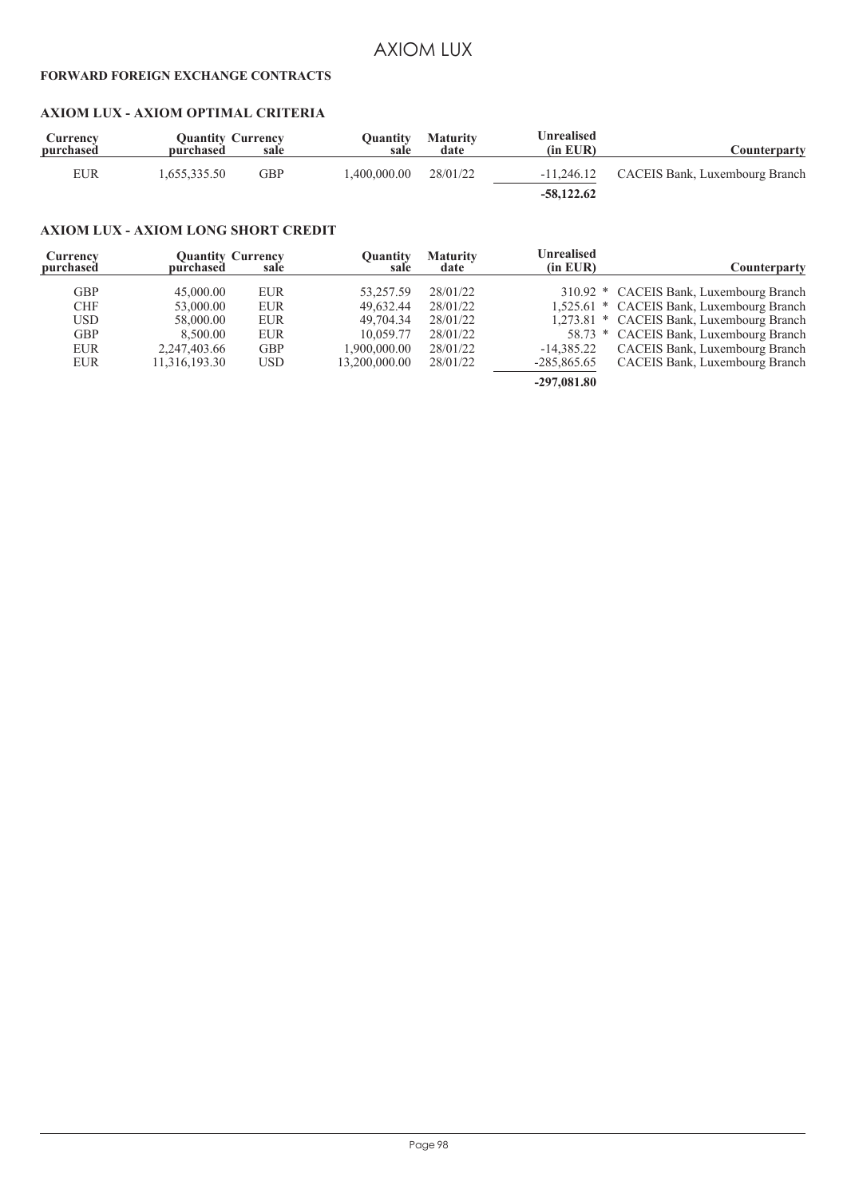**FORWARD FOREIGN EXCHANGE CONTRACTS**

### AXIOM LUX - AXIOM OPTIMAL CRITERIA

| Currency purchased | Quantity purchased | Currency sale | Quantity sale | Maturity date | Unrealised (in EUR) | Counterparty |
|---|---|---|---|---|---|---|
| EUR | 1,655,335.50 | GBP | 1,400,000.00 | 28/01/22 | -11,246.12 | CACEIS Bank, Luxembourg Branch |
| | | | | | **-58,122.62** | |

### AXIOM LUX - AXIOM LONG SHORT CREDIT

| Currency purchased | Quantity purchased | Currency sale | Quantity sale | Maturity date | Unrealised (in EUR) | Counterparty |
|---|---|---|---|---|---|---|
| GBP | 45,000.00 | EUR | 53,257.59 | 28/01/22 | 310.92 * | CACEIS Bank, Luxembourg Branch |
| CHF | 53,000.00 | EUR | 49,632.44 | 28/01/22 | 1,525.61 * | CACEIS Bank, Luxembourg Branch |
| USD | 58,000.00 | EUR | 49,704.34 | 28/01/22 | 1,273.81 * | CACEIS Bank, Luxembourg Branch |
| GBP | 8,500.00 | EUR | 10,059.77 | 28/01/22 | 58.73 * | CACEIS Bank, Luxembourg Branch |
| EUR | 2,247,403.66 | GBP | 1,900,000.00 | 28/01/22 | -14,385.22 | CACEIS Bank, Luxembourg Branch |
| EUR | 11,316,193.30 | USD | 13,200,000.00 | 28/01/22 | -285,865.65 | CACEIS Bank, Luxembourg Branch |
| | | | | | **-297,081.80** | |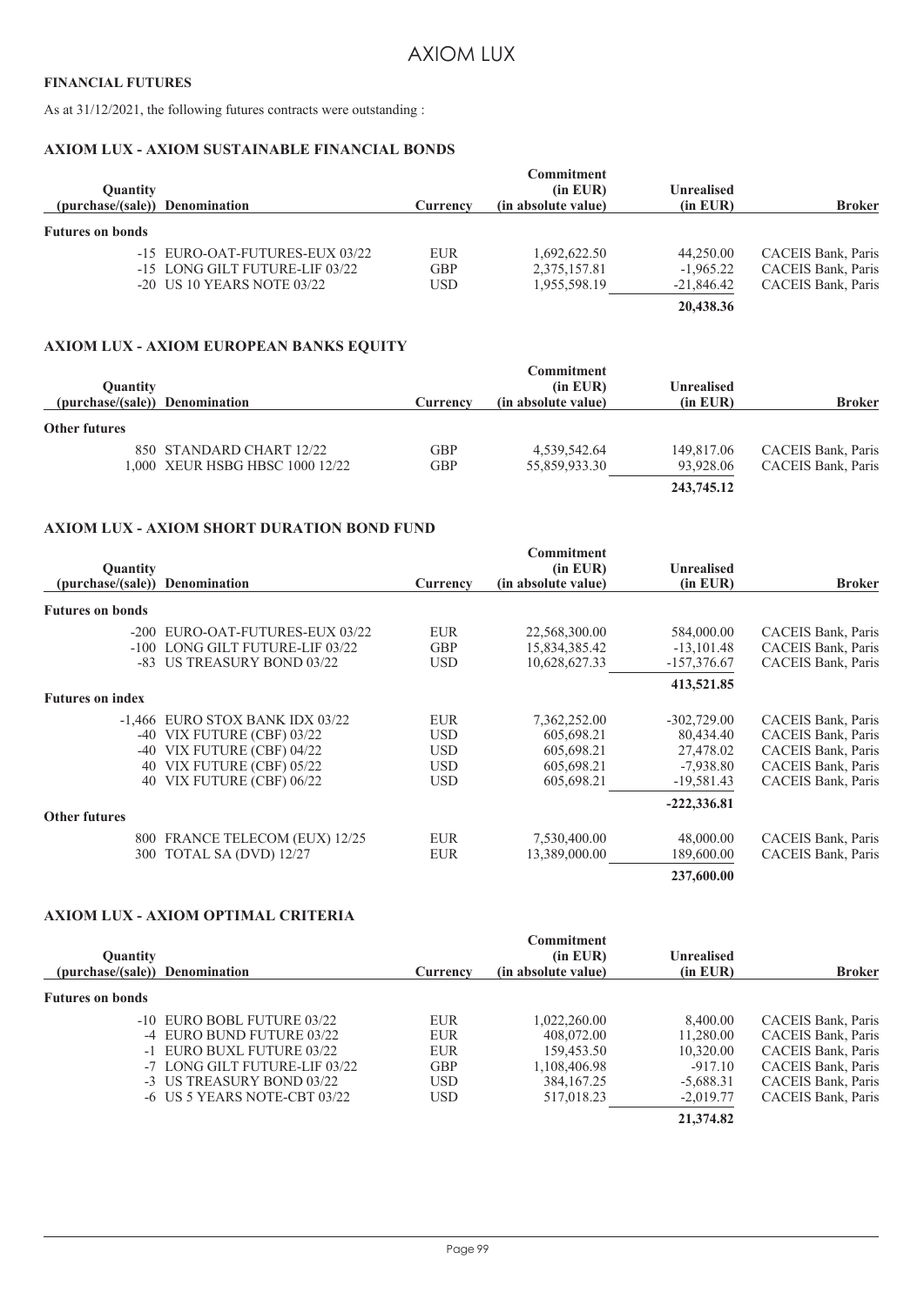**FINANCIAL FUTURES**

As at 31/12/2021, the following futures contracts were outstanding :

**AXIOM LUX - AXIOM SUSTAINABLE FINANCIAL BONDS**

| Quantity (purchase/(sale)) | Denomination | Currency | Commitment (in EUR) (in absolute value) | Unrealised (in EUR) | Broker |
|---|---|---|---|---|---|
| **Futures on bonds** | | | | | |
| -15 | EURO-OAT-FUTURES-EUX 03/22 | EUR | 1,692,622.50 | 44,250.00 | CACEIS Bank, Paris |
| -15 | LONG GILT FUTURE-LIF 03/22 | GBP | 2,375,157.81 | -1,965.22 | CACEIS Bank, Paris |
| -20 | US 10 YEARS NOTE 03/22 | USD | 1,955,598.19 | -21,846.42 | CACEIS Bank, Paris |
| | | | | **20,438.36** | |

**AXIOM LUX - AXIOM EUROPEAN BANKS EQUITY**

| Quantity (purchase/(sale)) | Denomination | Currency | Commitment (in EUR) (in absolute value) | Unrealised (in EUR) | Broker |
|---|---|---|---|---|---|
| **Other futures** | | | | | |
| 850 | STANDARD CHART 12/22 | GBP | 4,539,542.64 | 149,817.06 | CACEIS Bank, Paris |
| 1,000 | XEUR HSBG HBSC 1000 12/22 | GBP | 55,859,933.30 | 93,928.06 | CACEIS Bank, Paris |
| | | | | **243,745.12** | |

**AXIOM LUX - AXIOM SHORT DURATION BOND FUND**

| Quantity (purchase/(sale)) | Denomination | Currency | Commitment (in EUR) (in absolute value) | Unrealised (in EUR) | Broker |
|---|---|---|---|---|---|
| **Futures on bonds** | | | | | |
| -200 | EURO-OAT-FUTURES-EUX 03/22 | EUR | 22,568,300.00 | 584,000.00 | CACEIS Bank, Paris |
| -100 | LONG GILT FUTURE-LIF 03/22 | GBP | 15,834,385.42 | -13,101.48 | CACEIS Bank, Paris |
| -83 | US TREASURY BOND 03/22 | USD | 10,628,627.33 | -157,376.67 | CACEIS Bank, Paris |
| | | | | **413,521.85** | |
| **Futures on index** | | | | | |
| -1,466 | EURO STOX BANK IDX 03/22 | EUR | 7,362,252.00 | -302,729.00 | CACEIS Bank, Paris |
| -40 | VIX FUTURE (CBF) 03/22 | USD | 605,698.21 | 80,434.40 | CACEIS Bank, Paris |
| -40 | VIX FUTURE (CBF) 04/22 | USD | 605,698.21 | 27,478.02 | CACEIS Bank, Paris |
| 40 | VIX FUTURE (CBF) 05/22 | USD | 605,698.21 | -7,938.80 | CACEIS Bank, Paris |
| 40 | VIX FUTURE (CBF) 06/22 | USD | 605,698.21 | -19,581.43 | CACEIS Bank, Paris |
| | | | | **-222,336.81** | |
| **Other futures** | | | | | |
| 800 | FRANCE TELECOM (EUX) 12/25 | EUR | 7,530,400.00 | 48,000.00 | CACEIS Bank, Paris |
| 300 | TOTAL SA (DVD) 12/27 | EUR | 13,389,000.00 | 189,600.00 | CACEIS Bank, Paris |
| | | | | **237,600.00** | |

**AXIOM LUX - AXIOM OPTIMAL CRITERIA**

| Quantity (purchase/(sale)) | Denomination | Currency | Commitment (in EUR) (in absolute value) | Unrealised (in EUR) | Broker |
|---|---|---|---|---|---|
| **Futures on bonds** | | | | | |
| -10 | EURO BOBL FUTURE 03/22 | EUR | 1,022,260.00 | 8,400.00 | CACEIS Bank, Paris |
| -4 | EURO BUND FUTURE 03/22 | EUR | 408,072.00 | 11,280.00 | CACEIS Bank, Paris |
| -1 | EURO BUXL FUTURE 03/22 | EUR | 159,453.50 | 10,320.00 | CACEIS Bank, Paris |
| -7 | LONG GILT FUTURE-LIF 03/22 | GBP | 1,108,406.98 | -917.10 | CACEIS Bank, Paris |
| -3 | US TREASURY BOND 03/22 | USD | 384,167.25 | -5,688.31 | CACEIS Bank, Paris |
| -6 | US 5 YEARS NOTE-CBT 03/22 | USD | 517,018.23 | -2,019.77 | CACEIS Bank, Paris |
| | | | | **21,374.82** | |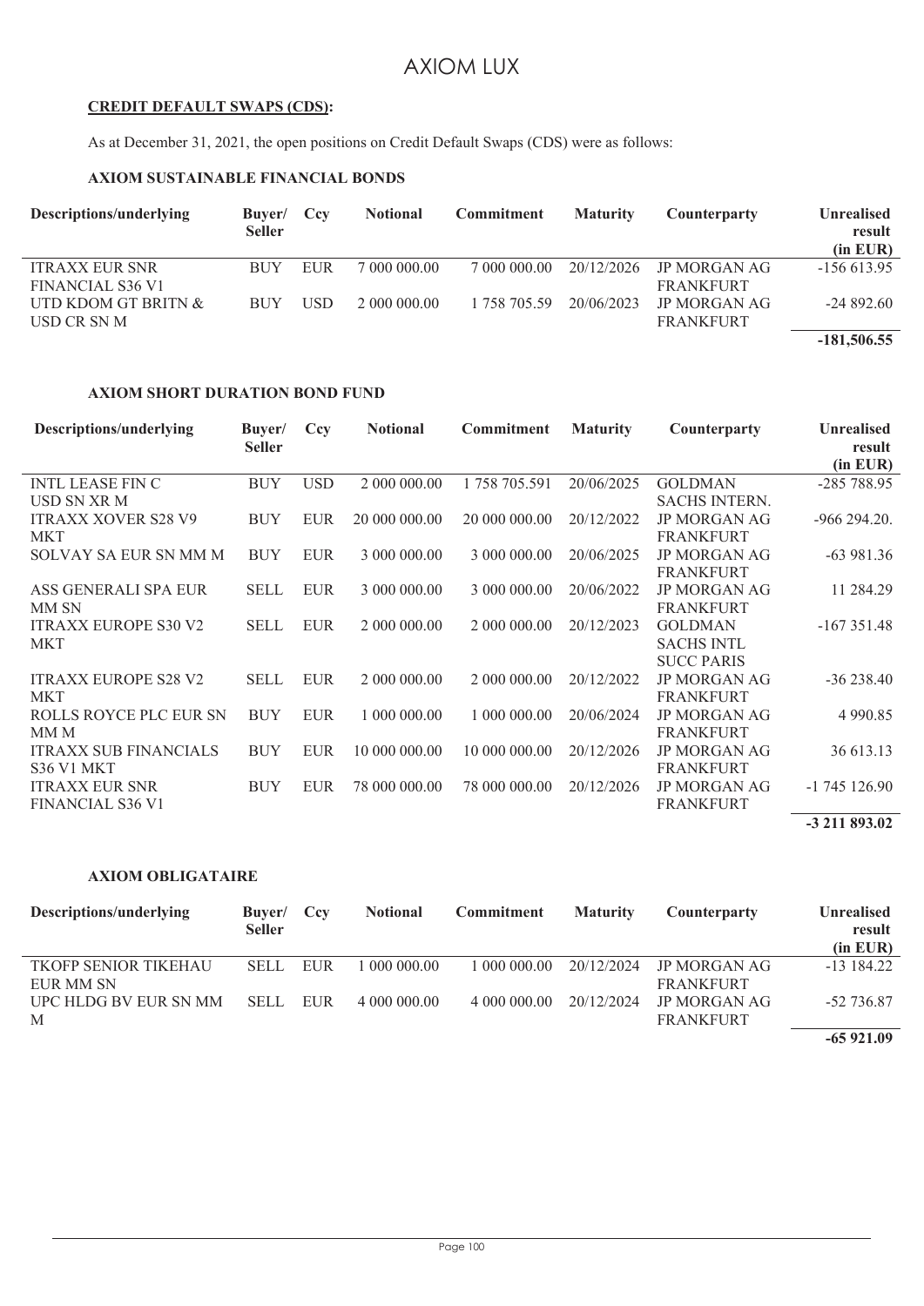**CREDIT DEFAULT SWAPS (CDS):**

As at December 31, 2021, the open positions on Credit Default Swaps (CDS) were as follows:

**AXIOM SUSTAINABLE FINANCIAL BONDS**

| Descriptions/underlying | Buyer/ Seller | Ccy | Notional | Commitment | Maturity | Counterparty | Unrealised result (in EUR) |
|---|---|---|---|---|---|---|---|
| ITRAXX EUR SNR FINANCIAL S36 V1 | BUY | EUR | 7 000 000.00 | 7 000 000.00 | 20/12/2026 | JP MORGAN AG FRANKFURT | -156 613.95 |
| UTD KDOM GT BRITN & USD CR SN M | BUY | USD | 2 000 000.00 | 1 758 705.59 | 20/06/2023 | JP MORGAN AG FRANKFURT | -24 892.60 |
| | | | | | | | **-181,506.55** |

**AXIOM SHORT DURATION BOND FUND**

| Descriptions/underlying | Buyer/ Seller | Ccy | Notional | Commitment | Maturity | Counterparty | Unrealised result (in EUR) |
|---|---|---|---|---|---|---|---|
| INTL LEASE FIN C USD SN XR M | BUY | USD | 2 000 000.00 | 1 758 705.591 | 20/06/2025 | GOLDMAN SACHS INTERN. | -285 788.95 |
| ITRAXX XOVER S28 V9 MKT | BUY | EUR | 20 000 000.00 | 20 000 000.00 | 20/12/2022 | JP MORGAN AG FRANKFURT | -966 294.20. |
| SOLVAY SA EUR SN MM M | BUY | EUR | 3 000 000.00 | 3 000 000.00 | 20/06/2025 | JP MORGAN AG FRANKFURT | -63 981.36 |
| ASS GENERALI SPA EUR MM SN | SELL | EUR | 3 000 000.00 | 3 000 000.00 | 20/06/2022 | JP MORGAN AG FRANKFURT | 11 284.29 |
| ITRAXX EUROPE S30 V2 MKT | SELL | EUR | 2 000 000.00 | 2 000 000.00 | 20/12/2023 | GOLDMAN SACHS INTL SUCC PARIS | -167 351.48 |
| ITRAXX EUROPE S28 V2 MKT | SELL | EUR | 2 000 000.00 | 2 000 000.00 | 20/12/2022 | JP MORGAN AG FRANKFURT | -36 238.40 |
| ROLLS ROYCE PLC EUR SN MM M | BUY | EUR | 1 000 000.00 | 1 000 000.00 | 20/06/2024 | JP MORGAN AG FRANKFURT | 4 990.85 |
| ITRAXX SUB FINANCIALS S36 V1 MKT | BUY | EUR | 10 000 000.00 | 10 000 000.00 | 20/12/2026 | JP MORGAN AG FRANKFURT | 36 613.13 |
| ITRAXX EUR SNR FINANCIAL S36 V1 | BUY | EUR | 78 000 000.00 | 78 000 000.00 | 20/12/2026 | JP MORGAN AG FRANKFURT | -1 745 126.90 |
| | | | | | | | **-3 211 893.02** |

**AXIOM OBLIGATAIRE**

| Descriptions/underlying | Buyer/ Seller | Ccy | Notional | Commitment | Maturity | Counterparty | Unrealised result (in EUR) |
|---|---|---|---|---|---|---|---|
| TKOFP SENIOR TIKEHAU EUR MM SN | SELL | EUR | 1 000 000.00 | 1 000 000.00 | 20/12/2024 | JP MORGAN AG FRANKFURT | -13 184.22 |
| UPC HLDG BV EUR SN MM M | SELL | EUR | 4 000 000.00 | 4 000 000.00 | 20/12/2024 | JP MORGAN AG FRANKFURT | -52 736.87 |
| | | | | | | | **-65 921.09** |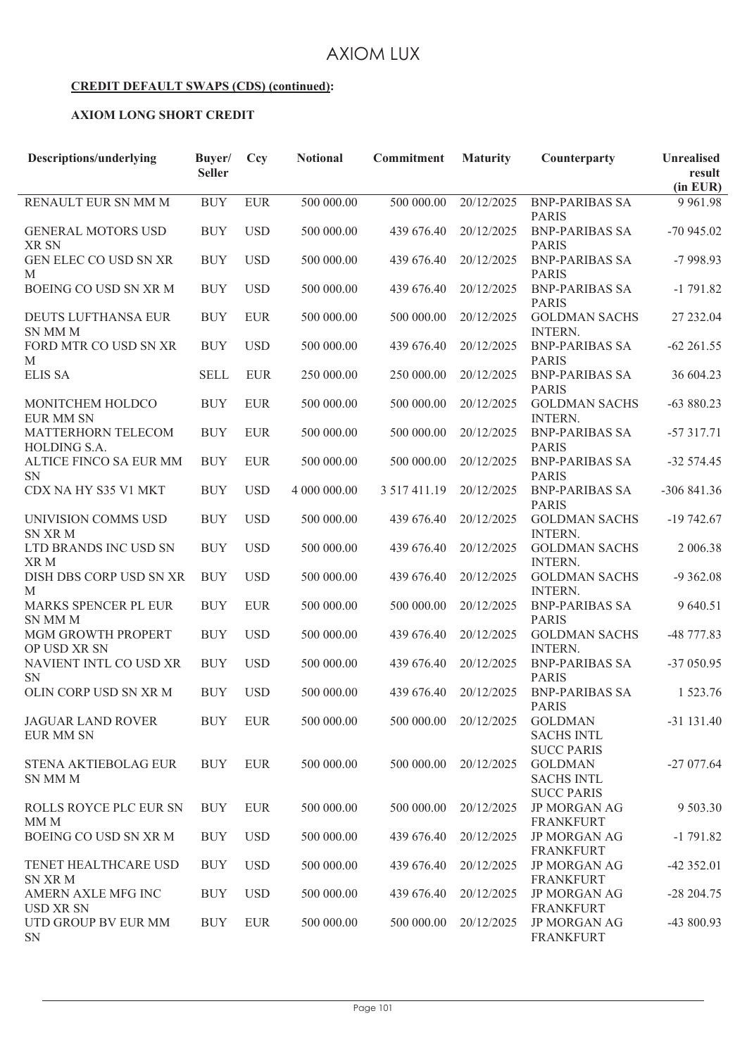# AXIOM LUX

**CREDIT DEFAULT SWAPS (CDS) (continued):**

**AXIOM LONG SHORT CREDIT**

| Descriptions/underlying | Buyer/ Seller | Ccy | Notional | Commitment | Maturity | Counterparty | Unrealised result (in EUR) |
|---|---|---|---|---|---|---|---|
| RENAULT EUR SN MM M | BUY | EUR | 500 000.00 | 500 000.00 | 20/12/2025 | BNP-PARIBAS SA PARIS | 9 961.98 |
| GENERAL MOTORS USD XR SN | BUY | USD | 500 000.00 | 439 676.40 | 20/12/2025 | BNP-PARIBAS SA PARIS | -70 945.02 |
| GEN ELEC CO USD SN XR M | BUY | USD | 500 000.00 | 439 676.40 | 20/12/2025 | BNP-PARIBAS SA PARIS | -7 998.93 |
| BOEING CO USD SN XR M | BUY | USD | 500 000.00 | 439 676.40 | 20/12/2025 | BNP-PARIBAS SA PARIS | -1 791.82 |
| DEUTS LUFTHANSA EUR SN MM M | BUY | EUR | 500 000.00 | 500 000.00 | 20/12/2025 | GOLDMAN SACHS INTERN. | 27 232.04 |
| FORD MTR CO USD SN XR M | BUY | USD | 500 000.00 | 439 676.40 | 20/12/2025 | BNP-PARIBAS SA PARIS | -62 261.55 |
| ELIS SA | SELL | EUR | 250 000.00 | 250 000.00 | 20/12/2025 | BNP-PARIBAS SA PARIS | 36 604.23 |
| MONITCHEM HOLDCO EUR MM SN | BUY | EUR | 500 000.00 | 500 000.00 | 20/12/2025 | GOLDMAN SACHS INTERN. | -63 880.23 |
| MATTERHORN TELECOM HOLDING S.A. | BUY | EUR | 500 000.00 | 500 000.00 | 20/12/2025 | BNP-PARIBAS SA PARIS | -57 317.71 |
| ALTICE FINCO SA EUR MM SN | BUY | EUR | 500 000.00 | 500 000.00 | 20/12/2025 | BNP-PARIBAS SA PARIS | -32 574.45 |
| CDX NA HY S35 V1 MKT | BUY | USD | 4 000 000.00 | 3 517 411.19 | 20/12/2025 | BNP-PARIBAS SA PARIS | -306 841.36 |
| UNIVISION COMMS USD SN XR M | BUY | USD | 500 000.00 | 439 676.40 | 20/12/2025 | GOLDMAN SACHS INTERN. | -19 742.67 |
| LTD BRANDS INC USD SN XR M | BUY | USD | 500 000.00 | 439 676.40 | 20/12/2025 | GOLDMAN SACHS INTERN. | 2 006.38 |
| DISH DBS CORP USD SN XR M | BUY | USD | 500 000.00 | 439 676.40 | 20/12/2025 | GOLDMAN SACHS INTERN. | -9 362.08 |
| MARKS SPENCER PL EUR SN MM M | BUY | EUR | 500 000.00 | 500 000.00 | 20/12/2025 | BNP-PARIBAS SA PARIS | 9 640.51 |
| MGM GROWTH PROPERT OP USD XR SN | BUY | USD | 500 000.00 | 439 676.40 | 20/12/2025 | GOLDMAN SACHS INTERN. | -48 777.83 |
| NAVIENT INTL CO USD XR SN | BUY | USD | 500 000.00 | 439 676.40 | 20/12/2025 | BNP-PARIBAS SA PARIS | -37 050.95 |
| OLIN CORP USD SN XR M | BUY | USD | 500 000.00 | 439 676.40 | 20/12/2025 | BNP-PARIBAS SA PARIS | 1 523.76 |
| JAGUAR LAND ROVER EUR MM SN | BUY | EUR | 500 000.00 | 500 000.00 | 20/12/2025 | GOLDMAN SACHS INTL SUCC PARIS | -31 131.40 |
| STENA AKTIEBOLAG EUR SN MM M | BUY | EUR | 500 000.00 | 500 000.00 | 20/12/2025 | GOLDMAN SACHS INTL SUCC PARIS | -27 077.64 |
| ROLLS ROYCE PLC EUR SN MM M | BUY | EUR | 500 000.00 | 500 000.00 | 20/12/2025 | JP MORGAN AG FRANKFURT | 9 503.30 |
| BOEING CO USD SN XR M | BUY | USD | 500 000.00 | 439 676.40 | 20/12/2025 | JP MORGAN AG FRANKFURT | -1 791.82 |
| TENET HEALTHCARE USD SN XR M | BUY | USD | 500 000.00 | 439 676.40 | 20/12/2025 | JP MORGAN AG FRANKFURT | -42 352.01 |
| AMERN AXLE MFG INC USD XR SN | BUY | USD | 500 000.00 | 439 676.40 | 20/12/2025 | JP MORGAN AG FRANKFURT | -28 204.75 |
| UTD GROUP BV EUR MM SN | BUY | EUR | 500 000.00 | 500 000.00 | 20/12/2025 | JP MORGAN AG FRANKFURT | -43 800.93 |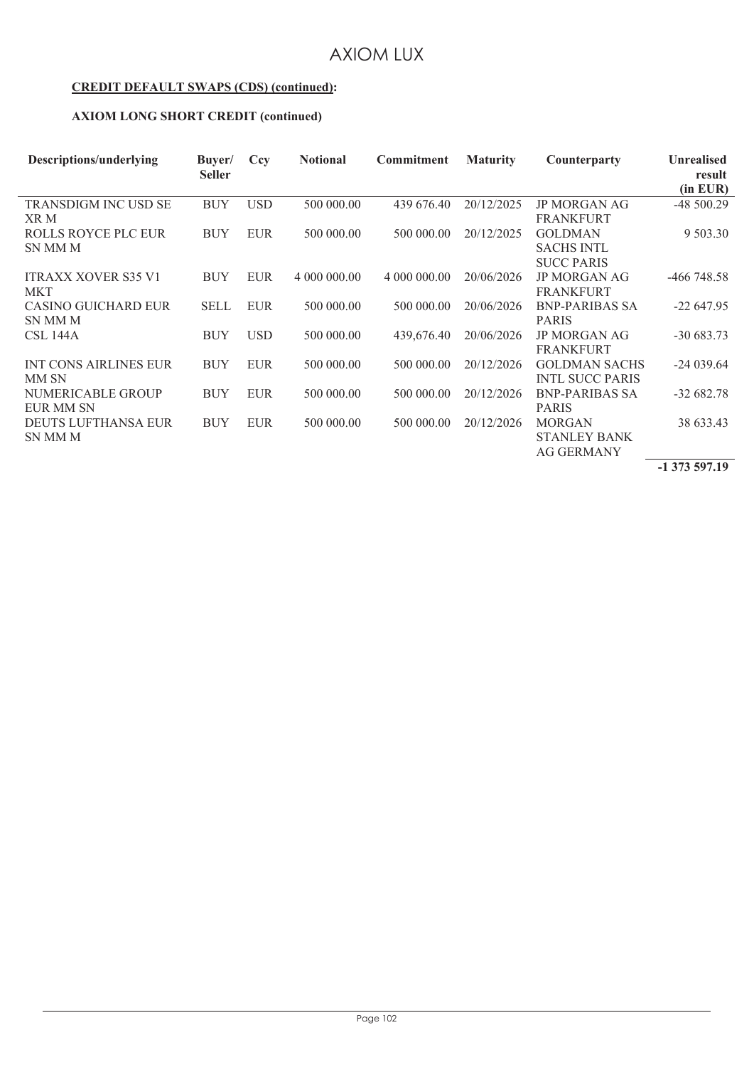**CREDIT DEFAULT SWAPS (CDS) (continued):**

**AXIOM LONG SHORT CREDIT (continued)**

| Descriptions/underlying | Buyer/ Seller | Ccy | Notional | Commitment | Maturity | Counterparty | Unrealised result (in EUR) |
|---|---|---|---|---|---|---|---|
| TRANSDIGM INC USD SE XR M | BUY | USD | 500 000.00 | 439 676.40 | 20/12/2025 | JP MORGAN AG FRANKFURT | -48 500.29 |
| ROLLS ROYCE PLC EUR SN MM M | BUY | EUR | 500 000.00 | 500 000.00 | 20/12/2025 | GOLDMAN SACHS INTL SUCC PARIS | 9 503.30 |
| ITRAXX XOVER S35 V1 MKT | BUY | EUR | 4 000 000.00 | 4 000 000.00 | 20/06/2026 | JP MORGAN AG FRANKFURT | -466 748.58 |
| CASINO GUICHARD EUR SN MM M | SELL | EUR | 500 000.00 | 500 000.00 | 20/06/2026 | BNP-PARIBAS SA PARIS | -22 647.95 |
| CSL 144A | BUY | USD | 500 000.00 | 439,676.40 | 20/06/2026 | JP MORGAN AG FRANKFURT | -30 683.73 |
| INT CONS AIRLINES EUR MM SN | BUY | EUR | 500 000.00 | 500 000.00 | 20/12/2026 | GOLDMAN SACHS INTL SUCC PARIS | -24 039.64 |
| NUMERICABLE GROUP EUR MM SN | BUY | EUR | 500 000.00 | 500 000.00 | 20/12/2026 | BNP-PARIBAS SA PARIS | -32 682.78 |
| DEUTS LUFTHANSA EUR SN MM M | BUY | EUR | 500 000.00 | 500 000.00 | 20/12/2026 | MORGAN STANLEY BANK AG GERMANY | 38 633.43 |
| | | | | | | | **-1 373 597.19** |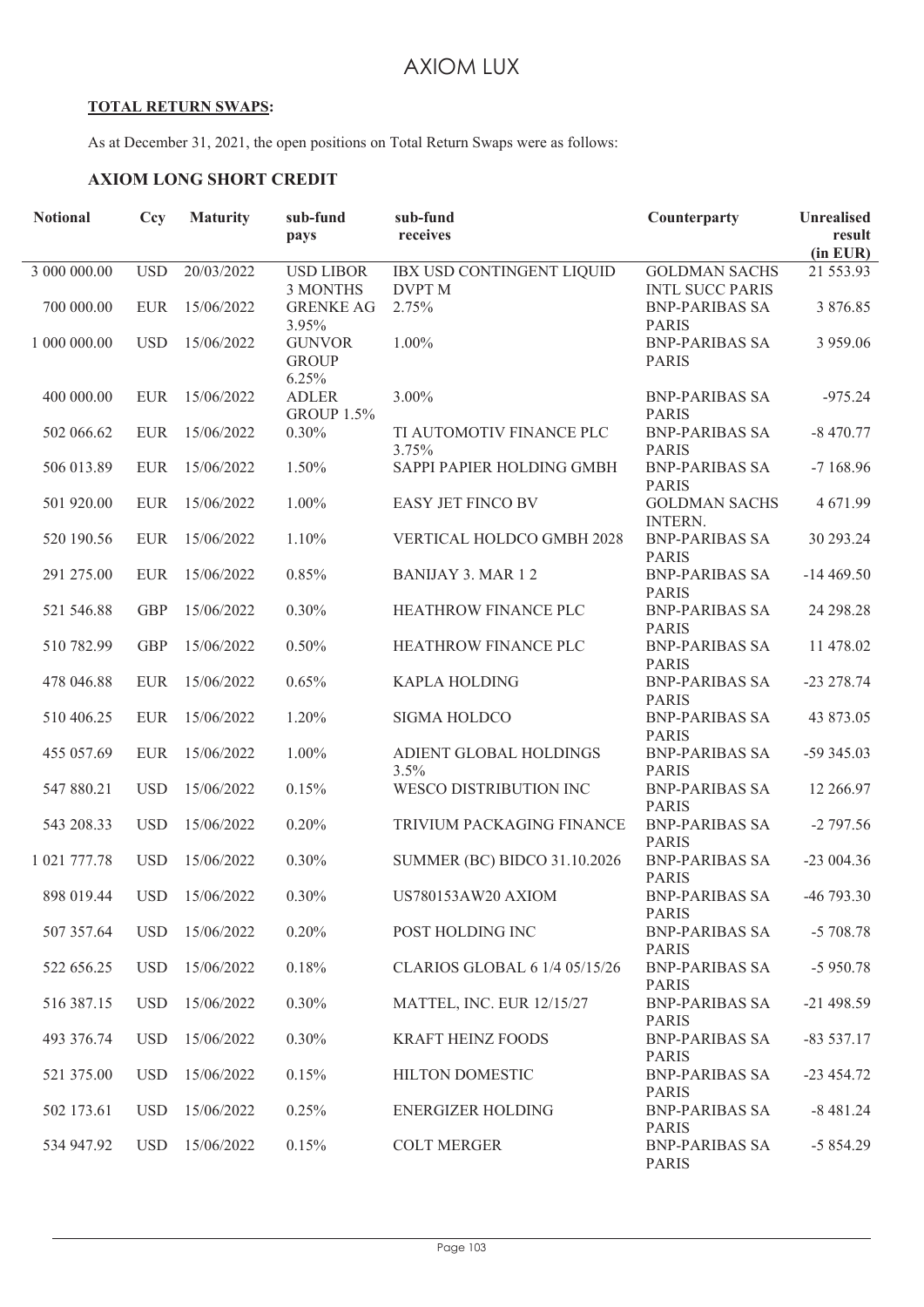**TOTAL RETURN SWAPS:**

As at December 31, 2021, the open positions on Total Return Swaps were as follows:

### AXIOM LONG SHORT CREDIT

| Notional | Ccy | Maturity | sub-fund pays | sub-fund receives | Counterparty | Unrealised result (in EUR) |
|---|---|---|---|---|---|---|
| 3 000 000.00 | USD | 20/03/2022 | USD LIBOR 3 MONTHS | IBX USD CONTINGENT LIQUID DVPT M | GOLDMAN SACHS INTL SUCC PARIS | 21 553.93 |
| 700 000.00 | EUR | 15/06/2022 | GRENKE AG 3.95% | 2.75% | BNP-PARIBAS SA PARIS | 3 876.85 |
| 1 000 000.00 | USD | 15/06/2022 | GUNVOR GROUP 6.25% | 1.00% | BNP-PARIBAS SA PARIS | 3 959.06 |
| 400 000.00 | EUR | 15/06/2022 | ADLER GROUP 1.5% | 3.00% | BNP-PARIBAS SA PARIS | -975.24 |
| 502 066.62 | EUR | 15/06/2022 | 0.30% | TI AUTOMOTIV FINANCE PLC 3.75% | BNP-PARIBAS SA PARIS | -8 470.77 |
| 506 013.89 | EUR | 15/06/2022 | 1.50% | SAPPI PAPIER HOLDING GMBH | BNP-PARIBAS SA PARIS | -7 168.96 |
| 501 920.00 | EUR | 15/06/2022 | 1.00% | EASY JET FINCO BV | GOLDMAN SACHS INTERN. | 4 671.99 |
| 520 190.56 | EUR | 15/06/2022 | 1.10% | VERTICAL HOLDCO GMBH 2028 | BNP-PARIBAS SA PARIS | 30 293.24 |
| 291 275.00 | EUR | 15/06/2022 | 0.85% | BANIJAY 3. MAR 1 2 | BNP-PARIBAS SA PARIS | -14 469.50 |
| 521 546.88 | GBP | 15/06/2022 | 0.30% | HEATHROW FINANCE PLC | BNP-PARIBAS SA PARIS | 24 298.28 |
| 510 782.99 | GBP | 15/06/2022 | 0.50% | HEATHROW FINANCE PLC | BNP-PARIBAS SA PARIS | 11 478.02 |
| 478 046.88 | EUR | 15/06/2022 | 0.65% | KAPLA HOLDING | BNP-PARIBAS SA PARIS | -23 278.74 |
| 510 406.25 | EUR | 15/06/2022 | 1.20% | SIGMA HOLDCO | BNP-PARIBAS SA PARIS | 43 873.05 |
| 455 057.69 | EUR | 15/06/2022 | 1.00% | ADIENT GLOBAL HOLDINGS 3.5% | BNP-PARIBAS SA PARIS | -59 345.03 |
| 547 880.21 | USD | 15/06/2022 | 0.15% | WESCO DISTRIBUTION INC | BNP-PARIBAS SA PARIS | 12 266.97 |
| 543 208.33 | USD | 15/06/2022 | 0.20% | TRIVIUM PACKAGING FINANCE | BNP-PARIBAS SA PARIS | -2 797.56 |
| 1 021 777.78 | USD | 15/06/2022 | 0.30% | SUMMER (BC) BIDCO 31.10.2026 | BNP-PARIBAS SA PARIS | -23 004.36 |
| 898 019.44 | USD | 15/06/2022 | 0.30% | US780153AW20 AXIOM | BNP-PARIBAS SA PARIS | -46 793.30 |
| 507 357.64 | USD | 15/06/2022 | 0.20% | POST HOLDING INC | BNP-PARIBAS SA PARIS | -5 708.78 |
| 522 656.25 | USD | 15/06/2022 | 0.18% | CLARIOS GLOBAL 6 1/4 05/15/26 | BNP-PARIBAS SA PARIS | -5 950.78 |
| 516 387.15 | USD | 15/06/2022 | 0.30% | MATTEL, INC. EUR 12/15/27 | BNP-PARIBAS SA PARIS | -21 498.59 |
| 493 376.74 | USD | 15/06/2022 | 0.30% | KRAFT HEINZ FOODS | BNP-PARIBAS SA PARIS | -83 537.17 |
| 521 375.00 | USD | 15/06/2022 | 0.15% | HILTON DOMESTIC | BNP-PARIBAS SA PARIS | -23 454.72 |
| 502 173.61 | USD | 15/06/2022 | 0.25% | ENERGIZER HOLDING | BNP-PARIBAS SA PARIS | -8 481.24 |
| 534 947.92 | USD | 15/06/2022 | 0.15% | COLT MERGER | BNP-PARIBAS SA PARIS | -5 854.29 |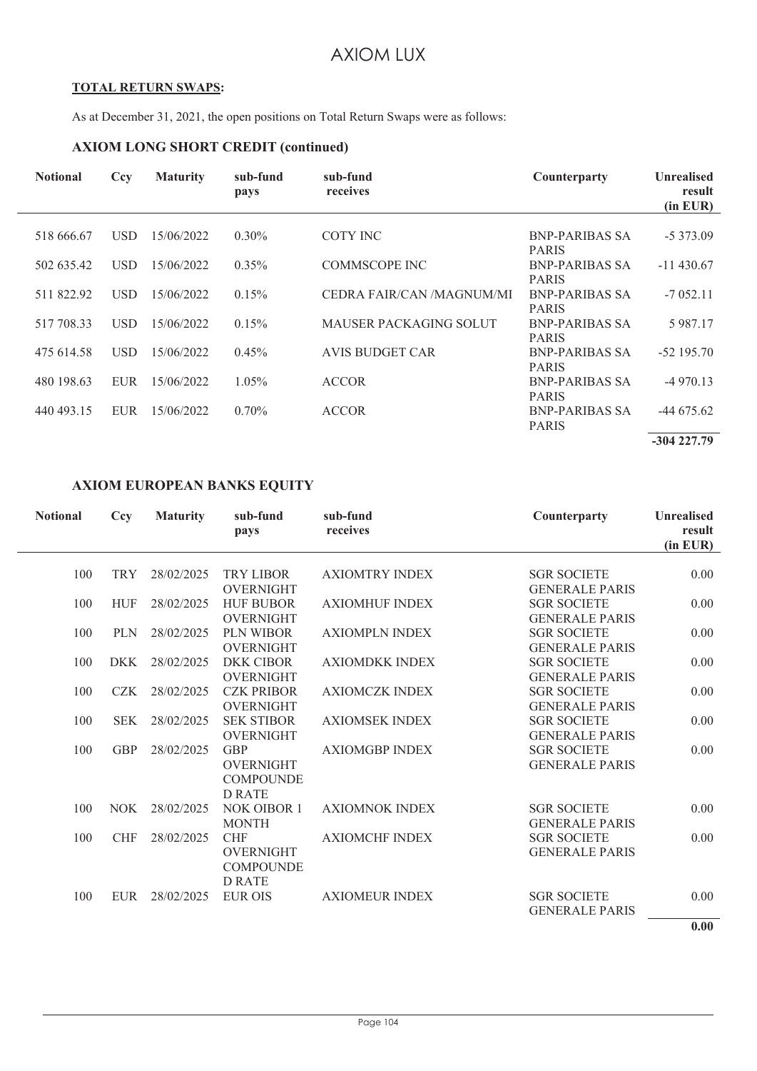# AXIOM LUX

**TOTAL RETURN SWAPS:**

As at December 31, 2021, the open positions on Total Return Swaps were as follows:

### AXIOM LONG SHORT CREDIT (continued)

| Notional | Ccy | Maturity | sub-fund pays | sub-fund receives | Counterparty | Unrealised result (in EUR) |
|---|---|---|---|---|---|---|
| 518 666.67 | USD | 15/06/2022 | 0.30% | COTY INC | BNP-PARIBAS SA PARIS | -5 373.09 |
| 502 635.42 | USD | 15/06/2022 | 0.35% | COMMSCOPE INC | BNP-PARIBAS SA PARIS | -11 430.67 |
| 511 822.92 | USD | 15/06/2022 | 0.15% | CEDRA FAIR/CAN /MAGNUM/MI | BNP-PARIBAS SA PARIS | -7 052.11 |
| 517 708.33 | USD | 15/06/2022 | 0.15% | MAUSER PACKAGING SOLUT | BNP-PARIBAS SA PARIS | 5 987.17 |
| 475 614.58 | USD | 15/06/2022 | 0.45% | AVIS BUDGET CAR | BNP-PARIBAS SA PARIS | -52 195.70 |
| 480 198.63 | EUR | 15/06/2022 | 1.05% | ACCOR | BNP-PARIBAS SA PARIS | -4 970.13 |
| 440 493.15 | EUR | 15/06/2022 | 0.70% | ACCOR | BNP-PARIBAS SA PARIS | -44 675.62 |
| | | | | | | **-304 227.79** |

### AXIOM EUROPEAN BANKS EQUITY

| Notional | Ccy | Maturity | sub-fund pays | sub-fund receives | Counterparty | Unrealised result (in EUR) |
|---|---|---|---|---|---|---|
| 100 | TRY | 28/02/2025 | TRY LIBOR OVERNIGHT | AXIOMTRY INDEX | SGR SOCIETE GENERALE PARIS | 0.00 |
| 100 | HUF | 28/02/2025 | HUF BUBOR OVERNIGHT | AXIOMHUF INDEX | SGR SOCIETE GENERALE PARIS | 0.00 |
| 100 | PLN | 28/02/2025 | PLN WIBOR OVERNIGHT | AXIOMPLN INDEX | SGR SOCIETE GENERALE PARIS | 0.00 |
| 100 | DKK | 28/02/2025 | DKK CIBOR OVERNIGHT | AXIOMDKK INDEX | SGR SOCIETE GENERALE PARIS | 0.00 |
| 100 | CZK | 28/02/2025 | CZK PRIBOR OVERNIGHT | AXIOMCZK INDEX | SGR SOCIETE GENERALE PARIS | 0.00 |
| 100 | SEK | 28/02/2025 | SEK STIBOR OVERNIGHT | AXIOMSEK INDEX | SGR SOCIETE GENERALE PARIS | 0.00 |
| 100 | GBP | 28/02/2025 | GBP OVERNIGHT COMPOUNDED RATE | AXIOMGBP INDEX | SGR SOCIETE GENERALE PARIS | 0.00 |
| 100 | NOK | 28/02/2025 | NOK OIBOR 1 MONTH | AXIOMNOK INDEX | SGR SOCIETE GENERALE PARIS | 0.00 |
| 100 | CHF | 28/02/2025 | CHF OVERNIGHT COMPOUNDED RATE | AXIOMCHF INDEX | SGR SOCIETE GENERALE PARIS | 0.00 |
| 100 | EUR | 28/02/2025 | EUR OIS | AXIOMEUR INDEX | SGR SOCIETE GENERALE PARIS | 0.00 |
| | | | | | | **0.00** |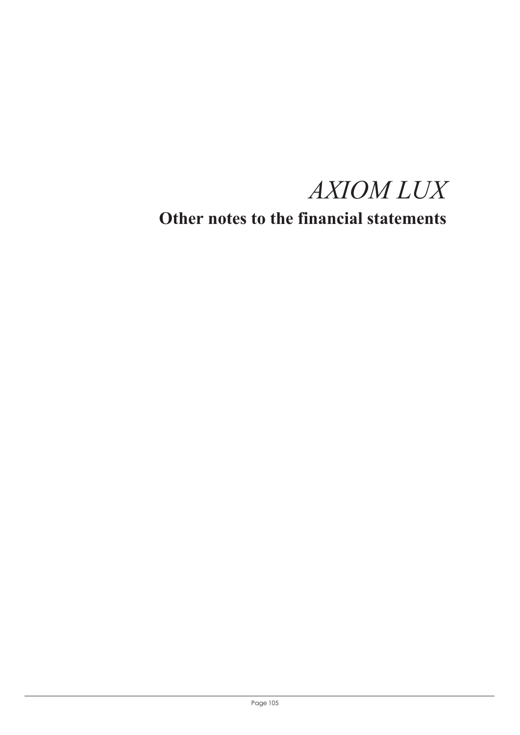# *AXIOM LUX*

## Other notes to the financial statements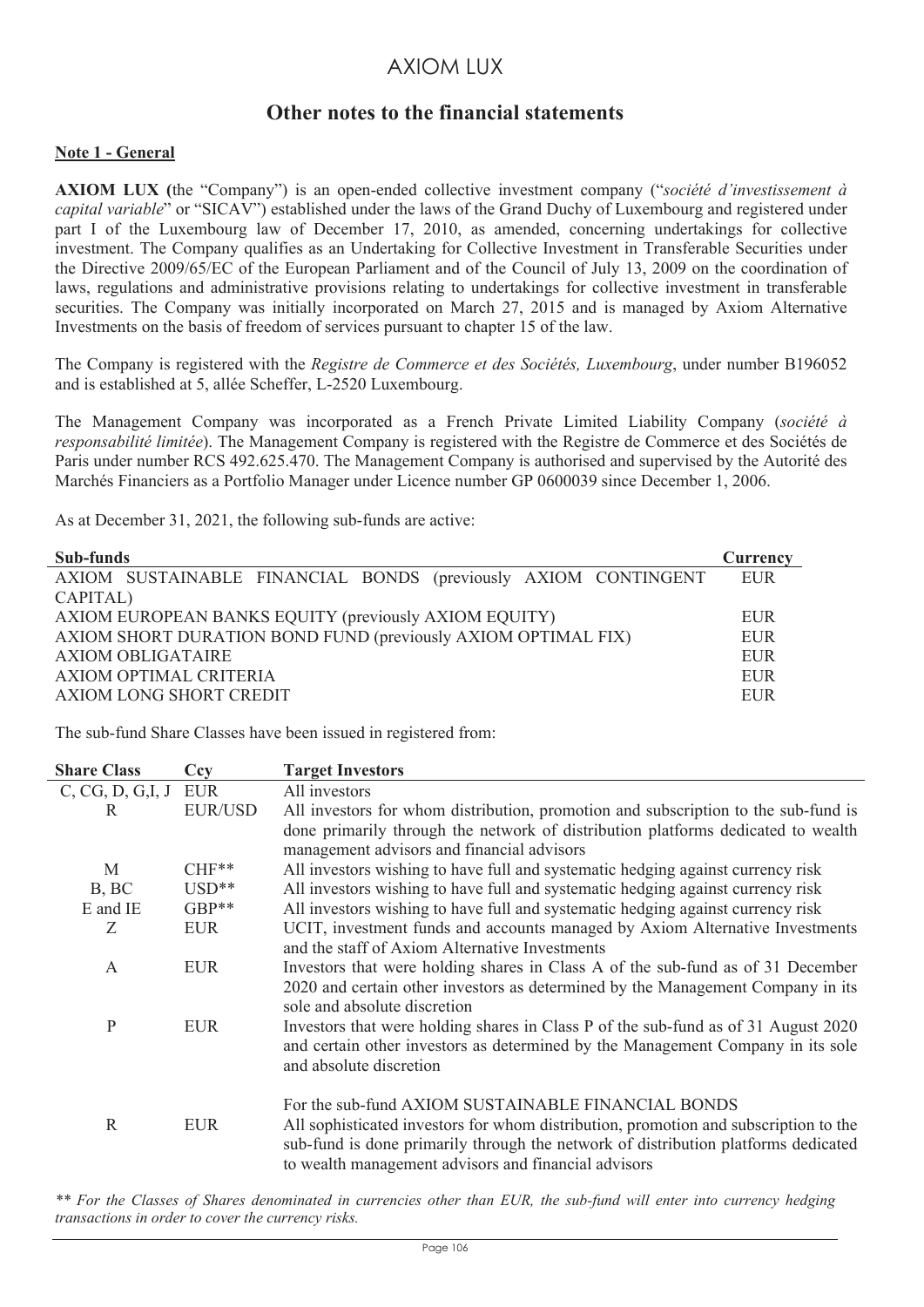# AXIOM LUX

## Other notes to the financial statements

**Note 1 - General**

**AXIOM LUX (**the "Company") is an open-ended collective investment company ("*société d'investissement à capital variable*" or "SICAV") established under the laws of the Grand Duchy of Luxembourg and registered under part I of the Luxembourg law of December 17, 2010, as amended, concerning undertakings for collective investment. The Company qualifies as an Undertaking for Collective Investment in Transferable Securities under the Directive 2009/65/EC of the European Parliament and of the Council of July 13, 2009 on the coordination of laws, regulations and administrative provisions relating to undertakings for collective investment in transferable securities. The Company was initially incorporated on March 27, 2015 and is managed by Axiom Alternative Investments on the basis of freedom of services pursuant to chapter 15 of the law.

The Company is registered with the *Registre de Commerce et des Sociétés, Luxembourg*, under number B196052 and is established at 5, allée Scheffer, L-2520 Luxembourg.

The Management Company was incorporated as a French Private Limited Liability Company (*société à responsabilité limitée*). The Management Company is registered with the Registre de Commerce et des Sociétés de Paris under number RCS 492.625.470. The Management Company is authorised and supervised by the Autorité des Marchés Financiers as a Portfolio Manager under Licence number GP 0600039 since December 1, 2006.

As at December 31, 2021, the following sub-funds are active:

| Sub-funds | Currency |
|---|---|
| AXIOM SUSTAINABLE FINANCIAL BONDS (previously AXIOM CONTINGENT CAPITAL) | EUR |
| AXIOM EUROPEAN BANKS EQUITY (previously AXIOM EQUITY) | EUR |
| AXIOM SHORT DURATION BOND FUND (previously AXIOM OPTIMAL FIX) | EUR |
| AXIOM OBLIGATAIRE | EUR |
| AXIOM OPTIMAL CRITERIA | EUR |
| AXIOM LONG SHORT CREDIT | EUR |

The sub-fund Share Classes have been issued in registered from:

| Share Class | Ccy | Target Investors |
|---|---|---|
| C, CG, D, G,I, J | EUR | All investors |
| R | EUR/USD | All investors for whom distribution, promotion and subscription to the sub-fund is done primarily through the network of distribution platforms dedicated to wealth management advisors and financial advisors |
| M | CHF** | All investors wishing to have full and systematic hedging against currency risk |
| B, BC | USD** | All investors wishing to have full and systematic hedging against currency risk |
| E and IE | GBP** | All investors wishing to have full and systematic hedging against currency risk |
| Z | EUR | UCIT, investment funds and accounts managed by Axiom Alternative Investments and the staff of Axiom Alternative Investments |
| A | EUR | Investors that were holding shares in Class A of the sub-fund as of 31 December 2020 and certain other investors as determined by the Management Company in its sole and absolute discretion |
| P | EUR | Investors that were holding shares in Class P of the sub-fund as of 31 August 2020 and certain other investors as determined by the Management Company in its sole and absolute discretion |
| | | For the sub-fund AXIOM SUSTAINABLE FINANCIAL BONDS |
| R | EUR | All sophisticated investors for whom distribution, promotion and subscription to the sub-fund is done primarily through the network of distribution platforms dedicated to wealth management advisors and financial advisors |

*** For the Classes of Shares denominated in currencies other than EUR, the sub-fund will enter into currency hedging transactions in order to cover the currency risks.*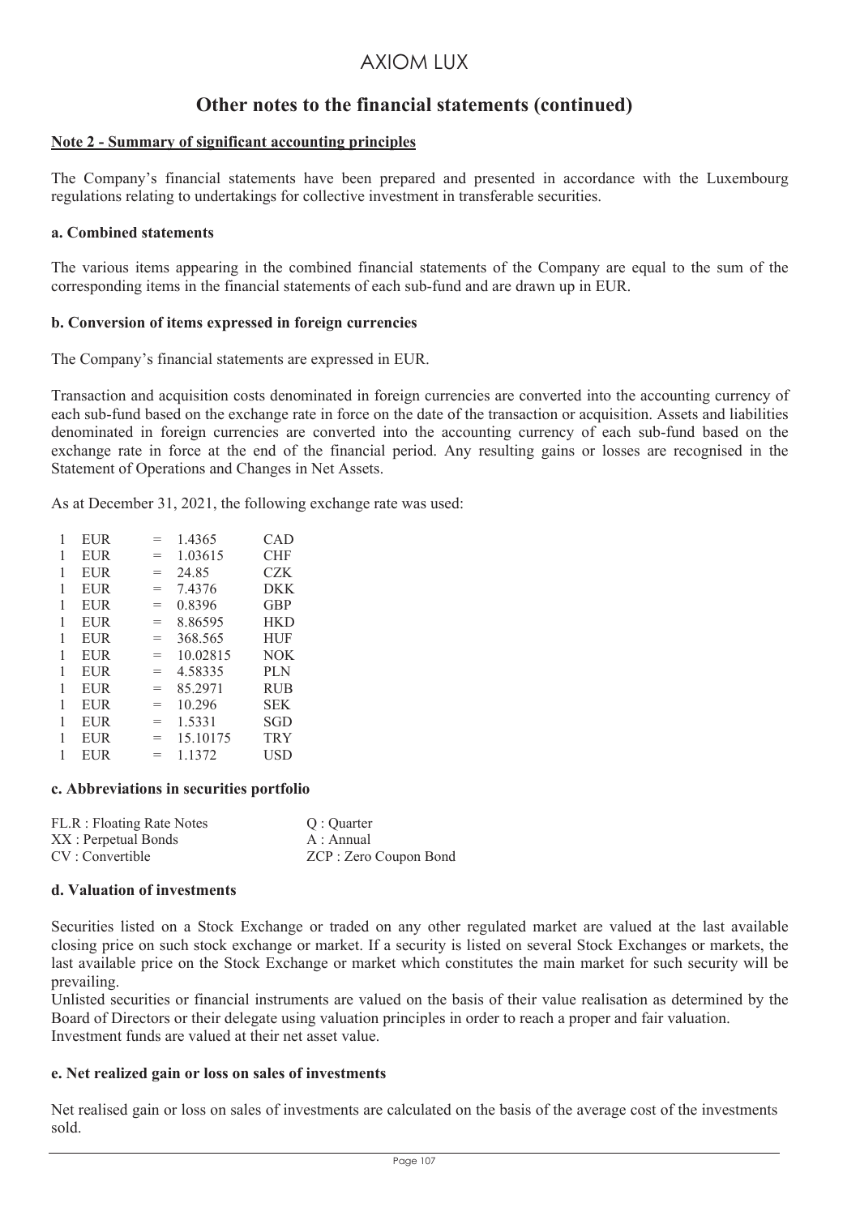# AXIOM LUX

## Other notes to the financial statements (continued)

### Note 2 - Summary of significant accounting principles

The Company's financial statements have been prepared and presented in accordance with the Luxembourg regulations relating to undertakings for collective investment in transferable securities.

#### a. Combined statements

The various items appearing in the combined financial statements of the Company are equal to the sum of the corresponding items in the financial statements of each sub-fund and are drawn up in EUR.

#### b. Conversion of items expressed in foreign currencies

The Company's financial statements are expressed in EUR.

Transaction and acquisition costs denominated in foreign currencies are converted into the accounting currency of each sub-fund based on the exchange rate in force on the date of the transaction or acquisition. Assets and liabilities denominated in foreign currencies are converted into the accounting currency of each sub-fund based on the exchange rate in force at the end of the financial period. Any resulting gains or losses are recognised in the Statement of Operations and Changes in Net Assets.

As at December 31, 2021, the following exchange rate was used:

| | | | | |
|---|---|---|---|---|
| 1 | EUR | = | 1.4365 | CAD |
| 1 | EUR | = | 1.03615 | CHF |
| 1 | EUR | = | 24.85 | CZK |
| 1 | EUR | = | 7.4376 | DKK |
| 1 | EUR | = | 0.8396 | GBP |
| 1 | EUR | = | 8.86595 | HKD |
| 1 | EUR | = | 368.565 | HUF |
| 1 | EUR | = | 10.02815 | NOK |
| 1 | EUR | = | 4.58335 | PLN |
| 1 | EUR | = | 85.2971 | RUB |
| 1 | EUR | = | 10.296 | SEK |
| 1 | EUR | = | 1.5331 | SGD |
| 1 | EUR | = | 15.10175 | TRY |
| 1 | EUR | = | 1.1372 | USD |

#### c. Abbreviations in securities portfolio

| | |
|---|---|
| FL.R : Floating Rate Notes | Q : Quarter |
| XX : Perpetual Bonds | A : Annual |
| CV : Convertible | ZCP : Zero Coupon Bond |

#### d. Valuation of investments

Securities listed on a Stock Exchange or traded on any other regulated market are valued at the last available closing price on such stock exchange or market. If a security is listed on several Stock Exchanges or markets, the last available price on the Stock Exchange or market which constitutes the main market for such security will be prevailing.
Unlisted securities or financial instruments are valued on the basis of their value realisation as determined by the Board of Directors or their delegate using valuation principles in order to reach a proper and fair valuation.
Investment funds are valued at their net asset value.

#### e. Net realized gain or loss on sales of investments

Net realised gain or loss on sales of investments are calculated on the basis of the average cost of the investments sold.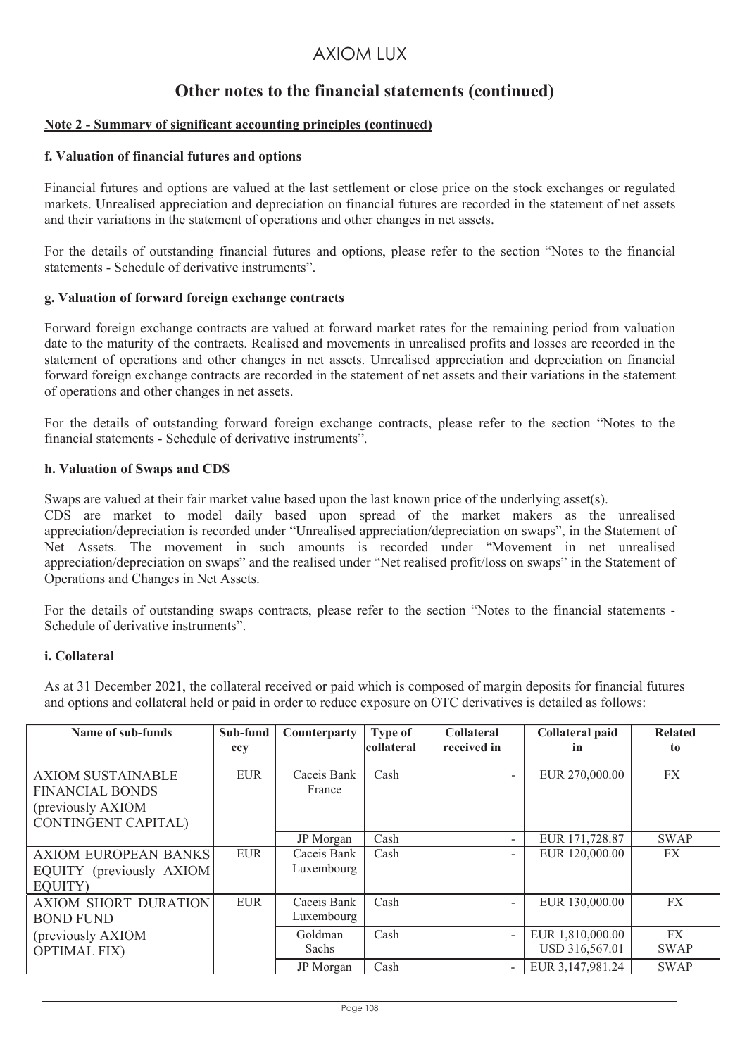# Other notes to the financial statements (continued)

**Note 2 - Summary of significant accounting principles (continued)**

### f. Valuation of financial futures and options

Financial futures and options are valued at the last settlement or close price on the stock exchanges or regulated markets. Unrealised appreciation and depreciation on financial futures are recorded in the statement of net assets and their variations in the statement of operations and other changes in net assets.

For the details of outstanding financial futures and options, please refer to the section "Notes to the financial statements - Schedule of derivative instruments".

### g. Valuation of forward foreign exchange contracts

Forward foreign exchange contracts are valued at forward market rates for the remaining period from valuation date to the maturity of the contracts. Realised and movements in unrealised profits and losses are recorded in the statement of operations and other changes in net assets. Unrealised appreciation and depreciation on financial forward foreign exchange contracts are recorded in the statement of net assets and their variations in the statement of operations and other changes in net assets.

For the details of outstanding forward foreign exchange contracts, please refer to the section "Notes to the financial statements - Schedule of derivative instruments".

### h. Valuation of Swaps and CDS

Swaps are valued at their fair market value based upon the last known price of the underlying asset(s).
CDS are market to model daily based upon spread of the market makers as the unrealised appreciation/depreciation is recorded under "Unrealised appreciation/depreciation on swaps", in the Statement of Net Assets. The movement in such amounts is recorded under "Movement in net unrealised appreciation/depreciation on swaps" and the realised under "Net realised profit/loss on swaps" in the Statement of Operations and Changes in Net Assets.

For the details of outstanding swaps contracts, please refer to the section "Notes to the financial statements - Schedule of derivative instruments".

### i. Collateral

As at 31 December 2021, the collateral received or paid which is composed of margin deposits for financial futures and options and collateral held or paid in order to reduce exposure on OTC derivatives is detailed as follows:

| Name of sub-funds | Sub-fund ccy | Counterparty | Type of collateral | Collateral received in | Collateral paid in | Related to |
|---|---|---|---|---|---|---|
| AXIOM SUSTAINABLE FINANCIAL BONDS (previously AXIOM CONTINGENT CAPITAL) | EUR | Caceis Bank France | Cash | - | EUR 270,000.00 | FX |
| | | JP Morgan | Cash | - | EUR 171,728.87 | SWAP |
| AXIOM EUROPEAN BANKS EQUITY (previously AXIOM EQUITY) | EUR | Caceis Bank Luxembourg | Cash | - | EUR 120,000.00 | FX |
| AXIOM SHORT DURATION BOND FUND (previously AXIOM OPTIMAL FIX) | EUR | Caceis Bank Luxembourg | Cash | - | EUR 130,000.00 | FX |
| | | Goldman Sachs | Cash | - | EUR 1,810,000.00<br>USD 316,567.01 | FX<br>SWAP |
| | | JP Morgan | Cash | - | EUR 3,147,981.24 | SWAP |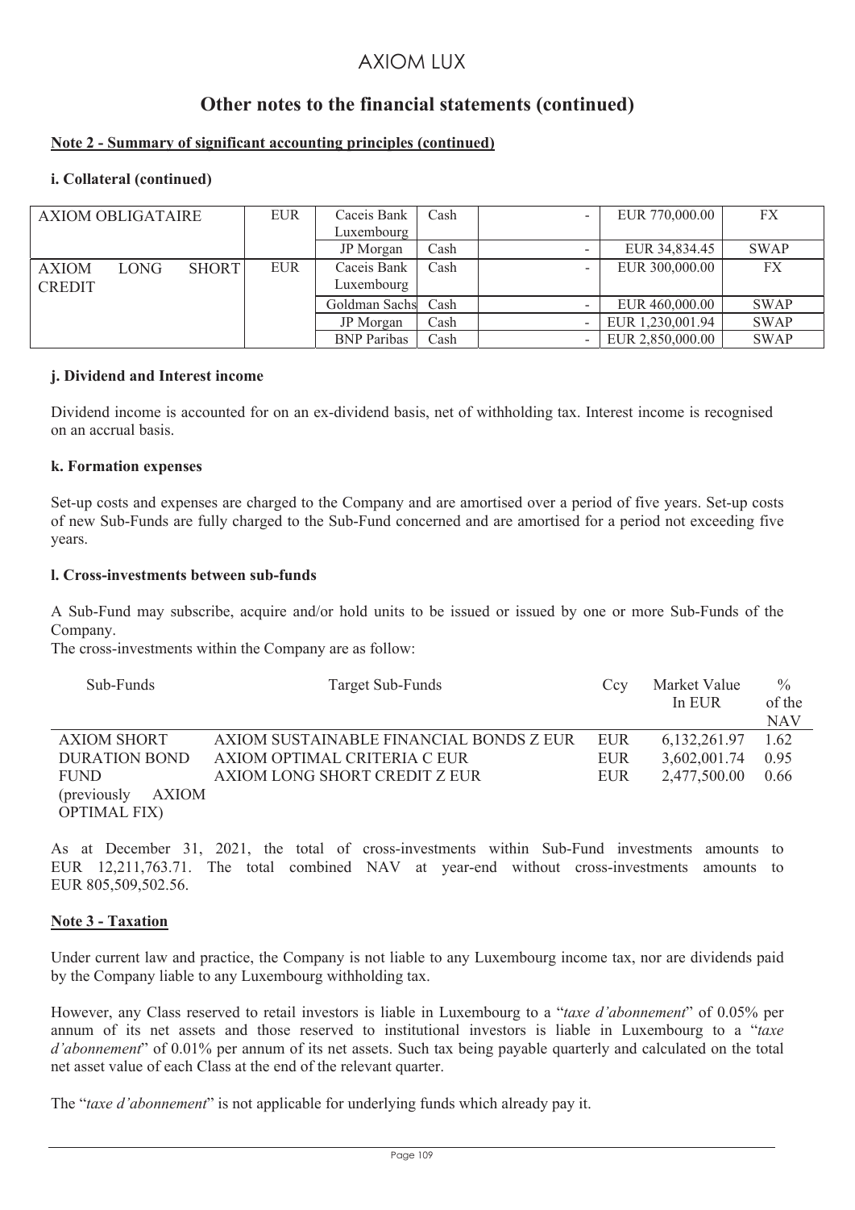# Other notes to the financial statements (continued)

## Note 2 - Summary of significant accounting principles (continued)

### i. Collateral (continued)

| | | | | | | | |
|---|---|---|---|---|---|---|---|
| AXIOM OBLIGATAIRE | EUR | Caceis Bank Luxembourg | Cash | - | EUR 770,000.00 | FX |
| | | JP Morgan | Cash | - | EUR 34,834.45 | SWAP |
| AXIOM LONG SHORT CREDIT | EUR | Caceis Bank Luxembourg | Cash | - | EUR 300,000.00 | FX |
| | | Goldman Sachs | Cash | - | EUR 460,000.00 | SWAP |
| | | JP Morgan | Cash | - | EUR 1,230,001.94 | SWAP |
| | | BNP Paribas | Cash | - | EUR 2,850,000.00 | SWAP |

### j. Dividend and Interest income

Dividend income is accounted for on an ex-dividend basis, net of withholding tax. Interest income is recognised on an accrual basis.

### k. Formation expenses

Set-up costs and expenses are charged to the Company and are amortised over a period of five years. Set-up costs of new Sub-Funds are fully charged to the Sub-Fund concerned and are amortised for a period not exceeding five years.

### l. Cross-investments between sub-funds

A Sub-Fund may subscribe, acquire and/or hold units to be issued or issued by one or more Sub-Funds of the Company.
The cross-investments within the Company are as follow:

| Sub-Funds | Target Sub-Funds | Ccy | Market Value In EUR | % of the NAV |
|---|---|---|---|---|
| AXIOM SHORT DURATION BOND FUND (previously AXIOM OPTIMAL FIX) | AXIOM SUSTAINABLE FINANCIAL BONDS Z EUR | EUR | 6,132,261.97 | 1.62 |
| | AXIOM OPTIMAL CRITERIA C EUR | EUR | 3,602,001.74 | 0.95 |
| | AXIOM LONG SHORT CREDIT Z EUR | EUR | 2,477,500.00 | 0.66 |

As at December 31, 2021, the total of cross-investments within Sub-Fund investments amounts to EUR 12,211,763.71. The total combined NAV at year-end without cross-investments amounts to EUR 805,509,502.56.

## Note 3 - Taxation

Under current law and practice, the Company is not liable to any Luxembourg income tax, nor are dividends paid by the Company liable to any Luxembourg withholding tax.

However, any Class reserved to retail investors is liable in Luxembourg to a "*taxe d'abonnement*" of 0.05% per annum of its net assets and those reserved to institutional investors is liable in Luxembourg to a "*taxe d'abonnement*" of 0.01% per annum of its net assets. Such tax being payable quarterly and calculated on the total net asset value of each Class at the end of the relevant quarter.

The "*taxe d'abonnement*" is not applicable for underlying funds which already pay it.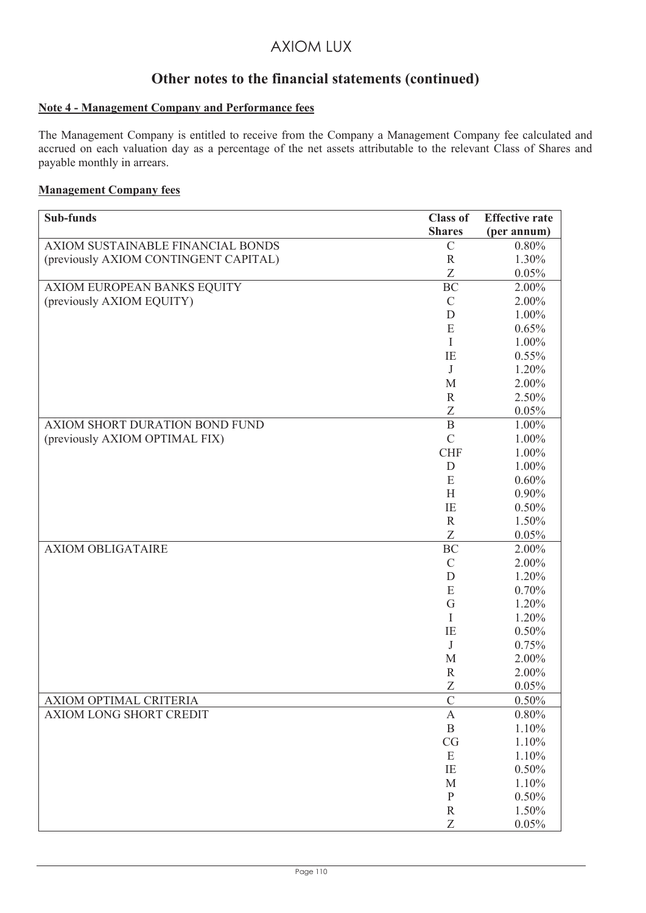## Other notes to the financial statements (continued)

### Note 4 - Management Company and Performance fees

The Management Company is entitled to receive from the Company a Management Company fee calculated and accrued on each valuation day as a percentage of the net assets attributable to the relevant Class of Shares and payable monthly in arrears.

#### Management Company fees

| Sub-funds | Class of Shares | Effective rate (per annum) |
|---|---|---|
| AXIOM SUSTAINABLE FINANCIAL BONDS | C | 0.80% |
| (previously AXIOM CONTINGENT CAPITAL) | R | 1.30% |
| | Z | 0.05% |
| AXIOM EUROPEAN BANKS EQUITY | BC | 2.00% |
| (previously AXIOM EQUITY) | C | 2.00% |
| | D | 1.00% |
| | E | 0.65% |
| | I | 1.00% |
| | IE | 0.55% |
| | J | 1.20% |
| | M | 2.00% |
| | R | 2.50% |
| | Z | 0.05% |
| AXIOM SHORT DURATION BOND FUND | B | 1.00% |
| (previously AXIOM OPTIMAL FIX) | C | 1.00% |
| | CHF | 1.00% |
| | D | 1.00% |
| | E | 0.60% |
| | H | 0.90% |
| | IE | 0.50% |
| | R | 1.50% |
| | Z | 0.05% |
| AXIOM OBLIGATAIRE | BC | 2.00% |
| | C | 2.00% |
| | D | 1.20% |
| | E | 0.70% |
| | G | 1.20% |
| | I | 1.20% |
| | IE | 0.50% |
| | J | 0.75% |
| | M | 2.00% |
| | R | 2.00% |
| | Z | 0.05% |
| AXIOM OPTIMAL CRITERIA | C | 0.50% |
| AXIOM LONG SHORT CREDIT | A | 0.80% |
| | B | 1.10% |
| | CG | 1.10% |
| | E | 1.10% |
| | IE | 0.50% |
| | M | 1.10% |
| | P | 0.50% |
| | R | 1.50% |
| | Z | 0.05% |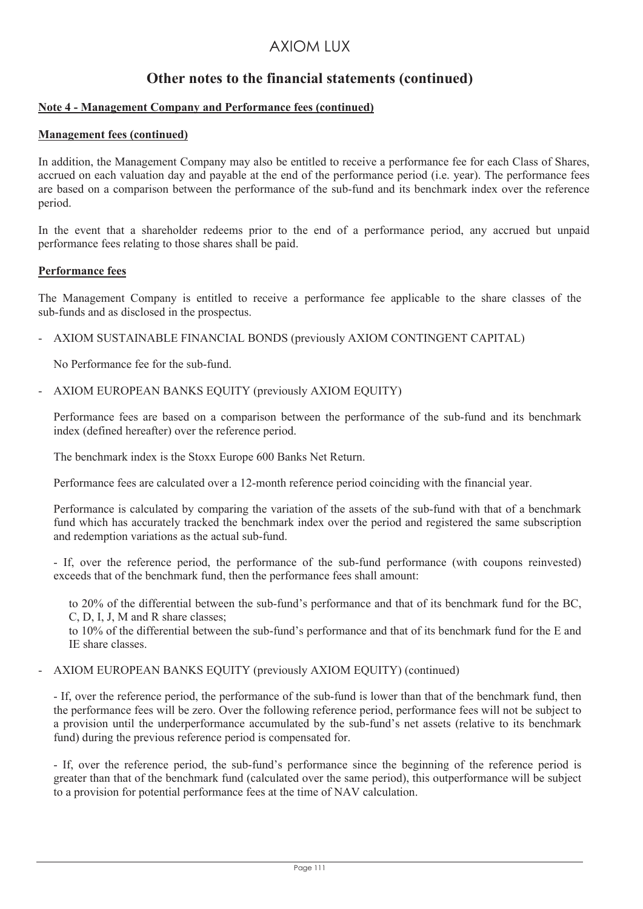# AXIOM LUX

## Other notes to the financial statements (continued)

**Note 4 - Management Company and Performance fees (continued)**

**Management fees (continued)**

In addition, the Management Company may also be entitled to receive a performance fee for each Class of Shares, accrued on each valuation day and payable at the end of the performance period (i.e. year). The performance fees are based on a comparison between the performance of the sub-fund and its benchmark index over the reference period.

In the event that a shareholder redeems prior to the end of a performance period, any accrued but unpaid performance fees relating to those shares shall be paid.

**Performance fees**

The Management Company is entitled to receive a performance fee applicable to the share classes of the sub-funds and as disclosed in the prospectus.

- AXIOM SUSTAINABLE FINANCIAL BONDS (previously AXIOM CONTINGENT CAPITAL)

  No Performance fee for the sub-fund.

- AXIOM EUROPEAN BANKS EQUITY (previously AXIOM EQUITY)

  Performance fees are based on a comparison between the performance of the sub-fund and its benchmark index (defined hereafter) over the reference period.

  The benchmark index is the Stoxx Europe 600 Banks Net Return.

  Performance fees are calculated over a 12-month reference period coinciding with the financial year.

  Performance is calculated by comparing the variation of the assets of the sub-fund with that of a benchmark fund which has accurately tracked the benchmark index over the period and registered the same subscription and redemption variations as the actual sub-fund.

  - If, over the reference period, the performance of the sub-fund performance (with coupons reinvested) exceeds that of the benchmark fund, then the performance fees shall amount:

    to 20% of the differential between the sub-fund's performance and that of its benchmark fund for the BC, C, D, I, J, M and R share classes;

    to 10% of the differential between the sub-fund's performance and that of its benchmark fund for the E and IE share classes.

- AXIOM EUROPEAN BANKS EQUITY (previously AXIOM EQUITY) (continued)

  - If, over the reference period, the performance of the sub-fund is lower than that of the benchmark fund, then the performance fees will be zero. Over the following reference period, performance fees will not be subject to a provision until the underperformance accumulated by the sub-fund's net assets (relative to its benchmark fund) during the previous reference period is compensated for.

  - If, over the reference period, the sub-fund's performance since the beginning of the reference period is greater than that of the benchmark fund (calculated over the same period), this outperformance will be subject to a provision for potential performance fees at the time of NAV calculation.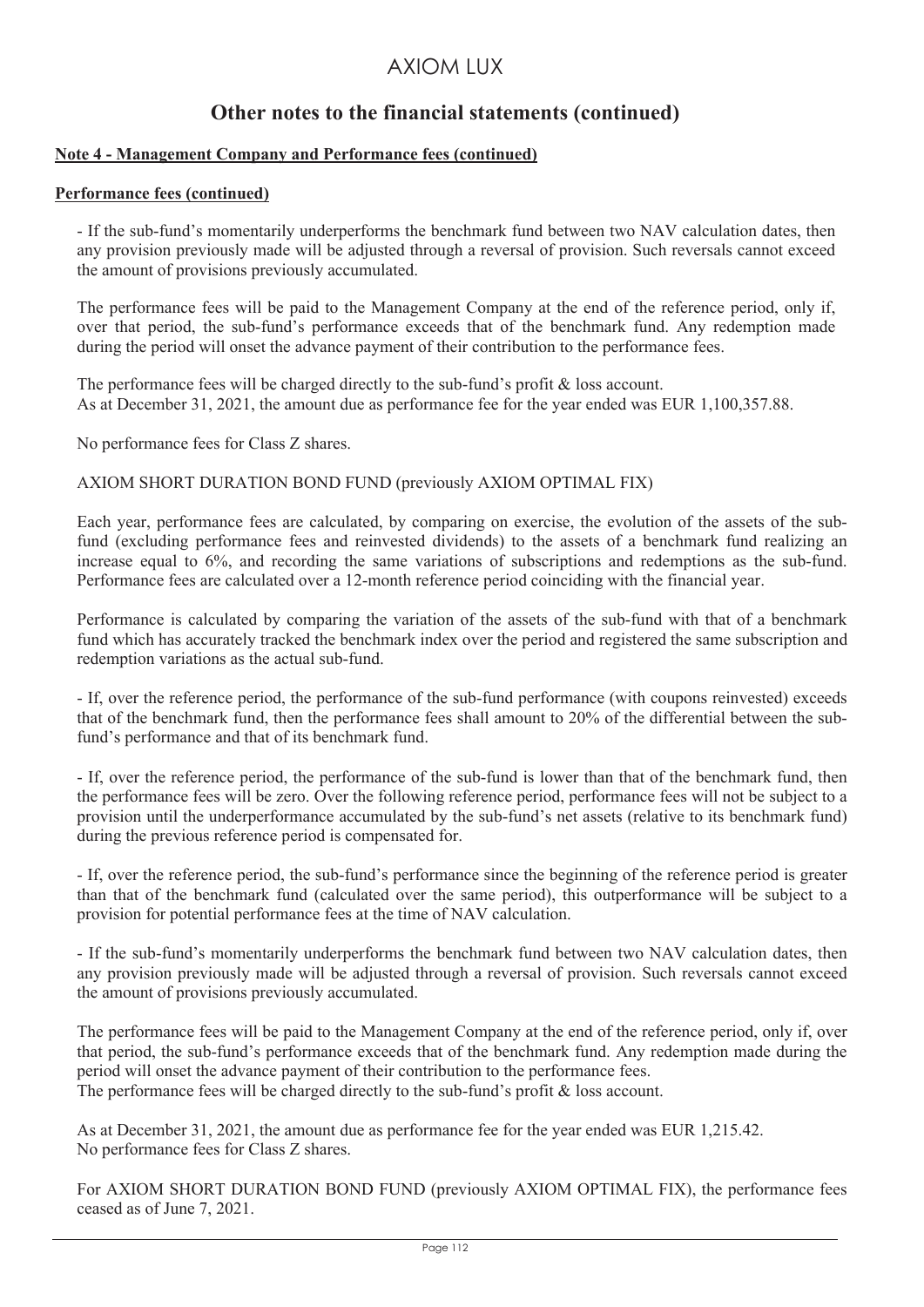# AXIOM LUX

## Other notes to the financial statements (continued)

**Note 4 - Management Company and Performance fees (continued)**

**Performance fees (continued)**

- If the sub-fund's momentarily underperforms the benchmark fund between two NAV calculation dates, then any provision previously made will be adjusted through a reversal of provision. Such reversals cannot exceed the amount of provisions previously accumulated.

The performance fees will be paid to the Management Company at the end of the reference period, only if, over that period, the sub-fund's performance exceeds that of the benchmark fund. Any redemption made during the period will onset the advance payment of their contribution to the performance fees.

The performance fees will be charged directly to the sub-fund's profit & loss account.
As at December 31, 2021, the amount due as performance fee for the year ended was EUR 1,100,357.88.

No performance fees for Class Z shares.

AXIOM SHORT DURATION BOND FUND (previously AXIOM OPTIMAL FIX)

Each year, performance fees are calculated, by comparing on exercise, the evolution of the assets of the sub-fund (excluding performance fees and reinvested dividends) to the assets of a benchmark fund realizing an increase equal to 6%, and recording the same variations of subscriptions and redemptions as the sub-fund. Performance fees are calculated over a 12-month reference period coinciding with the financial year.

Performance is calculated by comparing the variation of the assets of the sub-fund with that of a benchmark fund which has accurately tracked the benchmark index over the period and registered the same subscription and redemption variations as the actual sub-fund.

- If, over the reference period, the performance of the sub-fund performance (with coupons reinvested) exceeds that of the benchmark fund, then the performance fees shall amount to 20% of the differential between the sub-fund's performance and that of its benchmark fund.

- If, over the reference period, the performance of the sub-fund is lower than that of the benchmark fund, then the performance fees will be zero. Over the following reference period, performance fees will not be subject to a provision until the underperformance accumulated by the sub-fund's net assets (relative to its benchmark fund) during the previous reference period is compensated for.

- If, over the reference period, the sub-fund's performance since the beginning of the reference period is greater than that of the benchmark fund (calculated over the same period), this outperformance will be subject to a provision for potential performance fees at the time of NAV calculation.

- If the sub-fund's momentarily underperforms the benchmark fund between two NAV calculation dates, then any provision previously made will be adjusted through a reversal of provision. Such reversals cannot exceed the amount of provisions previously accumulated.

The performance fees will be paid to the Management Company at the end of the reference period, only if, over that period, the sub-fund's performance exceeds that of the benchmark fund. Any redemption made during the period will onset the advance payment of their contribution to the performance fees.
The performance fees will be charged directly to the sub-fund's profit & loss account.

As at December 31, 2021, the amount due as performance fee for the year ended was EUR 1,215.42.
No performance fees for Class Z shares.

For AXIOM SHORT DURATION BOND FUND (previously AXIOM OPTIMAL FIX), the performance fees ceased as of June 7, 2021.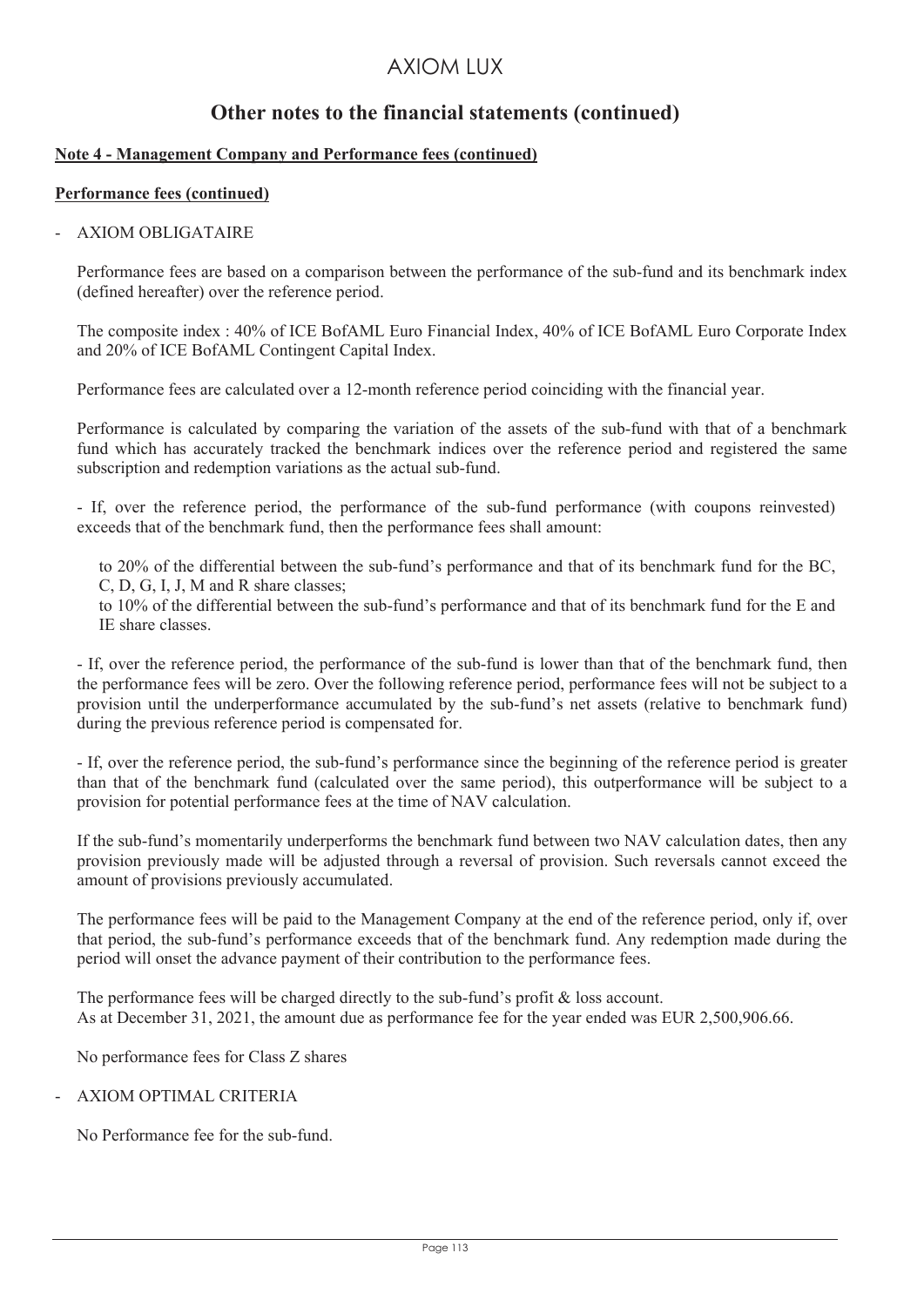# Other notes to the financial statements (continued)

**Note 4 - Management Company and Performance fees (continued)**

**Performance fees (continued)**

- AXIOM OBLIGATAIRE

  Performance fees are based on a comparison between the performance of the sub-fund and its benchmark index (defined hereafter) over the reference period.

  The composite index : 40% of ICE BofAML Euro Financial Index, 40% of ICE BofAML Euro Corporate Index and 20% of ICE BofAML Contingent Capital Index.

  Performance fees are calculated over a 12-month reference period coinciding with the financial year.

  Performance is calculated by comparing the variation of the assets of the sub-fund with that of a benchmark fund which has accurately tracked the benchmark indices over the reference period and registered the same subscription and redemption variations as the actual sub-fund.

  - If, over the reference period, the performance of the sub-fund performance (with coupons reinvested) exceeds that of the benchmark fund, then the performance fees shall amount:

    to 20% of the differential between the sub-fund's performance and that of its benchmark fund for the BC, C, D, G, I, J, M and R share classes;
    to 10% of the differential between the sub-fund's performance and that of its benchmark fund for the E and IE share classes.

  - If, over the reference period, the performance of the sub-fund is lower than that of the benchmark fund, then the performance fees will be zero. Over the following reference period, performance fees will not be subject to a provision until the underperformance accumulated by the sub-fund's net assets (relative to benchmark fund) during the previous reference period is compensated for.

  - If, over the reference period, the sub-fund's performance since the beginning of the reference period is greater than that of the benchmark fund (calculated over the same period), this outperformance will be subject to a provision for potential performance fees at the time of NAV calculation.

  If the sub-fund's momentarily underperforms the benchmark fund between two NAV calculation dates, then any provision previously made will be adjusted through a reversal of provision. Such reversals cannot exceed the amount of provisions previously accumulated.

  The performance fees will be paid to the Management Company at the end of the reference period, only if, over that period, the sub-fund's performance exceeds that of the benchmark fund. Any redemption made during the period will onset the advance payment of their contribution to the performance fees.

  The performance fees will be charged directly to the sub-fund's profit & loss account.
  As at December 31, 2021, the amount due as performance fee for the year ended was EUR 2,500,906.66.

  No performance fees for Class Z shares

- AXIOM OPTIMAL CRITERIA

  No Performance fee for the sub-fund.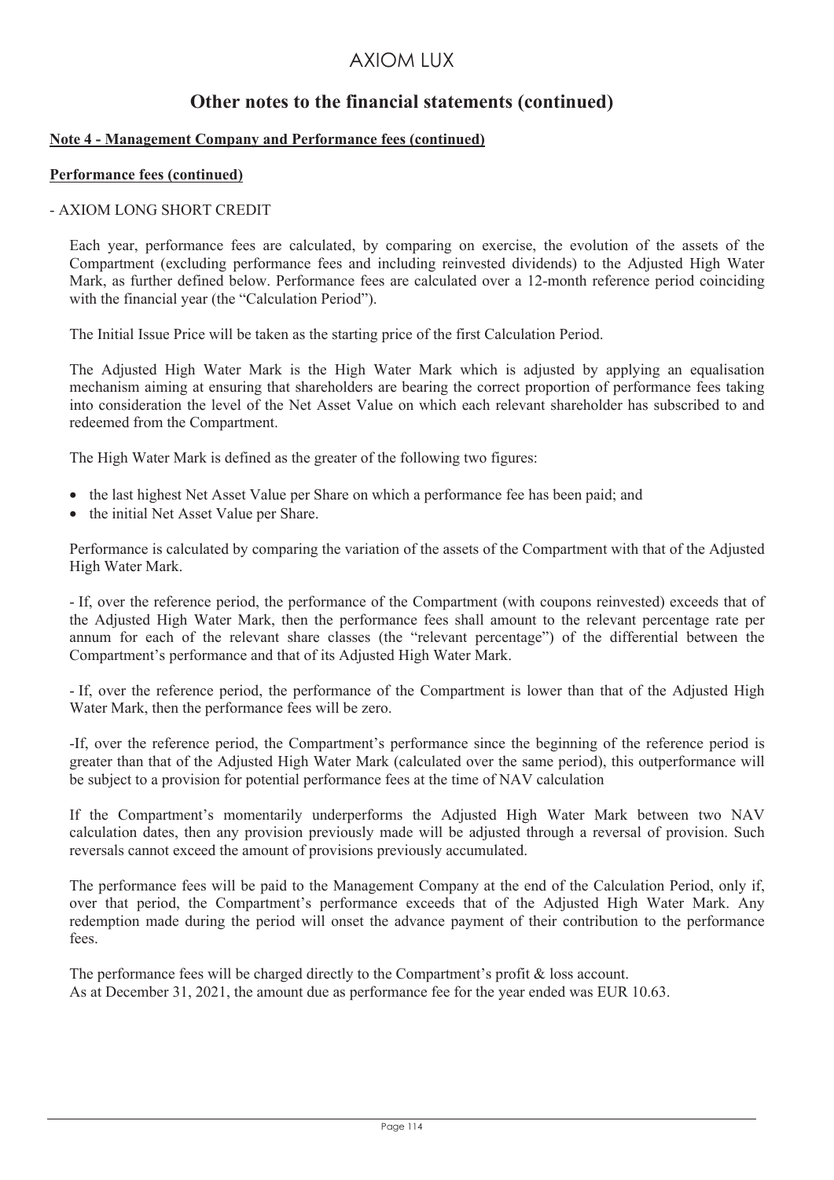# AXIOM LUX

## Other notes to the financial statements (continued)

**Note 4 - Management Company and Performance fees (continued)**

**Performance fees (continued)**

- AXIOM LONG SHORT CREDIT

Each year, performance fees are calculated, by comparing on exercise, the evolution of the assets of the Compartment (excluding performance fees and including reinvested dividends) to the Adjusted High Water Mark, as further defined below. Performance fees are calculated over a 12-month reference period coinciding with the financial year (the "Calculation Period").

The Initial Issue Price will be taken as the starting price of the first Calculation Period.

The Adjusted High Water Mark is the High Water Mark which is adjusted by applying an equalisation mechanism aiming at ensuring that shareholders are bearing the correct proportion of performance fees taking into consideration the level of the Net Asset Value on which each relevant shareholder has subscribed to and redeemed from the Compartment.

The High Water Mark is defined as the greater of the following two figures:

- the last highest Net Asset Value per Share on which a performance fee has been paid; and
- the initial Net Asset Value per Share.

Performance is calculated by comparing the variation of the assets of the Compartment with that of the Adjusted High Water Mark.

- If, over the reference period, the performance of the Compartment (with coupons reinvested) exceeds that of the Adjusted High Water Mark, then the performance fees shall amount to the relevant percentage rate per annum for each of the relevant share classes (the "relevant percentage") of the differential between the Compartment's performance and that of its Adjusted High Water Mark.

- If, over the reference period, the performance of the Compartment is lower than that of the Adjusted High Water Mark, then the performance fees will be zero.

-If, over the reference period, the Compartment's performance since the beginning of the reference period is greater than that of the Adjusted High Water Mark (calculated over the same period), this outperformance will be subject to a provision for potential performance fees at the time of NAV calculation

If the Compartment's momentarily underperforms the Adjusted High Water Mark between two NAV calculation dates, then any provision previously made will be adjusted through a reversal of provision. Such reversals cannot exceed the amount of provisions previously accumulated.

The performance fees will be paid to the Management Company at the end of the Calculation Period, only if, over that period, the Compartment's performance exceeds that of the Adjusted High Water Mark. Any redemption made during the period will onset the advance payment of their contribution to the performance fees.

The performance fees will be charged directly to the Compartment's profit & loss account.
As at December 31, 2021, the amount due as performance fee for the year ended was EUR 10.63.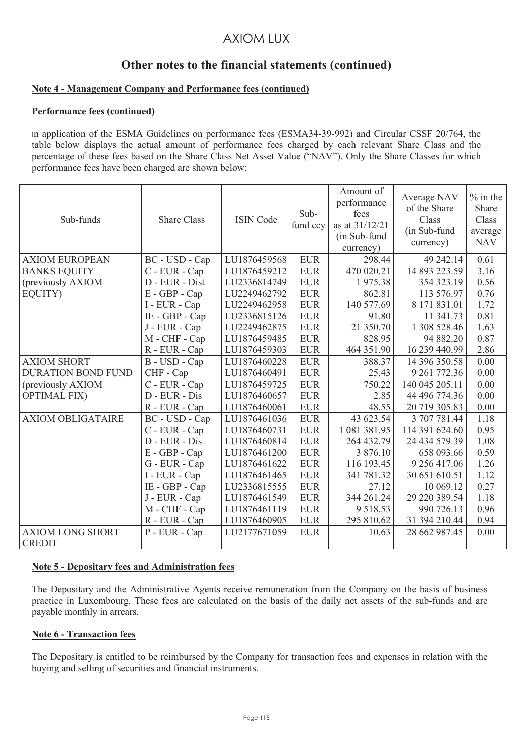# AXIOM LUX

## Other notes to the financial statements (continued)

### Note 4 - Management Company and Performance fees (continued)

### Performance fees (continued)

In application of the ESMA Guidelines on performance fees (ESMA34-39-992) and Circular CSSF 20/764, the table below displays the actual amount of performance fees charged by each relevant Share Class and the percentage of these fees based on the Share Class Net Asset Value ("NAV"). Only the Share Classes for which performance fees have been charged are shown below:

| Sub-funds | Share Class | ISIN Code | Sub-fund ccy | Amount of performance fees as at 31/12/21 (in Sub-fund currency) | Average NAV of the Share Class (in Sub-fund currency) | % in the Share Class average NAV |
|---|---|---|---|---|---|---|
| AXIOM EUROPEAN BANKS EQUITY (previously AXIOM EQUITY) | BC - USD - Cap | LU1876459568 | EUR | 298.44 | 49 242.14 | 0.61 |
| | C - EUR - Cap | LU1876459212 | EUR | 470 020.21 | 14 893 223.59 | 3.16 |
| | D - EUR - Dist | LU2336814749 | EUR | 1 975.38 | 354 323.19 | 0.56 |
| | E - GBP - Cap | LU2249462792 | EUR | 862.81 | 113 576.97 | 0.76 |
| | I - EUR - Cap | LU2249462958 | EUR | 140 577.69 | 8 171 831.01 | 1.72 |
| | IE - GBP - Cap | LU2336815126 | EUR | 91.80 | 11 341.73 | 0.81 |
| | J - EUR - Cap | LU2249462875 | EUR | 21 350.70 | 1 308 528.46 | 1.63 |
| | M - CHF - Cap | LU1876459485 | EUR | 828.95 | 94 882.20 | 0.87 |
| | R - EUR - Cap | LU1876459303 | EUR | 464 351.90 | 16 239 440.99 | 2.86 |
| AXIOM SHORT DURATION BOND FUND (previously AXIOM OPTIMAL FIX) | B - USD - Cap | LU1876460228 | EUR | 388.37 | 14 396 350.58 | 0.00 |
| | CHF - Cap | LU1876460491 | EUR | 25.43 | 9 261 772.36 | 0.00 |
| | C - EUR - Cap | LU1876459725 | EUR | 750.22 | 140 045 205.11 | 0.00 |
| | D - EUR - Dis | LU1876460657 | EUR | 2.85 | 44 496 774.36 | 0.00 |
| | R - EUR - Cap | LU1876460061 | EUR | 48.55 | 20 719 305.83 | 0.00 |
| AXIOM OBLIGATAIRE | BC - USD - Cap | LU1876461036 | EUR | 43 623.54 | 3 707 781.44 | 1.18 |
| | C - EUR - Cap | LU1876460731 | EUR | 1 081 381.95 | 114 391 624.60 | 0.95 |
| | D - EUR - Dis | LU1876460814 | EUR | 264 432.79 | 24 434 579.39 | 1.08 |
| | E - GBP - Cap | LU1876461200 | EUR | 3 876.10 | 658 093.66 | 0.59 |
| | G - EUR - Cap | LU1876461622 | EUR | 116 193.45 | 9 256 417.06 | 1.26 |
| | I - EUR - Cap | LU1876461465 | EUR | 341 781.32 | 30 651 610.51 | 1.12 |
| | IE - GBP - Cap | LU2336815555 | EUR | 27.12 | 10 069.12 | 0.27 |
| | J - EUR - Cap | LU1876461549 | EUR | 344 261.24 | 29 220 389.54 | 1.18 |
| | M - CHF - Cap | LU1876461119 | EUR | 9 518.53 | 990 726.13 | 0.96 |
| | R - EUR - Cap | LU1876460905 | EUR | 295 810.62 | 31 394 210.44 | 0.94 |
| AXIOM LONG SHORT CREDIT | P - EUR - Cap | LU2177671059 | EUR | 10.63 | 28 662 987.45 | 0.00 |

### Note 5 - Depositary fees and Administration fees

The Depositary and the Administrative Agents receive remuneration from the Company on the basis of business practice in Luxembourg. These fees are calculated on the basis of the daily net assets of the sub-funds and are payable monthly in arrears.

### Note 6 - Transaction fees

The Depositary is entitled to be reimbursed by the Company for transaction fees and expenses in relation with the buying and selling of securities and financial instruments.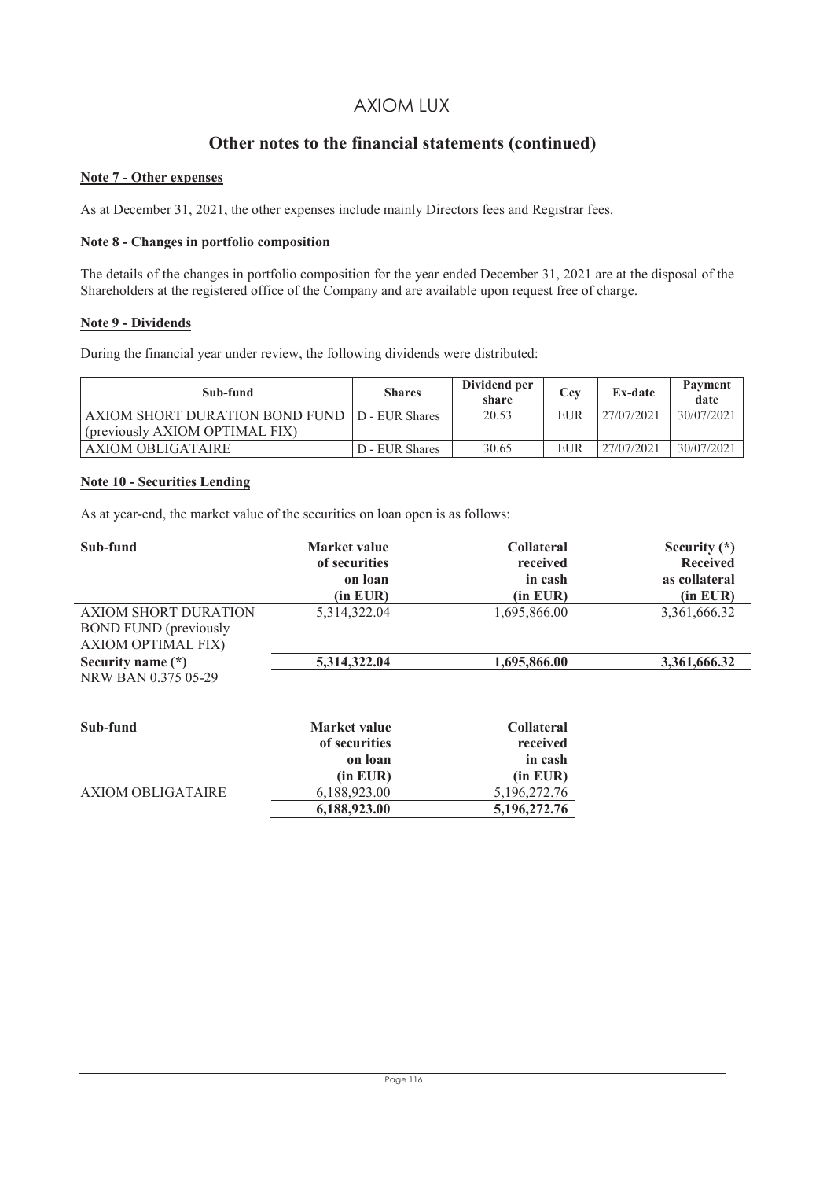# AXIOM LUX

## Other notes to the financial statements (continued)

### Note 7 - Other expenses

As at December 31, 2021, the other expenses include mainly Directors fees and Registrar fees.

### Note 8 - Changes in portfolio composition

The details of the changes in portfolio composition for the year ended December 31, 2021 are at the disposal of the Shareholders at the registered office of the Company and are available upon request free of charge.

### Note 9 - Dividends

During the financial year under review, the following dividends were distributed:

| Sub-fund | Shares | Dividend per share | Ccy | Ex-date | Payment date |
|---|---|---|---|---|---|
| AXIOM SHORT DURATION BOND FUND (previously AXIOM OPTIMAL FIX) | D - EUR Shares | 20.53 | EUR | 27/07/2021 | 30/07/2021 |
| AXIOM OBLIGATAIRE | D - EUR Shares | 30.65 | EUR | 27/07/2021 | 30/07/2021 |

### Note 10 - Securities Lending

As at year-end, the market value of the securities on loan open is as follows:

| Sub-fund | Market value of securities on loan (in EUR) | Collateral received in cash (in EUR) | Security (*) Received as collateral (in EUR) |
|---|---|---|---|
| AXIOM SHORT DURATION BOND FUND (previously AXIOM OPTIMAL FIX) | 5,314,322.04 | 1,695,866.00 | 3,361,666.32 |
| Security name (*) | **5,314,322.04** | **1,695,866.00** | **3,361,666.32** |
| NRW BAN 0.375 05-29 | | | |

| Sub-fund | Market value of securities on loan (in EUR) | Collateral received in cash (in EUR) |
|---|---|---|
| AXIOM OBLIGATAIRE | 6,188,923.00 | 5,196,272.76 |
| | **6,188,923.00** | **5,196,272.76** |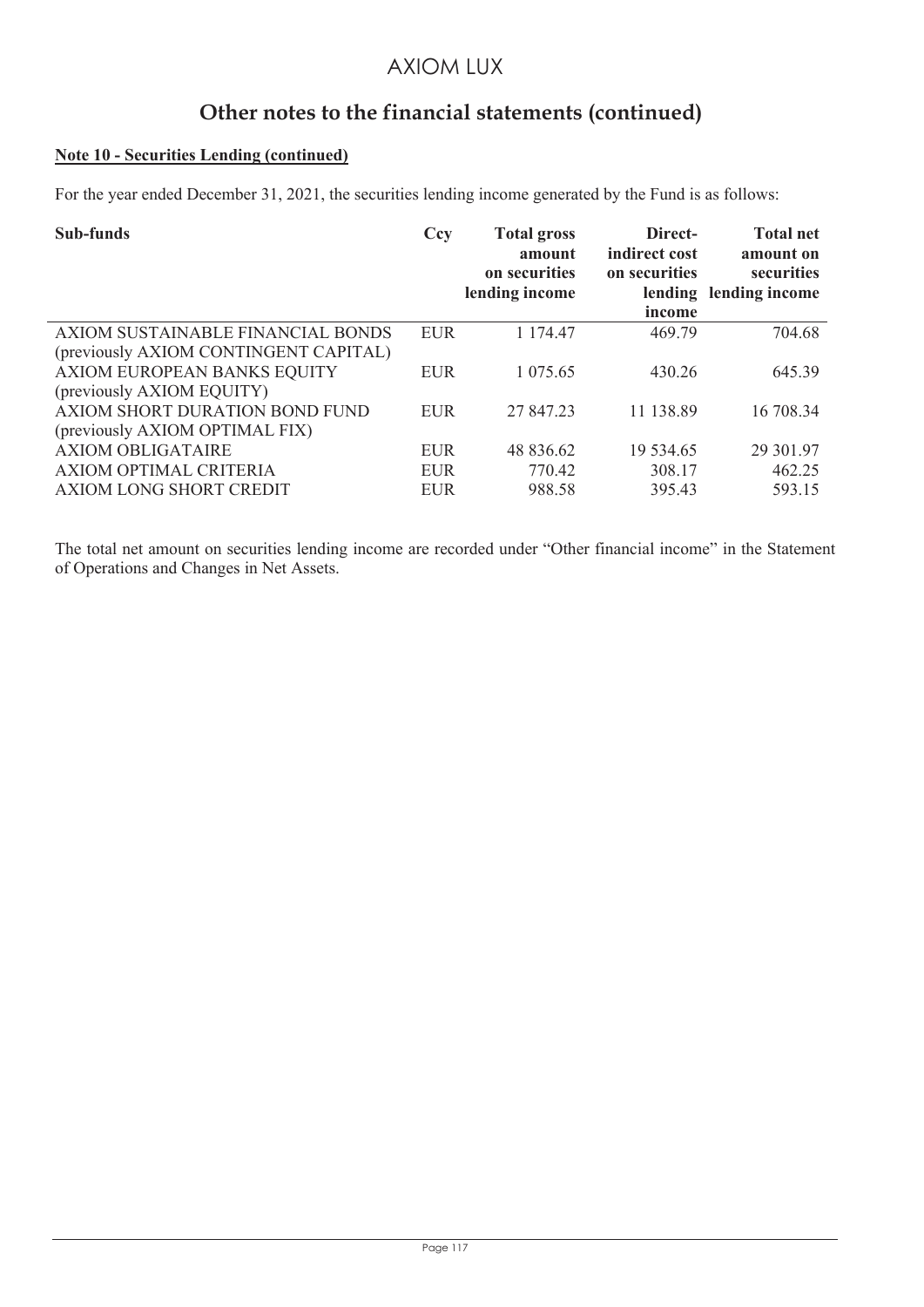# AXIOM LUX

## Other notes to the financial statements (continued)

**Note 10 - Securities Lending (continued)**

For the year ended December 31, 2021, the securities lending income generated by the Fund is as follows:

| Sub-funds | Ccy | Total gross amount on securities lending income | Direct-indirect cost on securities lending income | Total net amount on securities lending income |
|---|---|---|---|---|
| AXIOM SUSTAINABLE FINANCIAL BONDS (previously AXIOM CONTINGENT CAPITAL) | EUR | 1 174.47 | 469.79 | 704.68 |
| AXIOM EUROPEAN BANKS EQUITY (previously AXIOM EQUITY) | EUR | 1 075.65 | 430.26 | 645.39 |
| AXIOM SHORT DURATION BOND FUND (previously AXIOM OPTIMAL FIX) | EUR | 27 847.23 | 11 138.89 | 16 708.34 |
| AXIOM OBLIGATAIRE | EUR | 48 836.62 | 19 534.65 | 29 301.97 |
| AXIOM OPTIMAL CRITERIA | EUR | 770.42 | 308.17 | 462.25 |
| AXIOM LONG SHORT CREDIT | EUR | 988.58 | 395.43 | 593.15 |

The total net amount on securities lending income are recorded under "Other financial income" in the Statement of Operations and Changes in Net Assets.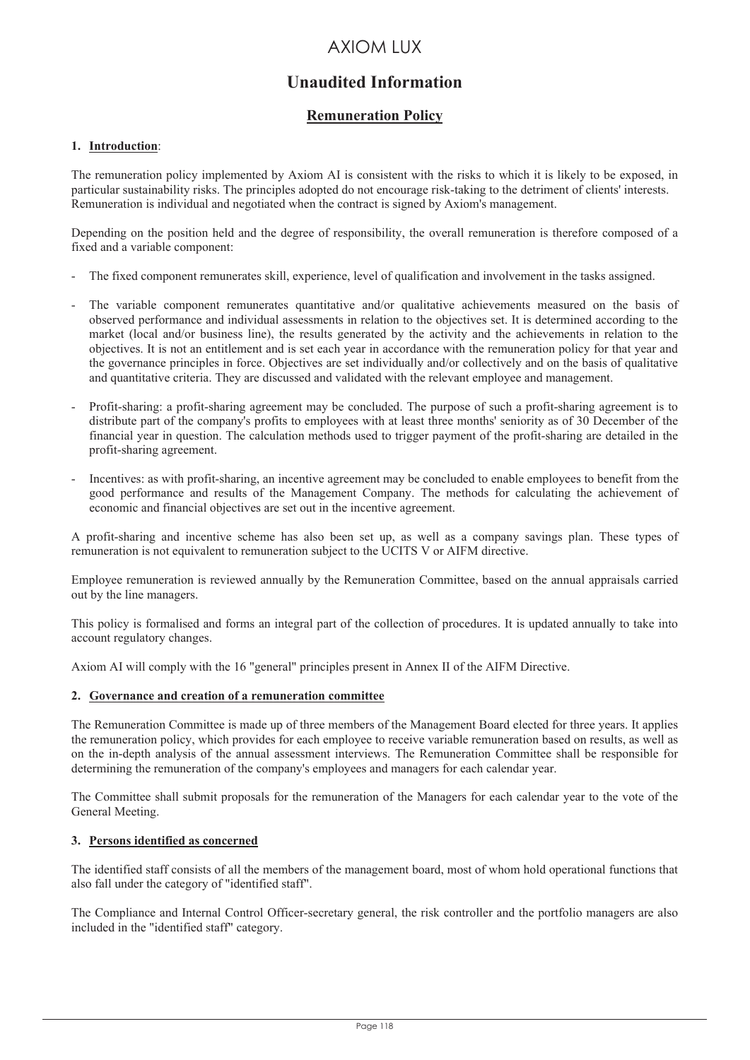# AXIOM LUX

## Unaudited Information

### Remuneration Policy

**1. Introduction**:

The remuneration policy implemented by Axiom AI is consistent with the risks to which it is likely to be exposed, in particular sustainability risks. The principles adopted do not encourage risk-taking to the detriment of clients' interests. Remuneration is individual and negotiated when the contract is signed by Axiom's management.

Depending on the position held and the degree of responsibility, the overall remuneration is therefore composed of a fixed and a variable component:

- The fixed component remunerates skill, experience, level of qualification and involvement in the tasks assigned.
- The variable component remunerates quantitative and/or qualitative achievements measured on the basis of observed performance and individual assessments in relation to the objectives set. It is determined according to the market (local and/or business line), the results generated by the activity and the achievements in relation to the objectives. It is not an entitlement and is set each year in accordance with the remuneration policy for that year and the governance principles in force. Objectives are set individually and/or collectively and on the basis of qualitative and quantitative criteria. They are discussed and validated with the relevant employee and management.
- Profit-sharing: a profit-sharing agreement may be concluded. The purpose of such a profit-sharing agreement is to distribute part of the company's profits to employees with at least three months' seniority as of 30 December of the financial year in question. The calculation methods used to trigger payment of the profit-sharing are detailed in the profit-sharing agreement.
- Incentives: as with profit-sharing, an incentive agreement may be concluded to enable employees to benefit from the good performance and results of the Management Company. The methods for calculating the achievement of economic and financial objectives are set out in the incentive agreement.

A profit-sharing and incentive scheme has also been set up, as well as a company savings plan. These types of remuneration is not equivalent to remuneration subject to the UCITS V or AIFM directive.

Employee remuneration is reviewed annually by the Remuneration Committee, based on the annual appraisals carried out by the line managers.

This policy is formalised and forms an integral part of the collection of procedures. It is updated annually to take into account regulatory changes.

Axiom AI will comply with the 16 "general" principles present in Annex II of the AIFM Directive.

**2. Governance and creation of a remuneration committee**

The Remuneration Committee is made up of three members of the Management Board elected for three years. It applies the remuneration policy, which provides for each employee to receive variable remuneration based on results, as well as on the in-depth analysis of the annual assessment interviews. The Remuneration Committee shall be responsible for determining the remuneration of the company's employees and managers for each calendar year.

The Committee shall submit proposals for the remuneration of the Managers for each calendar year to the vote of the General Meeting.

**3. Persons identified as concerned**

The identified staff consists of all the members of the management board, most of whom hold operational functions that also fall under the category of "identified staff".

The Compliance and Internal Control Officer-secretary general, the risk controller and the portfolio managers are also included in the "identified staff" category.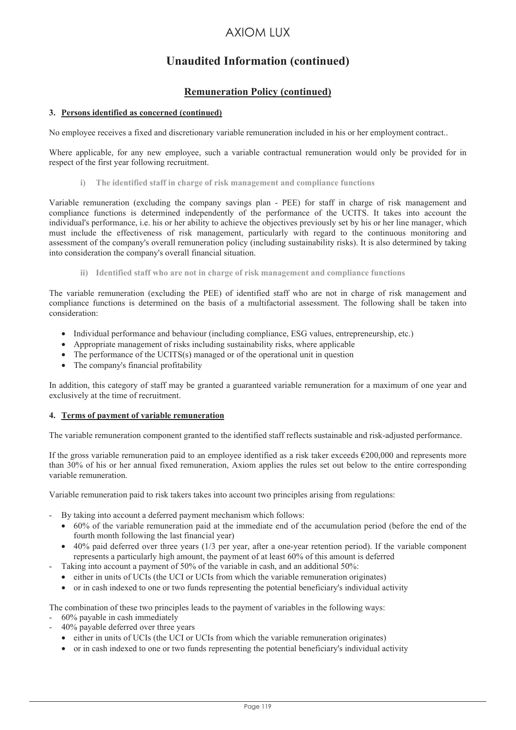# AXIOM LUX

## Unaudited Information (continued)

### Remuneration Policy (continued)

**3. Persons identified as concerned (continued)**

No employee receives a fixed and discretionary variable remuneration included in his or her employment contract..

Where applicable, for any new employee, such a variable contractual remuneration would only be provided for in respect of the first year following recruitment.

**i) The identified staff in charge of risk management and compliance functions**

Variable remuneration (excluding the company savings plan - PEE) for staff in charge of risk management and compliance functions is determined independently of the performance of the UCITS. It takes into account the individual's performance, i.e. his or her ability to achieve the objectives previously set by his or her line manager, which must include the effectiveness of risk management, particularly with regard to the continuous monitoring and assessment of the company's overall remuneration policy (including sustainability risks). It is also determined by taking into consideration the company's overall financial situation.

**ii) Identified staff who are not in charge of risk management and compliance functions**

The variable remuneration (excluding the PEE) of identified staff who are not in charge of risk management and compliance functions is determined on the basis of a multifactorial assessment. The following shall be taken into consideration:

- Individual performance and behaviour (including compliance, ESG values, entrepreneurship, etc.)
- Appropriate management of risks including sustainability risks, where applicable
- The performance of the UCITS(s) managed or of the operational unit in question
- The company's financial profitability

In addition, this category of staff may be granted a guaranteed variable remuneration for a maximum of one year and exclusively at the time of recruitment.

**4. Terms of payment of variable remuneration**

The variable remuneration component granted to the identified staff reflects sustainable and risk-adjusted performance.

If the gross variable remuneration paid to an employee identified as a risk taker exceeds €200,000 and represents more than 30% of his or her annual fixed remuneration, Axiom applies the rules set out below to the entire corresponding variable remuneration.

Variable remuneration paid to risk takers takes into account two principles arising from regulations:

- By taking into account a deferred payment mechanism which follows:
  - 60% of the variable remuneration paid at the immediate end of the accumulation period (before the end of the fourth month following the last financial year)
  - 40% paid deferred over three years (1/3 per year, after a one-year retention period). If the variable component represents a particularly high amount, the payment of at least 60% of this amount is deferred
- Taking into account a payment of 50% of the variable in cash, and an additional 50%:
  - either in units of UCIs (the UCI or UCIs from which the variable remuneration originates)
  - or in cash indexed to one or two funds representing the potential beneficiary's individual activity

The combination of these two principles leads to the payment of variables in the following ways:

- 60% payable in cash immediately
- 40% payable deferred over three years
  - either in units of UCIs (the UCI or UCIs from which the variable remuneration originates)
  - or in cash indexed to one or two funds representing the potential beneficiary's individual activity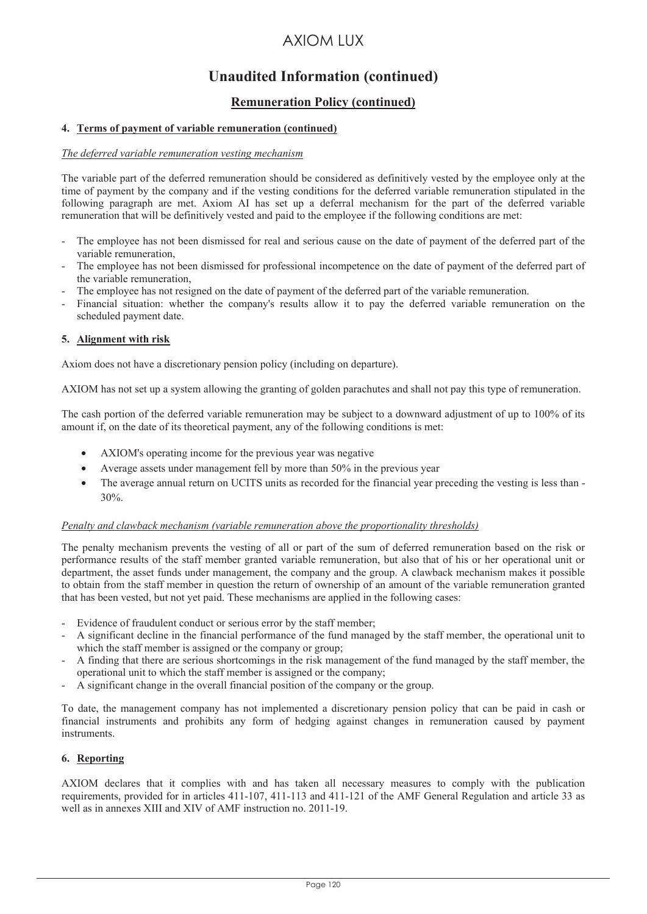# Unaudited Information (continued)

## Remuneration Policy (continued)

### 4. Terms of payment of variable remuneration (continued)

*The deferred variable remuneration vesting mechanism*

The variable part of the deferred remuneration should be considered as definitively vested by the employee only at the time of payment by the company and if the vesting conditions for the deferred variable remuneration stipulated in the following paragraph are met. Axiom AI has set up a deferral mechanism for the part of the deferred variable remuneration that will be definitively vested and paid to the employee if the following conditions are met:

- The employee has not been dismissed for real and serious cause on the date of payment of the deferred part of the variable remuneration,
- The employee has not been dismissed for professional incompetence on the date of payment of the deferred part of the variable remuneration,
- The employee has not resigned on the date of payment of the deferred part of the variable remuneration.
- Financial situation: whether the company's results allow it to pay the deferred variable remuneration on the scheduled payment date.

### 5. Alignment with risk

Axiom does not have a discretionary pension policy (including on departure).

AXIOM has not set up a system allowing the granting of golden parachutes and shall not pay this type of remuneration.

The cash portion of the deferred variable remuneration may be subject to a downward adjustment of up to 100% of its amount if, on the date of its theoretical payment, any of the following conditions is met:

- AXIOM's operating income for the previous year was negative
- Average assets under management fell by more than 50% in the previous year
- The average annual return on UCITS units as recorded for the financial year preceding the vesting is less than -30%.

*Penalty and clawback mechanism (variable remuneration above the proportionality thresholds)*

The penalty mechanism prevents the vesting of all or part of the sum of deferred remuneration based on the risk or performance results of the staff member granted variable remuneration, but also that of his or her operational unit or department, the asset funds under management, the company and the group. A clawback mechanism makes it possible to obtain from the staff member in question the return of ownership of an amount of the variable remuneration granted that has been vested, but not yet paid. These mechanisms are applied in the following cases:

- Evidence of fraudulent conduct or serious error by the staff member;
- A significant decline in the financial performance of the fund managed by the staff member, the operational unit to which the staff member is assigned or the company or group;
- A finding that there are serious shortcomings in the risk management of the fund managed by the staff member, the operational unit to which the staff member is assigned or the company;
- A significant change in the overall financial position of the company or the group.

To date, the management company has not implemented a discretionary pension policy that can be paid in cash or financial instruments and prohibits any form of hedging against changes in remuneration caused by payment instruments.

### 6. Reporting

AXIOM declares that it complies with and has taken all necessary measures to comply with the publication requirements, provided for in articles 411-107, 411-113 and 411-121 of the AMF General Regulation and article 33 as well as in annexes XIII and XIV of AMF instruction no. 2011-19.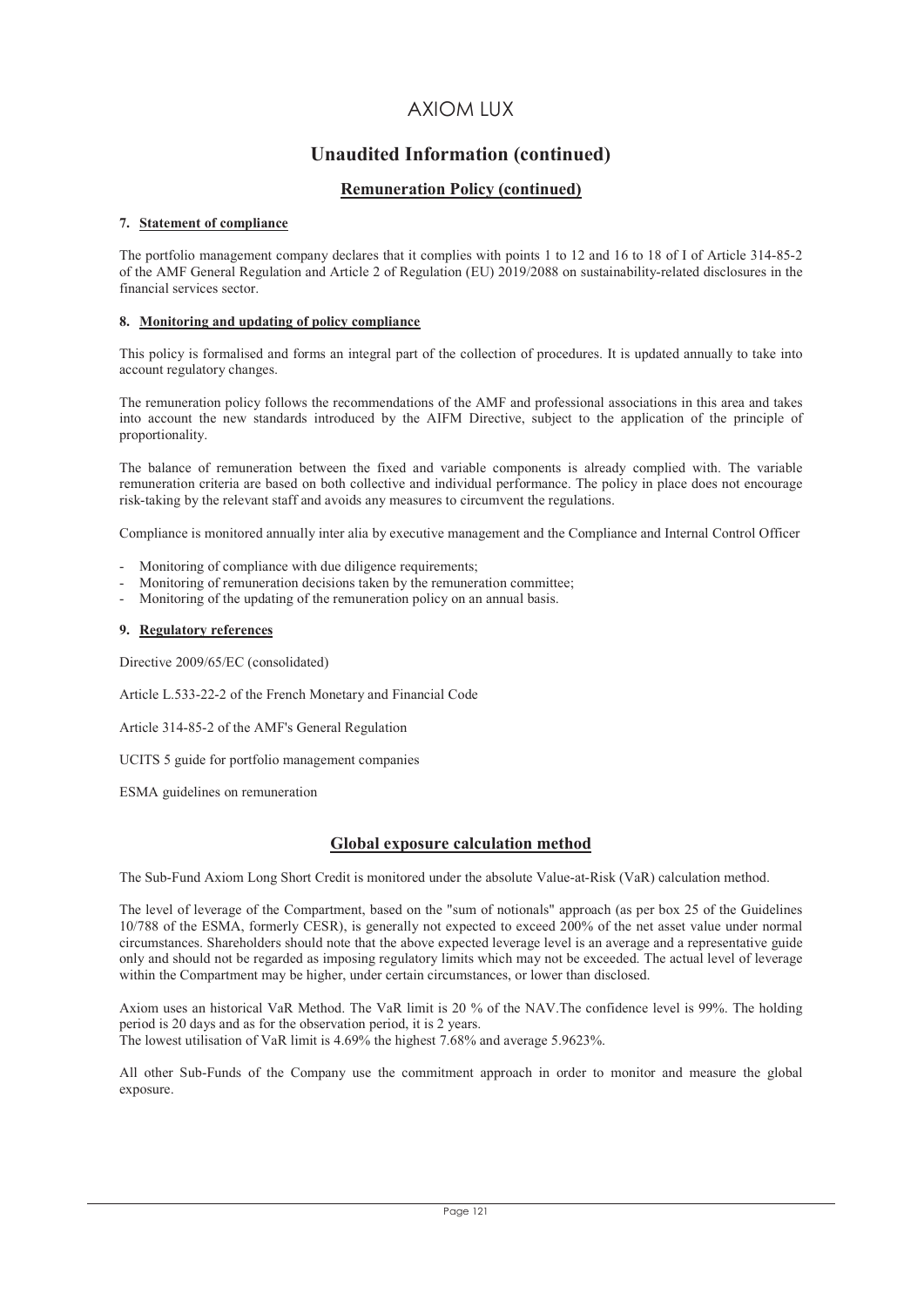# AXIOM LUX

## Unaudited Information (continued)

### Remuneration Policy (continued)

**7. Statement of compliance**

The portfolio management company declares that it complies with points 1 to 12 and 16 to 18 of I of Article 314-85-2 of the AMF General Regulation and Article 2 of Regulation (EU) 2019/2088 on sustainability-related disclosures in the financial services sector.

**8. Monitoring and updating of policy compliance**

This policy is formalised and forms an integral part of the collection of procedures. It is updated annually to take into account regulatory changes.

The remuneration policy follows the recommendations of the AMF and professional associations in this area and takes into account the new standards introduced by the AIFM Directive, subject to the application of the principle of proportionality.

The balance of remuneration between the fixed and variable components is already complied with. The variable remuneration criteria are based on both collective and individual performance. The policy in place does not encourage risk-taking by the relevant staff and avoids any measures to circumvent the regulations.

Compliance is monitored annually inter alia by executive management and the Compliance and Internal Control Officer

- Monitoring of compliance with due diligence requirements;
- Monitoring of remuneration decisions taken by the remuneration committee;
- Monitoring of the updating of the remuneration policy on an annual basis.

**9. Regulatory references**

Directive 2009/65/EC (consolidated)

Article L.533-22-2 of the French Monetary and Financial Code

Article 314-85-2 of the AMF's General Regulation

UCITS 5 guide for portfolio management companies

ESMA guidelines on remuneration

### Global exposure calculation method

The Sub-Fund Axiom Long Short Credit is monitored under the absolute Value-at-Risk (VaR) calculation method.

The level of leverage of the Compartment, based on the "sum of notionals" approach (as per box 25 of the Guidelines 10/788 of the ESMA, formerly CESR), is generally not expected to exceed 200% of the net asset value under normal circumstances. Shareholders should note that the above expected leverage level is an average and a representative guide only and should not be regarded as imposing regulatory limits which may not be exceeded. The actual level of leverage within the Compartment may be higher, under certain circumstances, or lower than disclosed.

Axiom uses an historical VaR Method. The VaR limit is 20 % of the NAV.The confidence level is 99%. The holding period is 20 days and as for the observation period, it is 2 years.
The lowest utilisation of VaR limit is 4.69% the highest 7.68% and average 5.9623%.

All other Sub-Funds of the Company use the commitment approach in order to monitor and measure the global exposure.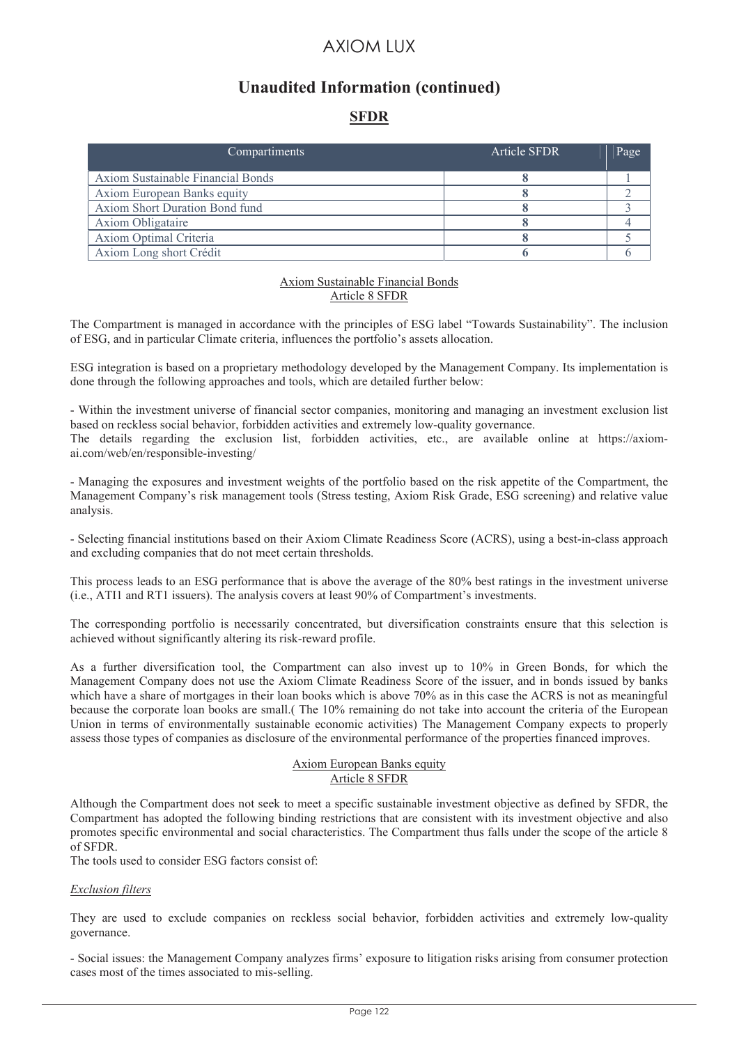# AXIOM LUX

## Unaudited Information (continued)

### SFDR

| Compartiments | Article SFDR | Page |
|---|---|---|
| Axiom Sustainable Financial Bonds | **8** | 1 |
| Axiom European Banks equity | **8** | 2 |
| Axiom Short Duration Bond fund | **8** | 3 |
| Axiom Obligataire | **8** | 4 |
| Axiom Optimal Criteria | **8** | 5 |
| Axiom Long short Crédit | **6** | 6 |

Axiom Sustainable Financial Bonds
Article 8 SFDR

The Compartment is managed in accordance with the principles of ESG label "Towards Sustainability". The inclusion of ESG, and in particular Climate criteria, influences the portfolio's assets allocation.

ESG integration is based on a proprietary methodology developed by the Management Company. Its implementation is done through the following approaches and tools, which are detailed further below:

- Within the investment universe of financial sector companies, monitoring and managing an investment exclusion list based on reckless social behavior, forbidden activities and extremely low-quality governance.
The details regarding the exclusion list, forbidden activities, etc., are available online at https://axiom-ai.com/web/en/responsible-investing/

- Managing the exposures and investment weights of the portfolio based on the risk appetite of the Compartment, the Management Company's risk management tools (Stress testing, Axiom Risk Grade, ESG screening) and relative value analysis.

- Selecting financial institutions based on their Axiom Climate Readiness Score (ACRS), using a best-in-class approach and excluding companies that do not meet certain thresholds.

This process leads to an ESG performance that is above the average of the 80% best ratings in the investment universe (i.e., ATI1 and RT1 issuers). The analysis covers at least 90% of Compartment's investments.

The corresponding portfolio is necessarily concentrated, but diversification constraints ensure that this selection is achieved without significantly altering its risk-reward profile.

As a further diversification tool, the Compartment can also invest up to 10% in Green Bonds, for which the Management Company does not use the Axiom Climate Readiness Score of the issuer, and in bonds issued by banks which have a share of mortgages in their loan books which is above 70% as in this case the ACRS is not as meaningful because the corporate loan books are small.( The 10% remaining do not take into account the criteria of the European Union in terms of environmentally sustainable economic activities) The Management Company expects to properly assess those types of companies as disclosure of the environmental performance of the properties financed improves.

Axiom European Banks equity
Article 8 SFDR

Although the Compartment does not seek to meet a specific sustainable investment objective as defined by SFDR, the Compartment has adopted the following binding restrictions that are consistent with its investment objective and also promotes specific environmental and social characteristics. The Compartment thus falls under the scope of the article 8 of SFDR.
The tools used to consider ESG factors consist of:

*Exclusion filters*

They are used to exclude companies on reckless social behavior, forbidden activities and extremely low-quality governance.

- Social issues: the Management Company analyzes firms' exposure to litigation risks arising from consumer protection cases most of the times associated to mis-selling.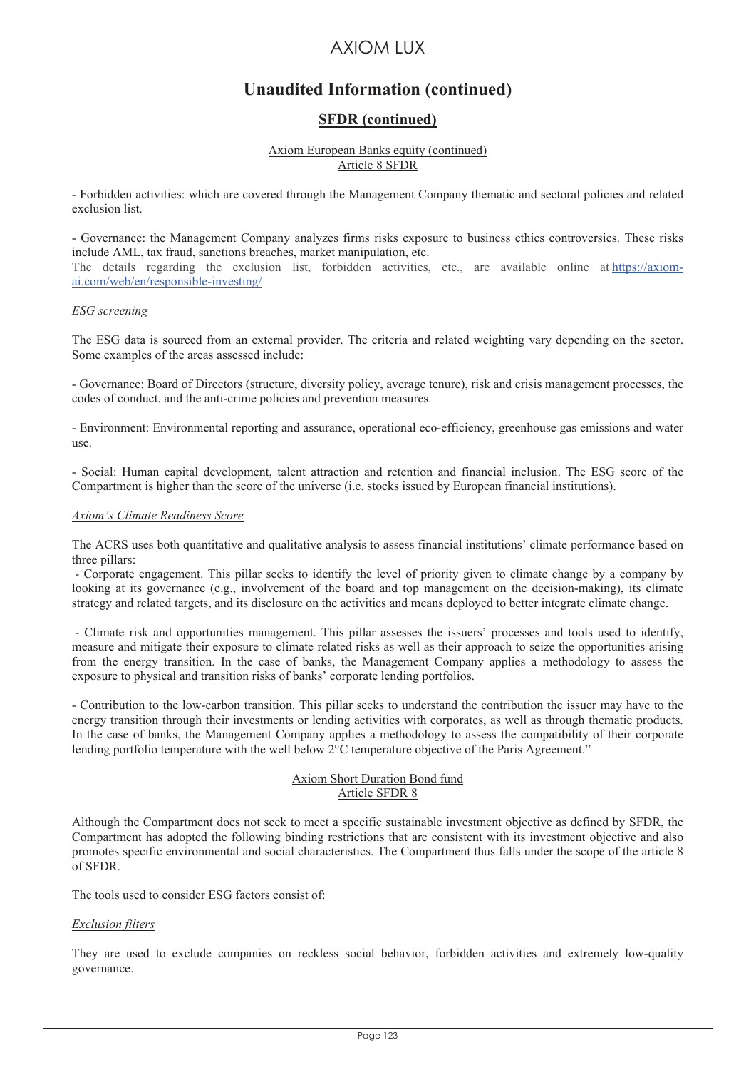# Unaudited Information (continued)

## SFDR (continued)

Axiom European Banks equity (continued)
Article 8 SFDR

- Forbidden activities: which are covered through the Management Company thematic and sectoral policies and related exclusion list.

- Governance: the Management Company analyzes firms risks exposure to business ethics controversies. These risks include AML, tax fraud, sanctions breaches, market manipulation, etc.

The details regarding the exclusion list, forbidden activities, etc., are available online at https://axiom-ai.com/web/en/responsible-investing/

*ESG screening*

The ESG data is sourced from an external provider. The criteria and related weighting vary depending on the sector. Some examples of the areas assessed include:

- Governance: Board of Directors (structure, diversity policy, average tenure), risk and crisis management processes, the codes of conduct, and the anti-crime policies and prevention measures.

- Environment: Environmental reporting and assurance, operational eco-efficiency, greenhouse gas emissions and water use.

- Social: Human capital development, talent attraction and retention and financial inclusion. The ESG score of the Compartment is higher than the score of the universe (i.e. stocks issued by European financial institutions).

*Axiom's Climate Readiness Score*

The ACRS uses both quantitative and qualitative analysis to assess financial institutions' climate performance based on three pillars:

- Corporate engagement. This pillar seeks to identify the level of priority given to climate change by a company by looking at its governance (e.g., involvement of the board and top management on the decision-making), its climate strategy and related targets, and its disclosure on the activities and means deployed to better integrate climate change.

- Climate risk and opportunities management. This pillar assesses the issuers' processes and tools used to identify, measure and mitigate their exposure to climate related risks as well as their approach to seize the opportunities arising from the energy transition. In the case of banks, the Management Company applies a methodology to assess the exposure to physical and transition risks of banks' corporate lending portfolios.

- Contribution to the low-carbon transition. This pillar seeks to understand the contribution the issuer may have to the energy transition through their investments or lending activities with corporates, as well as through thematic products. In the case of banks, the Management Company applies a methodology to assess the compatibility of their corporate lending portfolio temperature with the well below 2°C temperature objective of the Paris Agreement."

Axiom Short Duration Bond fund
Article SFDR 8

Although the Compartment does not seek to meet a specific sustainable investment objective as defined by SFDR, the Compartment has adopted the following binding restrictions that are consistent with its investment objective and also promotes specific environmental and social characteristics. The Compartment thus falls under the scope of the article 8 of SFDR.

The tools used to consider ESG factors consist of:

*Exclusion filters*

They are used to exclude companies on reckless social behavior, forbidden activities and extremely low-quality governance.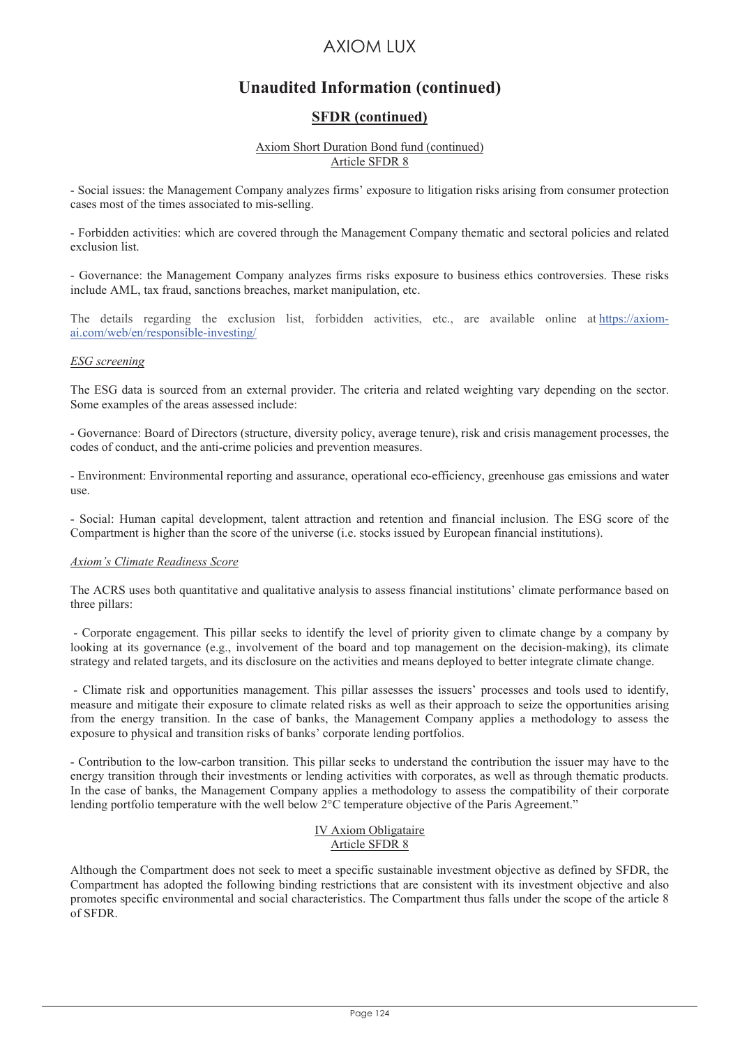# Unaudited Information (continued)

## SFDR (continued)

Axiom Short Duration Bond fund (continued)
Article SFDR 8

- Social issues: the Management Company analyzes firms' exposure to litigation risks arising from consumer protection cases most of the times associated to mis-selling.

- Forbidden activities: which are covered through the Management Company thematic and sectoral policies and related exclusion list.

- Governance: the Management Company analyzes firms risks exposure to business ethics controversies. These risks include AML, tax fraud, sanctions breaches, market manipulation, etc.

The details regarding the exclusion list, forbidden activities, etc., are available online at [https://axiom-ai.com/web/en/responsible-investing/](https://axiom-ai.com/web/en/responsible-investing/)

*ESG screening*

The ESG data is sourced from an external provider. The criteria and related weighting vary depending on the sector. Some examples of the areas assessed include:

- Governance: Board of Directors (structure, diversity policy, average tenure), risk and crisis management processes, the codes of conduct, and the anti-crime policies and prevention measures.

- Environment: Environmental reporting and assurance, operational eco-efficiency, greenhouse gas emissions and water use.

- Social: Human capital development, talent attraction and retention and financial inclusion. The ESG score of the Compartment is higher than the score of the universe (i.e. stocks issued by European financial institutions).

*Axiom's Climate Readiness Score*

The ACRS uses both quantitative and qualitative analysis to assess financial institutions' climate performance based on three pillars:

- Corporate engagement. This pillar seeks to identify the level of priority given to climate change by a company by looking at its governance (e.g., involvement of the board and top management on the decision-making), its climate strategy and related targets, and its disclosure on the activities and means deployed to better integrate climate change.

- Climate risk and opportunities management. This pillar assesses the issuers' processes and tools used to identify, measure and mitigate their exposure to climate related risks as well as their approach to seize the opportunities arising from the energy transition. In the case of banks, the Management Company applies a methodology to assess the exposure to physical and transition risks of banks' corporate lending portfolios.

- Contribution to the low-carbon transition. This pillar seeks to understand the contribution the issuer may have to the energy transition through their investments or lending activities with corporates, as well as through thematic products. In the case of banks, the Management Company applies a methodology to assess the compatibility of their corporate lending portfolio temperature with the well below 2°C temperature objective of the Paris Agreement."

IV Axiom Obligataire
Article SFDR 8

Although the Compartment does not seek to meet a specific sustainable investment objective as defined by SFDR, the Compartment has adopted the following binding restrictions that are consistent with its investment objective and also promotes specific environmental and social characteristics. The Compartment thus falls under the scope of the article 8 of SFDR.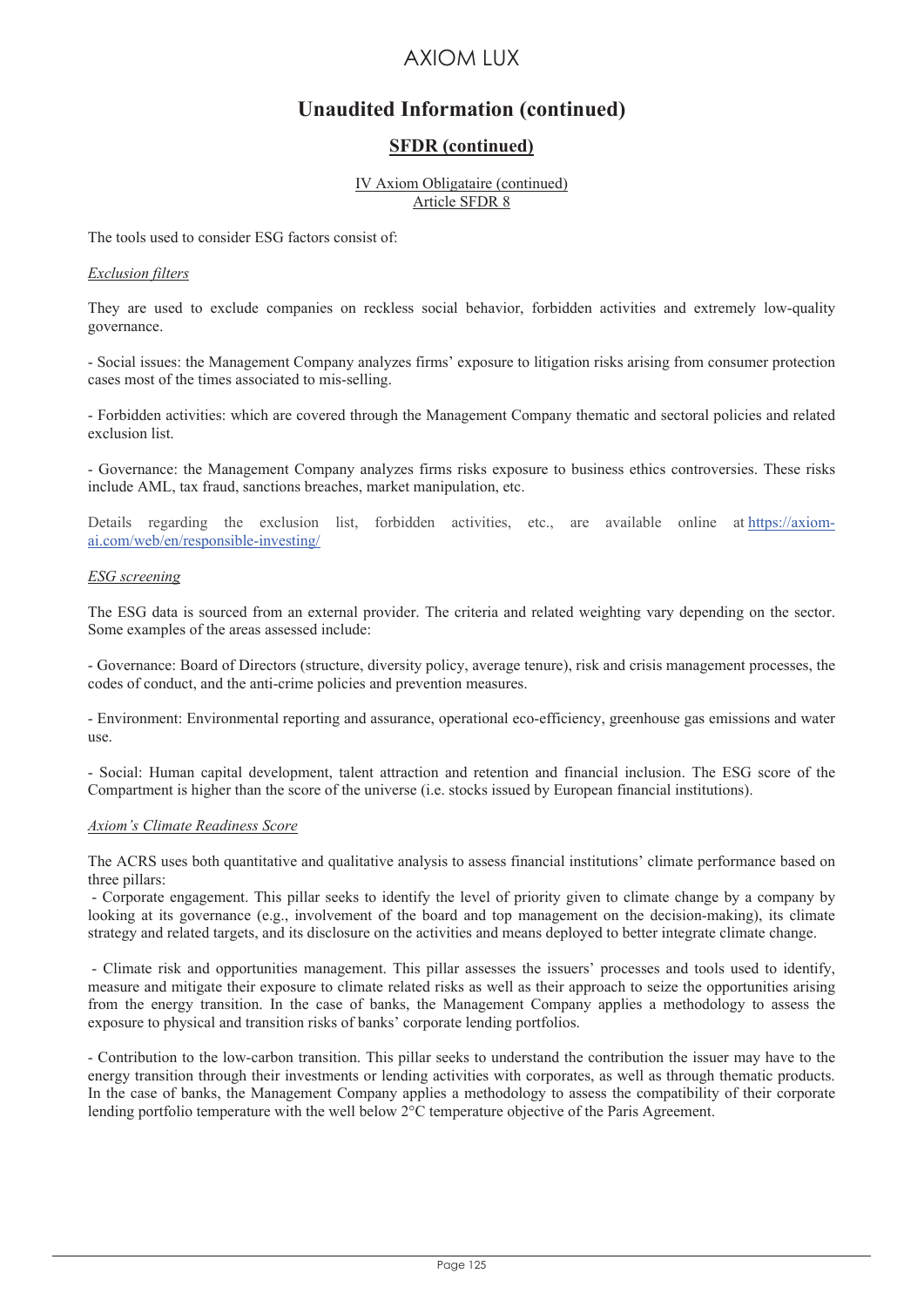## Unaudited Information (continued)

### SFDR (continued)

IV Axiom Obligataire (continued)
Article SFDR 8

The tools used to consider ESG factors consist of:

*Exclusion filters*

They are used to exclude companies on reckless social behavior, forbidden activities and extremely low-quality governance.

- Social issues: the Management Company analyzes firms' exposure to litigation risks arising from consumer protection cases most of the times associated to mis-selling.

- Forbidden activities: which are covered through the Management Company thematic and sectoral policies and related exclusion list.

- Governance: the Management Company analyzes firms risks exposure to business ethics controversies. These risks include AML, tax fraud, sanctions breaches, market manipulation, etc.

Details regarding the exclusion list, forbidden activities, etc., are available online at https://axiom-ai.com/web/en/responsible-investing/

*ESG screening*

The ESG data is sourced from an external provider. The criteria and related weighting vary depending on the sector. Some examples of the areas assessed include:

- Governance: Board of Directors (structure, diversity policy, average tenure), risk and crisis management processes, the codes of conduct, and the anti-crime policies and prevention measures.

- Environment: Environmental reporting and assurance, operational eco-efficiency, greenhouse gas emissions and water use.

- Social: Human capital development, talent attraction and retention and financial inclusion. The ESG score of the Compartment is higher than the score of the universe (i.e. stocks issued by European financial institutions).

*Axiom's Climate Readiness Score*

The ACRS uses both quantitative and qualitative analysis to assess financial institutions' climate performance based on three pillars:

- Corporate engagement. This pillar seeks to identify the level of priority given to climate change by a company by looking at its governance (e.g., involvement of the board and top management on the decision-making), its climate strategy and related targets, and its disclosure on the activities and means deployed to better integrate climate change.

- Climate risk and opportunities management. This pillar assesses the issuers' processes and tools used to identify, measure and mitigate their exposure to climate related risks as well as their approach to seize the opportunities arising from the energy transition. In the case of banks, the Management Company applies a methodology to assess the exposure to physical and transition risks of banks' corporate lending portfolios.

- Contribution to the low-carbon transition. This pillar seeks to understand the contribution the issuer may have to the energy transition through their investments or lending activities with corporates, as well as through thematic products. In the case of banks, the Management Company applies a methodology to assess the compatibility of their corporate lending portfolio temperature with the well below 2°C temperature objective of the Paris Agreement.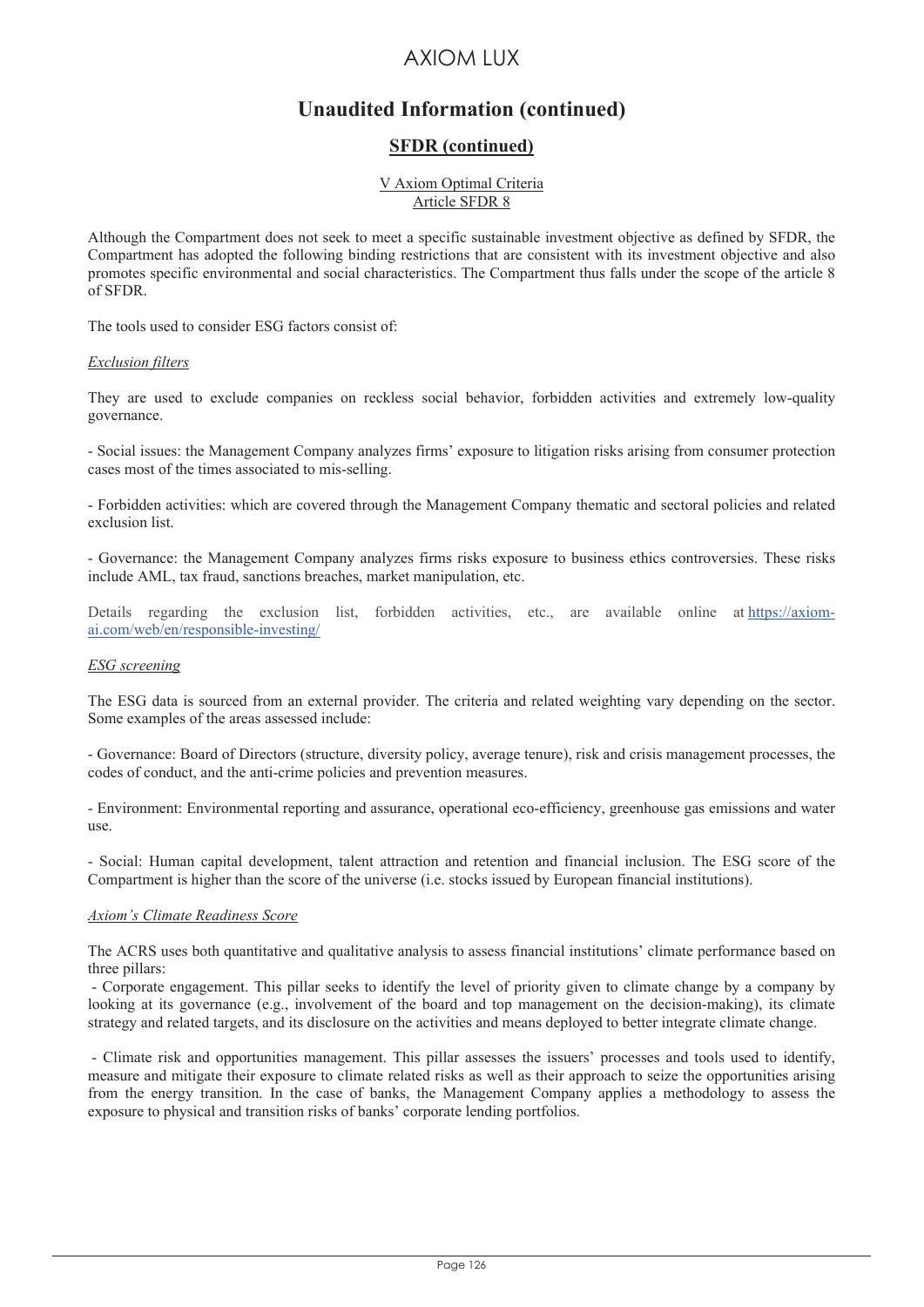## Unaudited Information (continued)

### SFDR (continued)

V Axiom Optimal Criteria
Article SFDR 8

Although the Compartment does not seek to meet a specific sustainable investment objective as defined by SFDR, the Compartment has adopted the following binding restrictions that are consistent with its investment objective and also promotes specific environmental and social characteristics. The Compartment thus falls under the scope of the article 8 of SFDR.

The tools used to consider ESG factors consist of:

*Exclusion filters*

They are used to exclude companies on reckless social behavior, forbidden activities and extremely low-quality governance.

- Social issues: the Management Company analyzes firms' exposure to litigation risks arising from consumer protection cases most of the times associated to mis-selling.

- Forbidden activities: which are covered through the Management Company thematic and sectoral policies and related exclusion list.

- Governance: the Management Company analyzes firms risks exposure to business ethics controversies. These risks include AML, tax fraud, sanctions breaches, market manipulation, etc.

Details regarding the exclusion list, forbidden activities, etc., are available online at https://axiom-ai.com/web/en/responsible-investing/

*ESG screening*

The ESG data is sourced from an external provider. The criteria and related weighting vary depending on the sector. Some examples of the areas assessed include:

- Governance: Board of Directors (structure, diversity policy, average tenure), risk and crisis management processes, the codes of conduct, and the anti-crime policies and prevention measures.

- Environment: Environmental reporting and assurance, operational eco-efficiency, greenhouse gas emissions and water use.

- Social: Human capital development, talent attraction and retention and financial inclusion. The ESG score of the Compartment is higher than the score of the universe (i.e. stocks issued by European financial institutions).

*Axiom's Climate Readiness Score*

The ACRS uses both quantitative and qualitative analysis to assess financial institutions' climate performance based on three pillars:

- Corporate engagement. This pillar seeks to identify the level of priority given to climate change by a company by looking at its governance (e.g., involvement of the board and top management on the decision-making), its climate strategy and related targets, and its disclosure on the activities and means deployed to better integrate climate change.

- Climate risk and opportunities management. This pillar assesses the issuers' processes and tools used to identify, measure and mitigate their exposure to climate related risks as well as their approach to seize the opportunities arising from the energy transition. In the case of banks, the Management Company applies a methodology to assess the exposure to physical and transition risks of banks' corporate lending portfolios.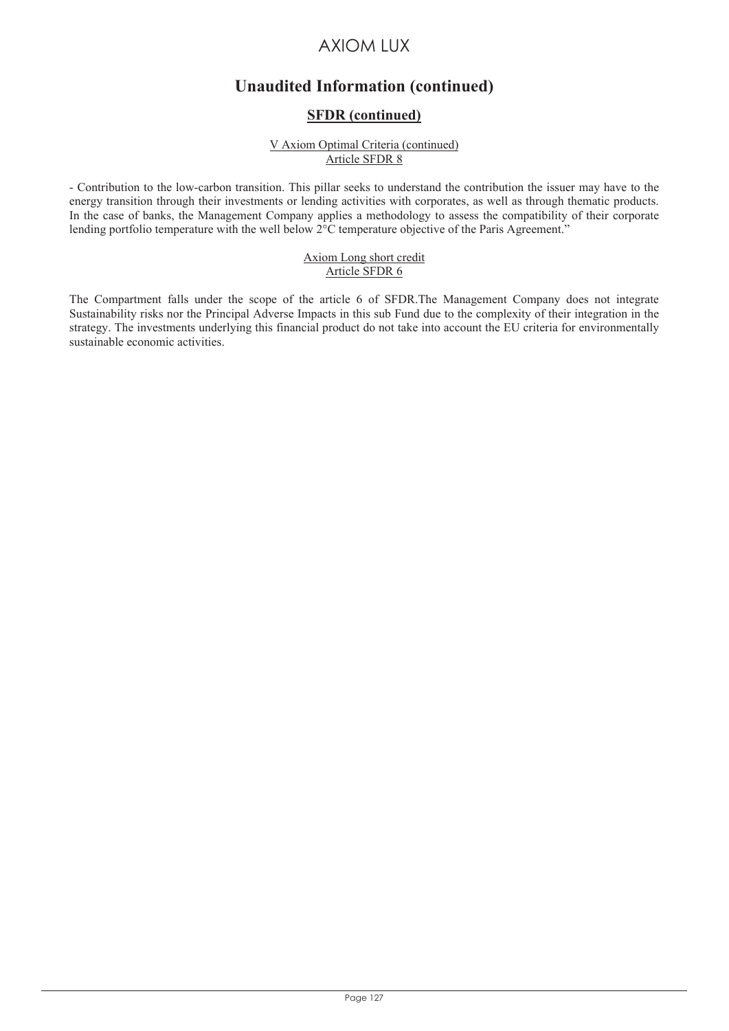## Unaudited Information (continued)

### SFDR (continued)

V Axiom Optimal Criteria (continued)
Article SFDR 8

- Contribution to the low-carbon transition. This pillar seeks to understand the contribution the issuer may have to the energy transition through their investments or lending activities with corporates, as well as through thematic products. In the case of banks, the Management Company applies a methodology to assess the compatibility of their corporate lending portfolio temperature with the well below 2°C temperature objective of the Paris Agreement."

Axiom Long short credit
Article SFDR 6

The Compartment falls under the scope of the article 6 of SFDR.The Management Company does not integrate Sustainability risks nor the Principal Adverse Impacts in this sub Fund due to the complexity of their integration in the strategy. The investments underlying this financial product do not take into account the EU criteria for environmentally sustainable economic activities.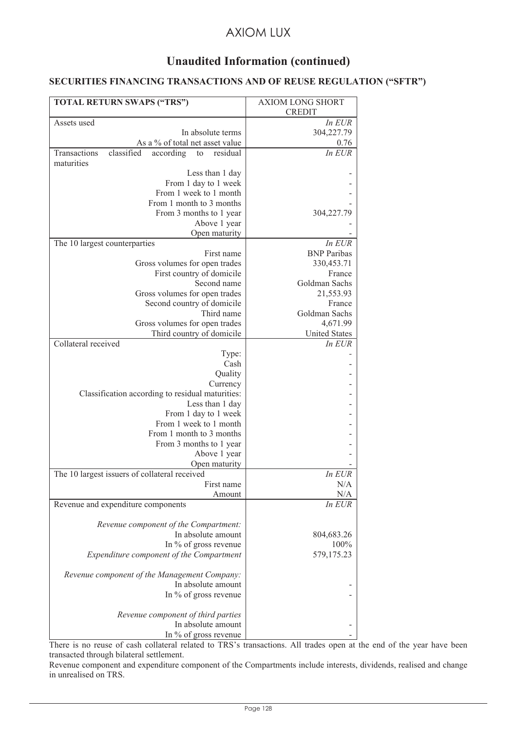# Unaudited Information (continued)

## SECURITIES FINANCING TRANSACTIONS AND OF REUSE REGULATION ("SFTR")

| TOTAL RETURN SWAPS ("TRS") | AXIOM LONG SHORT CREDIT |
|---|---|
| Assets used | *In EUR* |
| In absolute terms | 304,227.79 |
| As a % of total net asset value | 0.76 |
| Transactions classified according to residual maturities | *In EUR* |
| Less than 1 day | - |
| From 1 day to 1 week | - |
| From 1 week to 1 month | - |
| From 1 month to 3 months | - |
| From 3 months to 1 year | 304,227.79 |
| Above 1 year | - |
| Open maturity | - |
| The 10 largest counterparties | *In EUR* |
| First name | BNP Paribas |
| Gross volumes for open trades | 330,453.71 |
| First country of domicile | France |
| Second name | Goldman Sachs |
| Gross volumes for open trades | 21,553.93 |
| Second country of domicile | France |
| Third name | Goldman Sachs |
| Gross volumes for open trades | 4,671.99 |
| Third country of domicile | United States |
| Collateral received | *In EUR* |
| Type: | - |
| Cash | - |
| Quality | - |
| Currency | - |
| Classification according to residual maturities: | - |
| Less than 1 day | - |
| From 1 day to 1 week | - |
| From 1 week to 1 month | - |
| From 1 month to 3 months | - |
| From 3 months to 1 year | - |
| Above 1 year | - |
| Open maturity | - |
| The 10 largest issuers of collateral received | *In EUR* |
| First name | N/A |
| Amount | N/A |
| Revenue and expenditure components | *In EUR* |
| *Revenue component of the Compartment:* | |
| In absolute amount | 804,683.26 |
| In % of gross revenue | 100% |
| *Expenditure component of the Compartment* | 579,175.23 |
| *Revenue component of the Management Company:* | |
| In absolute amount | - |
| In % of gross revenue | - |
| *Revenue component of third parties* | |
| In absolute amount | - |
| In % of gross revenue | - |

There is no reuse of cash collateral related to TRS's transactions. All trades open at the end of the year have been transacted through bilateral settlement.

Revenue component and expenditure component of the Compartments include interests, dividends, realised and change in unrealised on TRS.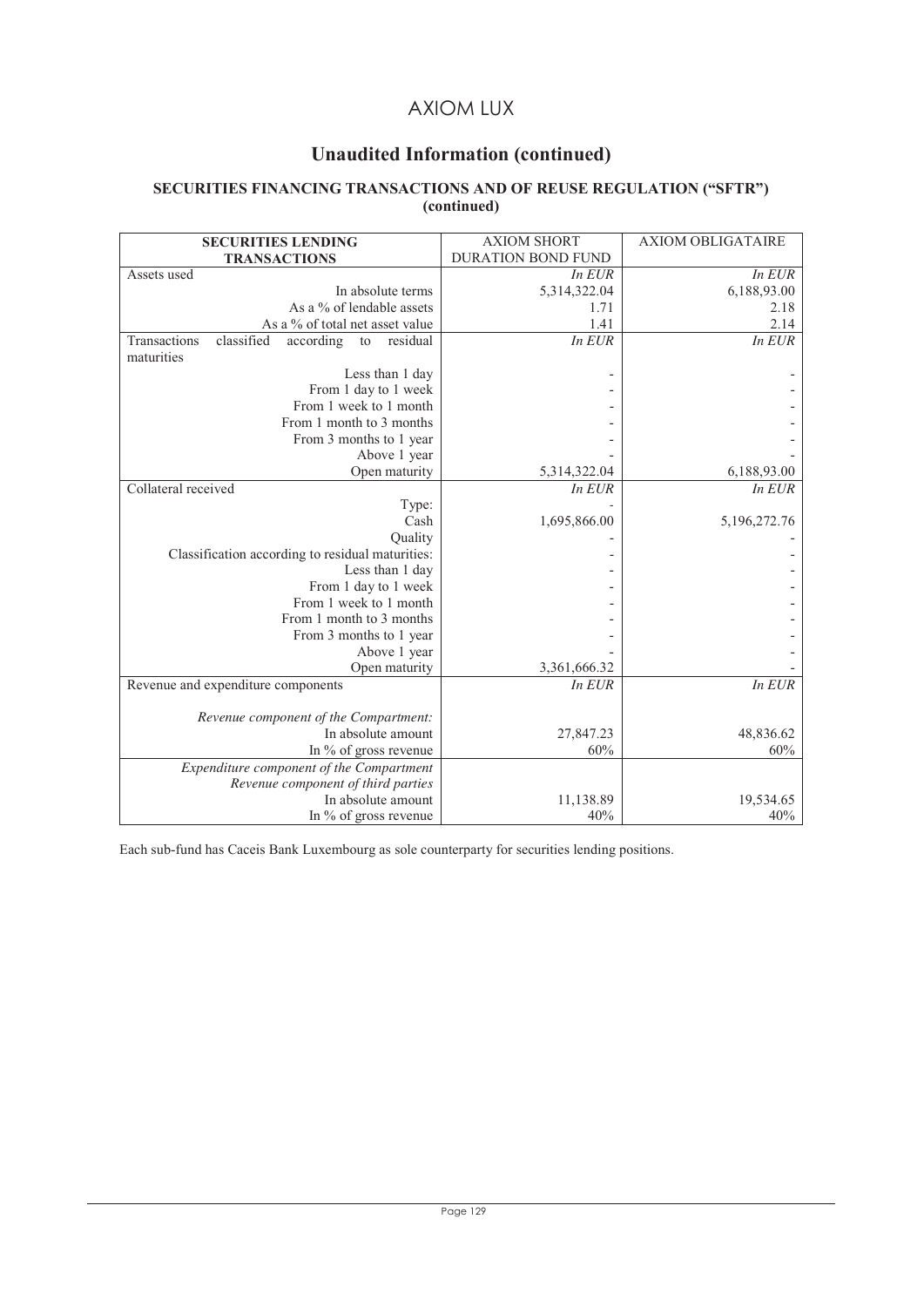# AXIOM LUX

## Unaudited Information (continued)

### SECURITIES FINANCING TRANSACTIONS AND OF REUSE REGULATION ("SFTR") (continued)

| SECURITIES LENDING TRANSACTIONS | AXIOM SHORT DURATION BOND FUND | AXIOM OBLIGATAIRE |
|---|---|---|
| Assets used | *In EUR* | *In EUR* |
| In absolute terms | 5,314,322.04 | 6,188,93.00 |
| As a % of lendable assets | 1.71 | 2.18 |
| As a % of total net asset value | 1.41 | 2.14 |
| Transactions classified according to residual maturities | *In EUR* | *In EUR* |
| Less than 1 day | - | - |
| From 1 day to 1 week | - | - |
| From 1 week to 1 month | - | - |
| From 1 month to 3 months | - | - |
| From 3 months to 1 year | - | - |
| Above 1 year | - | - |
| Open maturity | 5,314,322.04 | 6,188,93.00 |
| Collateral received | *In EUR* | *In EUR* |
| Type: | - | |
| Cash | 1,695,866.00 | 5,196,272.76 |
| Quality | - | - |
| Classification according to residual maturities: | - | - |
| Less than 1 day | - | - |
| From 1 day to 1 week | - | - |
| From 1 week to 1 month | - | - |
| From 1 month to 3 months | - | - |
| From 3 months to 1 year | - | - |
| Above 1 year | - | - |
| Open maturity | 3,361,666.32 | - |
| Revenue and expenditure components | *In EUR* | *In EUR* |
| *Revenue component of the Compartment:* | | |
| In absolute amount | 27,847.23 | 48,836.62 |
| In % of gross revenue | 60% | 60% |
| *Expenditure component of the Compartment* | | |
| *Revenue component of third parties* | | |
| In absolute amount | 11,138.89 | 19,534.65 |
| In % of gross revenue | 40% | 40% |

Each sub-fund has Caceis Bank Luxembourg as sole counterparty for securities lending positions.